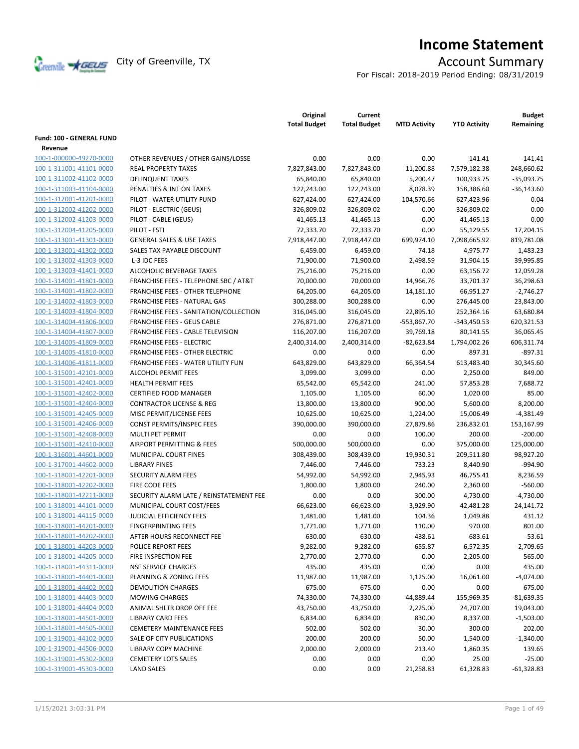# Income Statement

City of Greenville, TX

## Account Summary

For Fiscal: 2018-2019 Period Ending: 08/31/2019

| | | Original Total Budget | Current Total Budget | MTD Activity | YTD Activity | Budget Remaining |
|---|---|---|---|---|---|---|
| **Fund: 100 - GENERAL FUND** | | | | | | |
| **Revenue** | | | | | | |
| 100-1-000000-49270-0000 | OTHER REVENUES / OTHER GAINS/LOSSE | 0.00 | 0.00 | 0.00 | 141.41 | -141.41 |
| 100-1-311001-41101-0000 | REAL PROPERTY TAXES | 7,827,843.00 | 7,827,843.00 | 11,200.88 | 7,579,182.38 | 248,660.62 |
| 100-1-311002-41102-0000 | DELINQUENT TAXES | 65,840.00 | 65,840.00 | 5,200.47 | 100,933.75 | -35,093.75 |
| 100-1-311003-41104-0000 | PENALTIES & INT ON TAXES | 122,243.00 | 122,243.00 | 8,078.39 | 158,386.60 | -36,143.60 |
| 100-1-312001-41201-0000 | PILOT - WATER UTILITY FUND | 627,424.00 | 627,424.00 | 104,570.66 | 627,423.96 | 0.04 |
| 100-1-312002-41202-0000 | PILOT - ELECTRIC (GEUS) | 326,809.02 | 326,809.02 | 0.00 | 326,809.02 | 0.00 |
| 100-1-312002-41203-0000 | PILOT - CABLE (GEUS) | 41,465.13 | 41,465.13 | 0.00 | 41,465.13 | 0.00 |
| 100-1-312004-41205-0000 | PILOT - FSTI | 72,333.70 | 72,333.70 | 0.00 | 55,129.55 | 17,204.15 |
| 100-1-313001-41301-0000 | GENERAL SALES & USE TAXES | 7,918,447.00 | 7,918,447.00 | 699,974.10 | 7,098,665.92 | 819,781.08 |
| 100-1-313001-41302-0000 | SALES TAX PAYABLE DISCOUNT | 6,459.00 | 6,459.00 | 74.18 | 4,975.77 | 1,483.23 |
| 100-1-313002-41303-0000 | L-3 IDC FEES | 71,900.00 | 71,900.00 | 2,498.59 | 31,904.15 | 39,995.85 |
| 100-1-313003-41401-0000 | ALCOHOLIC BEVERAGE TAXES | 75,216.00 | 75,216.00 | 0.00 | 63,156.72 | 12,059.28 |
| 100-1-314001-41801-0000 | FRANCHISE FEES - TELEPHONE SBC / AT&T | 70,000.00 | 70,000.00 | 14,966.76 | 33,701.37 | 36,298.63 |
| 100-1-314001-41802-0000 | FRANCHISE FEES - OTHER TELEPHONE | 64,205.00 | 64,205.00 | 14,181.10 | 66,951.27 | -2,746.27 |
| 100-1-314002-41803-0000 | FRANCHISE FEES - NATURAL GAS | 300,288.00 | 300,288.00 | 0.00 | 276,445.00 | 23,843.00 |
| 100-1-314003-41804-0000 | FRANCHISE FEES - SANITATION/COLLECTION | 316,045.00 | 316,045.00 | 22,895.10 | 252,364.16 | 63,680.84 |
| 100-1-314004-41806-0000 | FRANCHISE FEES - GEUS CABLE | 276,871.00 | 276,871.00 | -553,867.70 | -343,450.53 | 620,321.53 |
| 100-1-314004-41807-0000 | FRANCHISE FEES - CABLE TELEVISION | 116,207.00 | 116,207.00 | 39,769.18 | 80,141.55 | 36,065.45 |
| 100-1-314005-41809-0000 | FRANCHISE FEES - ELECTRIC | 2,400,314.00 | 2,400,314.00 | -82,623.84 | 1,794,002.26 | 606,311.74 |
| 100-1-314005-41810-0000 | FRANCHISE FEES - OTHER ELECTRIC | 0.00 | 0.00 | 0.00 | 897.31 | -897.31 |
| 100-1-314006-41811-0000 | FRANCHISE FEES - WATER UTILITY FUN | 643,829.00 | 643,829.00 | 66,364.54 | 613,483.40 | 30,345.60 |
| 100-1-315001-42101-0000 | ALCOHOL PERMIT FEES | 3,099.00 | 3,099.00 | 0.00 | 2,250.00 | 849.00 |
| 100-1-315001-42401-0000 | HEALTH PERMIT FEES | 65,542.00 | 65,542.00 | 241.00 | 57,853.28 | 7,688.72 |
| 100-1-315001-42402-0000 | CERTIFIED FOOD MANAGER | 1,105.00 | 1,105.00 | 60.00 | 1,020.00 | 85.00 |
| 100-1-315001-42404-0000 | CONTRACTOR LICENSE & REG | 13,800.00 | 13,800.00 | 900.00 | 5,600.00 | 8,200.00 |
| 100-1-315001-42405-0000 | MISC PERMIT/LICENSE FEES | 10,625.00 | 10,625.00 | 1,224.00 | 15,006.49 | -4,381.49 |
| 100-1-315001-42406-0000 | CONST PERMITS/INSPEC FEES | 390,000.00 | 390,000.00 | 27,879.86 | 236,832.01 | 153,167.99 |
| 100-1-315001-42408-0000 | MULTI PET PERMIT | 0.00 | 0.00 | 100.00 | 200.00 | -200.00 |
| 100-1-315001-42410-0000 | AIRPORT PERMITTING & FEES | 500,000.00 | 500,000.00 | 0.00 | 375,000.00 | 125,000.00 |
| 100-1-316001-44601-0000 | MUNICIPAL COURT FINES | 308,439.00 | 308,439.00 | 19,930.31 | 209,511.80 | 98,927.20 |
| 100-1-317001-44602-0000 | LIBRARY FINES | 7,446.00 | 7,446.00 | 733.23 | 8,440.90 | -994.90 |
| 100-1-318001-42201-0000 | SECURITY ALARM FEES | 54,992.00 | 54,992.00 | 2,945.93 | 46,755.41 | 8,236.59 |
| 100-1-318001-42202-0000 | FIRE CODE FEES | 1,800.00 | 1,800.00 | 240.00 | 2,360.00 | -560.00 |
| 100-1-318001-42211-0000 | SECURITY ALARM LATE / REINSTATEMENT FEE | 0.00 | 0.00 | 300.00 | 4,730.00 | -4,730.00 |
| 100-1-318001-44101-0000 | MUNICIPAL COURT COST/FEES | 66,623.00 | 66,623.00 | 3,929.90 | 42,481.28 | 24,141.72 |
| 100-1-318001-44115-0000 | JUDICIAL EFFICIENCY FEES | 1,481.00 | 1,481.00 | 104.36 | 1,049.88 | 431.12 |
| 100-1-318001-44201-0000 | FINGERPRINTING FEES | 1,771.00 | 1,771.00 | 110.00 | 970.00 | 801.00 |
| 100-1-318001-44202-0000 | AFTER HOURS RECONNECT FEE | 630.00 | 630.00 | 438.61 | 683.61 | -53.61 |
| 100-1-318001-44203-0000 | POLICE REPORT FEES | 9,282.00 | 9,282.00 | 655.87 | 6,572.35 | 2,709.65 |
| 100-1-318001-44205-0000 | FIRE INSPECTION FEE | 2,770.00 | 2,770.00 | 0.00 | 2,205.00 | 565.00 |
| 100-1-318001-44311-0000 | NSF SERVICE CHARGES | 435.00 | 435.00 | 0.00 | 0.00 | 435.00 |
| 100-1-318001-44401-0000 | PLANNING & ZONING FEES | 11,987.00 | 11,987.00 | 1,125.00 | 16,061.00 | -4,074.00 |
| 100-1-318001-44402-0000 | DEMOLITION CHARGES | 675.00 | 675.00 | 0.00 | 0.00 | 675.00 |
| 100-1-318001-44403-0000 | MOWING CHARGES | 74,330.00 | 74,330.00 | 44,889.44 | 155,969.35 | -81,639.35 |
| 100-1-318001-44404-0000 | ANIMAL SHLTR DROP OFF FEE | 43,750.00 | 43,750.00 | 2,225.00 | 24,707.00 | 19,043.00 |
| 100-1-318001-44501-0000 | LIBRARY CARD FEES | 6,834.00 | 6,834.00 | 830.00 | 8,337.00 | -1,503.00 |
| 100-1-318001-44505-0000 | CEMETERY MAINTENANCE FEES | 502.00 | 502.00 | 30.00 | 300.00 | 202.00 |
| 100-1-319001-44102-0000 | SALE OF CITY PUBLICATIONS | 200.00 | 200.00 | 50.00 | 1,540.00 | -1,340.00 |
| 100-1-319001-44506-0000 | LIBRARY COPY MACHINE | 2,000.00 | 2,000.00 | 213.40 | 1,860.35 | 139.65 |
| 100-1-319001-45302-0000 | CEMETERY LOTS SALES | 0.00 | 0.00 | 0.00 | 25.00 | -25.00 |
| 100-1-319001-45303-0000 | LAND SALES | 0.00 | 0.00 | 21,258.83 | 61,328.83 | -61,328.83 |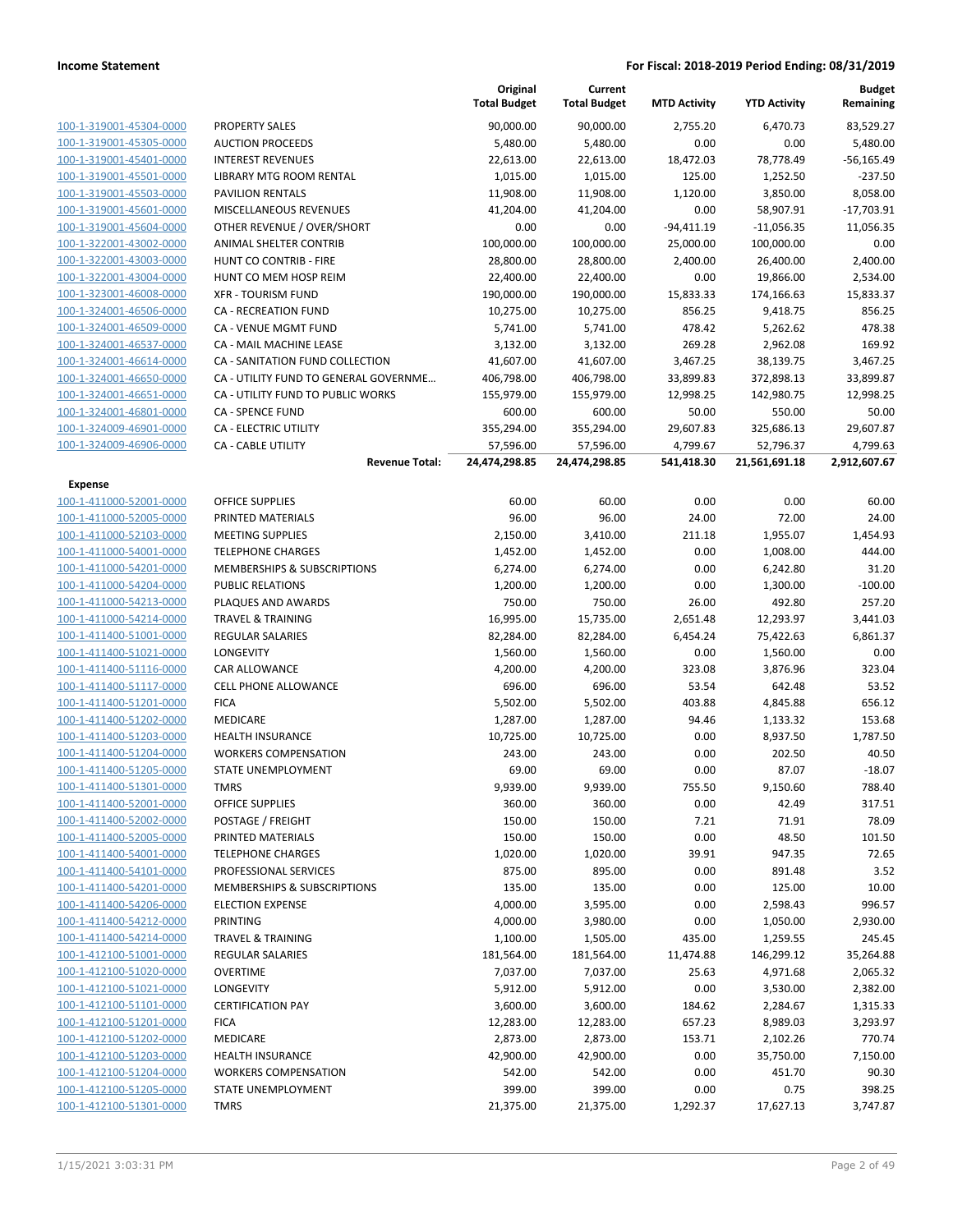**Income Statement** — For Fiscal: 2018-2019 Period Ending: 08/31/2019

| | | Original Total Budget | Current Total Budget | MTD Activity | YTD Activity | Budget Remaining |
|---|---|---|---|---|---|---|
| 100-1-319001-45304-0000 | PROPERTY SALES | 90,000.00 | 90,000.00 | 2,755.20 | 6,470.73 | 83,529.27 |
| 100-1-319001-45305-0000 | AUCTION PROCEEDS | 5,480.00 | 5,480.00 | 0.00 | 0.00 | 5,480.00 |
| 100-1-319001-45401-0000 | INTEREST REVENUES | 22,613.00 | 22,613.00 | 18,472.03 | 78,778.49 | -56,165.49 |
| 100-1-319001-45501-0000 | LIBRARY MTG ROOM RENTAL | 1,015.00 | 1,015.00 | 125.00 | 1,252.50 | -237.50 |
| 100-1-319001-45503-0000 | PAVILION RENTALS | 11,908.00 | 11,908.00 | 1,120.00 | 3,850.00 | 8,058.00 |
| 100-1-319001-45601-0000 | MISCELLANEOUS REVENUES | 41,204.00 | 41,204.00 | 0.00 | 58,907.91 | -17,703.91 |
| 100-1-319001-45604-0000 | OTHER REVENUE / OVER/SHORT | 0.00 | 0.00 | -94,411.19 | -11,056.35 | 11,056.35 |
| 100-1-322001-43002-0000 | ANIMAL SHELTER CONTRIB | 100,000.00 | 100,000.00 | 25,000.00 | 100,000.00 | 0.00 |
| 100-1-322001-43003-0000 | HUNT CO CONTRIB - FIRE | 28,800.00 | 28,800.00 | 2,400.00 | 26,400.00 | 2,400.00 |
| 100-1-322001-43004-0000 | HUNT CO MEM HOSP REIM | 22,400.00 | 22,400.00 | 0.00 | 19,866.00 | 2,534.00 |
| 100-1-323001-46008-0000 | XFR - TOURISM FUND | 190,000.00 | 190,000.00 | 15,833.33 | 174,166.63 | 15,833.37 |
| 100-1-324001-46506-0000 | CA - RECREATION FUND | 10,275.00 | 10,275.00 | 856.25 | 9,418.75 | 856.25 |
| 100-1-324001-46509-0000 | CA - VENUE MGMT FUND | 5,741.00 | 5,741.00 | 478.42 | 5,262.62 | 478.38 |
| 100-1-324001-46537-0000 | CA - MAIL MACHINE LEASE | 3,132.00 | 3,132.00 | 269.28 | 2,962.08 | 169.92 |
| 100-1-324001-46614-0000 | CA - SANITATION FUND COLLECTION | 41,607.00 | 41,607.00 | 3,467.25 | 38,139.75 | 3,467.25 |
| 100-1-324001-46650-0000 | CA - UTILITY FUND TO GENERAL GOVERNME... | 406,798.00 | 406,798.00 | 33,899.83 | 372,898.13 | 33,899.87 |
| 100-1-324001-46651-0000 | CA - UTILITY FUND TO PUBLIC WORKS | 155,979.00 | 155,979.00 | 12,998.25 | 142,980.75 | 12,998.25 |
| 100-1-324001-46801-0000 | CA - SPENCE FUND | 600.00 | 600.00 | 50.00 | 550.00 | 50.00 |
| 100-1-324009-46901-0000 | CA - ELECTRIC UTILITY | 355,294.00 | 355,294.00 | 29,607.83 | 325,686.13 | 29,607.87 |
| 100-1-324009-46906-0000 | CA - CABLE UTILITY | 57,596.00 | 57,596.00 | 4,799.67 | 52,796.37 | 4,799.63 |
| | **Revenue Total:** | **24,474,298.85** | **24,474,298.85** | **541,418.30** | **21,561,691.18** | **2,912,607.67** |
| **Expense** | | | | | | |
| 100-1-411000-52001-0000 | OFFICE SUPPLIES | 60.00 | 60.00 | 0.00 | 0.00 | 60.00 |
| 100-1-411000-52005-0000 | PRINTED MATERIALS | 96.00 | 96.00 | 24.00 | 72.00 | 24.00 |
| 100-1-411000-52103-0000 | MEETING SUPPLIES | 2,150.00 | 3,410.00 | 211.18 | 1,955.07 | 1,454.93 |
| 100-1-411000-54001-0000 | TELEPHONE CHARGES | 1,452.00 | 1,452.00 | 0.00 | 1,008.00 | 444.00 |
| 100-1-411000-54201-0000 | MEMBERSHIPS & SUBSCRIPTIONS | 6,274.00 | 6,274.00 | 0.00 | 6,242.80 | 31.20 |
| 100-1-411000-54204-0000 | PUBLIC RELATIONS | 1,200.00 | 1,200.00 | 0.00 | 1,300.00 | -100.00 |
| 100-1-411000-54213-0000 | PLAQUES AND AWARDS | 750.00 | 750.00 | 26.00 | 492.80 | 257.20 |
| 100-1-411000-54214-0000 | TRAVEL & TRAINING | 16,995.00 | 15,735.00 | 2,651.48 | 12,293.97 | 3,441.03 |
| 100-1-411400-51001-0000 | REGULAR SALARIES | 82,284.00 | 82,284.00 | 6,454.24 | 75,422.63 | 6,861.37 |
| 100-1-411400-51021-0000 | LONGEVITY | 1,560.00 | 1,560.00 | 0.00 | 1,560.00 | 0.00 |
| 100-1-411400-51116-0000 | CAR ALLOWANCE | 4,200.00 | 4,200.00 | 323.08 | 3,876.96 | 323.04 |
| 100-1-411400-51117-0000 | CELL PHONE ALLOWANCE | 696.00 | 696.00 | 53.54 | 642.48 | 53.52 |
| 100-1-411400-51201-0000 | FICA | 5,502.00 | 5,502.00 | 403.88 | 4,845.88 | 656.12 |
| 100-1-411400-51202-0000 | MEDICARE | 1,287.00 | 1,287.00 | 94.46 | 1,133.32 | 153.68 |
| 100-1-411400-51203-0000 | HEALTH INSURANCE | 10,725.00 | 10,725.00 | 0.00 | 8,937.50 | 1,787.50 |
| 100-1-411400-51204-0000 | WORKERS COMPENSATION | 243.00 | 243.00 | 0.00 | 202.50 | 40.50 |
| 100-1-411400-51205-0000 | STATE UNEMPLOYMENT | 69.00 | 69.00 | 0.00 | 87.07 | -18.07 |
| 100-1-411400-51301-0000 | TMRS | 9,939.00 | 9,939.00 | 755.50 | 9,150.60 | 788.40 |
| 100-1-411400-52001-0000 | OFFICE SUPPLIES | 360.00 | 360.00 | 0.00 | 42.49 | 317.51 |
| 100-1-411400-52002-0000 | POSTAGE / FREIGHT | 150.00 | 150.00 | 7.21 | 71.91 | 78.09 |
| 100-1-411400-52005-0000 | PRINTED MATERIALS | 150.00 | 150.00 | 0.00 | 48.50 | 101.50 |
| 100-1-411400-54001-0000 | TELEPHONE CHARGES | 1,020.00 | 1,020.00 | 39.91 | 947.35 | 72.65 |
| 100-1-411400-54101-0000 | PROFESSIONAL SERVICES | 875.00 | 895.00 | 0.00 | 891.48 | 3.52 |
| 100-1-411400-54201-0000 | MEMBERSHIPS & SUBSCRIPTIONS | 135.00 | 135.00 | 0.00 | 125.00 | 10.00 |
| 100-1-411400-54206-0000 | ELECTION EXPENSE | 4,000.00 | 3,595.00 | 0.00 | 2,598.43 | 996.57 |
| 100-1-411400-54212-0000 | PRINTING | 4,000.00 | 3,980.00 | 0.00 | 1,050.00 | 2,930.00 |
| 100-1-411400-54214-0000 | TRAVEL & TRAINING | 1,100.00 | 1,505.00 | 435.00 | 1,259.55 | 245.45 |
| 100-1-412100-51001-0000 | REGULAR SALARIES | 181,564.00 | 181,564.00 | 11,474.88 | 146,299.12 | 35,264.88 |
| 100-1-412100-51020-0000 | OVERTIME | 7,037.00 | 7,037.00 | 25.63 | 4,971.68 | 2,065.32 |
| 100-1-412100-51021-0000 | LONGEVITY | 5,912.00 | 5,912.00 | 0.00 | 3,530.00 | 2,382.00 |
| 100-1-412100-51101-0000 | CERTIFICATION PAY | 3,600.00 | 3,600.00 | 184.62 | 2,284.67 | 1,315.33 |
| 100-1-412100-51201-0000 | FICA | 12,283.00 | 12,283.00 | 657.23 | 8,989.03 | 3,293.97 |
| 100-1-412100-51202-0000 | MEDICARE | 2,873.00 | 2,873.00 | 153.71 | 2,102.26 | 770.74 |
| 100-1-412100-51203-0000 | HEALTH INSURANCE | 42,900.00 | 42,900.00 | 0.00 | 35,750.00 | 7,150.00 |
| 100-1-412100-51204-0000 | WORKERS COMPENSATION | 542.00 | 542.00 | 0.00 | 451.70 | 90.30 |
| 100-1-412100-51205-0000 | STATE UNEMPLOYMENT | 399.00 | 399.00 | 0.00 | 0.75 | 398.25 |
| 100-1-412100-51301-0000 | TMRS | 21,375.00 | 21,375.00 | 1,292.37 | 17,627.13 | 3,747.87 |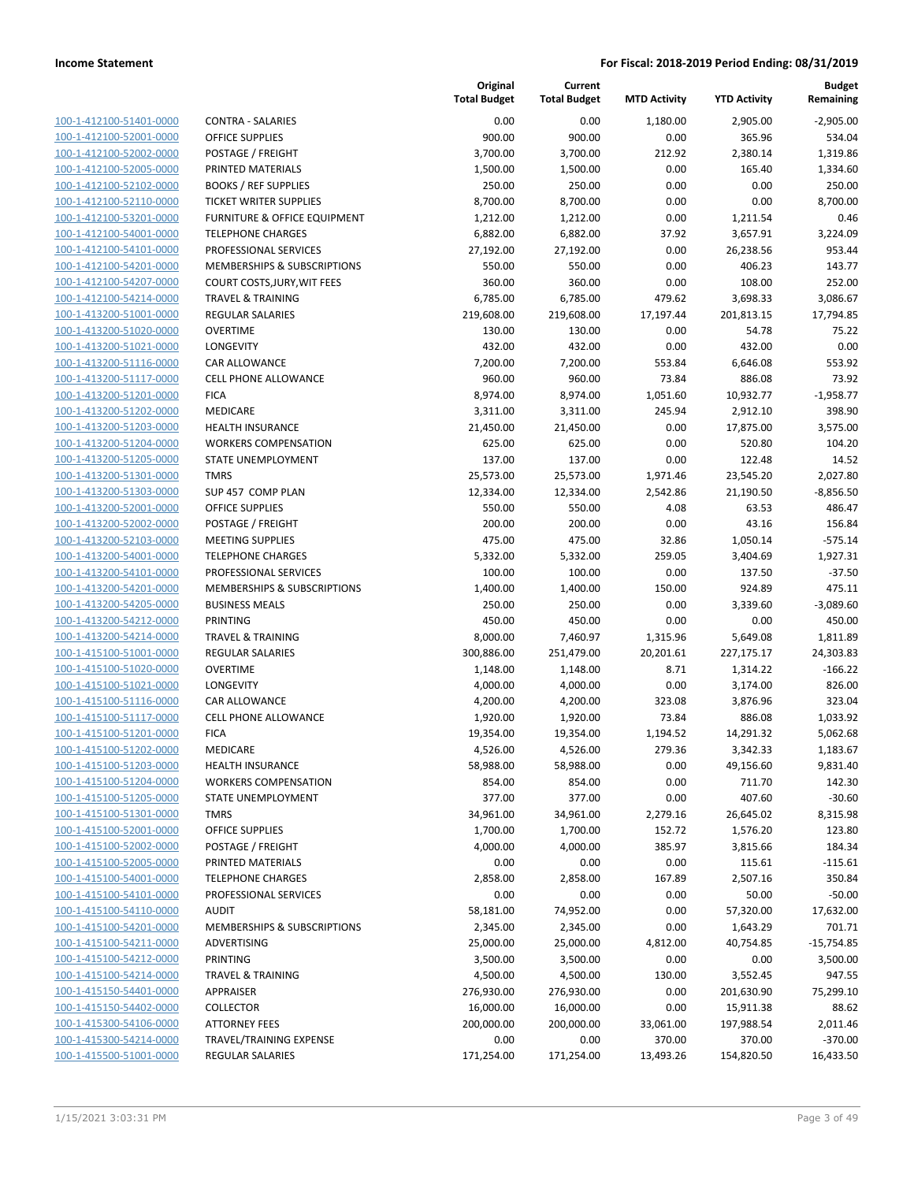| | | Original Total Budget | Current Total Budget | MTD Activity | YTD Activity | Budget Remaining |
|---|---|---|---|---|---|---|
| 100-1-412100-51401-0000 | CONTRA - SALARIES | 0.00 | 0.00 | 1,180.00 | 2,905.00 | -2,905.00 |
| 100-1-412100-52001-0000 | OFFICE SUPPLIES | 900.00 | 900.00 | 0.00 | 365.96 | 534.04 |
| 100-1-412100-52002-0000 | POSTAGE / FREIGHT | 3,700.00 | 3,700.00 | 212.92 | 2,380.14 | 1,319.86 |
| 100-1-412100-52005-0000 | PRINTED MATERIALS | 1,500.00 | 1,500.00 | 0.00 | 165.40 | 1,334.60 |
| 100-1-412100-52102-0000 | BOOKS / REF SUPPLIES | 250.00 | 250.00 | 0.00 | 0.00 | 250.00 |
| 100-1-412100-52110-0000 | TICKET WRITER SUPPLIES | 8,700.00 | 8,700.00 | 0.00 | 0.00 | 8,700.00 |
| 100-1-412100-53201-0000 | FURNITURE & OFFICE EQUIPMENT | 1,212.00 | 1,212.00 | 0.00 | 1,211.54 | 0.46 |
| 100-1-412100-54001-0000 | TELEPHONE CHARGES | 6,882.00 | 6,882.00 | 37.92 | 3,657.91 | 3,224.09 |
| 100-1-412100-54101-0000 | PROFESSIONAL SERVICES | 27,192.00 | 27,192.00 | 0.00 | 26,238.56 | 953.44 |
| 100-1-412100-54201-0000 | MEMBERSHIPS & SUBSCRIPTIONS | 550.00 | 550.00 | 0.00 | 406.23 | 143.77 |
| 100-1-412100-54207-0000 | COURT COSTS,JURY,WIT FEES | 360.00 | 360.00 | 0.00 | 108.00 | 252.00 |
| 100-1-412100-54214-0000 | TRAVEL & TRAINING | 6,785.00 | 6,785.00 | 479.62 | 3,698.33 | 3,086.67 |
| 100-1-413200-51001-0000 | REGULAR SALARIES | 219,608.00 | 219,608.00 | 17,197.44 | 201,813.15 | 17,794.85 |
| 100-1-413200-51020-0000 | OVERTIME | 130.00 | 130.00 | 0.00 | 54.78 | 75.22 |
| 100-1-413200-51021-0000 | LONGEVITY | 432.00 | 432.00 | 0.00 | 432.00 | 0.00 |
| 100-1-413200-51116-0000 | CAR ALLOWANCE | 7,200.00 | 7,200.00 | 553.84 | 6,646.08 | 553.92 |
| 100-1-413200-51117-0000 | CELL PHONE ALLOWANCE | 960.00 | 960.00 | 73.84 | 886.08 | 73.92 |
| 100-1-413200-51201-0000 | FICA | 8,974.00 | 8,974.00 | 1,051.60 | 10,932.77 | -1,958.77 |
| 100-1-413200-51202-0000 | MEDICARE | 3,311.00 | 3,311.00 | 245.94 | 2,912.10 | 398.90 |
| 100-1-413200-51203-0000 | HEALTH INSURANCE | 21,450.00 | 21,450.00 | 0.00 | 17,875.00 | 3,575.00 |
| 100-1-413200-51204-0000 | WORKERS COMPENSATION | 625.00 | 625.00 | 0.00 | 520.80 | 104.20 |
| 100-1-413200-51205-0000 | STATE UNEMPLOYMENT | 137.00 | 137.00 | 0.00 | 122.48 | 14.52 |
| 100-1-413200-51301-0000 | TMRS | 25,573.00 | 25,573.00 | 1,971.46 | 23,545.20 | 2,027.80 |
| 100-1-413200-51303-0000 | SUP 457 COMP PLAN | 12,334.00 | 12,334.00 | 2,542.86 | 21,190.50 | -8,856.50 |
| 100-1-413200-52001-0000 | OFFICE SUPPLIES | 550.00 | 550.00 | 4.08 | 63.53 | 486.47 |
| 100-1-413200-52002-0000 | POSTAGE / FREIGHT | 200.00 | 200.00 | 0.00 | 43.16 | 156.84 |
| 100-1-413200-52103-0000 | MEETING SUPPLIES | 475.00 | 475.00 | 32.86 | 1,050.14 | -575.14 |
| 100-1-413200-54001-0000 | TELEPHONE CHARGES | 5,332.00 | 5,332.00 | 259.05 | 3,404.69 | 1,927.31 |
| 100-1-413200-54101-0000 | PROFESSIONAL SERVICES | 100.00 | 100.00 | 0.00 | 137.50 | -37.50 |
| 100-1-413200-54201-0000 | MEMBERSHIPS & SUBSCRIPTIONS | 1,400.00 | 1,400.00 | 150.00 | 924.89 | 475.11 |
| 100-1-413200-54205-0000 | BUSINESS MEALS | 250.00 | 250.00 | 0.00 | 3,339.60 | -3,089.60 |
| 100-1-413200-54212-0000 | PRINTING | 450.00 | 450.00 | 0.00 | 0.00 | 450.00 |
| 100-1-413200-54214-0000 | TRAVEL & TRAINING | 8,000.00 | 7,460.97 | 1,315.96 | 5,649.08 | 1,811.89 |
| 100-1-415100-51001-0000 | REGULAR SALARIES | 300,886.00 | 251,479.00 | 20,201.61 | 227,175.17 | 24,303.83 |
| 100-1-415100-51020-0000 | OVERTIME | 1,148.00 | 1,148.00 | 8.71 | 1,314.22 | -166.22 |
| 100-1-415100-51021-0000 | LONGEVITY | 4,000.00 | 4,000.00 | 0.00 | 3,174.00 | 826.00 |
| 100-1-415100-51116-0000 | CAR ALLOWANCE | 4,200.00 | 4,200.00 | 323.08 | 3,876.96 | 323.04 |
| 100-1-415100-51117-0000 | CELL PHONE ALLOWANCE | 1,920.00 | 1,920.00 | 73.84 | 886.08 | 1,033.92 |
| 100-1-415100-51201-0000 | FICA | 19,354.00 | 19,354.00 | 1,194.52 | 14,291.32 | 5,062.68 |
| 100-1-415100-51202-0000 | MEDICARE | 4,526.00 | 4,526.00 | 279.36 | 3,342.33 | 1,183.67 |
| 100-1-415100-51203-0000 | HEALTH INSURANCE | 58,988.00 | 58,988.00 | 0.00 | 49,156.60 | 9,831.40 |
| 100-1-415100-51204-0000 | WORKERS COMPENSATION | 854.00 | 854.00 | 0.00 | 711.70 | 142.30 |
| 100-1-415100-51205-0000 | STATE UNEMPLOYMENT | 377.00 | 377.00 | 0.00 | 407.60 | -30.60 |
| 100-1-415100-51301-0000 | TMRS | 34,961.00 | 34,961.00 | 2,279.16 | 26,645.02 | 8,315.98 |
| 100-1-415100-52001-0000 | OFFICE SUPPLIES | 1,700.00 | 1,700.00 | 152.72 | 1,576.20 | 123.80 |
| 100-1-415100-52002-0000 | POSTAGE / FREIGHT | 4,000.00 | 4,000.00 | 385.97 | 3,815.66 | 184.34 |
| 100-1-415100-52005-0000 | PRINTED MATERIALS | 0.00 | 0.00 | 0.00 | 115.61 | -115.61 |
| 100-1-415100-54001-0000 | TELEPHONE CHARGES | 2,858.00 | 2,858.00 | 167.89 | 2,507.16 | 350.84 |
| 100-1-415100-54101-0000 | PROFESSIONAL SERVICES | 0.00 | 0.00 | 0.00 | 50.00 | -50.00 |
| 100-1-415100-54110-0000 | AUDIT | 58,181.00 | 74,952.00 | 0.00 | 57,320.00 | 17,632.00 |
| 100-1-415100-54201-0000 | MEMBERSHIPS & SUBSCRIPTIONS | 2,345.00 | 2,345.00 | 0.00 | 1,643.29 | 701.71 |
| 100-1-415100-54211-0000 | ADVERTISING | 25,000.00 | 25,000.00 | 4,812.00 | 40,754.85 | -15,754.85 |
| 100-1-415100-54212-0000 | PRINTING | 3,500.00 | 3,500.00 | 0.00 | 0.00 | 3,500.00 |
| 100-1-415100-54214-0000 | TRAVEL & TRAINING | 4,500.00 | 4,500.00 | 130.00 | 3,552.45 | 947.55 |
| 100-1-415150-54401-0000 | APPRAISER | 276,930.00 | 276,930.00 | 0.00 | 201,630.90 | 75,299.10 |
| 100-1-415150-54402-0000 | COLLECTOR | 16,000.00 | 16,000.00 | 0.00 | 15,911.38 | 88.62 |
| 100-1-415300-54106-0000 | ATTORNEY FEES | 200,000.00 | 200,000.00 | 33,061.00 | 197,988.54 | 2,011.46 |
| 100-1-415300-54214-0000 | TRAVEL/TRAINING EXPENSE | 0.00 | 0.00 | 370.00 | 370.00 | -370.00 |
| 100-1-415500-51001-0000 | REGULAR SALARIES | 171,254.00 | 171,254.00 | 13,493.26 | 154,820.50 | 16,433.50 |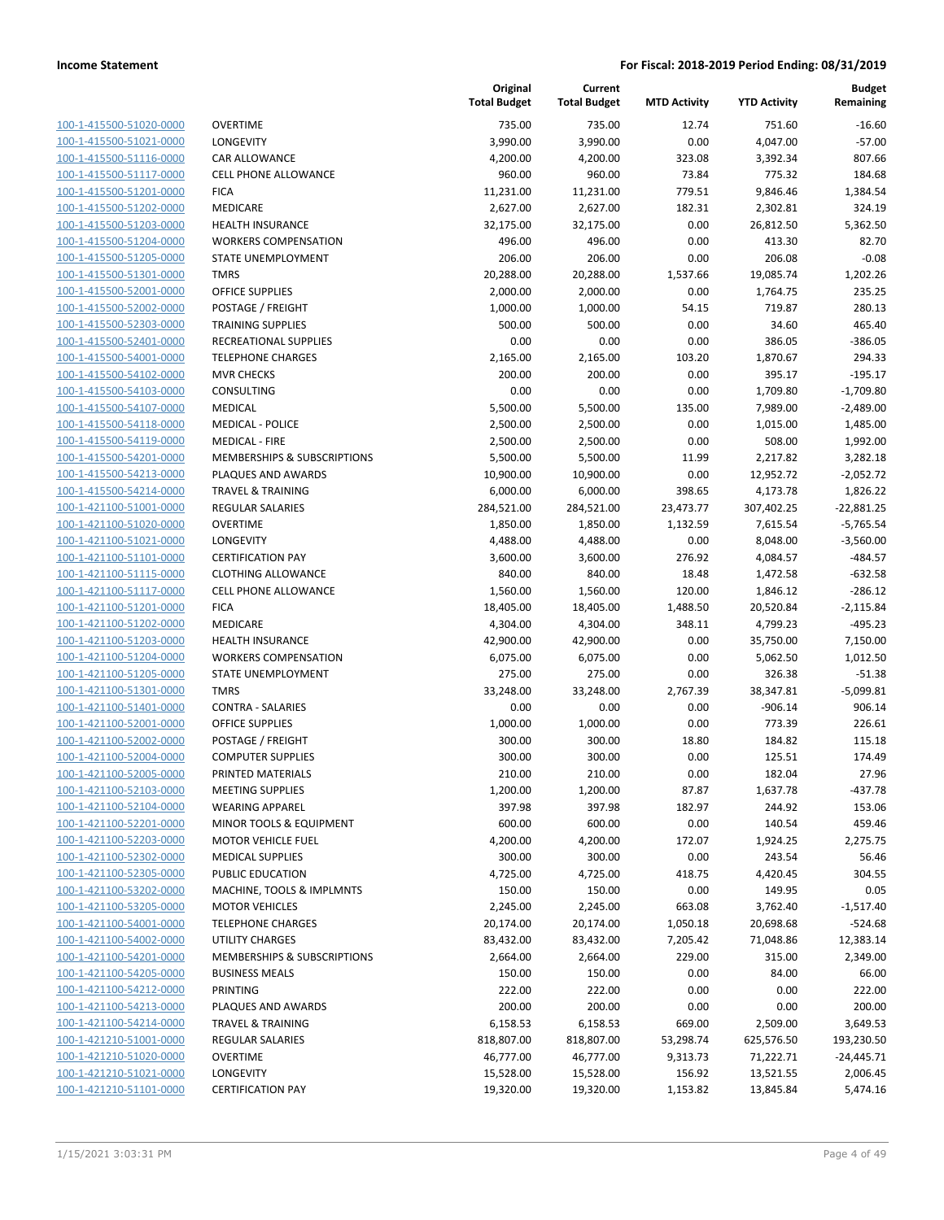| | | Original Total Budget | Current Total Budget | MTD Activity | YTD Activity | Budget Remaining |
|---|---|---|---|---|---|---|
| 100-1-415500-51020-0000 | OVERTIME | 735.00 | 735.00 | 12.74 | 751.60 | -16.60 |
| 100-1-415500-51021-0000 | LONGEVITY | 3,990.00 | 3,990.00 | 0.00 | 4,047.00 | -57.00 |
| 100-1-415500-51116-0000 | CAR ALLOWANCE | 4,200.00 | 4,200.00 | 323.08 | 3,392.34 | 807.66 |
| 100-1-415500-51117-0000 | CELL PHONE ALLOWANCE | 960.00 | 960.00 | 73.84 | 775.32 | 184.68 |
| 100-1-415500-51201-0000 | FICA | 11,231.00 | 11,231.00 | 779.51 | 9,846.46 | 1,384.54 |
| 100-1-415500-51202-0000 | MEDICARE | 2,627.00 | 2,627.00 | 182.31 | 2,302.81 | 324.19 |
| 100-1-415500-51203-0000 | HEALTH INSURANCE | 32,175.00 | 32,175.00 | 0.00 | 26,812.50 | 5,362.50 |
| 100-1-415500-51204-0000 | WORKERS COMPENSATION | 496.00 | 496.00 | 0.00 | 413.30 | 82.70 |
| 100-1-415500-51205-0000 | STATE UNEMPLOYMENT | 206.00 | 206.00 | 0.00 | 206.08 | -0.08 |
| 100-1-415500-51301-0000 | TMRS | 20,288.00 | 20,288.00 | 1,537.66 | 19,085.74 | 1,202.26 |
| 100-1-415500-52001-0000 | OFFICE SUPPLIES | 2,000.00 | 2,000.00 | 0.00 | 1,764.75 | 235.25 |
| 100-1-415500-52002-0000 | POSTAGE / FREIGHT | 1,000.00 | 1,000.00 | 54.15 | 719.87 | 280.13 |
| 100-1-415500-52303-0000 | TRAINING SUPPLIES | 500.00 | 500.00 | 0.00 | 34.60 | 465.40 |
| 100-1-415500-52401-0000 | RECREATIONAL SUPPLIES | 0.00 | 0.00 | 0.00 | 386.05 | -386.05 |
| 100-1-415500-54001-0000 | TELEPHONE CHARGES | 2,165.00 | 2,165.00 | 103.20 | 1,870.67 | 294.33 |
| 100-1-415500-54102-0000 | MVR CHECKS | 200.00 | 200.00 | 0.00 | 395.17 | -195.17 |
| 100-1-415500-54103-0000 | CONSULTING | 0.00 | 0.00 | 0.00 | 1,709.80 | -1,709.80 |
| 100-1-415500-54107-0000 | MEDICAL | 5,500.00 | 5,500.00 | 135.00 | 7,989.00 | -2,489.00 |
| 100-1-415500-54118-0000 | MEDICAL - POLICE | 2,500.00 | 2,500.00 | 0.00 | 1,015.00 | 1,485.00 |
| 100-1-415500-54119-0000 | MEDICAL - FIRE | 2,500.00 | 2,500.00 | 0.00 | 508.00 | 1,992.00 |
| 100-1-415500-54201-0000 | MEMBERSHIPS & SUBSCRIPTIONS | 5,500.00 | 5,500.00 | 11.99 | 2,217.82 | 3,282.18 |
| 100-1-415500-54213-0000 | PLAQUES AND AWARDS | 10,900.00 | 10,900.00 | 0.00 | 12,952.72 | -2,052.72 |
| 100-1-415500-54214-0000 | TRAVEL & TRAINING | 6,000.00 | 6,000.00 | 398.65 | 4,173.78 | 1,826.22 |
| 100-1-421100-51001-0000 | REGULAR SALARIES | 284,521.00 | 284,521.00 | 23,473.77 | 307,402.25 | -22,881.25 |
| 100-1-421100-51020-0000 | OVERTIME | 1,850.00 | 1,850.00 | 1,132.59 | 7,615.54 | -5,765.54 |
| 100-1-421100-51021-0000 | LONGEVITY | 4,488.00 | 4,488.00 | 0.00 | 8,048.00 | -3,560.00 |
| 100-1-421100-51101-0000 | CERTIFICATION PAY | 3,600.00 | 3,600.00 | 276.92 | 4,084.57 | -484.57 |
| 100-1-421100-51115-0000 | CLOTHING ALLOWANCE | 840.00 | 840.00 | 18.48 | 1,472.58 | -632.58 |
| 100-1-421100-51117-0000 | CELL PHONE ALLOWANCE | 1,560.00 | 1,560.00 | 120.00 | 1,846.12 | -286.12 |
| 100-1-421100-51201-0000 | FICA | 18,405.00 | 18,405.00 | 1,488.50 | 20,520.84 | -2,115.84 |
| 100-1-421100-51202-0000 | MEDICARE | 4,304.00 | 4,304.00 | 348.11 | 4,799.23 | -495.23 |
| 100-1-421100-51203-0000 | HEALTH INSURANCE | 42,900.00 | 42,900.00 | 0.00 | 35,750.00 | 7,150.00 |
| 100-1-421100-51204-0000 | WORKERS COMPENSATION | 6,075.00 | 6,075.00 | 0.00 | 5,062.50 | 1,012.50 |
| 100-1-421100-51205-0000 | STATE UNEMPLOYMENT | 275.00 | 275.00 | 0.00 | 326.38 | -51.38 |
| 100-1-421100-51301-0000 | TMRS | 33,248.00 | 33,248.00 | 2,767.39 | 38,347.81 | -5,099.81 |
| 100-1-421100-51401-0000 | CONTRA - SALARIES | 0.00 | 0.00 | 0.00 | -906.14 | 906.14 |
| 100-1-421100-52001-0000 | OFFICE SUPPLIES | 1,000.00 | 1,000.00 | 0.00 | 773.39 | 226.61 |
| 100-1-421100-52002-0000 | POSTAGE / FREIGHT | 300.00 | 300.00 | 18.80 | 184.82 | 115.18 |
| 100-1-421100-52004-0000 | COMPUTER SUPPLIES | 300.00 | 300.00 | 0.00 | 125.51 | 174.49 |
| 100-1-421100-52005-0000 | PRINTED MATERIALS | 210.00 | 210.00 | 0.00 | 182.04 | 27.96 |
| 100-1-421100-52103-0000 | MEETING SUPPLIES | 1,200.00 | 1,200.00 | 87.87 | 1,637.78 | -437.78 |
| 100-1-421100-52104-0000 | WEARING APPAREL | 397.98 | 397.98 | 182.97 | 244.92 | 153.06 |
| 100-1-421100-52201-0000 | MINOR TOOLS & EQUIPMENT | 600.00 | 600.00 | 0.00 | 140.54 | 459.46 |
| 100-1-421100-52203-0000 | MOTOR VEHICLE FUEL | 4,200.00 | 4,200.00 | 172.07 | 1,924.25 | 2,275.75 |
| 100-1-421100-52302-0000 | MEDICAL SUPPLIES | 300.00 | 300.00 | 0.00 | 243.54 | 56.46 |
| 100-1-421100-52305-0000 | PUBLIC EDUCATION | 4,725.00 | 4,725.00 | 418.75 | 4,420.45 | 304.55 |
| 100-1-421100-53202-0000 | MACHINE, TOOLS & IMPLMNTS | 150.00 | 150.00 | 0.00 | 149.95 | 0.05 |
| 100-1-421100-53205-0000 | MOTOR VEHICLES | 2,245.00 | 2,245.00 | 663.08 | 3,762.40 | -1,517.40 |
| 100-1-421100-54001-0000 | TELEPHONE CHARGES | 20,174.00 | 20,174.00 | 1,050.18 | 20,698.68 | -524.68 |
| 100-1-421100-54002-0000 | UTILITY CHARGES | 83,432.00 | 83,432.00 | 7,205.42 | 71,048.86 | 12,383.14 |
| 100-1-421100-54201-0000 | MEMBERSHIPS & SUBSCRIPTIONS | 2,664.00 | 2,664.00 | 229.00 | 315.00 | 2,349.00 |
| 100-1-421100-54205-0000 | BUSINESS MEALS | 150.00 | 150.00 | 0.00 | 84.00 | 66.00 |
| 100-1-421100-54212-0000 | PRINTING | 222.00 | 222.00 | 0.00 | 0.00 | 222.00 |
| 100-1-421100-54213-0000 | PLAQUES AND AWARDS | 200.00 | 200.00 | 0.00 | 0.00 | 200.00 |
| 100-1-421100-54214-0000 | TRAVEL & TRAINING | 6,158.53 | 6,158.53 | 669.00 | 2,509.00 | 3,649.53 |
| 100-1-421210-51001-0000 | REGULAR SALARIES | 818,807.00 | 818,807.00 | 53,298.74 | 625,576.50 | 193,230.50 |
| 100-1-421210-51020-0000 | OVERTIME | 46,777.00 | 46,777.00 | 9,313.73 | 71,222.71 | -24,445.71 |
| 100-1-421210-51021-0000 | LONGEVITY | 15,528.00 | 15,528.00 | 156.92 | 13,521.55 | 2,006.45 |
| 100-1-421210-51101-0000 | CERTIFICATION PAY | 19,320.00 | 19,320.00 | 1,153.82 | 13,845.84 | 5,474.16 |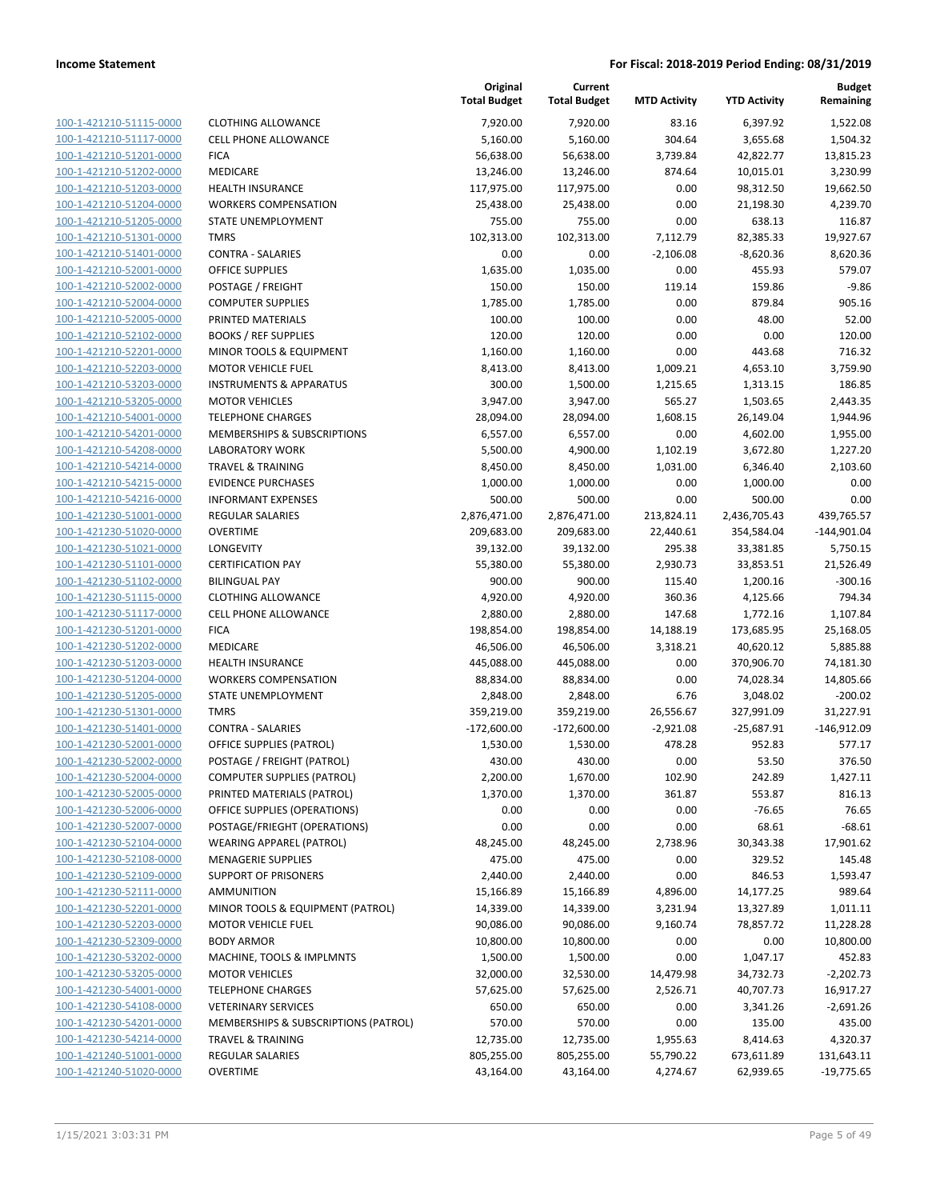| | | Original Total Budget | Current Total Budget | MTD Activity | YTD Activity | Budget Remaining |
|---|---|---|---|---|---|---|
| 100-1-421210-51115-0000 | CLOTHING ALLOWANCE | 7,920.00 | 7,920.00 | 83.16 | 6,397.92 | 1,522.08 |
| 100-1-421210-51117-0000 | CELL PHONE ALLOWANCE | 5,160.00 | 5,160.00 | 304.64 | 3,655.68 | 1,504.32 |
| 100-1-421210-51201-0000 | FICA | 56,638.00 | 56,638.00 | 3,739.84 | 42,822.77 | 13,815.23 |
| 100-1-421210-51202-0000 | MEDICARE | 13,246.00 | 13,246.00 | 874.64 | 10,015.01 | 3,230.99 |
| 100-1-421210-51203-0000 | HEALTH INSURANCE | 117,975.00 | 117,975.00 | 0.00 | 98,312.50 | 19,662.50 |
| 100-1-421210-51204-0000 | WORKERS COMPENSATION | 25,438.00 | 25,438.00 | 0.00 | 21,198.30 | 4,239.70 |
| 100-1-421210-51205-0000 | STATE UNEMPLOYMENT | 755.00 | 755.00 | 0.00 | 638.13 | 116.87 |
| 100-1-421210-51301-0000 | TMRS | 102,313.00 | 102,313.00 | 7,112.79 | 82,385.33 | 19,927.67 |
| 100-1-421210-51401-0000 | CONTRA - SALARIES | 0.00 | 0.00 | -2,106.08 | -8,620.36 | 8,620.36 |
| 100-1-421210-52001-0000 | OFFICE SUPPLIES | 1,635.00 | 1,035.00 | 0.00 | 455.93 | 579.07 |
| 100-1-421210-52002-0000 | POSTAGE / FREIGHT | 150.00 | 150.00 | 119.14 | 159.86 | -9.86 |
| 100-1-421210-52004-0000 | COMPUTER SUPPLIES | 1,785.00 | 1,785.00 | 0.00 | 879.84 | 905.16 |
| 100-1-421210-52005-0000 | PRINTED MATERIALS | 100.00 | 100.00 | 0.00 | 48.00 | 52.00 |
| 100-1-421210-52102-0000 | BOOKS / REF SUPPLIES | 120.00 | 120.00 | 0.00 | 0.00 | 120.00 |
| 100-1-421210-52201-0000 | MINOR TOOLS & EQUIPMENT | 1,160.00 | 1,160.00 | 0.00 | 443.68 | 716.32 |
| 100-1-421210-52203-0000 | MOTOR VEHICLE FUEL | 8,413.00 | 8,413.00 | 1,009.21 | 4,653.10 | 3,759.90 |
| 100-1-421210-53203-0000 | INSTRUMENTS & APPARATUS | 300.00 | 1,500.00 | 1,215.65 | 1,313.15 | 186.85 |
| 100-1-421210-53205-0000 | MOTOR VEHICLES | 3,947.00 | 3,947.00 | 565.27 | 1,503.65 | 2,443.35 |
| 100-1-421210-54001-0000 | TELEPHONE CHARGES | 28,094.00 | 28,094.00 | 1,608.15 | 26,149.04 | 1,944.96 |
| 100-1-421210-54201-0000 | MEMBERSHIPS & SUBSCRIPTIONS | 6,557.00 | 6,557.00 | 0.00 | 4,602.00 | 1,955.00 |
| 100-1-421210-54208-0000 | LABORATORY WORK | 5,500.00 | 4,900.00 | 1,102.19 | 3,672.80 | 1,227.20 |
| 100-1-421210-54214-0000 | TRAVEL & TRAINING | 8,450.00 | 8,450.00 | 1,031.00 | 6,346.40 | 2,103.60 |
| 100-1-421210-54215-0000 | EVIDENCE PURCHASES | 1,000.00 | 1,000.00 | 0.00 | 1,000.00 | 0.00 |
| 100-1-421210-54216-0000 | INFORMANT EXPENSES | 500.00 | 500.00 | 0.00 | 500.00 | 0.00 |
| 100-1-421230-51001-0000 | REGULAR SALARIES | 2,876,471.00 | 2,876,471.00 | 213,824.11 | 2,436,705.43 | 439,765.57 |
| 100-1-421230-51020-0000 | OVERTIME | 209,683.00 | 209,683.00 | 22,440.61 | 354,584.04 | -144,901.04 |
| 100-1-421230-51021-0000 | LONGEVITY | 39,132.00 | 39,132.00 | 295.38 | 33,381.85 | 5,750.15 |
| 100-1-421230-51101-0000 | CERTIFICATION PAY | 55,380.00 | 55,380.00 | 2,930.73 | 33,853.51 | 21,526.49 |
| 100-1-421230-51102-0000 | BILINGUAL PAY | 900.00 | 900.00 | 115.40 | 1,200.16 | -300.16 |
| 100-1-421230-51115-0000 | CLOTHING ALLOWANCE | 4,920.00 | 4,920.00 | 360.36 | 4,125.66 | 794.34 |
| 100-1-421230-51117-0000 | CELL PHONE ALLOWANCE | 2,880.00 | 2,880.00 | 147.68 | 1,772.16 | 1,107.84 |
| 100-1-421230-51201-0000 | FICA | 198,854.00 | 198,854.00 | 14,188.19 | 173,685.95 | 25,168.05 |
| 100-1-421230-51202-0000 | MEDICARE | 46,506.00 | 46,506.00 | 3,318.21 | 40,620.12 | 5,885.88 |
| 100-1-421230-51203-0000 | HEALTH INSURANCE | 445,088.00 | 445,088.00 | 0.00 | 370,906.70 | 74,181.30 |
| 100-1-421230-51204-0000 | WORKERS COMPENSATION | 88,834.00 | 88,834.00 | 0.00 | 74,028.34 | 14,805.66 |
| 100-1-421230-51205-0000 | STATE UNEMPLOYMENT | 2,848.00 | 2,848.00 | 6.76 | 3,048.02 | -200.02 |
| 100-1-421230-51301-0000 | TMRS | 359,219.00 | 359,219.00 | 26,556.67 | 327,991.09 | 31,227.91 |
| 100-1-421230-51401-0000 | CONTRA - SALARIES | -172,600.00 | -172,600.00 | -2,921.08 | -25,687.91 | -146,912.09 |
| 100-1-421230-52001-0000 | OFFICE SUPPLIES (PATROL) | 1,530.00 | 1,530.00 | 478.28 | 952.83 | 577.17 |
| 100-1-421230-52002-0000 | POSTAGE / FREIGHT (PATROL) | 430.00 | 430.00 | 0.00 | 53.50 | 376.50 |
| 100-1-421230-52004-0000 | COMPUTER SUPPLIES (PATROL) | 2,200.00 | 1,670.00 | 102.90 | 242.89 | 1,427.11 |
| 100-1-421230-52005-0000 | PRINTED MATERIALS (PATROL) | 1,370.00 | 1,370.00 | 361.87 | 553.87 | 816.13 |
| 100-1-421230-52006-0000 | OFFICE SUPPLIES (OPERATIONS) | 0.00 | 0.00 | 0.00 | -76.65 | 76.65 |
| 100-1-421230-52007-0000 | POSTAGE/FRIEGHT (OPERATIONS) | 0.00 | 0.00 | 0.00 | 68.61 | -68.61 |
| 100-1-421230-52104-0000 | WEARING APPAREL (PATROL) | 48,245.00 | 48,245.00 | 2,738.96 | 30,343.38 | 17,901.62 |
| 100-1-421230-52108-0000 | MENAGERIE SUPPLIES | 475.00 | 475.00 | 0.00 | 329.52 | 145.48 |
| 100-1-421230-52109-0000 | SUPPORT OF PRISONERS | 2,440.00 | 2,440.00 | 0.00 | 846.53 | 1,593.47 |
| 100-1-421230-52111-0000 | AMMUNITION | 15,166.89 | 15,166.89 | 4,896.00 | 14,177.25 | 989.64 |
| 100-1-421230-52201-0000 | MINOR TOOLS & EQUIPMENT (PATROL) | 14,339.00 | 14,339.00 | 3,231.94 | 13,327.89 | 1,011.11 |
| 100-1-421230-52203-0000 | MOTOR VEHICLE FUEL | 90,086.00 | 90,086.00 | 9,160.74 | 78,857.72 | 11,228.28 |
| 100-1-421230-52309-0000 | BODY ARMOR | 10,800.00 | 10,800.00 | 0.00 | 0.00 | 10,800.00 |
| 100-1-421230-53202-0000 | MACHINE, TOOLS & IMPLMNTS | 1,500.00 | 1,500.00 | 0.00 | 1,047.17 | 452.83 |
| 100-1-421230-53205-0000 | MOTOR VEHICLES | 32,000.00 | 32,530.00 | 14,479.98 | 34,732.73 | -2,202.73 |
| 100-1-421230-54001-0000 | TELEPHONE CHARGES | 57,625.00 | 57,625.00 | 2,526.71 | 40,707.73 | 16,917.27 |
| 100-1-421230-54108-0000 | VETERINARY SERVICES | 650.00 | 650.00 | 0.00 | 3,341.26 | -2,691.26 |
| 100-1-421230-54201-0000 | MEMBERSHIPS & SUBSCRIPTIONS (PATROL) | 570.00 | 570.00 | 0.00 | 135.00 | 435.00 |
| 100-1-421230-54214-0000 | TRAVEL & TRAINING | 12,735.00 | 12,735.00 | 1,955.63 | 8,414.63 | 4,320.37 |
| 100-1-421240-51001-0000 | REGULAR SALARIES | 805,255.00 | 805,255.00 | 55,790.22 | 673,611.89 | 131,643.11 |
| 100-1-421240-51020-0000 | OVERTIME | 43,164.00 | 43,164.00 | 4,274.67 | 62,939.65 | -19,775.65 |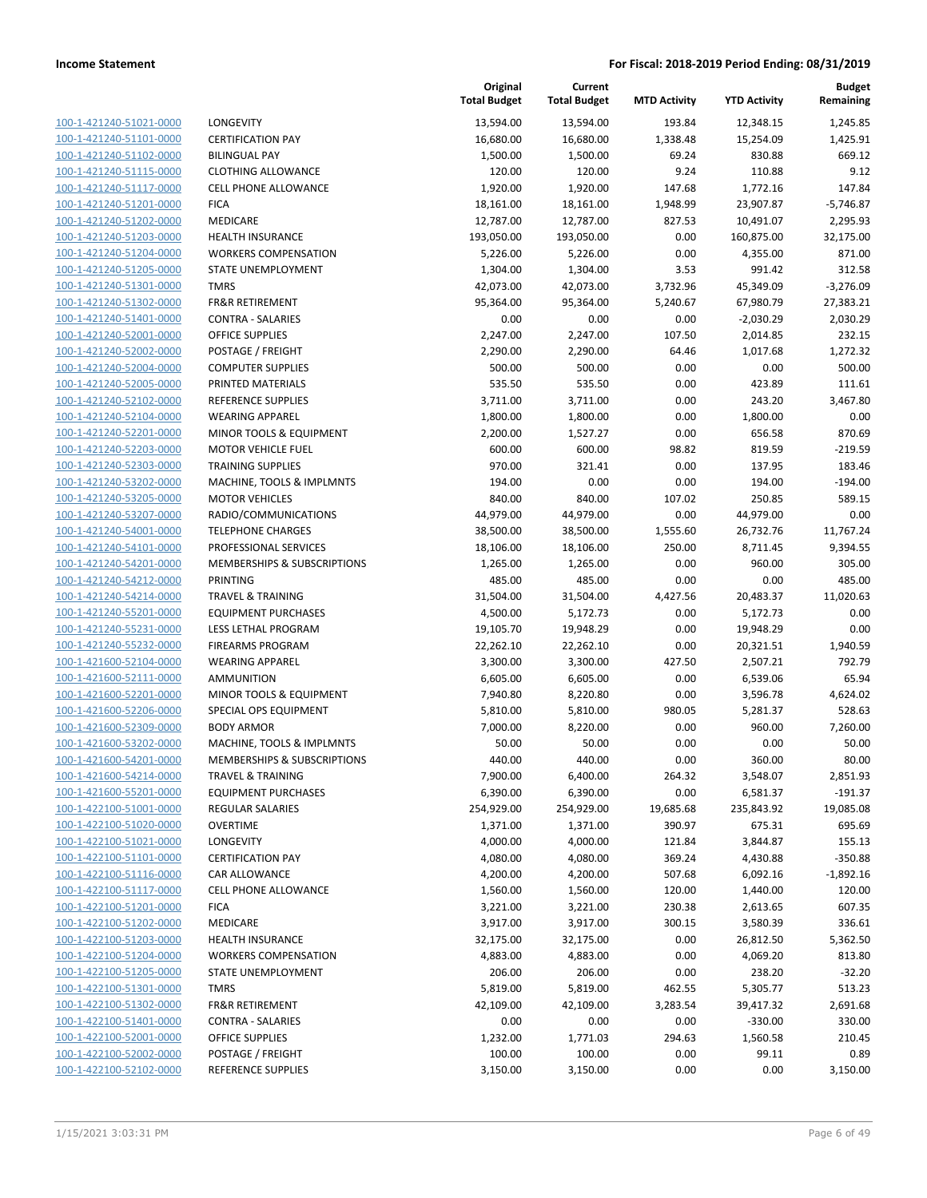**Income Statement** | **For Fiscal: 2018-2019 Period Ending: 08/31/2019**

| | | Original Total Budget | Current Total Budget | MTD Activity | YTD Activity | Budget Remaining |
|---|---|---|---|---|---|---|
| 100-1-421240-51021-0000 | LONGEVITY | 13,594.00 | 13,594.00 | 193.84 | 12,348.15 | 1,245.85 |
| 100-1-421240-51101-0000 | CERTIFICATION PAY | 16,680.00 | 16,680.00 | 1,338.48 | 15,254.09 | 1,425.91 |
| 100-1-421240-51102-0000 | BILINGUAL PAY | 1,500.00 | 1,500.00 | 69.24 | 830.88 | 669.12 |
| 100-1-421240-51115-0000 | CLOTHING ALLOWANCE | 120.00 | 120.00 | 9.24 | 110.88 | 9.12 |
| 100-1-421240-51117-0000 | CELL PHONE ALLOWANCE | 1,920.00 | 1,920.00 | 147.68 | 1,772.16 | 147.84 |
| 100-1-421240-51201-0000 | FICA | 18,161.00 | 18,161.00 | 1,948.99 | 23,907.87 | -5,746.87 |
| 100-1-421240-51202-0000 | MEDICARE | 12,787.00 | 12,787.00 | 827.53 | 10,491.07 | 2,295.93 |
| 100-1-421240-51203-0000 | HEALTH INSURANCE | 193,050.00 | 193,050.00 | 0.00 | 160,875.00 | 32,175.00 |
| 100-1-421240-51204-0000 | WORKERS COMPENSATION | 5,226.00 | 5,226.00 | 0.00 | 4,355.00 | 871.00 |
| 100-1-421240-51205-0000 | STATE UNEMPLOYMENT | 1,304.00 | 1,304.00 | 3.53 | 991.42 | 312.58 |
| 100-1-421240-51301-0000 | TMRS | 42,073.00 | 42,073.00 | 3,732.96 | 45,349.09 | -3,276.09 |
| 100-1-421240-51302-0000 | FR&R RETIREMENT | 95,364.00 | 95,364.00 | 5,240.67 | 67,980.79 | 27,383.21 |
| 100-1-421240-51401-0000 | CONTRA - SALARIES | 0.00 | 0.00 | 0.00 | -2,030.29 | 2,030.29 |
| 100-1-421240-52001-0000 | OFFICE SUPPLIES | 2,247.00 | 2,247.00 | 107.50 | 2,014.85 | 232.15 |
| 100-1-421240-52002-0000 | POSTAGE / FREIGHT | 2,290.00 | 2,290.00 | 64.46 | 1,017.68 | 1,272.32 |
| 100-1-421240-52004-0000 | COMPUTER SUPPLIES | 500.00 | 500.00 | 0.00 | 0.00 | 500.00 |
| 100-1-421240-52005-0000 | PRINTED MATERIALS | 535.50 | 535.50 | 0.00 | 423.89 | 111.61 |
| 100-1-421240-52102-0000 | REFERENCE SUPPLIES | 3,711.00 | 3,711.00 | 0.00 | 243.20 | 3,467.80 |
| 100-1-421240-52104-0000 | WEARING APPAREL | 1,800.00 | 1,800.00 | 0.00 | 1,800.00 | 0.00 |
| 100-1-421240-52201-0000 | MINOR TOOLS & EQUIPMENT | 2,200.00 | 1,527.27 | 0.00 | 656.58 | 870.69 |
| 100-1-421240-52203-0000 | MOTOR VEHICLE FUEL | 600.00 | 600.00 | 98.82 | 819.59 | -219.59 |
| 100-1-421240-52303-0000 | TRAINING SUPPLIES | 970.00 | 321.41 | 0.00 | 137.95 | 183.46 |
| 100-1-421240-53202-0000 | MACHINE, TOOLS & IMPLMNTS | 194.00 | 0.00 | 0.00 | 194.00 | -194.00 |
| 100-1-421240-53205-0000 | MOTOR VEHICLES | 840.00 | 840.00 | 107.02 | 250.85 | 589.15 |
| 100-1-421240-53207-0000 | RADIO/COMMUNICATIONS | 44,979.00 | 44,979.00 | 0.00 | 44,979.00 | 0.00 |
| 100-1-421240-54001-0000 | TELEPHONE CHARGES | 38,500.00 | 38,500.00 | 1,555.60 | 26,732.76 | 11,767.24 |
| 100-1-421240-54101-0000 | PROFESSIONAL SERVICES | 18,106.00 | 18,106.00 | 250.00 | 8,711.45 | 9,394.55 |
| 100-1-421240-54201-0000 | MEMBERSHIPS & SUBSCRIPTIONS | 1,265.00 | 1,265.00 | 0.00 | 960.00 | 305.00 |
| 100-1-421240-54212-0000 | PRINTING | 485.00 | 485.00 | 0.00 | 0.00 | 485.00 |
| 100-1-421240-54214-0000 | TRAVEL & TRAINING | 31,504.00 | 31,504.00 | 4,427.56 | 20,483.37 | 11,020.63 |
| 100-1-421240-55201-0000 | EQUIPMENT PURCHASES | 4,500.00 | 5,172.73 | 0.00 | 5,172.73 | 0.00 |
| 100-1-421240-55231-0000 | LESS LETHAL PROGRAM | 19,105.70 | 19,948.29 | 0.00 | 19,948.29 | 0.00 |
| 100-1-421240-55232-0000 | FIREARMS PROGRAM | 22,262.10 | 22,262.10 | 0.00 | 20,321.51 | 1,940.59 |
| 100-1-421600-52104-0000 | WEARING APPAREL | 3,300.00 | 3,300.00 | 427.50 | 2,507.21 | 792.79 |
| 100-1-421600-52111-0000 | AMMUNITION | 6,605.00 | 6,605.00 | 0.00 | 6,539.06 | 65.94 |
| 100-1-421600-52201-0000 | MINOR TOOLS & EQUIPMENT | 7,940.80 | 8,220.80 | 0.00 | 3,596.78 | 4,624.02 |
| 100-1-421600-52206-0000 | SPECIAL OPS EQUIPMENT | 5,810.00 | 5,810.00 | 980.05 | 5,281.37 | 528.63 |
| 100-1-421600-52309-0000 | BODY ARMOR | 7,000.00 | 8,220.00 | 0.00 | 960.00 | 7,260.00 |
| 100-1-421600-53202-0000 | MACHINE, TOOLS & IMPLMNTS | 50.00 | 50.00 | 0.00 | 0.00 | 50.00 |
| 100-1-421600-54201-0000 | MEMBERSHIPS & SUBSCRIPTIONS | 440.00 | 440.00 | 0.00 | 360.00 | 80.00 |
| 100-1-421600-54214-0000 | TRAVEL & TRAINING | 7,900.00 | 6,400.00 | 264.32 | 3,548.07 | 2,851.93 |
| 100-1-421600-55201-0000 | EQUIPMENT PURCHASES | 6,390.00 | 6,390.00 | 0.00 | 6,581.37 | -191.37 |
| 100-1-422100-51001-0000 | REGULAR SALARIES | 254,929.00 | 254,929.00 | 19,685.68 | 235,843.92 | 19,085.08 |
| 100-1-422100-51020-0000 | OVERTIME | 1,371.00 | 1,371.00 | 390.97 | 675.31 | 695.69 |
| 100-1-422100-51021-0000 | LONGEVITY | 4,000.00 | 4,000.00 | 121.84 | 3,844.87 | 155.13 |
| 100-1-422100-51101-0000 | CERTIFICATION PAY | 4,080.00 | 4,080.00 | 369.24 | 4,430.88 | -350.88 |
| 100-1-422100-51116-0000 | CAR ALLOWANCE | 4,200.00 | 4,200.00 | 507.68 | 6,092.16 | -1,892.16 |
| 100-1-422100-51117-0000 | CELL PHONE ALLOWANCE | 1,560.00 | 1,560.00 | 120.00 | 1,440.00 | 120.00 |
| 100-1-422100-51201-0000 | FICA | 3,221.00 | 3,221.00 | 230.38 | 2,613.65 | 607.35 |
| 100-1-422100-51202-0000 | MEDICARE | 3,917.00 | 3,917.00 | 300.15 | 3,580.39 | 336.61 |
| 100-1-422100-51203-0000 | HEALTH INSURANCE | 32,175.00 | 32,175.00 | 0.00 | 26,812.50 | 5,362.50 |
| 100-1-422100-51204-0000 | WORKERS COMPENSATION | 4,883.00 | 4,883.00 | 0.00 | 4,069.20 | 813.80 |
| 100-1-422100-51205-0000 | STATE UNEMPLOYMENT | 206.00 | 206.00 | 0.00 | 238.20 | -32.20 |
| 100-1-422100-51301-0000 | TMRS | 5,819.00 | 5,819.00 | 462.55 | 5,305.77 | 513.23 |
| 100-1-422100-51302-0000 | FR&R RETIREMENT | 42,109.00 | 42,109.00 | 3,283.54 | 39,417.32 | 2,691.68 |
| 100-1-422100-51401-0000 | CONTRA - SALARIES | 0.00 | 0.00 | 0.00 | -330.00 | 330.00 |
| 100-1-422100-52001-0000 | OFFICE SUPPLIES | 1,232.00 | 1,771.03 | 294.63 | 1,560.58 | 210.45 |
| 100-1-422100-52002-0000 | POSTAGE / FREIGHT | 100.00 | 100.00 | 0.00 | 99.11 | 0.89 |
| 100-1-422100-52102-0000 | REFERENCE SUPPLIES | 3,150.00 | 3,150.00 | 0.00 | 0.00 | 3,150.00 |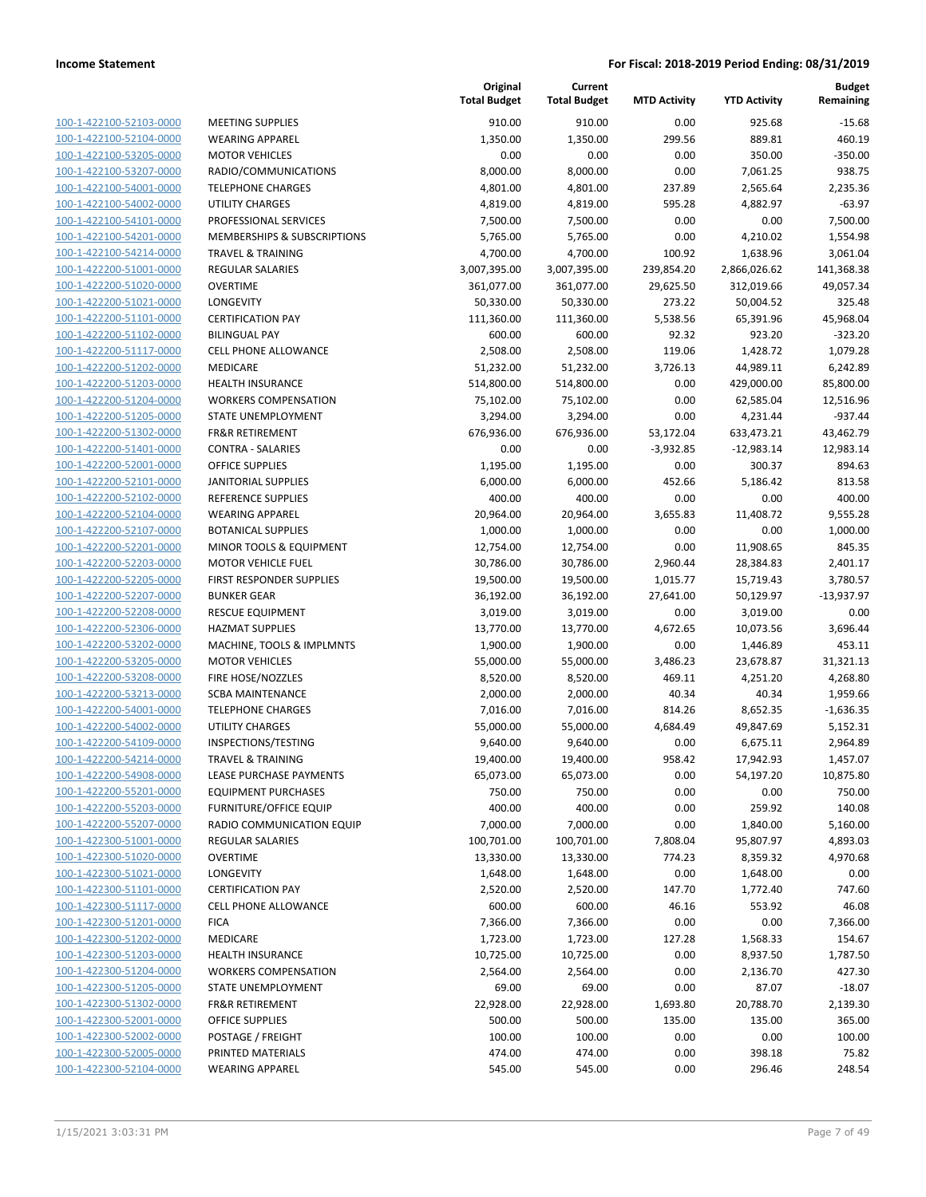| | | Original Total Budget | Current Total Budget | MTD Activity | YTD Activity | Budget Remaining |
|---|---|---|---|---|---|---|
| 100-1-422100-52103-0000 | MEETING SUPPLIES | 910.00 | 910.00 | 0.00 | 925.68 | -15.68 |
| 100-1-422100-52104-0000 | WEARING APPAREL | 1,350.00 | 1,350.00 | 299.56 | 889.81 | 460.19 |
| 100-1-422100-53205-0000 | MOTOR VEHICLES | 0.00 | 0.00 | 0.00 | 350.00 | -350.00 |
| 100-1-422100-53207-0000 | RADIO/COMMUNICATIONS | 8,000.00 | 8,000.00 | 0.00 | 7,061.25 | 938.75 |
| 100-1-422100-54001-0000 | TELEPHONE CHARGES | 4,801.00 | 4,801.00 | 237.89 | 2,565.64 | 2,235.36 |
| 100-1-422100-54002-0000 | UTILITY CHARGES | 4,819.00 | 4,819.00 | 595.28 | 4,882.97 | -63.97 |
| 100-1-422100-54101-0000 | PROFESSIONAL SERVICES | 7,500.00 | 7,500.00 | 0.00 | 0.00 | 7,500.00 |
| 100-1-422100-54201-0000 | MEMBERSHIPS & SUBSCRIPTIONS | 5,765.00 | 5,765.00 | 0.00 | 4,210.02 | 1,554.98 |
| 100-1-422100-54214-0000 | TRAVEL & TRAINING | 4,700.00 | 4,700.00 | 100.92 | 1,638.96 | 3,061.04 |
| 100-1-422200-51001-0000 | REGULAR SALARIES | 3,007,395.00 | 3,007,395.00 | 239,854.20 | 2,866,026.62 | 141,368.38 |
| 100-1-422200-51020-0000 | OVERTIME | 361,077.00 | 361,077.00 | 29,625.50 | 312,019.66 | 49,057.34 |
| 100-1-422200-51021-0000 | LONGEVITY | 50,330.00 | 50,330.00 | 273.22 | 50,004.52 | 325.48 |
| 100-1-422200-51101-0000 | CERTIFICATION PAY | 111,360.00 | 111,360.00 | 5,538.56 | 65,391.96 | 45,968.04 |
| 100-1-422200-51102-0000 | BILINGUAL PAY | 600.00 | 600.00 | 92.32 | 923.20 | -323.20 |
| 100-1-422200-51117-0000 | CELL PHONE ALLOWANCE | 2,508.00 | 2,508.00 | 119.06 | 1,428.72 | 1,079.28 |
| 100-1-422200-51202-0000 | MEDICARE | 51,232.00 | 51,232.00 | 3,726.13 | 44,989.11 | 6,242.89 |
| 100-1-422200-51203-0000 | HEALTH INSURANCE | 514,800.00 | 514,800.00 | 0.00 | 429,000.00 | 85,800.00 |
| 100-1-422200-51204-0000 | WORKERS COMPENSATION | 75,102.00 | 75,102.00 | 0.00 | 62,585.04 | 12,516.96 |
| 100-1-422200-51205-0000 | STATE UNEMPLOYMENT | 3,294.00 | 3,294.00 | 0.00 | 4,231.44 | -937.44 |
| 100-1-422200-51302-0000 | FR&R RETIREMENT | 676,936.00 | 676,936.00 | 53,172.04 | 633,473.21 | 43,462.79 |
| 100-1-422200-51401-0000 | CONTRA - SALARIES | 0.00 | 0.00 | -3,932.85 | -12,983.14 | 12,983.14 |
| 100-1-422200-52001-0000 | OFFICE SUPPLIES | 1,195.00 | 1,195.00 | 0.00 | 300.37 | 894.63 |
| 100-1-422200-52101-0000 | JANITORIAL SUPPLIES | 6,000.00 | 6,000.00 | 452.66 | 5,186.42 | 813.58 |
| 100-1-422200-52102-0000 | REFERENCE SUPPLIES | 400.00 | 400.00 | 0.00 | 0.00 | 400.00 |
| 100-1-422200-52104-0000 | WEARING APPAREL | 20,964.00 | 20,964.00 | 3,655.83 | 11,408.72 | 9,555.28 |
| 100-1-422200-52107-0000 | BOTANICAL SUPPLIES | 1,000.00 | 1,000.00 | 0.00 | 0.00 | 1,000.00 |
| 100-1-422200-52201-0000 | MINOR TOOLS & EQUIPMENT | 12,754.00 | 12,754.00 | 0.00 | 11,908.65 | 845.35 |
| 100-1-422200-52203-0000 | MOTOR VEHICLE FUEL | 30,786.00 | 30,786.00 | 2,960.44 | 28,384.83 | 2,401.17 |
| 100-1-422200-52205-0000 | FIRST RESPONDER SUPPLIES | 19,500.00 | 19,500.00 | 1,015.77 | 15,719.43 | 3,780.57 |
| 100-1-422200-52207-0000 | BUNKER GEAR | 36,192.00 | 36,192.00 | 27,641.00 | 50,129.97 | -13,937.97 |
| 100-1-422200-52208-0000 | RESCUE EQUIPMENT | 3,019.00 | 3,019.00 | 0.00 | 3,019.00 | 0.00 |
| 100-1-422200-52306-0000 | HAZMAT SUPPLIES | 13,770.00 | 13,770.00 | 4,672.65 | 10,073.56 | 3,696.44 |
| 100-1-422200-53202-0000 | MACHINE, TOOLS & IMPLMNTS | 1,900.00 | 1,900.00 | 0.00 | 1,446.89 | 453.11 |
| 100-1-422200-53205-0000 | MOTOR VEHICLES | 55,000.00 | 55,000.00 | 3,486.23 | 23,678.87 | 31,321.13 |
| 100-1-422200-53208-0000 | FIRE HOSE/NOZZLES | 8,520.00 | 8,520.00 | 469.11 | 4,251.20 | 4,268.80 |
| 100-1-422200-53213-0000 | SCBA MAINTENANCE | 2,000.00 | 2,000.00 | 40.34 | 40.34 | 1,959.66 |
| 100-1-422200-54001-0000 | TELEPHONE CHARGES | 7,016.00 | 7,016.00 | 814.26 | 8,652.35 | -1,636.35 |
| 100-1-422200-54002-0000 | UTILITY CHARGES | 55,000.00 | 55,000.00 | 4,684.49 | 49,847.69 | 5,152.31 |
| 100-1-422200-54109-0000 | INSPECTIONS/TESTING | 9,640.00 | 9,640.00 | 0.00 | 6,675.11 | 2,964.89 |
| 100-1-422200-54214-0000 | TRAVEL & TRAINING | 19,400.00 | 19,400.00 | 958.42 | 17,942.93 | 1,457.07 |
| 100-1-422200-54908-0000 | LEASE PURCHASE PAYMENTS | 65,073.00 | 65,073.00 | 0.00 | 54,197.20 | 10,875.80 |
| 100-1-422200-55201-0000 | EQUIPMENT PURCHASES | 750.00 | 750.00 | 0.00 | 0.00 | 750.00 |
| 100-1-422200-55203-0000 | FURNITURE/OFFICE EQUIP | 400.00 | 400.00 | 0.00 | 259.92 | 140.08 |
| 100-1-422200-55207-0000 | RADIO COMMUNICATION EQUIP | 7,000.00 | 7,000.00 | 0.00 | 1,840.00 | 5,160.00 |
| 100-1-422300-51001-0000 | REGULAR SALARIES | 100,701.00 | 100,701.00 | 7,808.04 | 95,807.97 | 4,893.03 |
| 100-1-422300-51020-0000 | OVERTIME | 13,330.00 | 13,330.00 | 774.23 | 8,359.32 | 4,970.68 |
| 100-1-422300-51021-0000 | LONGEVITY | 1,648.00 | 1,648.00 | 0.00 | 1,648.00 | 0.00 |
| 100-1-422300-51101-0000 | CERTIFICATION PAY | 2,520.00 | 2,520.00 | 147.70 | 1,772.40 | 747.60 |
| 100-1-422300-51117-0000 | CELL PHONE ALLOWANCE | 600.00 | 600.00 | 46.16 | 553.92 | 46.08 |
| 100-1-422300-51201-0000 | FICA | 7,366.00 | 7,366.00 | 0.00 | 0.00 | 7,366.00 |
| 100-1-422300-51202-0000 | MEDICARE | 1,723.00 | 1,723.00 | 127.28 | 1,568.33 | 154.67 |
| 100-1-422300-51203-0000 | HEALTH INSURANCE | 10,725.00 | 10,725.00 | 0.00 | 8,937.50 | 1,787.50 |
| 100-1-422300-51204-0000 | WORKERS COMPENSATION | 2,564.00 | 2,564.00 | 0.00 | 2,136.70 | 427.30 |
| 100-1-422300-51205-0000 | STATE UNEMPLOYMENT | 69.00 | 69.00 | 0.00 | 87.07 | -18.07 |
| 100-1-422300-51302-0000 | FR&R RETIREMENT | 22,928.00 | 22,928.00 | 1,693.80 | 20,788.70 | 2,139.30 |
| 100-1-422300-52001-0000 | OFFICE SUPPLIES | 500.00 | 500.00 | 135.00 | 135.00 | 365.00 |
| 100-1-422300-52002-0000 | POSTAGE / FREIGHT | 100.00 | 100.00 | 0.00 | 0.00 | 100.00 |
| 100-1-422300-52005-0000 | PRINTED MATERIALS | 474.00 | 474.00 | 0.00 | 398.18 | 75.82 |
| 100-1-422300-52104-0000 | WEARING APPAREL | 545.00 | 545.00 | 0.00 | 296.46 | 248.54 |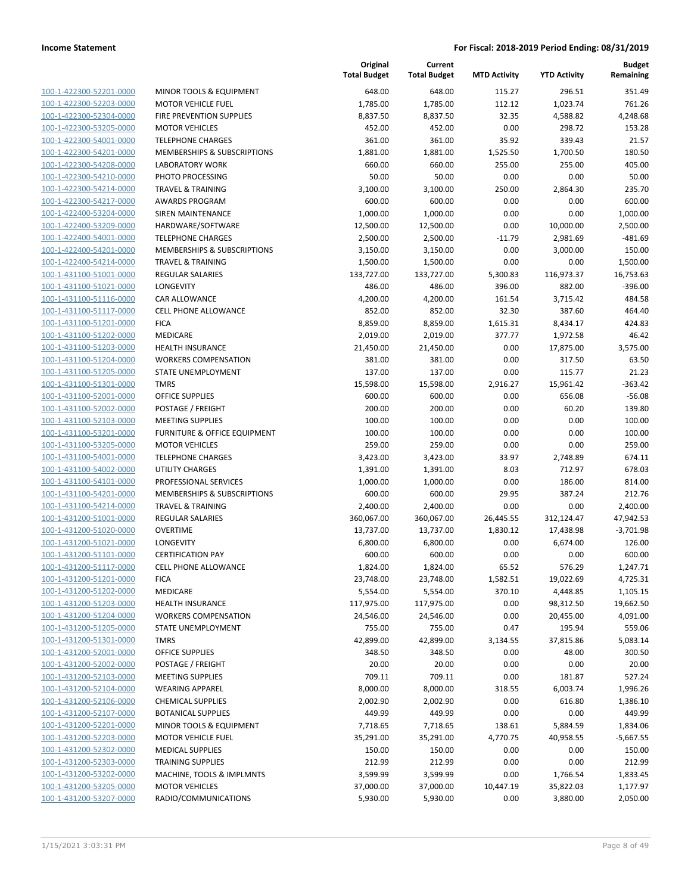| | | Original Total Budget | Current Total Budget | MTD Activity | YTD Activity | Budget Remaining |
|---|---|---|---|---|---|---|
| 100-1-422300-52201-0000 | MINOR TOOLS & EQUIPMENT | 648.00 | 648.00 | 115.27 | 296.51 | 351.49 |
| 100-1-422300-52203-0000 | MOTOR VEHICLE FUEL | 1,785.00 | 1,785.00 | 112.12 | 1,023.74 | 761.26 |
| 100-1-422300-52304-0000 | FIRE PREVENTION SUPPLIES | 8,837.50 | 8,837.50 | 32.35 | 4,588.82 | 4,248.68 |
| 100-1-422300-53205-0000 | MOTOR VEHICLES | 452.00 | 452.00 | 0.00 | 298.72 | 153.28 |
| 100-1-422300-54001-0000 | TELEPHONE CHARGES | 361.00 | 361.00 | 35.92 | 339.43 | 21.57 |
| 100-1-422300-54201-0000 | MEMBERSHIPS & SUBSCRIPTIONS | 1,881.00 | 1,881.00 | 1,525.50 | 1,700.50 | 180.50 |
| 100-1-422300-54208-0000 | LABORATORY WORK | 660.00 | 660.00 | 255.00 | 255.00 | 405.00 |
| 100-1-422300-54210-0000 | PHOTO PROCESSING | 50.00 | 50.00 | 0.00 | 0.00 | 50.00 |
| 100-1-422300-54214-0000 | TRAVEL & TRAINING | 3,100.00 | 3,100.00 | 250.00 | 2,864.30 | 235.70 |
| 100-1-422300-54217-0000 | AWARDS PROGRAM | 600.00 | 600.00 | 0.00 | 0.00 | 600.00 |
| 100-1-422400-53204-0000 | SIREN MAINTENANCE | 1,000.00 | 1,000.00 | 0.00 | 0.00 | 1,000.00 |
| 100-1-422400-53209-0000 | HARDWARE/SOFTWARE | 12,500.00 | 12,500.00 | 0.00 | 10,000.00 | 2,500.00 |
| 100-1-422400-54001-0000 | TELEPHONE CHARGES | 2,500.00 | 2,500.00 | -11.79 | 2,981.69 | -481.69 |
| 100-1-422400-54201-0000 | MEMBERSHIPS & SUBSCRIPTIONS | 3,150.00 | 3,150.00 | 0.00 | 3,000.00 | 150.00 |
| 100-1-422400-54214-0000 | TRAVEL & TRAINING | 1,500.00 | 1,500.00 | 0.00 | 0.00 | 1,500.00 |
| 100-1-431100-51001-0000 | REGULAR SALARIES | 133,727.00 | 133,727.00 | 5,300.83 | 116,973.37 | 16,753.63 |
| 100-1-431100-51021-0000 | LONGEVITY | 486.00 | 486.00 | 396.00 | 882.00 | -396.00 |
| 100-1-431100-51116-0000 | CAR ALLOWANCE | 4,200.00 | 4,200.00 | 161.54 | 3,715.42 | 484.58 |
| 100-1-431100-51117-0000 | CELL PHONE ALLOWANCE | 852.00 | 852.00 | 32.30 | 387.60 | 464.40 |
| 100-1-431100-51201-0000 | FICA | 8,859.00 | 8,859.00 | 1,615.31 | 8,434.17 | 424.83 |
| 100-1-431100-51202-0000 | MEDICARE | 2,019.00 | 2,019.00 | 377.77 | 1,972.58 | 46.42 |
| 100-1-431100-51203-0000 | HEALTH INSURANCE | 21,450.00 | 21,450.00 | 0.00 | 17,875.00 | 3,575.00 |
| 100-1-431100-51204-0000 | WORKERS COMPENSATION | 381.00 | 381.00 | 0.00 | 317.50 | 63.50 |
| 100-1-431100-51205-0000 | STATE UNEMPLOYMENT | 137.00 | 137.00 | 0.00 | 115.77 | 21.23 |
| 100-1-431100-51301-0000 | TMRS | 15,598.00 | 15,598.00 | 2,916.27 | 15,961.42 | -363.42 |
| 100-1-431100-52001-0000 | OFFICE SUPPLIES | 600.00 | 600.00 | 0.00 | 656.08 | -56.08 |
| 100-1-431100-52002-0000 | POSTAGE / FREIGHT | 200.00 | 200.00 | 0.00 | 60.20 | 139.80 |
| 100-1-431100-52103-0000 | MEETING SUPPLIES | 100.00 | 100.00 | 0.00 | 0.00 | 100.00 |
| 100-1-431100-53201-0000 | FURNITURE & OFFICE EQUIPMENT | 100.00 | 100.00 | 0.00 | 0.00 | 100.00 |
| 100-1-431100-53205-0000 | MOTOR VEHICLES | 259.00 | 259.00 | 0.00 | 0.00 | 259.00 |
| 100-1-431100-54001-0000 | TELEPHONE CHARGES | 3,423.00 | 3,423.00 | 33.97 | 2,748.89 | 674.11 |
| 100-1-431100-54002-0000 | UTILITY CHARGES | 1,391.00 | 1,391.00 | 8.03 | 712.97 | 678.03 |
| 100-1-431100-54101-0000 | PROFESSIONAL SERVICES | 1,000.00 | 1,000.00 | 0.00 | 186.00 | 814.00 |
| 100-1-431100-54201-0000 | MEMBERSHIPS & SUBSCRIPTIONS | 600.00 | 600.00 | 29.95 | 387.24 | 212.76 |
| 100-1-431100-54214-0000 | TRAVEL & TRAINING | 2,400.00 | 2,400.00 | 0.00 | 0.00 | 2,400.00 |
| 100-1-431200-51001-0000 | REGULAR SALARIES | 360,067.00 | 360,067.00 | 26,445.55 | 312,124.47 | 47,942.53 |
| 100-1-431200-51020-0000 | OVERTIME | 13,737.00 | 13,737.00 | 1,830.12 | 17,438.98 | -3,701.98 |
| 100-1-431200-51021-0000 | LONGEVITY | 6,800.00 | 6,800.00 | 0.00 | 6,674.00 | 126.00 |
| 100-1-431200-51101-0000 | CERTIFICATION PAY | 600.00 | 600.00 | 0.00 | 0.00 | 600.00 |
| 100-1-431200-51117-0000 | CELL PHONE ALLOWANCE | 1,824.00 | 1,824.00 | 65.52 | 576.29 | 1,247.71 |
| 100-1-431200-51201-0000 | FICA | 23,748.00 | 23,748.00 | 1,582.51 | 19,022.69 | 4,725.31 |
| 100-1-431200-51202-0000 | MEDICARE | 5,554.00 | 5,554.00 | 370.10 | 4,448.85 | 1,105.15 |
| 100-1-431200-51203-0000 | HEALTH INSURANCE | 117,975.00 | 117,975.00 | 0.00 | 98,312.50 | 19,662.50 |
| 100-1-431200-51204-0000 | WORKERS COMPENSATION | 24,546.00 | 24,546.00 | 0.00 | 20,455.00 | 4,091.00 |
| 100-1-431200-51205-0000 | STATE UNEMPLOYMENT | 755.00 | 755.00 | 0.47 | 195.94 | 559.06 |
| 100-1-431200-51301-0000 | TMRS | 42,899.00 | 42,899.00 | 3,134.55 | 37,815.86 | 5,083.14 |
| 100-1-431200-52001-0000 | OFFICE SUPPLIES | 348.50 | 348.50 | 0.00 | 48.00 | 300.50 |
| 100-1-431200-52002-0000 | POSTAGE / FREIGHT | 20.00 | 20.00 | 0.00 | 0.00 | 20.00 |
| 100-1-431200-52103-0000 | MEETING SUPPLIES | 709.11 | 709.11 | 0.00 | 181.87 | 527.24 |
| 100-1-431200-52104-0000 | WEARING APPAREL | 8,000.00 | 8,000.00 | 318.55 | 6,003.74 | 1,996.26 |
| 100-1-431200-52106-0000 | CHEMICAL SUPPLIES | 2,002.90 | 2,002.90 | 0.00 | 616.80 | 1,386.10 |
| 100-1-431200-52107-0000 | BOTANICAL SUPPLIES | 449.99 | 449.99 | 0.00 | 0.00 | 449.99 |
| 100-1-431200-52201-0000 | MINOR TOOLS & EQUIPMENT | 7,718.65 | 7,718.65 | 138.61 | 5,884.59 | 1,834.06 |
| 100-1-431200-52203-0000 | MOTOR VEHICLE FUEL | 35,291.00 | 35,291.00 | 4,770.75 | 40,958.55 | -5,667.55 |
| 100-1-431200-52302-0000 | MEDICAL SUPPLIES | 150.00 | 150.00 | 0.00 | 0.00 | 150.00 |
| 100-1-431200-52303-0000 | TRAINING SUPPLIES | 212.99 | 212.99 | 0.00 | 0.00 | 212.99 |
| 100-1-431200-53202-0000 | MACHINE, TOOLS & IMPLMNTS | 3,599.99 | 3,599.99 | 0.00 | 1,766.54 | 1,833.45 |
| 100-1-431200-53205-0000 | MOTOR VEHICLES | 37,000.00 | 37,000.00 | 10,447.19 | 35,822.03 | 1,177.97 |
| 100-1-431200-53207-0000 | RADIO/COMMUNICATIONS | 5,930.00 | 5,930.00 | 0.00 | 3,880.00 | 2,050.00 |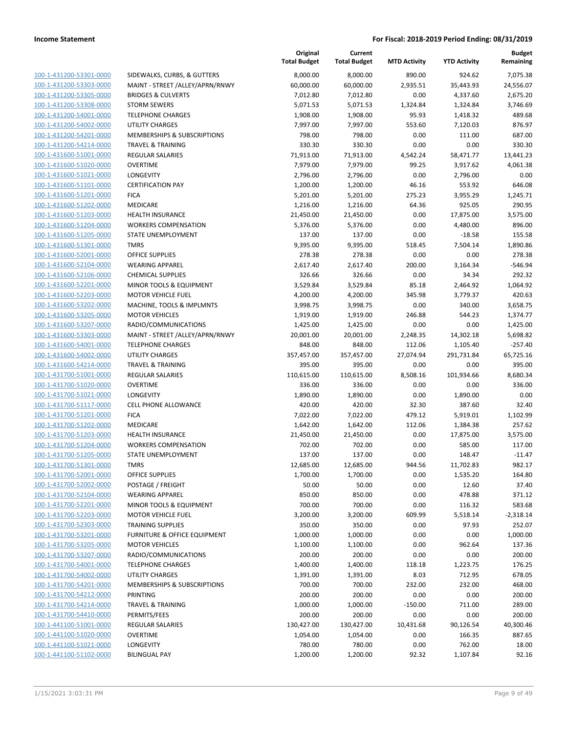**Income Statement** | **For Fiscal: 2018-2019 Period Ending: 08/31/2019**

| | | Original Total Budget | Current Total Budget | MTD Activity | YTD Activity | Budget Remaining |
|---|---|---|---|---|---|---|
| 100-1-431200-53301-0000 | SIDEWALKS, CURBS, & GUTTERS | 8,000.00 | 8,000.00 | 890.00 | 924.62 | 7,075.38 |
| 100-1-431200-53303-0000 | MAINT - STREET /ALLEY/APRN/RNWY | 60,000.00 | 60,000.00 | 2,935.51 | 35,443.93 | 24,556.07 |
| 100-1-431200-53305-0000 | BRIDGES & CULVERTS | 7,012.80 | 7,012.80 | 0.00 | 4,337.60 | 2,675.20 |
| 100-1-431200-53308-0000 | STORM SEWERS | 5,071.53 | 5,071.53 | 1,324.84 | 1,324.84 | 3,746.69 |
| 100-1-431200-54001-0000 | TELEPHONE CHARGES | 1,908.00 | 1,908.00 | 95.93 | 1,418.32 | 489.68 |
| 100-1-431200-54002-0000 | UTILITY CHARGES | 7,997.00 | 7,997.00 | 553.60 | 7,120.03 | 876.97 |
| 100-1-431200-54201-0000 | MEMBERSHIPS & SUBSCRIPTIONS | 798.00 | 798.00 | 0.00 | 111.00 | 687.00 |
| 100-1-431200-54214-0000 | TRAVEL & TRAINING | 330.30 | 330.30 | 0.00 | 0.00 | 330.30 |
| 100-1-431600-51001-0000 | REGULAR SALARIES | 71,913.00 | 71,913.00 | 4,542.24 | 58,471.77 | 13,441.23 |
| 100-1-431600-51020-0000 | OVERTIME | 7,979.00 | 7,979.00 | 99.25 | 3,917.62 | 4,061.38 |
| 100-1-431600-51021-0000 | LONGEVITY | 2,796.00 | 2,796.00 | 0.00 | 2,796.00 | 0.00 |
| 100-1-431600-51101-0000 | CERTIFICATION PAY | 1,200.00 | 1,200.00 | 46.16 | 553.92 | 646.08 |
| 100-1-431600-51201-0000 | FICA | 5,201.00 | 5,201.00 | 275.23 | 3,955.29 | 1,245.71 |
| 100-1-431600-51202-0000 | MEDICARE | 1,216.00 | 1,216.00 | 64.36 | 925.05 | 290.95 |
| 100-1-431600-51203-0000 | HEALTH INSURANCE | 21,450.00 | 21,450.00 | 0.00 | 17,875.00 | 3,575.00 |
| 100-1-431600-51204-0000 | WORKERS COMPENSATION | 5,376.00 | 5,376.00 | 0.00 | 4,480.00 | 896.00 |
| 100-1-431600-51205-0000 | STATE UNEMPLOYMENT | 137.00 | 137.00 | 0.00 | -18.58 | 155.58 |
| 100-1-431600-51301-0000 | TMRS | 9,395.00 | 9,395.00 | 518.45 | 7,504.14 | 1,890.86 |
| 100-1-431600-52001-0000 | OFFICE SUPPLIES | 278.38 | 278.38 | 0.00 | 0.00 | 278.38 |
| 100-1-431600-52104-0000 | WEARING APPAREL | 2,617.40 | 2,617.40 | 200.00 | 3,164.34 | -546.94 |
| 100-1-431600-52106-0000 | CHEMICAL SUPPLIES | 326.66 | 326.66 | 0.00 | 34.34 | 292.32 |
| 100-1-431600-52201-0000 | MINOR TOOLS & EQUIPMENT | 3,529.84 | 3,529.84 | 85.18 | 2,464.92 | 1,064.92 |
| 100-1-431600-52203-0000 | MOTOR VEHICLE FUEL | 4,200.00 | 4,200.00 | 345.98 | 3,779.37 | 420.63 |
| 100-1-431600-53202-0000 | MACHINE, TOOLS & IMPLMNTS | 3,998.75 | 3,998.75 | 0.00 | 340.00 | 3,658.75 |
| 100-1-431600-53205-0000 | MOTOR VEHICLES | 1,919.00 | 1,919.00 | 246.88 | 544.23 | 1,374.77 |
| 100-1-431600-53207-0000 | RADIO/COMMUNICATIONS | 1,425.00 | 1,425.00 | 0.00 | 0.00 | 1,425.00 |
| 100-1-431600-53303-0000 | MAINT - STREET /ALLEY/APRN/RNWY | 20,001.00 | 20,001.00 | 2,248.35 | 14,302.18 | 5,698.82 |
| 100-1-431600-54001-0000 | TELEPHONE CHARGES | 848.00 | 848.00 | 112.06 | 1,105.40 | -257.40 |
| 100-1-431600-54002-0000 | UTILITY CHARGES | 357,457.00 | 357,457.00 | 27,074.94 | 291,731.84 | 65,725.16 |
| 100-1-431600-54214-0000 | TRAVEL & TRAINING | 395.00 | 395.00 | 0.00 | 0.00 | 395.00 |
| 100-1-431700-51001-0000 | REGULAR SALARIES | 110,615.00 | 110,615.00 | 8,508.16 | 101,934.66 | 8,680.34 |
| 100-1-431700-51020-0000 | OVERTIME | 336.00 | 336.00 | 0.00 | 0.00 | 336.00 |
| 100-1-431700-51021-0000 | LONGEVITY | 1,890.00 | 1,890.00 | 0.00 | 1,890.00 | 0.00 |
| 100-1-431700-51117-0000 | CELL PHONE ALLOWANCE | 420.00 | 420.00 | 32.30 | 387.60 | 32.40 |
| 100-1-431700-51201-0000 | FICA | 7,022.00 | 7,022.00 | 479.12 | 5,919.01 | 1,102.99 |
| 100-1-431700-51202-0000 | MEDICARE | 1,642.00 | 1,642.00 | 112.06 | 1,384.38 | 257.62 |
| 100-1-431700-51203-0000 | HEALTH INSURANCE | 21,450.00 | 21,450.00 | 0.00 | 17,875.00 | 3,575.00 |
| 100-1-431700-51204-0000 | WORKERS COMPENSATION | 702.00 | 702.00 | 0.00 | 585.00 | 117.00 |
| 100-1-431700-51205-0000 | STATE UNEMPLOYMENT | 137.00 | 137.00 | 0.00 | 148.47 | -11.47 |
| 100-1-431700-51301-0000 | TMRS | 12,685.00 | 12,685.00 | 944.56 | 11,702.83 | 982.17 |
| 100-1-431700-52001-0000 | OFFICE SUPPLIES | 1,700.00 | 1,700.00 | 0.00 | 1,535.20 | 164.80 |
| 100-1-431700-52002-0000 | POSTAGE / FREIGHT | 50.00 | 50.00 | 0.00 | 12.60 | 37.40 |
| 100-1-431700-52104-0000 | WEARING APPAREL | 850.00 | 850.00 | 0.00 | 478.88 | 371.12 |
| 100-1-431700-52201-0000 | MINOR TOOLS & EQUIPMENT | 700.00 | 700.00 | 0.00 | 116.32 | 583.68 |
| 100-1-431700-52203-0000 | MOTOR VEHICLE FUEL | 3,200.00 | 3,200.00 | 609.99 | 5,518.14 | -2,318.14 |
| 100-1-431700-52303-0000 | TRAINING SUPPLIES | 350.00 | 350.00 | 0.00 | 97.93 | 252.07 |
| 100-1-431700-53201-0000 | FURNITURE & OFFICE EQUIPMENT | 1,000.00 | 1,000.00 | 0.00 | 0.00 | 1,000.00 |
| 100-1-431700-53205-0000 | MOTOR VEHICLES | 1,100.00 | 1,100.00 | 0.00 | 962.64 | 137.36 |
| 100-1-431700-53207-0000 | RADIO/COMMUNICATIONS | 200.00 | 200.00 | 0.00 | 0.00 | 200.00 |
| 100-1-431700-54001-0000 | TELEPHONE CHARGES | 1,400.00 | 1,400.00 | 118.18 | 1,223.75 | 176.25 |
| 100-1-431700-54002-0000 | UTILITY CHARGES | 1,391.00 | 1,391.00 | 8.03 | 712.95 | 678.05 |
| 100-1-431700-54201-0000 | MEMBERSHIPS & SUBSCRIPTIONS | 700.00 | 700.00 | 232.00 | 232.00 | 468.00 |
| 100-1-431700-54212-0000 | PRINTING | 200.00 | 200.00 | 0.00 | 0.00 | 200.00 |
| 100-1-431700-54214-0000 | TRAVEL & TRAINING | 1,000.00 | 1,000.00 | -150.00 | 711.00 | 289.00 |
| 100-1-431700-54410-0000 | PERMITS/FEES | 200.00 | 200.00 | 0.00 | 0.00 | 200.00 |
| 100-1-441100-51001-0000 | REGULAR SALARIES | 130,427.00 | 130,427.00 | 10,431.68 | 90,126.54 | 40,300.46 |
| 100-1-441100-51020-0000 | OVERTIME | 1,054.00 | 1,054.00 | 0.00 | 166.35 | 887.65 |
| 100-1-441100-51021-0000 | LONGEVITY | 780.00 | 780.00 | 0.00 | 762.00 | 18.00 |
| 100-1-441100-51102-0000 | BILINGUAL PAY | 1,200.00 | 1,200.00 | 92.32 | 1,107.84 | 92.16 |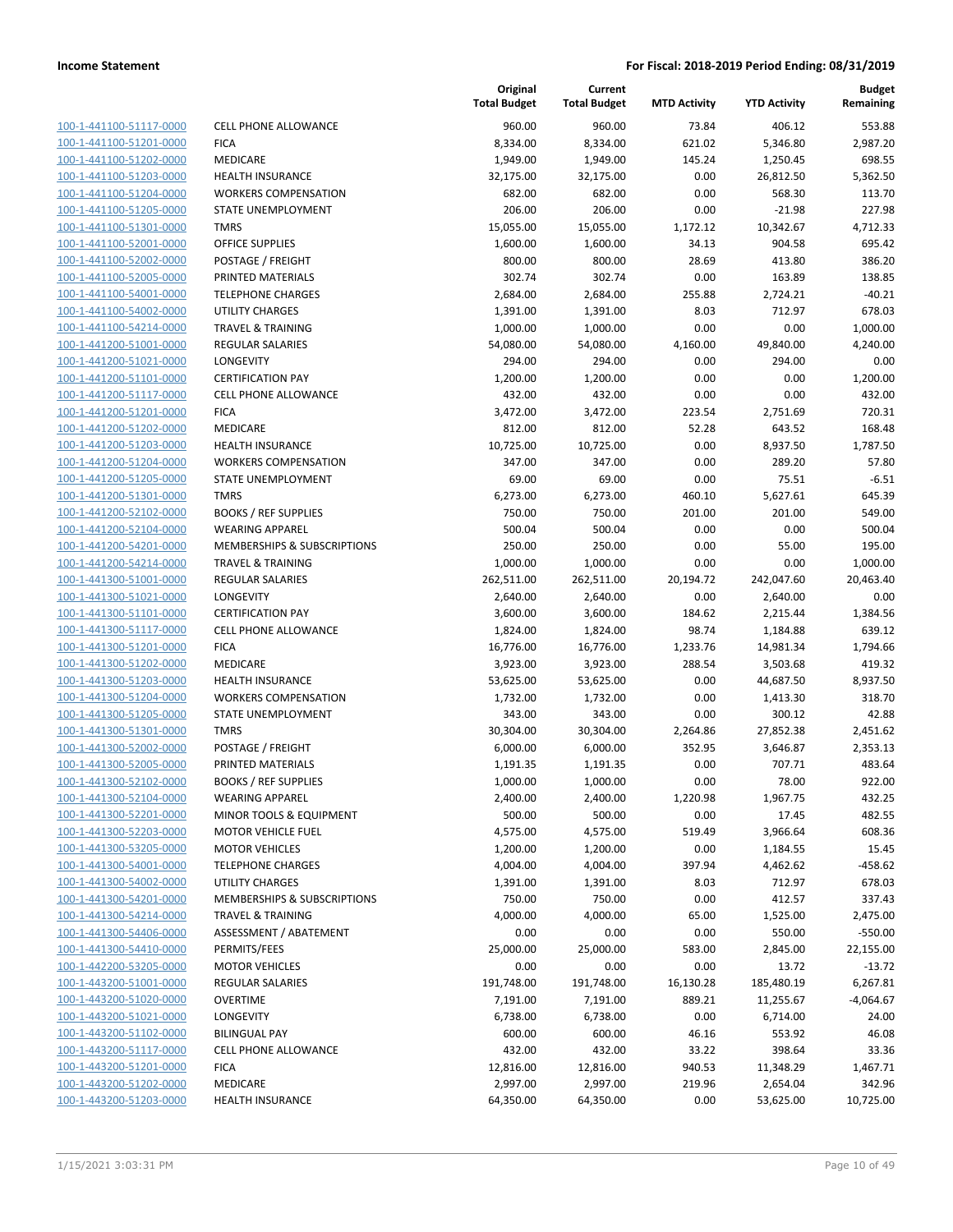**Income Statement** — **For Fiscal: 2018-2019 Period Ending: 08/31/2019**

| | | Original Total Budget | Current Total Budget | MTD Activity | YTD Activity | Budget Remaining |
|---|---|---|---|---|---|---|
| 100-1-441100-51117-0000 | CELL PHONE ALLOWANCE | 960.00 | 960.00 | 73.84 | 406.12 | 553.88 |
| 100-1-441100-51201-0000 | FICA | 8,334.00 | 8,334.00 | 621.02 | 5,346.80 | 2,987.20 |
| 100-1-441100-51202-0000 | MEDICARE | 1,949.00 | 1,949.00 | 145.24 | 1,250.45 | 698.55 |
| 100-1-441100-51203-0000 | HEALTH INSURANCE | 32,175.00 | 32,175.00 | 0.00 | 26,812.50 | 5,362.50 |
| 100-1-441100-51204-0000 | WORKERS COMPENSATION | 682.00 | 682.00 | 0.00 | 568.30 | 113.70 |
| 100-1-441100-51205-0000 | STATE UNEMPLOYMENT | 206.00 | 206.00 | 0.00 | -21.98 | 227.98 |
| 100-1-441100-51301-0000 | TMRS | 15,055.00 | 15,055.00 | 1,172.12 | 10,342.67 | 4,712.33 |
| 100-1-441100-52001-0000 | OFFICE SUPPLIES | 1,600.00 | 1,600.00 | 34.13 | 904.58 | 695.42 |
| 100-1-441100-52002-0000 | POSTAGE / FREIGHT | 800.00 | 800.00 | 28.69 | 413.80 | 386.20 |
| 100-1-441100-52005-0000 | PRINTED MATERIALS | 302.74 | 302.74 | 0.00 | 163.89 | 138.85 |
| 100-1-441100-54001-0000 | TELEPHONE CHARGES | 2,684.00 | 2,684.00 | 255.88 | 2,724.21 | -40.21 |
| 100-1-441100-54002-0000 | UTILITY CHARGES | 1,391.00 | 1,391.00 | 8.03 | 712.97 | 678.03 |
| 100-1-441100-54214-0000 | TRAVEL & TRAINING | 1,000.00 | 1,000.00 | 0.00 | 0.00 | 1,000.00 |
| 100-1-441200-51001-0000 | REGULAR SALARIES | 54,080.00 | 54,080.00 | 4,160.00 | 49,840.00 | 4,240.00 |
| 100-1-441200-51021-0000 | LONGEVITY | 294.00 | 294.00 | 0.00 | 294.00 | 0.00 |
| 100-1-441200-51101-0000 | CERTIFICATION PAY | 1,200.00 | 1,200.00 | 0.00 | 0.00 | 1,200.00 |
| 100-1-441200-51117-0000 | CELL PHONE ALLOWANCE | 432.00 | 432.00 | 0.00 | 0.00 | 432.00 |
| 100-1-441200-51201-0000 | FICA | 3,472.00 | 3,472.00 | 223.54 | 2,751.69 | 720.31 |
| 100-1-441200-51202-0000 | MEDICARE | 812.00 | 812.00 | 52.28 | 643.52 | 168.48 |
| 100-1-441200-51203-0000 | HEALTH INSURANCE | 10,725.00 | 10,725.00 | 0.00 | 8,937.50 | 1,787.50 |
| 100-1-441200-51204-0000 | WORKERS COMPENSATION | 347.00 | 347.00 | 0.00 | 289.20 | 57.80 |
| 100-1-441200-51205-0000 | STATE UNEMPLOYMENT | 69.00 | 69.00 | 0.00 | 75.51 | -6.51 |
| 100-1-441200-51301-0000 | TMRS | 6,273.00 | 6,273.00 | 460.10 | 5,627.61 | 645.39 |
| 100-1-441200-52102-0000 | BOOKS / REF SUPPLIES | 750.00 | 750.00 | 201.00 | 201.00 | 549.00 |
| 100-1-441200-52104-0000 | WEARING APPAREL | 500.04 | 500.04 | 0.00 | 0.00 | 500.04 |
| 100-1-441200-54201-0000 | MEMBERSHIPS & SUBSCRIPTIONS | 250.00 | 250.00 | 0.00 | 55.00 | 195.00 |
| 100-1-441200-54214-0000 | TRAVEL & TRAINING | 1,000.00 | 1,000.00 | 0.00 | 0.00 | 1,000.00 |
| 100-1-441300-51001-0000 | REGULAR SALARIES | 262,511.00 | 262,511.00 | 20,194.72 | 242,047.60 | 20,463.40 |
| 100-1-441300-51021-0000 | LONGEVITY | 2,640.00 | 2,640.00 | 0.00 | 2,640.00 | 0.00 |
| 100-1-441300-51101-0000 | CERTIFICATION PAY | 3,600.00 | 3,600.00 | 184.62 | 2,215.44 | 1,384.56 |
| 100-1-441300-51117-0000 | CELL PHONE ALLOWANCE | 1,824.00 | 1,824.00 | 98.74 | 1,184.88 | 639.12 |
| 100-1-441300-51201-0000 | FICA | 16,776.00 | 16,776.00 | 1,233.76 | 14,981.34 | 1,794.66 |
| 100-1-441300-51202-0000 | MEDICARE | 3,923.00 | 3,923.00 | 288.54 | 3,503.68 | 419.32 |
| 100-1-441300-51203-0000 | HEALTH INSURANCE | 53,625.00 | 53,625.00 | 0.00 | 44,687.50 | 8,937.50 |
| 100-1-441300-51204-0000 | WORKERS COMPENSATION | 1,732.00 | 1,732.00 | 0.00 | 1,413.30 | 318.70 |
| 100-1-441300-51205-0000 | STATE UNEMPLOYMENT | 343.00 | 343.00 | 0.00 | 300.12 | 42.88 |
| 100-1-441300-51301-0000 | TMRS | 30,304.00 | 30,304.00 | 2,264.86 | 27,852.38 | 2,451.62 |
| 100-1-441300-52002-0000 | POSTAGE / FREIGHT | 6,000.00 | 6,000.00 | 352.95 | 3,646.87 | 2,353.13 |
| 100-1-441300-52005-0000 | PRINTED MATERIALS | 1,191.35 | 1,191.35 | 0.00 | 707.71 | 483.64 |
| 100-1-441300-52102-0000 | BOOKS / REF SUPPLIES | 1,000.00 | 1,000.00 | 0.00 | 78.00 | 922.00 |
| 100-1-441300-52104-0000 | WEARING APPAREL | 2,400.00 | 2,400.00 | 1,220.98 | 1,967.75 | 432.25 |
| 100-1-441300-52201-0000 | MINOR TOOLS & EQUIPMENT | 500.00 | 500.00 | 0.00 | 17.45 | 482.55 |
| 100-1-441300-52203-0000 | MOTOR VEHICLE FUEL | 4,575.00 | 4,575.00 | 519.49 | 3,966.64 | 608.36 |
| 100-1-441300-53205-0000 | MOTOR VEHICLES | 1,200.00 | 1,200.00 | 0.00 | 1,184.55 | 15.45 |
| 100-1-441300-54001-0000 | TELEPHONE CHARGES | 4,004.00 | 4,004.00 | 397.94 | 4,462.62 | -458.62 |
| 100-1-441300-54002-0000 | UTILITY CHARGES | 1,391.00 | 1,391.00 | 8.03 | 712.97 | 678.03 |
| 100-1-441300-54201-0000 | MEMBERSHIPS & SUBSCRIPTIONS | 750.00 | 750.00 | 0.00 | 412.57 | 337.43 |
| 100-1-441300-54214-0000 | TRAVEL & TRAINING | 4,000.00 | 4,000.00 | 65.00 | 1,525.00 | 2,475.00 |
| 100-1-441300-54406-0000 | ASSESSMENT / ABATEMENT | 0.00 | 0.00 | 0.00 | 550.00 | -550.00 |
| 100-1-441300-54410-0000 | PERMITS/FEES | 25,000.00 | 25,000.00 | 583.00 | 2,845.00 | 22,155.00 |
| 100-1-442200-53205-0000 | MOTOR VEHICLES | 0.00 | 0.00 | 0.00 | 13.72 | -13.72 |
| 100-1-443200-51001-0000 | REGULAR SALARIES | 191,748.00 | 191,748.00 | 16,130.28 | 185,480.19 | 6,267.81 |
| 100-1-443200-51020-0000 | OVERTIME | 7,191.00 | 7,191.00 | 889.21 | 11,255.67 | -4,064.67 |
| 100-1-443200-51021-0000 | LONGEVITY | 6,738.00 | 6,738.00 | 0.00 | 6,714.00 | 24.00 |
| 100-1-443200-51102-0000 | BILINGUAL PAY | 600.00 | 600.00 | 46.16 | 553.92 | 46.08 |
| 100-1-443200-51117-0000 | CELL PHONE ALLOWANCE | 432.00 | 432.00 | 33.22 | 398.64 | 33.36 |
| 100-1-443200-51201-0000 | FICA | 12,816.00 | 12,816.00 | 940.53 | 11,348.29 | 1,467.71 |
| 100-1-443200-51202-0000 | MEDICARE | 2,997.00 | 2,997.00 | 219.96 | 2,654.04 | 342.96 |
| 100-1-443200-51203-0000 | HEALTH INSURANCE | 64,350.00 | 64,350.00 | 0.00 | 53,625.00 | 10,725.00 |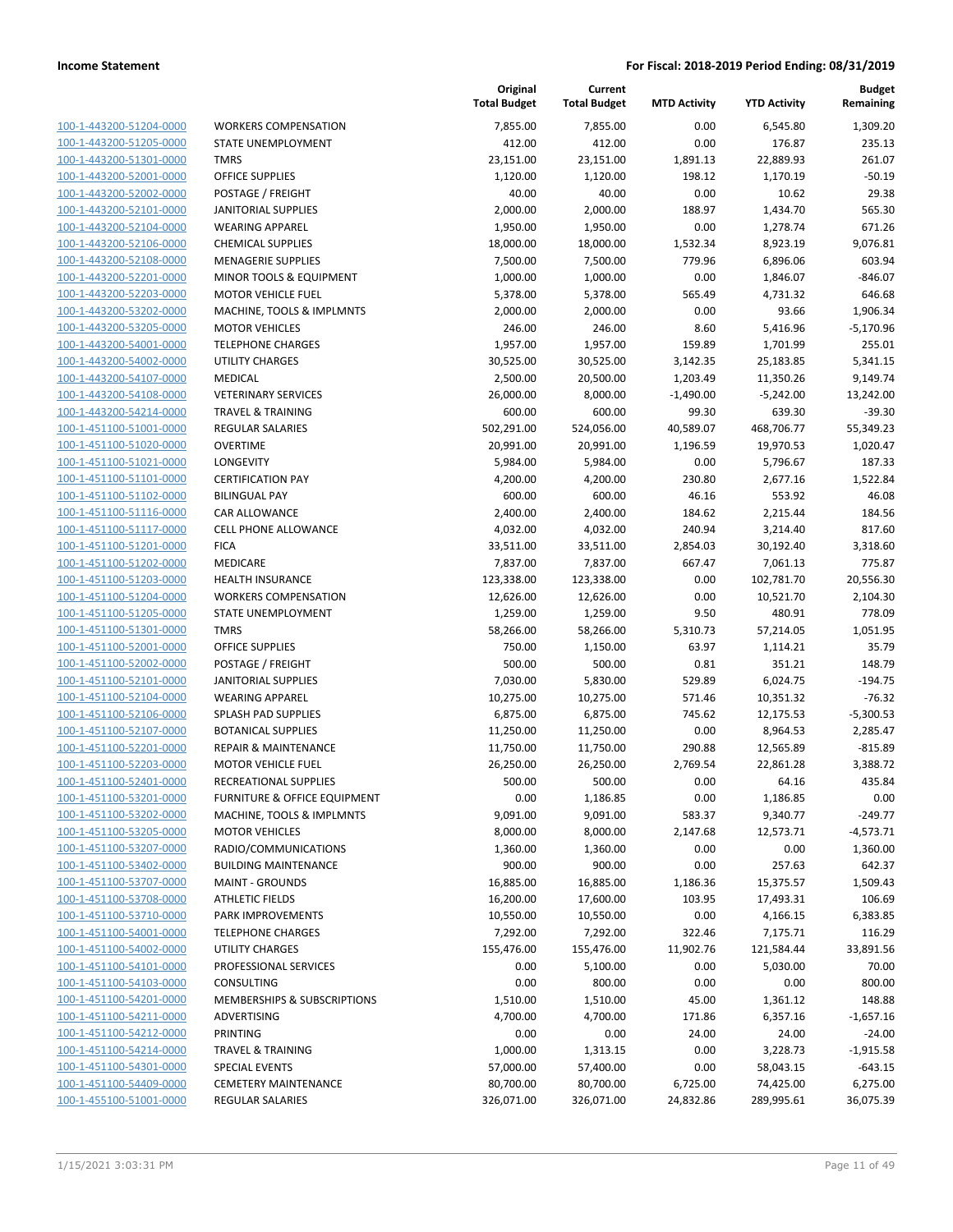**Income Statement** — **For Fiscal: 2018-2019 Period Ending: 08/31/2019**

| | | Original Total Budget | Current Total Budget | MTD Activity | YTD Activity | Budget Remaining |
|---|---|---|---|---|---|---|
| 100-1-443200-51204-0000 | WORKERS COMPENSATION | 7,855.00 | 7,855.00 | 0.00 | 6,545.80 | 1,309.20 |
| 100-1-443200-51205-0000 | STATE UNEMPLOYMENT | 412.00 | 412.00 | 0.00 | 176.87 | 235.13 |
| 100-1-443200-51301-0000 | TMRS | 23,151.00 | 23,151.00 | 1,891.13 | 22,889.93 | 261.07 |
| 100-1-443200-52001-0000 | OFFICE SUPPLIES | 1,120.00 | 1,120.00 | 198.12 | 1,170.19 | -50.19 |
| 100-1-443200-52002-0000 | POSTAGE / FREIGHT | 40.00 | 40.00 | 0.00 | 10.62 | 29.38 |
| 100-1-443200-52101-0000 | JANITORIAL SUPPLIES | 2,000.00 | 2,000.00 | 188.97 | 1,434.70 | 565.30 |
| 100-1-443200-52104-0000 | WEARING APPAREL | 1,950.00 | 1,950.00 | 0.00 | 1,278.74 | 671.26 |
| 100-1-443200-52106-0000 | CHEMICAL SUPPLIES | 18,000.00 | 18,000.00 | 1,532.34 | 8,923.19 | 9,076.81 |
| 100-1-443200-52108-0000 | MENAGERIE SUPPLIES | 7,500.00 | 7,500.00 | 779.96 | 6,896.06 | 603.94 |
| 100-1-443200-52201-0000 | MINOR TOOLS & EQUIPMENT | 1,000.00 | 1,000.00 | 0.00 | 1,846.07 | -846.07 |
| 100-1-443200-52203-0000 | MOTOR VEHICLE FUEL | 5,378.00 | 5,378.00 | 565.49 | 4,731.32 | 646.68 |
| 100-1-443200-53202-0000 | MACHINE, TOOLS & IMPLMNTS | 2,000.00 | 2,000.00 | 0.00 | 93.66 | 1,906.34 |
| 100-1-443200-53205-0000 | MOTOR VEHICLES | 246.00 | 246.00 | 8.60 | 5,416.96 | -5,170.96 |
| 100-1-443200-54001-0000 | TELEPHONE CHARGES | 1,957.00 | 1,957.00 | 159.89 | 1,701.99 | 255.01 |
| 100-1-443200-54002-0000 | UTILITY CHARGES | 30,525.00 | 30,525.00 | 3,142.35 | 25,183.85 | 5,341.15 |
| 100-1-443200-54107-0000 | MEDICAL | 2,500.00 | 20,500.00 | 1,203.49 | 11,350.26 | 9,149.74 |
| 100-1-443200-54108-0000 | VETERINARY SERVICES | 26,000.00 | 8,000.00 | -1,490.00 | -5,242.00 | 13,242.00 |
| 100-1-443200-54214-0000 | TRAVEL & TRAINING | 600.00 | 600.00 | 99.30 | 639.30 | -39.30 |
| 100-1-451100-51001-0000 | REGULAR SALARIES | 502,291.00 | 524,056.00 | 40,589.07 | 468,706.77 | 55,349.23 |
| 100-1-451100-51020-0000 | OVERTIME | 20,991.00 | 20,991.00 | 1,196.59 | 19,970.53 | 1,020.47 |
| 100-1-451100-51021-0000 | LONGEVITY | 5,984.00 | 5,984.00 | 0.00 | 5,796.67 | 187.33 |
| 100-1-451100-51101-0000 | CERTIFICATION PAY | 4,200.00 | 4,200.00 | 230.80 | 2,677.16 | 1,522.84 |
| 100-1-451100-51102-0000 | BILINGUAL PAY | 600.00 | 600.00 | 46.16 | 553.92 | 46.08 |
| 100-1-451100-51116-0000 | CAR ALLOWANCE | 2,400.00 | 2,400.00 | 184.62 | 2,215.44 | 184.56 |
| 100-1-451100-51117-0000 | CELL PHONE ALLOWANCE | 4,032.00 | 4,032.00 | 240.94 | 3,214.40 | 817.60 |
| 100-1-451100-51201-0000 | FICA | 33,511.00 | 33,511.00 | 2,854.03 | 30,192.40 | 3,318.60 |
| 100-1-451100-51202-0000 | MEDICARE | 7,837.00 | 7,837.00 | 667.47 | 7,061.13 | 775.87 |
| 100-1-451100-51203-0000 | HEALTH INSURANCE | 123,338.00 | 123,338.00 | 0.00 | 102,781.70 | 20,556.30 |
| 100-1-451100-51204-0000 | WORKERS COMPENSATION | 12,626.00 | 12,626.00 | 0.00 | 10,521.70 | 2,104.30 |
| 100-1-451100-51205-0000 | STATE UNEMPLOYMENT | 1,259.00 | 1,259.00 | 9.50 | 480.91 | 778.09 |
| 100-1-451100-51301-0000 | TMRS | 58,266.00 | 58,266.00 | 5,310.73 | 57,214.05 | 1,051.95 |
| 100-1-451100-52001-0000 | OFFICE SUPPLIES | 750.00 | 1,150.00 | 63.97 | 1,114.21 | 35.79 |
| 100-1-451100-52002-0000 | POSTAGE / FREIGHT | 500.00 | 500.00 | 0.81 | 351.21 | 148.79 |
| 100-1-451100-52101-0000 | JANITORIAL SUPPLIES | 7,030.00 | 5,830.00 | 529.89 | 6,024.75 | -194.75 |
| 100-1-451100-52104-0000 | WEARING APPAREL | 10,275.00 | 10,275.00 | 571.46 | 10,351.32 | -76.32 |
| 100-1-451100-52106-0000 | SPLASH PAD SUPPLIES | 6,875.00 | 6,875.00 | 745.62 | 12,175.53 | -5,300.53 |
| 100-1-451100-52107-0000 | BOTANICAL SUPPLIES | 11,250.00 | 11,250.00 | 0.00 | 8,964.53 | 2,285.47 |
| 100-1-451100-52201-0000 | REPAIR & MAINTENANCE | 11,750.00 | 11,750.00 | 290.88 | 12,565.89 | -815.89 |
| 100-1-451100-52203-0000 | MOTOR VEHICLE FUEL | 26,250.00 | 26,250.00 | 2,769.54 | 22,861.28 | 3,388.72 |
| 100-1-451100-52401-0000 | RECREATIONAL SUPPLIES | 500.00 | 500.00 | 0.00 | 64.16 | 435.84 |
| 100-1-451100-53201-0000 | FURNITURE & OFFICE EQUIPMENT | 0.00 | 1,186.85 | 0.00 | 1,186.85 | 0.00 |
| 100-1-451100-53202-0000 | MACHINE, TOOLS & IMPLMNTS | 9,091.00 | 9,091.00 | 583.37 | 9,340.77 | -249.77 |
| 100-1-451100-53205-0000 | MOTOR VEHICLES | 8,000.00 | 8,000.00 | 2,147.68 | 12,573.71 | -4,573.71 |
| 100-1-451100-53207-0000 | RADIO/COMMUNICATIONS | 1,360.00 | 1,360.00 | 0.00 | 0.00 | 1,360.00 |
| 100-1-451100-53402-0000 | BUILDING MAINTENANCE | 900.00 | 900.00 | 0.00 | 257.63 | 642.37 |
| 100-1-451100-53707-0000 | MAINT - GROUNDS | 16,885.00 | 16,885.00 | 1,186.36 | 15,375.57 | 1,509.43 |
| 100-1-451100-53708-0000 | ATHLETIC FIELDS | 16,200.00 | 17,600.00 | 103.95 | 17,493.31 | 106.69 |
| 100-1-451100-53710-0000 | PARK IMPROVEMENTS | 10,550.00 | 10,550.00 | 0.00 | 4,166.15 | 6,383.85 |
| 100-1-451100-54001-0000 | TELEPHONE CHARGES | 7,292.00 | 7,292.00 | 322.46 | 7,175.71 | 116.29 |
| 100-1-451100-54002-0000 | UTILITY CHARGES | 155,476.00 | 155,476.00 | 11,902.76 | 121,584.44 | 33,891.56 |
| 100-1-451100-54101-0000 | PROFESSIONAL SERVICES | 0.00 | 5,100.00 | 0.00 | 5,030.00 | 70.00 |
| 100-1-451100-54103-0000 | CONSULTING | 0.00 | 800.00 | 0.00 | 0.00 | 800.00 |
| 100-1-451100-54201-0000 | MEMBERSHIPS & SUBSCRIPTIONS | 1,510.00 | 1,510.00 | 45.00 | 1,361.12 | 148.88 |
| 100-1-451100-54211-0000 | ADVERTISING | 4,700.00 | 4,700.00 | 171.86 | 6,357.16 | -1,657.16 |
| 100-1-451100-54212-0000 | PRINTING | 0.00 | 0.00 | 24.00 | 24.00 | -24.00 |
| 100-1-451100-54214-0000 | TRAVEL & TRAINING | 1,000.00 | 1,313.15 | 0.00 | 3,228.73 | -1,915.58 |
| 100-1-451100-54301-0000 | SPECIAL EVENTS | 57,000.00 | 57,400.00 | 0.00 | 58,043.15 | -643.15 |
| 100-1-451100-54409-0000 | CEMETERY MAINTENANCE | 80,700.00 | 80,700.00 | 6,725.00 | 74,425.00 | 6,275.00 |
| 100-1-455100-51001-0000 | REGULAR SALARIES | 326,071.00 | 326,071.00 | 24,832.86 | 289,995.61 | 36,075.39 |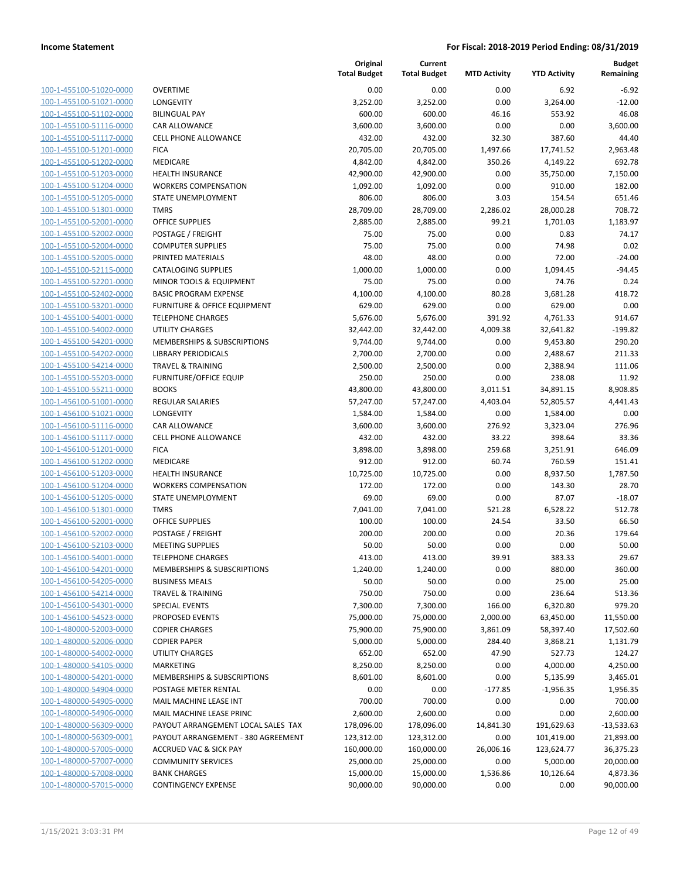**Income Statement** | **For Fiscal: 2018-2019 Period Ending: 08/31/2019**

| | | Original Total Budget | Current Total Budget | MTD Activity | YTD Activity | Budget Remaining |
|---|---|---|---|---|---|---|
| 100-1-455100-51020-0000 | OVERTIME | 0.00 | 0.00 | 0.00 | 6.92 | -6.92 |
| 100-1-455100-51021-0000 | LONGEVITY | 3,252.00 | 3,252.00 | 0.00 | 3,264.00 | -12.00 |
| 100-1-455100-51102-0000 | BILINGUAL PAY | 600.00 | 600.00 | 46.16 | 553.92 | 46.08 |
| 100-1-455100-51116-0000 | CAR ALLOWANCE | 3,600.00 | 3,600.00 | 0.00 | 0.00 | 3,600.00 |
| 100-1-455100-51117-0000 | CELL PHONE ALLOWANCE | 432.00 | 432.00 | 32.30 | 387.60 | 44.40 |
| 100-1-455100-51201-0000 | FICA | 20,705.00 | 20,705.00 | 1,497.66 | 17,741.52 | 2,963.48 |
| 100-1-455100-51202-0000 | MEDICARE | 4,842.00 | 4,842.00 | 350.26 | 4,149.22 | 692.78 |
| 100-1-455100-51203-0000 | HEALTH INSURANCE | 42,900.00 | 42,900.00 | 0.00 | 35,750.00 | 7,150.00 |
| 100-1-455100-51204-0000 | WORKERS COMPENSATION | 1,092.00 | 1,092.00 | 0.00 | 910.00 | 182.00 |
| 100-1-455100-51205-0000 | STATE UNEMPLOYMENT | 806.00 | 806.00 | 3.03 | 154.54 | 651.46 |
| 100-1-455100-51301-0000 | TMRS | 28,709.00 | 28,709.00 | 2,286.02 | 28,000.28 | 708.72 |
| 100-1-455100-52001-0000 | OFFICE SUPPLIES | 2,885.00 | 2,885.00 | 99.21 | 1,701.03 | 1,183.97 |
| 100-1-455100-52002-0000 | POSTAGE / FREIGHT | 75.00 | 75.00 | 0.00 | 0.83 | 74.17 |
| 100-1-455100-52004-0000 | COMPUTER SUPPLIES | 75.00 | 75.00 | 0.00 | 74.98 | 0.02 |
| 100-1-455100-52005-0000 | PRINTED MATERIALS | 48.00 | 48.00 | 0.00 | 72.00 | -24.00 |
| 100-1-455100-52115-0000 | CATALOGING SUPPLIES | 1,000.00 | 1,000.00 | 0.00 | 1,094.45 | -94.45 |
| 100-1-455100-52201-0000 | MINOR TOOLS & EQUIPMENT | 75.00 | 75.00 | 0.00 | 74.76 | 0.24 |
| 100-1-455100-52402-0000 | BASIC PROGRAM EXPENSE | 4,100.00 | 4,100.00 | 80.28 | 3,681.28 | 418.72 |
| 100-1-455100-53201-0000 | FURNITURE & OFFICE EQUIPMENT | 629.00 | 629.00 | 0.00 | 629.00 | 0.00 |
| 100-1-455100-54001-0000 | TELEPHONE CHARGES | 5,676.00 | 5,676.00 | 391.92 | 4,761.33 | 914.67 |
| 100-1-455100-54002-0000 | UTILITY CHARGES | 32,442.00 | 32,442.00 | 4,009.38 | 32,641.82 | -199.82 |
| 100-1-455100-54201-0000 | MEMBERSHIPS & SUBSCRIPTIONS | 9,744.00 | 9,744.00 | 0.00 | 9,453.80 | 290.20 |
| 100-1-455100-54202-0000 | LIBRARY PERIODICALS | 2,700.00 | 2,700.00 | 0.00 | 2,488.67 | 211.33 |
| 100-1-455100-54214-0000 | TRAVEL & TRAINING | 2,500.00 | 2,500.00 | 0.00 | 2,388.94 | 111.06 |
| 100-1-455100-55203-0000 | FURNITURE/OFFICE EQUIP | 250.00 | 250.00 | 0.00 | 238.08 | 11.92 |
| 100-1-455100-55211-0000 | BOOKS | 43,800.00 | 43,800.00 | 3,011.51 | 34,891.15 | 8,908.85 |
| 100-1-456100-51001-0000 | REGULAR SALARIES | 57,247.00 | 57,247.00 | 4,403.04 | 52,805.57 | 4,441.43 |
| 100-1-456100-51021-0000 | LONGEVITY | 1,584.00 | 1,584.00 | 0.00 | 1,584.00 | 0.00 |
| 100-1-456100-51116-0000 | CAR ALLOWANCE | 3,600.00 | 3,600.00 | 276.92 | 3,323.04 | 276.96 |
| 100-1-456100-51117-0000 | CELL PHONE ALLOWANCE | 432.00 | 432.00 | 33.22 | 398.64 | 33.36 |
| 100-1-456100-51201-0000 | FICA | 3,898.00 | 3,898.00 | 259.68 | 3,251.91 | 646.09 |
| 100-1-456100-51202-0000 | MEDICARE | 912.00 | 912.00 | 60.74 | 760.59 | 151.41 |
| 100-1-456100-51203-0000 | HEALTH INSURANCE | 10,725.00 | 10,725.00 | 0.00 | 8,937.50 | 1,787.50 |
| 100-1-456100-51204-0000 | WORKERS COMPENSATION | 172.00 | 172.00 | 0.00 | 143.30 | 28.70 |
| 100-1-456100-51205-0000 | STATE UNEMPLOYMENT | 69.00 | 69.00 | 0.00 | 87.07 | -18.07 |
| 100-1-456100-51301-0000 | TMRS | 7,041.00 | 7,041.00 | 521.28 | 6,528.22 | 512.78 |
| 100-1-456100-52001-0000 | OFFICE SUPPLIES | 100.00 | 100.00 | 24.54 | 33.50 | 66.50 |
| 100-1-456100-52002-0000 | POSTAGE / FREIGHT | 200.00 | 200.00 | 0.00 | 20.36 | 179.64 |
| 100-1-456100-52103-0000 | MEETING SUPPLIES | 50.00 | 50.00 | 0.00 | 0.00 | 50.00 |
| 100-1-456100-54001-0000 | TELEPHONE CHARGES | 413.00 | 413.00 | 39.91 | 383.33 | 29.67 |
| 100-1-456100-54201-0000 | MEMBERSHIPS & SUBSCRIPTIONS | 1,240.00 | 1,240.00 | 0.00 | 880.00 | 360.00 |
| 100-1-456100-54205-0000 | BUSINESS MEALS | 50.00 | 50.00 | 0.00 | 25.00 | 25.00 |
| 100-1-456100-54214-0000 | TRAVEL & TRAINING | 750.00 | 750.00 | 0.00 | 236.64 | 513.36 |
| 100-1-456100-54301-0000 | SPECIAL EVENTS | 7,300.00 | 7,300.00 | 166.00 | 6,320.80 | 979.20 |
| 100-1-456100-54523-0000 | PROPOSED EVENTS | 75,000.00 | 75,000.00 | 2,000.00 | 63,450.00 | 11,550.00 |
| 100-1-480000-52003-0000 | COPIER CHARGES | 75,900.00 | 75,900.00 | 3,861.09 | 58,397.40 | 17,502.60 |
| 100-1-480000-52006-0000 | COPIER PAPER | 5,000.00 | 5,000.00 | 284.40 | 3,868.21 | 1,131.79 |
| 100-1-480000-54002-0000 | UTILITY CHARGES | 652.00 | 652.00 | 47.90 | 527.73 | 124.27 |
| 100-1-480000-54105-0000 | MARKETING | 8,250.00 | 8,250.00 | 0.00 | 4,000.00 | 4,250.00 |
| 100-1-480000-54201-0000 | MEMBERSHIPS & SUBSCRIPTIONS | 8,601.00 | 8,601.00 | 0.00 | 5,135.99 | 3,465.01 |
| 100-1-480000-54904-0000 | POSTAGE METER RENTAL | 0.00 | 0.00 | -177.85 | -1,956.35 | 1,956.35 |
| 100-1-480000-54905-0000 | MAIL MACHINE LEASE INT | 700.00 | 700.00 | 0.00 | 0.00 | 700.00 |
| 100-1-480000-54906-0000 | MAIL MACHINE LEASE PRINC | 2,600.00 | 2,600.00 | 0.00 | 0.00 | 2,600.00 |
| 100-1-480000-56309-0000 | PAYOUT ARRANGEMENT LOCAL SALES TAX | 178,096.00 | 178,096.00 | 14,841.30 | 191,629.63 | -13,533.63 |
| 100-1-480000-56309-0001 | PAYOUT ARRANGEMENT - 380 AGREEMENT | 123,312.00 | 123,312.00 | 0.00 | 101,419.00 | 21,893.00 |
| 100-1-480000-57005-0000 | ACCRUED VAC & SICK PAY | 160,000.00 | 160,000.00 | 26,006.16 | 123,624.77 | 36,375.23 |
| 100-1-480000-57007-0000 | COMMUNITY SERVICES | 25,000.00 | 25,000.00 | 0.00 | 5,000.00 | 20,000.00 |
| 100-1-480000-57008-0000 | BANK CHARGES | 15,000.00 | 15,000.00 | 1,536.86 | 10,126.64 | 4,873.36 |
| 100-1-480000-57015-0000 | CONTINGENCY EXPENSE | 90,000.00 | 90,000.00 | 0.00 | 0.00 | 90,000.00 |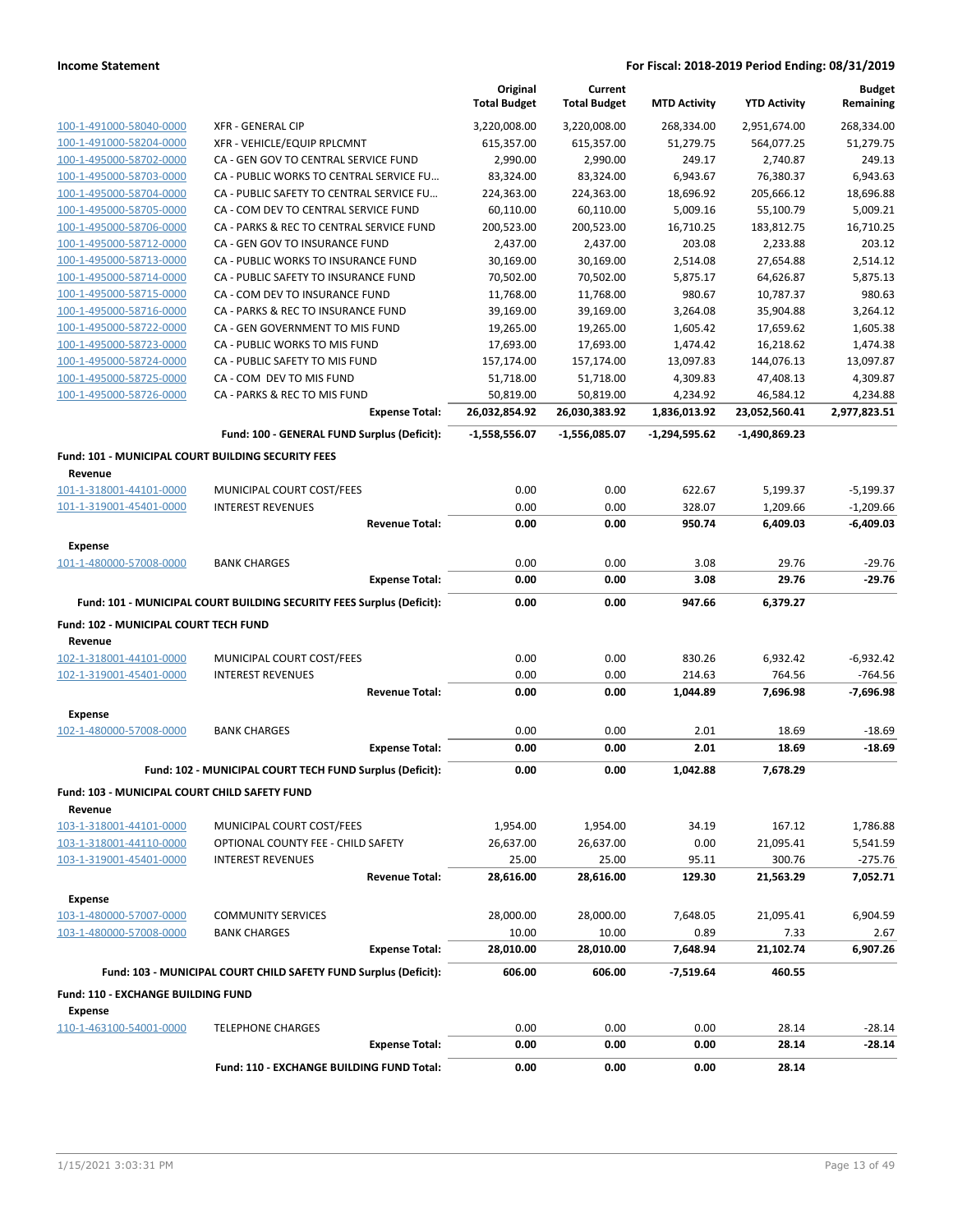**Income Statement** — For Fiscal: 2018-2019 Period Ending: 08/31/2019

| | | Original Total Budget | Current Total Budget | MTD Activity | YTD Activity | Budget Remaining |
|---|---|---|---|---|---|---|
| 100-1-491000-58040-0000 | XFR - GENERAL CIP | 3,220,008.00 | 3,220,008.00 | 268,334.00 | 2,951,674.00 | 268,334.00 |
| 100-1-491000-58204-0000 | XFR - VEHICLE/EQUIP RPLCMNT | 615,357.00 | 615,357.00 | 51,279.75 | 564,077.25 | 51,279.75 |
| 100-1-495000-58702-0000 | CA - GEN GOV TO CENTRAL SERVICE FUND | 2,990.00 | 2,990.00 | 249.17 | 2,740.87 | 249.13 |
| 100-1-495000-58703-0000 | CA - PUBLIC WORKS TO CENTRAL SERVICE FU… | 83,324.00 | 83,324.00 | 6,943.67 | 76,380.37 | 6,943.63 |
| 100-1-495000-58704-0000 | CA - PUBLIC SAFETY TO CENTRAL SERVICE FU… | 224,363.00 | 224,363.00 | 18,696.92 | 205,666.12 | 18,696.88 |
| 100-1-495000-58705-0000 | CA - COM DEV TO CENTRAL SERVICE FUND | 60,110.00 | 60,110.00 | 5,009.16 | 55,100.79 | 5,009.21 |
| 100-1-495000-58706-0000 | CA - PARKS & REC TO CENTRAL SERVICE FUND | 200,523.00 | 200,523.00 | 16,710.25 | 183,812.75 | 16,710.25 |
| 100-1-495000-58712-0000 | CA - GEN GOV TO INSURANCE FUND | 2,437.00 | 2,437.00 | 203.08 | 2,233.88 | 203.12 |
| 100-1-495000-58713-0000 | CA - PUBLIC WORKS TO INSURANCE FUND | 30,169.00 | 30,169.00 | 2,514.08 | 27,654.88 | 2,514.12 |
| 100-1-495000-58714-0000 | CA - PUBLIC SAFETY TO INSURANCE FUND | 70,502.00 | 70,502.00 | 5,875.17 | 64,626.87 | 5,875.13 |
| 100-1-495000-58715-0000 | CA - COM DEV TO INSURANCE FUND | 11,768.00 | 11,768.00 | 980.67 | 10,787.37 | 980.63 |
| 100-1-495000-58716-0000 | CA - PARKS & REC TO INSURANCE FUND | 39,169.00 | 39,169.00 | 3,264.08 | 35,904.88 | 3,264.12 |
| 100-1-495000-58722-0000 | CA - GEN GOVERNMENT TO MIS FUND | 19,265.00 | 19,265.00 | 1,605.42 | 17,659.62 | 1,605.38 |
| 100-1-495000-58723-0000 | CA - PUBLIC WORKS TO MIS FUND | 17,693.00 | 17,693.00 | 1,474.42 | 16,218.62 | 1,474.38 |
| 100-1-495000-58724-0000 | CA - PUBLIC SAFETY TO MIS FUND | 157,174.00 | 157,174.00 | 13,097.83 | 144,076.13 | 13,097.87 |
| 100-1-495000-58725-0000 | CA - COM DEV TO MIS FUND | 51,718.00 | 51,718.00 | 4,309.83 | 47,408.13 | 4,309.87 |
| 100-1-495000-58726-0000 | CA - PARKS & REC TO MIS FUND | 50,819.00 | 50,819.00 | 4,234.92 | 46,584.12 | 4,234.88 |
| | **Expense Total:** | **26,032,854.92** | **26,030,383.92** | **1,836,013.92** | **23,052,560.41** | **2,977,823.51** |
| | **Fund: 100 - GENERAL FUND Surplus (Deficit):** | **-1,558,556.07** | **-1,556,085.07** | **-1,294,595.62** | **-1,490,869.23** | |
| **Fund: 101 - MUNICIPAL COURT BUILDING SECURITY FEES** | | | | | | |
| **Revenue** | | | | | | |
| 101-1-318001-44101-0000 | MUNICIPAL COURT COST/FEES | 0.00 | 0.00 | 622.67 | 5,199.37 | -5,199.37 |
| 101-1-319001-45401-0000 | INTEREST REVENUES | 0.00 | 0.00 | 328.07 | 1,209.66 | -1,209.66 |
| | **Revenue Total:** | **0.00** | **0.00** | **950.74** | **6,409.03** | **-6,409.03** |
| **Expense** | | | | | | |
| 101-1-480000-57008-0000 | BANK CHARGES | 0.00 | 0.00 | 3.08 | 29.76 | -29.76 |
| | **Expense Total:** | **0.00** | **0.00** | **3.08** | **29.76** | **-29.76** |
| | **Fund: 101 - MUNICIPAL COURT BUILDING SECURITY FEES Surplus (Deficit):** | **0.00** | **0.00** | **947.66** | **6,379.27** | |
| **Fund: 102 - MUNICIPAL COURT TECH FUND** | | | | | | |
| **Revenue** | | | | | | |
| 102-1-318001-44101-0000 | MUNICIPAL COURT COST/FEES | 0.00 | 0.00 | 830.26 | 6,932.42 | -6,932.42 |
| 102-1-319001-45401-0000 | INTEREST REVENUES | 0.00 | 0.00 | 214.63 | 764.56 | -764.56 |
| | **Revenue Total:** | **0.00** | **0.00** | **1,044.89** | **7,696.98** | **-7,696.98** |
| **Expense** | | | | | | |
| 102-1-480000-57008-0000 | BANK CHARGES | 0.00 | 0.00 | 2.01 | 18.69 | -18.69 |
| | **Expense Total:** | **0.00** | **0.00** | **2.01** | **18.69** | **-18.69** |
| | **Fund: 102 - MUNICIPAL COURT TECH FUND Surplus (Deficit):** | **0.00** | **0.00** | **1,042.88** | **7,678.29** | |
| **Fund: 103 - MUNICIPAL COURT CHILD SAFETY FUND** | | | | | | |
| **Revenue** | | | | | | |
| 103-1-318001-44101-0000 | MUNICIPAL COURT COST/FEES | 1,954.00 | 1,954.00 | 34.19 | 167.12 | 1,786.88 |
| 103-1-318001-44110-0000 | OPTIONAL COUNTY FEE - CHILD SAFETY | 26,637.00 | 26,637.00 | 0.00 | 21,095.41 | 5,541.59 |
| 103-1-319001-45401-0000 | INTEREST REVENUES | 25.00 | 25.00 | 95.11 | 300.76 | -275.76 |
| | **Revenue Total:** | **28,616.00** | **28,616.00** | **129.30** | **21,563.29** | **7,052.71** |
| **Expense** | | | | | | |
| 103-1-480000-57007-0000 | COMMUNITY SERVICES | 28,000.00 | 28,000.00 | 7,648.05 | 21,095.41 | 6,904.59 |
| 103-1-480000-57008-0000 | BANK CHARGES | 10.00 | 10.00 | 0.89 | 7.33 | 2.67 |
| | **Expense Total:** | **28,010.00** | **28,010.00** | **7,648.94** | **21,102.74** | **6,907.26** |
| | **Fund: 103 - MUNICIPAL COURT CHILD SAFETY FUND Surplus (Deficit):** | **606.00** | **606.00** | **-7,519.64** | **460.55** | |
| **Fund: 110 - EXCHANGE BUILDING FUND** | | | | | | |
| **Expense** | | | | | | |
| 110-1-463100-54001-0000 | TELEPHONE CHARGES | 0.00 | 0.00 | 0.00 | 28.14 | -28.14 |
| | **Expense Total:** | **0.00** | **0.00** | **0.00** | **28.14** | **-28.14** |
| | **Fund: 110 - EXCHANGE BUILDING FUND Total:** | **0.00** | **0.00** | **0.00** | **28.14** | |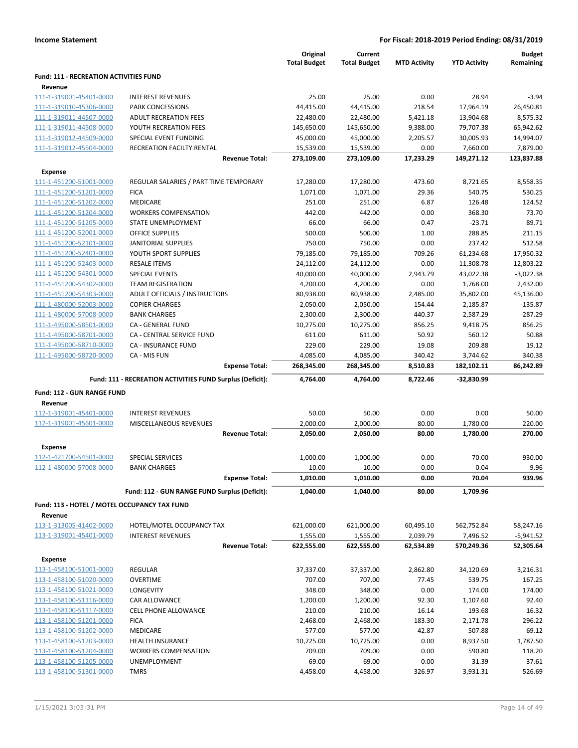**Income Statement** — **For Fiscal: 2018-2019 Period Ending: 08/31/2019**

| | | Original Total Budget | Current Total Budget | MTD Activity | YTD Activity | Budget Remaining |
|---|---|---|---|---|---|---|
| **Fund: 111 - RECREATION ACTIVITIES FUND** | | | | | | |
| **Revenue** | | | | | | |
| 111-1-319001-45401-0000 | INTEREST REVENUES | 25.00 | 25.00 | 0.00 | 28.94 | -3.94 |
| 111-1-319010-45306-0000 | PARK CONCESSIONS | 44,415.00 | 44,415.00 | 218.54 | 17,964.19 | 26,450.81 |
| 111-1-319011-44507-0000 | ADULT RECREATION FEES | 22,480.00 | 22,480.00 | 5,421.18 | 13,904.68 | 8,575.32 |
| 111-1-319011-44508-0000 | YOUTH RECREATION FEES | 145,650.00 | 145,650.00 | 9,388.00 | 79,707.38 | 65,942.62 |
| 111-1-319012-44509-0000 | SPECIAL EVENT FUNDING | 45,000.00 | 45,000.00 | 2,205.57 | 30,005.93 | 14,994.07 |
| 111-1-319012-45504-0000 | RECREATION FACILTY RENTAL | 15,539.00 | 15,539.00 | 0.00 | 7,660.00 | 7,879.00 |
| | **Revenue Total:** | **273,109.00** | **273,109.00** | **17,233.29** | **149,271.12** | **123,837.88** |
| **Expense** | | | | | | |
| 111-1-451200-51001-0000 | REGULAR SALARIES / PART TIME TEMPORARY | 17,280.00 | 17,280.00 | 473.60 | 8,721.65 | 8,558.35 |
| 111-1-451200-51201-0000 | FICA | 1,071.00 | 1,071.00 | 29.36 | 540.75 | 530.25 |
| 111-1-451200-51202-0000 | MEDICARE | 251.00 | 251.00 | 6.87 | 126.48 | 124.52 |
| 111-1-451200-51204-0000 | WORKERS COMPENSATION | 442.00 | 442.00 | 0.00 | 368.30 | 73.70 |
| 111-1-451200-51205-0000 | STATE UNEMPLOYMENT | 66.00 | 66.00 | 0.47 | -23.71 | 89.71 |
| 111-1-451200-52001-0000 | OFFICE SUPPLIES | 500.00 | 500.00 | 1.00 | 288.85 | 211.15 |
| 111-1-451200-52101-0000 | JANITORIAL SUPPLIES | 750.00 | 750.00 | 0.00 | 237.42 | 512.58 |
| 111-1-451200-52401-0000 | YOUTH SPORT SUPPLIES | 79,185.00 | 79,185.00 | 709.26 | 61,234.68 | 17,950.32 |
| 111-1-451200-52403-0000 | RESALE ITEMS | 24,112.00 | 24,112.00 | 0.00 | 11,308.78 | 12,803.22 |
| 111-1-451200-54301-0000 | SPECIAL EVENTS | 40,000.00 | 40,000.00 | 2,943.79 | 43,022.38 | -3,022.38 |
| 111-1-451200-54302-0000 | TEAM REGISTRATION | 4,200.00 | 4,200.00 | 0.00 | 1,768.00 | 2,432.00 |
| 111-1-451200-54303-0000 | ADULT OFFICIALS / INSTRUCTORS | 80,938.00 | 80,938.00 | 2,485.00 | 35,802.00 | 45,136.00 |
| 111-1-480000-52003-0000 | COPIER CHARGES | 2,050.00 | 2,050.00 | 154.44 | 2,185.87 | -135.87 |
| 111-1-480000-57008-0000 | BANK CHARGES | 2,300.00 | 2,300.00 | 440.37 | 2,587.29 | -287.29 |
| 111-1-495000-58501-0000 | CA - GENERAL FUND | 10,275.00 | 10,275.00 | 856.25 | 9,418.75 | 856.25 |
| 111-1-495000-58701-0000 | CA - CENTRAL SERVICE FUND | 611.00 | 611.00 | 50.92 | 560.12 | 50.88 |
| 111-1-495000-58710-0000 | CA - INSURANCE FUND | 229.00 | 229.00 | 19.08 | 209.88 | 19.12 |
| 111-1-495000-58720-0000 | CA - MIS FUN | 4,085.00 | 4,085.00 | 340.42 | 3,744.62 | 340.38 |
| | **Expense Total:** | **268,345.00** | **268,345.00** | **8,510.83** | **182,102.11** | **86,242.89** |
| | **Fund: 111 - RECREATION ACTIVITIES FUND Surplus (Deficit):** | **4,764.00** | **4,764.00** | **8,722.46** | **-32,830.99** | |
| **Fund: 112 - GUN RANGE FUND** | | | | | | |
| **Revenue** | | | | | | |
| 112-1-319001-45401-0000 | INTEREST REVENUES | 50.00 | 50.00 | 0.00 | 0.00 | 50.00 |
| 112-1-319001-45601-0000 | MISCELLANEOUS REVENUES | 2,000.00 | 2,000.00 | 80.00 | 1,780.00 | 220.00 |
| | **Revenue Total:** | **2,050.00** | **2,050.00** | **80.00** | **1,780.00** | **270.00** |
| **Expense** | | | | | | |
| 112-1-421700-54501-0000 | SPECIAL SERVICES | 1,000.00 | 1,000.00 | 0.00 | 70.00 | 930.00 |
| 112-1-480000-57008-0000 | BANK CHARGES | 10.00 | 10.00 | 0.00 | 0.04 | 9.96 |
| | **Expense Total:** | **1,010.00** | **1,010.00** | **0.00** | **70.04** | **939.96** |
| | **Fund: 112 - GUN RANGE FUND Surplus (Deficit):** | **1,040.00** | **1,040.00** | **80.00** | **1,709.96** | |
| **Fund: 113 - HOTEL / MOTEL OCCUPANCY TAX FUND** | | | | | | |
| **Revenue** | | | | | | |
| 113-1-313005-41402-0000 | HOTEL/MOTEL OCCUPANCY TAX | 621,000.00 | 621,000.00 | 60,495.10 | 562,752.84 | 58,247.16 |
| 113-1-319001-45401-0000 | INTEREST REVENUES | 1,555.00 | 1,555.00 | 2,039.79 | 7,496.52 | -5,941.52 |
| | **Revenue Total:** | **622,555.00** | **622,555.00** | **62,534.89** | **570,249.36** | **52,305.64** |
| **Expense** | | | | | | |
| 113-1-458100-51001-0000 | REGULAR | 37,337.00 | 37,337.00 | 2,862.80 | 34,120.69 | 3,216.31 |
| 113-1-458100-51020-0000 | OVERTIME | 707.00 | 707.00 | 77.45 | 539.75 | 167.25 |
| 113-1-458100-51021-0000 | LONGEVITY | 348.00 | 348.00 | 0.00 | 174.00 | 174.00 |
| 113-1-458100-51116-0000 | CAR ALLOWANCE | 1,200.00 | 1,200.00 | 92.30 | 1,107.60 | 92.40 |
| 113-1-458100-51117-0000 | CELL PHONE ALLOWANCE | 210.00 | 210.00 | 16.14 | 193.68 | 16.32 |
| 113-1-458100-51201-0000 | FICA | 2,468.00 | 2,468.00 | 183.30 | 2,171.78 | 296.22 |
| 113-1-458100-51202-0000 | MEDICARE | 577.00 | 577.00 | 42.87 | 507.88 | 69.12 |
| 113-1-458100-51203-0000 | HEALTH INSURANCE | 10,725.00 | 10,725.00 | 0.00 | 8,937.50 | 1,787.50 |
| 113-1-458100-51204-0000 | WORKERS COMPENSATION | 709.00 | 709.00 | 0.00 | 590.80 | 118.20 |
| 113-1-458100-51205-0000 | UNEMPLOYMENT | 69.00 | 69.00 | 0.00 | 31.39 | 37.61 |
| 113-1-458100-51301-0000 | TMRS | 4,458.00 | 4,458.00 | 326.97 | 3,931.31 | 526.69 |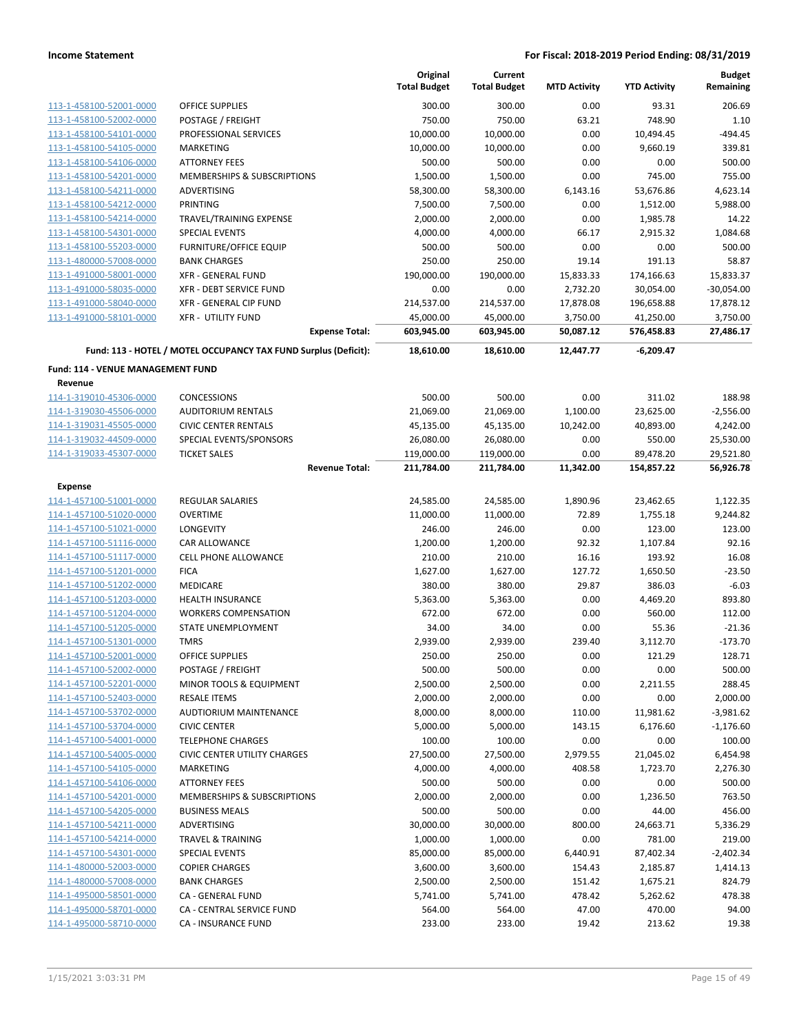| | | Original Total Budget | Current Total Budget | MTD Activity | YTD Activity | Budget Remaining |
|---|---|---|---|---|---|---|
| 113-1-458100-52001-0000 | OFFICE SUPPLIES | 300.00 | 300.00 | 0.00 | 93.31 | 206.69 |
| 113-1-458100-52002-0000 | POSTAGE / FREIGHT | 750.00 | 750.00 | 63.21 | 748.90 | 1.10 |
| 113-1-458100-54101-0000 | PROFESSIONAL SERVICES | 10,000.00 | 10,000.00 | 0.00 | 10,494.45 | -494.45 |
| 113-1-458100-54105-0000 | MARKETING | 10,000.00 | 10,000.00 | 0.00 | 9,660.19 | 339.81 |
| 113-1-458100-54106-0000 | ATTORNEY FEES | 500.00 | 500.00 | 0.00 | 0.00 | 500.00 |
| 113-1-458100-54201-0000 | MEMBERSHIPS & SUBSCRIPTIONS | 1,500.00 | 1,500.00 | 0.00 | 745.00 | 755.00 |
| 113-1-458100-54211-0000 | ADVERTISING | 58,300.00 | 58,300.00 | 6,143.16 | 53,676.86 | 4,623.14 |
| 113-1-458100-54212-0000 | PRINTING | 7,500.00 | 7,500.00 | 0.00 | 1,512.00 | 5,988.00 |
| 113-1-458100-54214-0000 | TRAVEL/TRAINING EXPENSE | 2,000.00 | 2,000.00 | 0.00 | 1,985.78 | 14.22 |
| 113-1-458100-54301-0000 | SPECIAL EVENTS | 4,000.00 | 4,000.00 | 66.17 | 2,915.32 | 1,084.68 |
| 113-1-458100-55203-0000 | FURNITURE/OFFICE EQUIP | 500.00 | 500.00 | 0.00 | 0.00 | 500.00 |
| 113-1-480000-57008-0000 | BANK CHARGES | 250.00 | 250.00 | 19.14 | 191.13 | 58.87 |
| 113-1-491000-58001-0000 | XFR - GENERAL FUND | 190,000.00 | 190,000.00 | 15,833.33 | 174,166.63 | 15,833.37 |
| 113-1-491000-58035-0000 | XFR - DEBT SERVICE FUND | 0.00 | 0.00 | 2,732.20 | 30,054.00 | -30,054.00 |
| 113-1-491000-58040-0000 | XFR - GENERAL CIP FUND | 214,537.00 | 214,537.00 | 17,878.08 | 196,658.88 | 17,878.12 |
| 113-1-491000-58101-0000 | XFR - UTILITY FUND | 45,000.00 | 45,000.00 | 3,750.00 | 41,250.00 | 3,750.00 |
| | **Expense Total:** | **603,945.00** | **603,945.00** | **50,087.12** | **576,458.83** | **27,486.17** |
| | **Fund: 113 - HOTEL / MOTEL OCCUPANCY TAX FUND Surplus (Deficit):** | **18,610.00** | **18,610.00** | **12,447.77** | **-6,209.47** | |

**Fund: 114 - VENUE MANAGEMENT FUND**

**Revenue**

| | | Original Total Budget | Current Total Budget | MTD Activity | YTD Activity | Budget Remaining |
|---|---|---|---|---|---|---|
| 114-1-319010-45306-0000 | CONCESSIONS | 500.00 | 500.00 | 0.00 | 311.02 | 188.98 |
| 114-1-319030-45506-0000 | AUDITORIUM RENTALS | 21,069.00 | 21,069.00 | 1,100.00 | 23,625.00 | -2,556.00 |
| 114-1-319031-45505-0000 | CIVIC CENTER RENTALS | 45,135.00 | 45,135.00 | 10,242.00 | 40,893.00 | 4,242.00 |
| 114-1-319032-44509-0000 | SPECIAL EVENTS/SPONSORS | 26,080.00 | 26,080.00 | 0.00 | 550.00 | 25,530.00 |
| 114-1-319033-45307-0000 | TICKET SALES | 119,000.00 | 119,000.00 | 0.00 | 89,478.20 | 29,521.80 |
| | **Revenue Total:** | **211,784.00** | **211,784.00** | **11,342.00** | **154,857.22** | **56,926.78** |

**Expense**

| | | Original Total Budget | Current Total Budget | MTD Activity | YTD Activity | Budget Remaining |
|---|---|---|---|---|---|---|
| 114-1-457100-51001-0000 | REGULAR SALARIES | 24,585.00 | 24,585.00 | 1,890.96 | 23,462.65 | 1,122.35 |
| 114-1-457100-51020-0000 | OVERTIME | 11,000.00 | 11,000.00 | 72.89 | 1,755.18 | 9,244.82 |
| 114-1-457100-51021-0000 | LONGEVITY | 246.00 | 246.00 | 0.00 | 123.00 | 123.00 |
| 114-1-457100-51116-0000 | CAR ALLOWANCE | 1,200.00 | 1,200.00 | 92.32 | 1,107.84 | 92.16 |
| 114-1-457100-51117-0000 | CELL PHONE ALLOWANCE | 210.00 | 210.00 | 16.16 | 193.92 | 16.08 |
| 114-1-457100-51201-0000 | FICA | 1,627.00 | 1,627.00 | 127.72 | 1,650.50 | -23.50 |
| 114-1-457100-51202-0000 | MEDICARE | 380.00 | 380.00 | 29.87 | 386.03 | -6.03 |
| 114-1-457100-51203-0000 | HEALTH INSURANCE | 5,363.00 | 5,363.00 | 0.00 | 4,469.20 | 893.80 |
| 114-1-457100-51204-0000 | WORKERS COMPENSATION | 672.00 | 672.00 | 0.00 | 560.00 | 112.00 |
| 114-1-457100-51205-0000 | STATE UNEMPLOYMENT | 34.00 | 34.00 | 0.00 | 55.36 | -21.36 |
| 114-1-457100-51301-0000 | TMRS | 2,939.00 | 2,939.00 | 239.40 | 3,112.70 | -173.70 |
| 114-1-457100-52001-0000 | OFFICE SUPPLIES | 250.00 | 250.00 | 0.00 | 121.29 | 128.71 |
| 114-1-457100-52002-0000 | POSTAGE / FREIGHT | 500.00 | 500.00 | 0.00 | 0.00 | 500.00 |
| 114-1-457100-52201-0000 | MINOR TOOLS & EQUIPMENT | 2,500.00 | 2,500.00 | 0.00 | 2,211.55 | 288.45 |
| 114-1-457100-52403-0000 | RESALE ITEMS | 2,000.00 | 2,000.00 | 0.00 | 0.00 | 2,000.00 |
| 114-1-457100-53702-0000 | AUDTIORIUM MAINTENANCE | 8,000.00 | 8,000.00 | 110.00 | 11,981.62 | -3,981.62 |
| 114-1-457100-53704-0000 | CIVIC CENTER | 5,000.00 | 5,000.00 | 143.15 | 6,176.60 | -1,176.60 |
| 114-1-457100-54001-0000 | TELEPHONE CHARGES | 100.00 | 100.00 | 0.00 | 0.00 | 100.00 |
| 114-1-457100-54005-0000 | CIVIC CENTER UTILITY CHARGES | 27,500.00 | 27,500.00 | 2,979.55 | 21,045.02 | 6,454.98 |
| 114-1-457100-54105-0000 | MARKETING | 4,000.00 | 4,000.00 | 408.58 | 1,723.70 | 2,276.30 |
| 114-1-457100-54106-0000 | ATTORNEY FEES | 500.00 | 500.00 | 0.00 | 0.00 | 500.00 |
| 114-1-457100-54201-0000 | MEMBERSHIPS & SUBSCRIPTIONS | 2,000.00 | 2,000.00 | 0.00 | 1,236.50 | 763.50 |
| 114-1-457100-54205-0000 | BUSINESS MEALS | 500.00 | 500.00 | 0.00 | 44.00 | 456.00 |
| 114-1-457100-54211-0000 | ADVERTISING | 30,000.00 | 30,000.00 | 800.00 | 24,663.71 | 5,336.29 |
| 114-1-457100-54214-0000 | TRAVEL & TRAINING | 1,000.00 | 1,000.00 | 0.00 | 781.00 | 219.00 |
| 114-1-457100-54301-0000 | SPECIAL EVENTS | 85,000.00 | 85,000.00 | 6,440.91 | 87,402.34 | -2,402.34 |
| 114-1-480000-52003-0000 | COPIER CHARGES | 3,600.00 | 3,600.00 | 154.43 | 2,185.87 | 1,414.13 |
| 114-1-480000-57008-0000 | BANK CHARGES | 2,500.00 | 2,500.00 | 151.42 | 1,675.21 | 824.79 |
| 114-1-495000-58501-0000 | CA - GENERAL FUND | 5,741.00 | 5,741.00 | 478.42 | 5,262.62 | 478.38 |
| 114-1-495000-58701-0000 | CA - CENTRAL SERVICE FUND | 564.00 | 564.00 | 47.00 | 470.00 | 94.00 |
| 114-1-495000-58710-0000 | CA - INSURANCE FUND | 233.00 | 233.00 | 19.42 | 213.62 | 19.38 |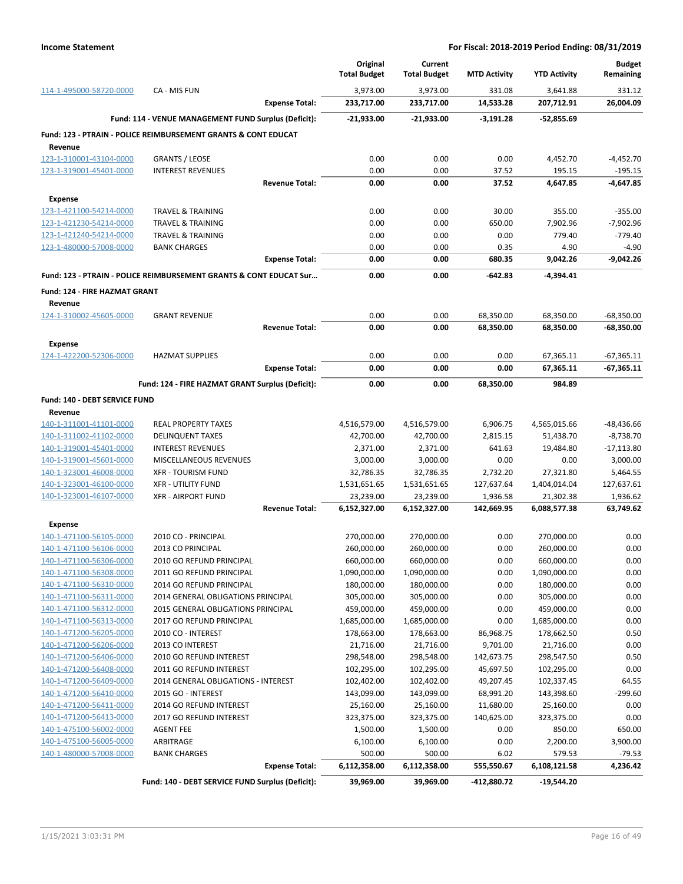**Income Statement** — **For Fiscal: 2018-2019 Period Ending: 08/31/2019**

| | | Original Total Budget | Current Total Budget | MTD Activity | YTD Activity | Budget Remaining |
|---|---|---|---|---|---|---|
| 114-1-495000-58720-0000 | CA - MIS FUN | 3,973.00 | 3,973.00 | 331.08 | 3,641.88 | 331.12 |
| | **Expense Total:** | **233,717.00** | **233,717.00** | **14,533.28** | **207,712.91** | **26,004.09** |
| | **Fund: 114 - VENUE MANAGEMENT FUND Surplus (Deficit):** | **-21,933.00** | **-21,933.00** | **-3,191.28** | **-52,855.69** | |
| **Fund: 123 - PTRAIN - POLICE REIMBURSEMENT GRANTS & CONT EDUCAT** | | | | | | |
| **Revenue** | | | | | | |
| 123-1-310001-43104-0000 | GRANTS / LEOSE | 0.00 | 0.00 | 0.00 | 4,452.70 | -4,452.70 |
| 123-1-319001-45401-0000 | INTEREST REVENUES | 0.00 | 0.00 | 37.52 | 195.15 | -195.15 |
| | **Revenue Total:** | **0.00** | **0.00** | **37.52** | **4,647.85** | **-4,647.85** |
| **Expense** | | | | | | |
| 123-1-421100-54214-0000 | TRAVEL & TRAINING | 0.00 | 0.00 | 30.00 | 355.00 | -355.00 |
| 123-1-421230-54214-0000 | TRAVEL & TRAINING | 0.00 | 0.00 | 650.00 | 7,902.96 | -7,902.96 |
| 123-1-421240-54214-0000 | TRAVEL & TRAINING | 0.00 | 0.00 | 0.00 | 779.40 | -779.40 |
| 123-1-480000-57008-0000 | BANK CHARGES | 0.00 | 0.00 | 0.35 | 4.90 | -4.90 |
| | **Expense Total:** | **0.00** | **0.00** | **680.35** | **9,042.26** | **-9,042.26** |
| **Fund: 123 - PTRAIN - POLICE REIMBURSEMENT GRANTS & CONT EDUCAT Sur...** | | **0.00** | **0.00** | **-642.83** | **-4,394.41** | |
| **Fund: 124 - FIRE HAZMAT GRANT** | | | | | | |
| **Revenue** | | | | | | |
| 124-1-310002-45605-0000 | GRANT REVENUE | 0.00 | 0.00 | 68,350.00 | 68,350.00 | -68,350.00 |
| | **Revenue Total:** | **0.00** | **0.00** | **68,350.00** | **68,350.00** | **-68,350.00** |
| **Expense** | | | | | | |
| 124-1-422200-52306-0000 | HAZMAT SUPPLIES | 0.00 | 0.00 | 0.00 | 67,365.11 | -67,365.11 |
| | **Expense Total:** | **0.00** | **0.00** | **0.00** | **67,365.11** | **-67,365.11** |
| | **Fund: 124 - FIRE HAZMAT GRANT Surplus (Deficit):** | **0.00** | **0.00** | **68,350.00** | **984.89** | |
| **Fund: 140 - DEBT SERVICE FUND** | | | | | | |
| **Revenue** | | | | | | |
| 140-1-311001-41101-0000 | REAL PROPERTY TAXES | 4,516,579.00 | 4,516,579.00 | 6,906.75 | 4,565,015.66 | -48,436.66 |
| 140-1-311002-41102-0000 | DELINQUENT TAXES | 42,700.00 | 42,700.00 | 2,815.15 | 51,438.70 | -8,738.70 |
| 140-1-319001-45401-0000 | INTEREST REVENUES | 2,371.00 | 2,371.00 | 641.63 | 19,484.80 | -17,113.80 |
| 140-1-319001-45601-0000 | MISCELLANEOUS REVENUES | 3,000.00 | 3,000.00 | 0.00 | 0.00 | 3,000.00 |
| 140-1-323001-46008-0000 | XFR - TOURISM FUND | 32,786.35 | 32,786.35 | 2,732.20 | 27,321.80 | 5,464.55 |
| 140-1-323001-46100-0000 | XFR - UTILITY FUND | 1,531,651.65 | 1,531,651.65 | 127,637.64 | 1,404,014.04 | 127,637.61 |
| 140-1-323001-46107-0000 | XFR - AIRPORT FUND | 23,239.00 | 23,239.00 | 1,936.58 | 21,302.38 | 1,936.62 |
| | **Revenue Total:** | **6,152,327.00** | **6,152,327.00** | **142,669.95** | **6,088,577.38** | **63,749.62** |
| **Expense** | | | | | | |
| 140-1-471100-56105-0000 | 2010 CO - PRINCIPAL | 270,000.00 | 270,000.00 | 0.00 | 270,000.00 | 0.00 |
| 140-1-471100-56106-0000 | 2013 CO PRINCIPAL | 260,000.00 | 260,000.00 | 0.00 | 260,000.00 | 0.00 |
| 140-1-471100-56306-0000 | 2010 GO REFUND PRINCIPAL | 660,000.00 | 660,000.00 | 0.00 | 660,000.00 | 0.00 |
| 140-1-471100-56308-0000 | 2011 GO REFUND PRINCIPAL | 1,090,000.00 | 1,090,000.00 | 0.00 | 1,090,000.00 | 0.00 |
| 140-1-471100-56310-0000 | 2014 GO REFUND PRINCIPAL | 180,000.00 | 180,000.00 | 0.00 | 180,000.00 | 0.00 |
| 140-1-471100-56311-0000 | 2014 GENERAL OBLIGATIONS PRINCIPAL | 305,000.00 | 305,000.00 | 0.00 | 305,000.00 | 0.00 |
| 140-1-471100-56312-0000 | 2015 GENERAL OBLIGATIONS PRINCIPAL | 459,000.00 | 459,000.00 | 0.00 | 459,000.00 | 0.00 |
| 140-1-471100-56313-0000 | 2017 GO REFUND PRINCIPAL | 1,685,000.00 | 1,685,000.00 | 0.00 | 1,685,000.00 | 0.00 |
| 140-1-471200-56205-0000 | 2010 CO - INTEREST | 178,663.00 | 178,663.00 | 86,968.75 | 178,662.50 | 0.50 |
| 140-1-471200-56206-0000 | 2013 CO INTEREST | 21,716.00 | 21,716.00 | 9,701.00 | 21,716.00 | 0.00 |
| 140-1-471200-56406-0000 | 2010 GO REFUND INTEREST | 298,548.00 | 298,548.00 | 142,673.75 | 298,547.50 | 0.50 |
| 140-1-471200-56408-0000 | 2011 GO REFUND INTEREST | 102,295.00 | 102,295.00 | 45,697.50 | 102,295.00 | 0.00 |
| 140-1-471200-56409-0000 | 2014 GENERAL OBLIGATIONS - INTEREST | 102,402.00 | 102,402.00 | 49,207.45 | 102,337.45 | 64.55 |
| 140-1-471200-56410-0000 | 2015 GO - INTEREST | 143,099.00 | 143,099.00 | 68,991.20 | 143,398.60 | -299.60 |
| 140-1-471200-56411-0000 | 2014 GO REFUND INTEREST | 25,160.00 | 25,160.00 | 11,680.00 | 25,160.00 | 0.00 |
| 140-1-471200-56413-0000 | 2017 GO REFUND INTEREST | 323,375.00 | 323,375.00 | 140,625.00 | 323,375.00 | 0.00 |
| 140-1-475100-56002-0000 | AGENT FEE | 1,500.00 | 1,500.00 | 0.00 | 850.00 | 650.00 |
| 140-1-475100-56005-0000 | ARBITRAGE | 6,100.00 | 6,100.00 | 0.00 | 2,200.00 | 3,900.00 |
| 140-1-480000-57008-0000 | BANK CHARGES | 500.00 | 500.00 | 6.02 | 579.53 | -79.53 |
| | **Expense Total:** | **6,112,358.00** | **6,112,358.00** | **555,550.67** | **6,108,121.58** | **4,236.42** |
| | **Fund: 140 - DEBT SERVICE FUND Surplus (Deficit):** | **39,969.00** | **39,969.00** | **-412,880.72** | **-19,544.20** | |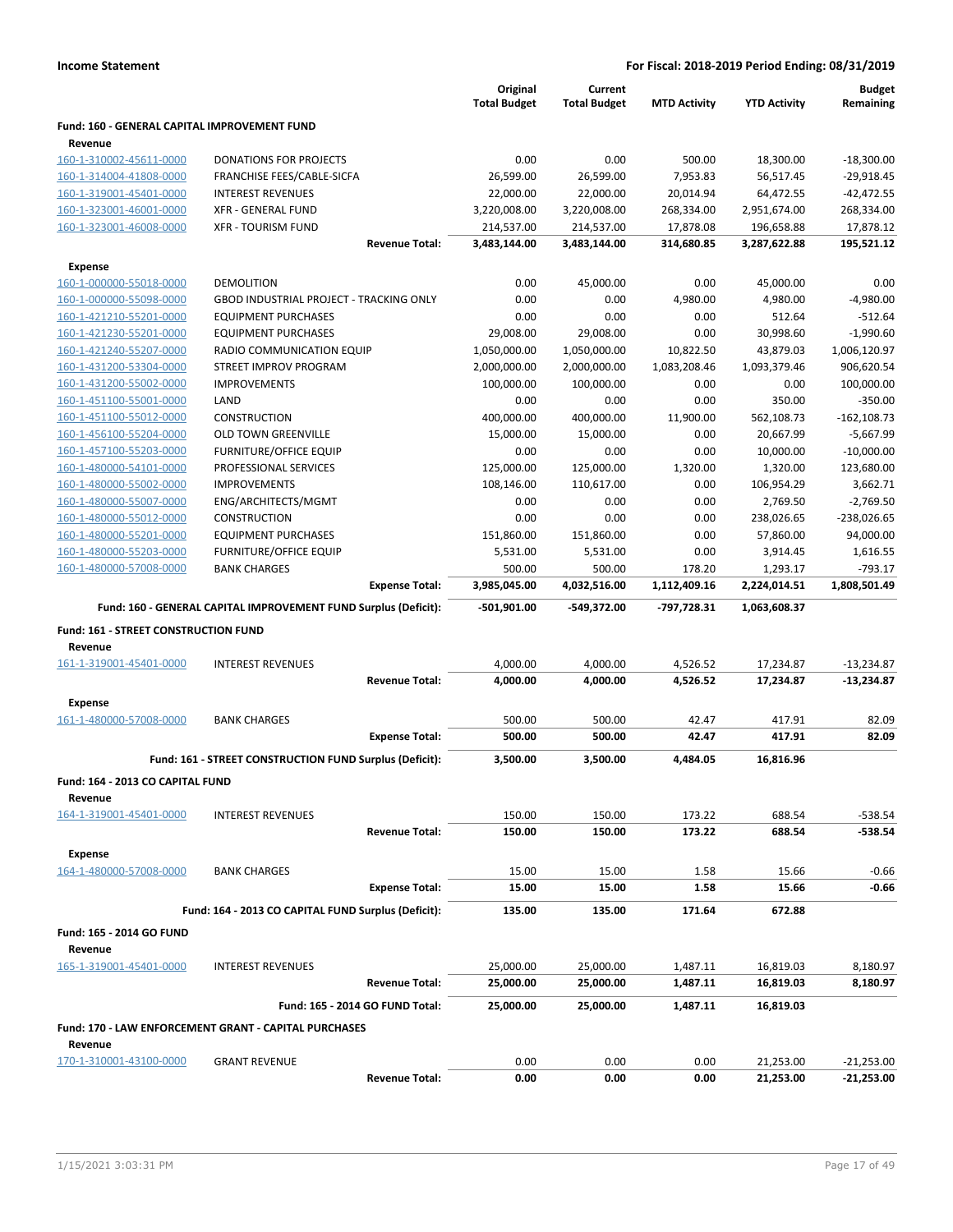**Income Statement** | **For Fiscal: 2018-2019 Period Ending: 08/31/2019**

| | | Original Total Budget | Current Total Budget | MTD Activity | YTD Activity | Budget Remaining |
|---|---|---|---|---|---|---|
| **Fund: 160 - GENERAL CAPITAL IMPROVEMENT FUND** | | | | | | |
| **Revenue** | | | | | | |
| 160-1-310002-45611-0000 | DONATIONS FOR PROJECTS | 0.00 | 0.00 | 500.00 | 18,300.00 | -18,300.00 |
| 160-1-314004-41808-0000 | FRANCHISE FEES/CABLE-SICFA | 26,599.00 | 26,599.00 | 7,953.83 | 56,517.45 | -29,918.45 |
| 160-1-319001-45401-0000 | INTEREST REVENUES | 22,000.00 | 22,000.00 | 20,014.94 | 64,472.55 | -42,472.55 |
| 160-1-323001-46001-0000 | XFR - GENERAL FUND | 3,220,008.00 | 3,220,008.00 | 268,334.00 | 2,951,674.00 | 268,334.00 |
| 160-1-323001-46008-0000 | XFR - TOURISM FUND | 214,537.00 | 214,537.00 | 17,878.08 | 196,658.88 | 17,878.12 |
| | **Revenue Total:** | **3,483,144.00** | **3,483,144.00** | **314,680.85** | **3,287,622.88** | **195,521.12** |
| **Expense** | | | | | | |
| 160-1-000000-55018-0000 | DEMOLITION | 0.00 | 45,000.00 | 0.00 | 45,000.00 | 0.00 |
| 160-1-000000-55098-0000 | GBOD INDUSTRIAL PROJECT - TRACKING ONLY | 0.00 | 0.00 | 4,980.00 | 4,980.00 | -4,980.00 |
| 160-1-421210-55201-0000 | EQUIPMENT PURCHASES | 0.00 | 0.00 | 0.00 | 512.64 | -512.64 |
| 160-1-421230-55201-0000 | EQUIPMENT PURCHASES | 29,008.00 | 29,008.00 | 0.00 | 30,998.60 | -1,990.60 |
| 160-1-421240-55207-0000 | RADIO COMMUNICATION EQUIP | 1,050,000.00 | 1,050,000.00 | 10,822.50 | 43,879.03 | 1,006,120.97 |
| 160-1-431200-53304-0000 | STREET IMPROV PROGRAM | 2,000,000.00 | 2,000,000.00 | 1,083,208.46 | 1,093,379.46 | 906,620.54 |
| 160-1-431200-55002-0000 | IMPROVEMENTS | 100,000.00 | 100,000.00 | 0.00 | 0.00 | 100,000.00 |
| 160-1-451100-55001-0000 | LAND | 0.00 | 0.00 | 0.00 | 350.00 | -350.00 |
| 160-1-451100-55012-0000 | CONSTRUCTION | 400,000.00 | 400,000.00 | 11,900.00 | 562,108.73 | -162,108.73 |
| 160-1-456100-55204-0000 | OLD TOWN GREENVILLE | 15,000.00 | 15,000.00 | 0.00 | 20,667.99 | -5,667.99 |
| 160-1-457100-55203-0000 | FURNITURE/OFFICE EQUIP | 0.00 | 0.00 | 0.00 | 10,000.00 | -10,000.00 |
| 160-1-480000-54101-0000 | PROFESSIONAL SERVICES | 125,000.00 | 125,000.00 | 1,320.00 | 1,320.00 | 123,680.00 |
| 160-1-480000-55002-0000 | IMPROVEMENTS | 108,146.00 | 110,617.00 | 0.00 | 106,954.29 | 3,662.71 |
| 160-1-480000-55007-0000 | ENG/ARCHITECTS/MGMT | 0.00 | 0.00 | 0.00 | 2,769.50 | -2,769.50 |
| 160-1-480000-55012-0000 | CONSTRUCTION | 0.00 | 0.00 | 0.00 | 238,026.65 | -238,026.65 |
| 160-1-480000-55201-0000 | EQUIPMENT PURCHASES | 151,860.00 | 151,860.00 | 0.00 | 57,860.00 | 94,000.00 |
| 160-1-480000-55203-0000 | FURNITURE/OFFICE EQUIP | 5,531.00 | 5,531.00 | 0.00 | 3,914.45 | 1,616.55 |
| 160-1-480000-57008-0000 | BANK CHARGES | 500.00 | 500.00 | 178.20 | 1,293.17 | -793.17 |
| | **Expense Total:** | **3,985,045.00** | **4,032,516.00** | **1,112,409.16** | **2,224,014.51** | **1,808,501.49** |
| | **Fund: 160 - GENERAL CAPITAL IMPROVEMENT FUND Surplus (Deficit):** | **-501,901.00** | **-549,372.00** | **-797,728.31** | **1,063,608.37** | |
| **Fund: 161 - STREET CONSTRUCTION FUND** | | | | | | |
| **Revenue** | | | | | | |
| 161-1-319001-45401-0000 | INTEREST REVENUES | 4,000.00 | 4,000.00 | 4,526.52 | 17,234.87 | -13,234.87 |
| | **Revenue Total:** | **4,000.00** | **4,000.00** | **4,526.52** | **17,234.87** | **-13,234.87** |
| **Expense** | | | | | | |
| 161-1-480000-57008-0000 | BANK CHARGES | 500.00 | 500.00 | 42.47 | 417.91 | 82.09 |
| | **Expense Total:** | **500.00** | **500.00** | **42.47** | **417.91** | **82.09** |
| | **Fund: 161 - STREET CONSTRUCTION FUND Surplus (Deficit):** | **3,500.00** | **3,500.00** | **4,484.05** | **16,816.96** | |
| **Fund: 164 - 2013 CO CAPITAL FUND** | | | | | | |
| **Revenue** | | | | | | |
| 164-1-319001-45401-0000 | INTEREST REVENUES | 150.00 | 150.00 | 173.22 | 688.54 | -538.54 |
| | **Revenue Total:** | **150.00** | **150.00** | **173.22** | **688.54** | **-538.54** |
| **Expense** | | | | | | |
| 164-1-480000-57008-0000 | BANK CHARGES | 15.00 | 15.00 | 1.58 | 15.66 | -0.66 |
| | **Expense Total:** | **15.00** | **15.00** | **1.58** | **15.66** | **-0.66** |
| | **Fund: 164 - 2013 CO CAPITAL FUND Surplus (Deficit):** | **135.00** | **135.00** | **171.64** | **672.88** | |
| **Fund: 165 - 2014 GO FUND** | | | | | | |
| **Revenue** | | | | | | |
| 165-1-319001-45401-0000 | INTEREST REVENUES | 25,000.00 | 25,000.00 | 1,487.11 | 16,819.03 | 8,180.97 |
| | **Revenue Total:** | **25,000.00** | **25,000.00** | **1,487.11** | **16,819.03** | **8,180.97** |
| | **Fund: 165 - 2014 GO FUND Total:** | **25,000.00** | **25,000.00** | **1,487.11** | **16,819.03** | |
| **Fund: 170 - LAW ENFORCEMENT GRANT - CAPITAL PURCHASES** | | | | | | |
| **Revenue** | | | | | | |
| 170-1-310001-43100-0000 | GRANT REVENUE | 0.00 | 0.00 | 0.00 | 21,253.00 | -21,253.00 |
| | **Revenue Total:** | **0.00** | **0.00** | **0.00** | **21,253.00** | **-21,253.00** |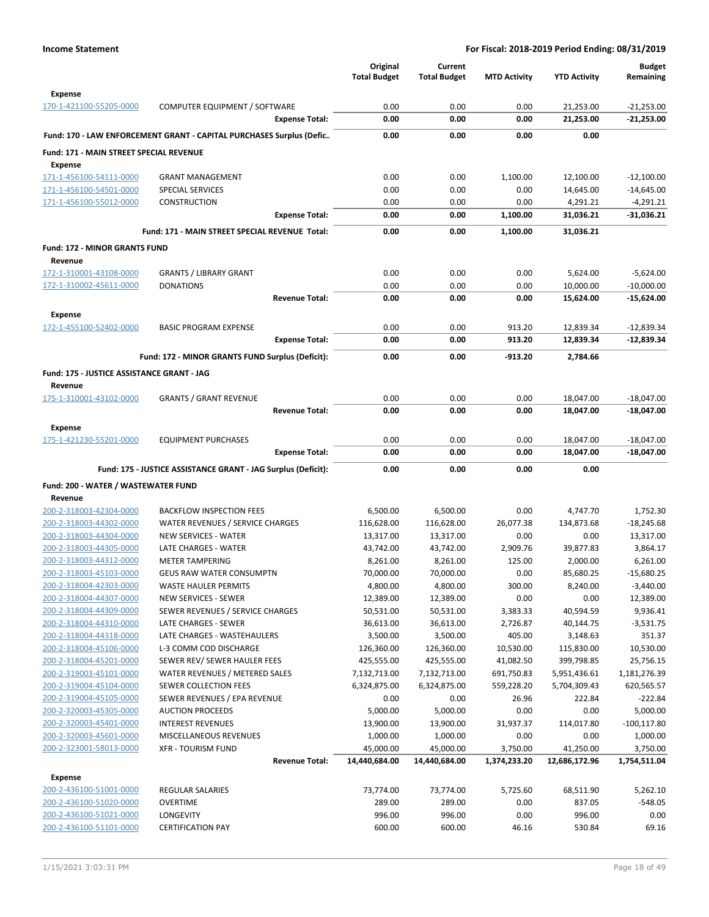**Income Statement** | **For Fiscal: 2018-2019 Period Ending: 08/31/2019**

| | | Original Total Budget | Current Total Budget | MTD Activity | YTD Activity | Budget Remaining |
|---|---|---|---|---|---|---|
| **Expense** | | | | | | |
| 170-1-421100-55205-0000 | COMPUTER EQUIPMENT / SOFTWARE | 0.00 | 0.00 | 0.00 | 21,253.00 | -21,253.00 |
| | **Expense Total:** | **0.00** | **0.00** | **0.00** | **21,253.00** | **-21,253.00** |
| **Fund: 170 - LAW ENFORCEMENT GRANT - CAPITAL PURCHASES Surplus (Defic..** | | **0.00** | **0.00** | **0.00** | **0.00** | |
| **Fund: 171 - MAIN STREET SPECIAL REVENUE** | | | | | | |
| **Expense** | | | | | | |
| 171-1-456100-54111-0000 | GRANT MANAGEMENT | 0.00 | 0.00 | 1,100.00 | 12,100.00 | -12,100.00 |
| 171-1-456100-54501-0000 | SPECIAL SERVICES | 0.00 | 0.00 | 0.00 | 14,645.00 | -14,645.00 |
| 171-1-456100-55012-0000 | CONSTRUCTION | 0.00 | 0.00 | 0.00 | 4,291.21 | -4,291.21 |
| | **Expense Total:** | **0.00** | **0.00** | **1,100.00** | **31,036.21** | **-31,036.21** |
| | **Fund: 171 - MAIN STREET SPECIAL REVENUE Total:** | **0.00** | **0.00** | **1,100.00** | **31,036.21** | |
| **Fund: 172 - MINOR GRANTS FUND** | | | | | | |
| **Revenue** | | | | | | |
| 172-1-310001-43108-0000 | GRANTS / LIBRARY GRANT | 0.00 | 0.00 | 0.00 | 5,624.00 | -5,624.00 |
| 172-1-310002-45611-0000 | DONATIONS | 0.00 | 0.00 | 0.00 | 10,000.00 | -10,000.00 |
| | **Revenue Total:** | **0.00** | **0.00** | **0.00** | **15,624.00** | **-15,624.00** |
| **Expense** | | | | | | |
| 172-1-455100-52402-0000 | BASIC PROGRAM EXPENSE | 0.00 | 0.00 | 913.20 | 12,839.34 | -12,839.34 |
| | **Expense Total:** | **0.00** | **0.00** | **913.20** | **12,839.34** | **-12,839.34** |
| | **Fund: 172 - MINOR GRANTS FUND Surplus (Deficit):** | **0.00** | **0.00** | **-913.20** | **2,784.66** | |
| **Fund: 175 - JUSTICE ASSISTANCE GRANT - JAG** | | | | | | |
| **Revenue** | | | | | | |
| 175-1-310001-43102-0000 | GRANTS / GRANT REVENUE | 0.00 | 0.00 | 0.00 | 18,047.00 | -18,047.00 |
| | **Revenue Total:** | **0.00** | **0.00** | **0.00** | **18,047.00** | **-18,047.00** |
| **Expense** | | | | | | |
| 175-1-421230-55201-0000 | EQUIPMENT PURCHASES | 0.00 | 0.00 | 0.00 | 18,047.00 | -18,047.00 |
| | **Expense Total:** | **0.00** | **0.00** | **0.00** | **18,047.00** | **-18,047.00** |
| | **Fund: 175 - JUSTICE ASSISTANCE GRANT - JAG Surplus (Deficit):** | **0.00** | **0.00** | **0.00** | **0.00** | |
| **Fund: 200 - WATER / WASTEWATER FUND** | | | | | | |
| **Revenue** | | | | | | |
| 200-2-318003-42304-0000 | BACKFLOW INSPECTION FEES | 6,500.00 | 6,500.00 | 0.00 | 4,747.70 | 1,752.30 |
| 200-2-318003-44302-0000 | WATER REVENUES / SERVICE CHARGES | 116,628.00 | 116,628.00 | 26,077.38 | 134,873.68 | -18,245.68 |
| 200-2-318003-44304-0000 | NEW SERVICES - WATER | 13,317.00 | 13,317.00 | 0.00 | 0.00 | 13,317.00 |
| 200-2-318003-44305-0000 | LATE CHARGES - WATER | 43,742.00 | 43,742.00 | 2,909.76 | 39,877.83 | 3,864.17 |
| 200-2-318003-44312-0000 | METER TAMPERING | 8,261.00 | 8,261.00 | 125.00 | 2,000.00 | 6,261.00 |
| 200-2-318003-45103-0000 | GEUS RAW WATER CONSUMPTN | 70,000.00 | 70,000.00 | 0.00 | 85,680.25 | -15,680.25 |
| 200-2-318004-42303-0000 | WASTE HAULER PERMITS | 4,800.00 | 4,800.00 | 300.00 | 8,240.00 | -3,440.00 |
| 200-2-318004-44307-0000 | NEW SERVICES - SEWER | 12,389.00 | 12,389.00 | 0.00 | 0.00 | 12,389.00 |
| 200-2-318004-44309-0000 | SEWER REVENUES / SERVICE CHARGES | 50,531.00 | 50,531.00 | 3,383.33 | 40,594.59 | 9,936.41 |
| 200-2-318004-44310-0000 | LATE CHARGES - SEWER | 36,613.00 | 36,613.00 | 2,726.87 | 40,144.75 | -3,531.75 |
| 200-2-318004-44318-0000 | LATE CHARGES - WASTEHAULERS | 3,500.00 | 3,500.00 | 405.00 | 3,148.63 | 351.37 |
| 200-2-318004-45106-0000 | L-3 COMM COD DISCHARGE | 126,360.00 | 126,360.00 | 10,530.00 | 115,830.00 | 10,530.00 |
| 200-2-318004-45201-0000 | SEWER REV/ SEWER HAULER FEES | 425,555.00 | 425,555.00 | 41,082.50 | 399,798.85 | 25,756.15 |
| 200-2-319003-45101-0000 | WATER REVENUES / METERED SALES | 7,132,713.00 | 7,132,713.00 | 691,750.83 | 5,951,436.61 | 1,181,276.39 |
| 200-2-319004-45104-0000 | SEWER COLLECTION FEES | 6,324,875.00 | 6,324,875.00 | 559,228.20 | 5,704,309.43 | 620,565.57 |
| 200-2-319004-45105-0000 | SEWER REVENUES / EPA REVENUE | 0.00 | 0.00 | 26.96 | 222.84 | -222.84 |
| 200-2-320003-45305-0000 | AUCTION PROCEEDS | 5,000.00 | 5,000.00 | 0.00 | 0.00 | 5,000.00 |
| 200-2-320003-45401-0000 | INTEREST REVENUES | 13,900.00 | 13,900.00 | 31,937.37 | 114,017.80 | -100,117.80 |
| 200-2-320003-45601-0000 | MISCELLANEOUS REVENUES | 1,000.00 | 1,000.00 | 0.00 | 0.00 | 1,000.00 |
| 200-2-323001-58013-0000 | XFR - TOURISM FUND | 45,000.00 | 45,000.00 | 3,750.00 | 41,250.00 | 3,750.00 |
| | **Revenue Total:** | **14,440,684.00** | **14,440,684.00** | **1,374,233.20** | **12,686,172.96** | **1,754,511.04** |
| **Expense** | | | | | | |
| 200-2-436100-51001-0000 | REGULAR SALARIES | 73,774.00 | 73,774.00 | 5,725.60 | 68,511.90 | 5,262.10 |
| 200-2-436100-51020-0000 | OVERTIME | 289.00 | 289.00 | 0.00 | 837.05 | -548.05 |
| 200-2-436100-51021-0000 | LONGEVITY | 996.00 | 996.00 | 0.00 | 996.00 | 0.00 |
| 200-2-436100-51101-0000 | CERTIFICATION PAY | 600.00 | 600.00 | 46.16 | 530.84 | 69.16 |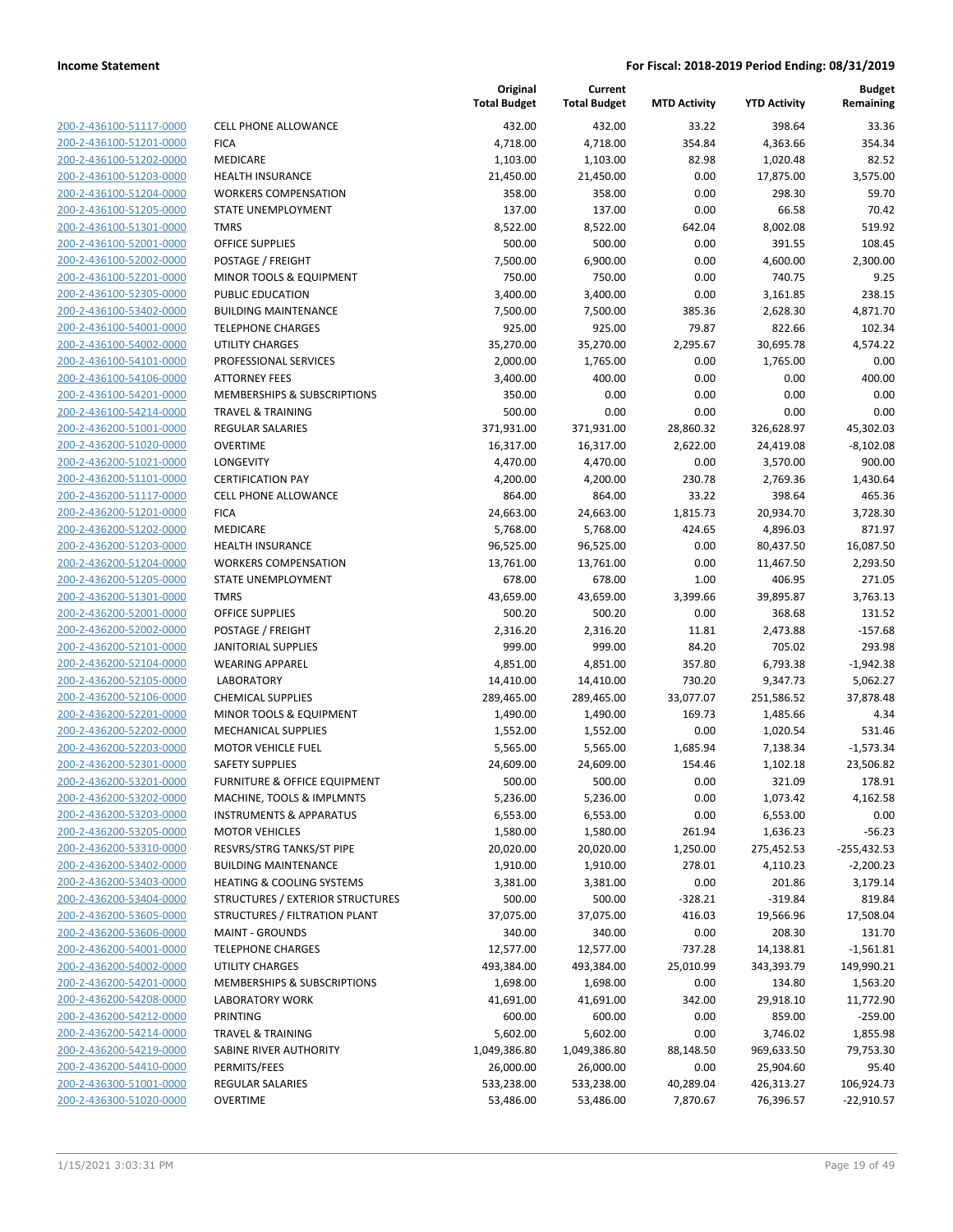**Income Statement** | **For Fiscal: 2018-2019 Period Ending: 08/31/2019**

| | | Original Total Budget | Current Total Budget | MTD Activity | YTD Activity | Budget Remaining |
|---|---|---|---|---|---|---|
| 200-2-436100-51117-0000 | CELL PHONE ALLOWANCE | 432.00 | 432.00 | 33.22 | 398.64 | 33.36 |
| 200-2-436100-51201-0000 | FICA | 4,718.00 | 4,718.00 | 354.84 | 4,363.66 | 354.34 |
| 200-2-436100-51202-0000 | MEDICARE | 1,103.00 | 1,103.00 | 82.98 | 1,020.48 | 82.52 |
| 200-2-436100-51203-0000 | HEALTH INSURANCE | 21,450.00 | 21,450.00 | 0.00 | 17,875.00 | 3,575.00 |
| 200-2-436100-51204-0000 | WORKERS COMPENSATION | 358.00 | 358.00 | 0.00 | 298.30 | 59.70 |
| 200-2-436100-51205-0000 | STATE UNEMPLOYMENT | 137.00 | 137.00 | 0.00 | 66.58 | 70.42 |
| 200-2-436100-51301-0000 | TMRS | 8,522.00 | 8,522.00 | 642.04 | 8,002.08 | 519.92 |
| 200-2-436100-52001-0000 | OFFICE SUPPLIES | 500.00 | 500.00 | 0.00 | 391.55 | 108.45 |
| 200-2-436100-52002-0000 | POSTAGE / FREIGHT | 7,500.00 | 6,900.00 | 0.00 | 4,600.00 | 2,300.00 |
| 200-2-436100-52201-0000 | MINOR TOOLS & EQUIPMENT | 750.00 | 750.00 | 0.00 | 740.75 | 9.25 |
| 200-2-436100-52305-0000 | PUBLIC EDUCATION | 3,400.00 | 3,400.00 | 0.00 | 3,161.85 | 238.15 |
| 200-2-436100-53402-0000 | BUILDING MAINTENANCE | 7,500.00 | 7,500.00 | 385.36 | 2,628.30 | 4,871.70 |
| 200-2-436100-54001-0000 | TELEPHONE CHARGES | 925.00 | 925.00 | 79.87 | 822.66 | 102.34 |
| 200-2-436100-54002-0000 | UTILITY CHARGES | 35,270.00 | 35,270.00 | 2,295.67 | 30,695.78 | 4,574.22 |
| 200-2-436100-54101-0000 | PROFESSIONAL SERVICES | 2,000.00 | 1,765.00 | 0.00 | 1,765.00 | 0.00 |
| 200-2-436100-54106-0000 | ATTORNEY FEES | 3,400.00 | 400.00 | 0.00 | 0.00 | 400.00 |
| 200-2-436100-54201-0000 | MEMBERSHIPS & SUBSCRIPTIONS | 350.00 | 0.00 | 0.00 | 0.00 | 0.00 |
| 200-2-436100-54214-0000 | TRAVEL & TRAINING | 500.00 | 0.00 | 0.00 | 0.00 | 0.00 |
| 200-2-436200-51001-0000 | REGULAR SALARIES | 371,931.00 | 371,931.00 | 28,860.32 | 326,628.97 | 45,302.03 |
| 200-2-436200-51020-0000 | OVERTIME | 16,317.00 | 16,317.00 | 2,622.00 | 24,419.08 | -8,102.08 |
| 200-2-436200-51021-0000 | LONGEVITY | 4,470.00 | 4,470.00 | 0.00 | 3,570.00 | 900.00 |
| 200-2-436200-51101-0000 | CERTIFICATION PAY | 4,200.00 | 4,200.00 | 230.78 | 2,769.36 | 1,430.64 |
| 200-2-436200-51117-0000 | CELL PHONE ALLOWANCE | 864.00 | 864.00 | 33.22 | 398.64 | 465.36 |
| 200-2-436200-51201-0000 | FICA | 24,663.00 | 24,663.00 | 1,815.73 | 20,934.70 | 3,728.30 |
| 200-2-436200-51202-0000 | MEDICARE | 5,768.00 | 5,768.00 | 424.65 | 4,896.03 | 871.97 |
| 200-2-436200-51203-0000 | HEALTH INSURANCE | 96,525.00 | 96,525.00 | 0.00 | 80,437.50 | 16,087.50 |
| 200-2-436200-51204-0000 | WORKERS COMPENSATION | 13,761.00 | 13,761.00 | 0.00 | 11,467.50 | 2,293.50 |
| 200-2-436200-51205-0000 | STATE UNEMPLOYMENT | 678.00 | 678.00 | 1.00 | 406.95 | 271.05 |
| 200-2-436200-51301-0000 | TMRS | 43,659.00 | 43,659.00 | 3,399.66 | 39,895.87 | 3,763.13 |
| 200-2-436200-52001-0000 | OFFICE SUPPLIES | 500.20 | 500.20 | 0.00 | 368.68 | 131.52 |
| 200-2-436200-52002-0000 | POSTAGE / FREIGHT | 2,316.20 | 2,316.20 | 11.81 | 2,473.88 | -157.68 |
| 200-2-436200-52101-0000 | JANITORIAL SUPPLIES | 999.00 | 999.00 | 84.20 | 705.02 | 293.98 |
| 200-2-436200-52104-0000 | WEARING APPAREL | 4,851.00 | 4,851.00 | 357.80 | 6,793.38 | -1,942.38 |
| 200-2-436200-52105-0000 | LABORATORY | 14,410.00 | 14,410.00 | 730.20 | 9,347.73 | 5,062.27 |
| 200-2-436200-52106-0000 | CHEMICAL SUPPLIES | 289,465.00 | 289,465.00 | 33,077.07 | 251,586.52 | 37,878.48 |
| 200-2-436200-52201-0000 | MINOR TOOLS & EQUIPMENT | 1,490.00 | 1,490.00 | 169.73 | 1,485.66 | 4.34 |
| 200-2-436200-52202-0000 | MECHANICAL SUPPLIES | 1,552.00 | 1,552.00 | 0.00 | 1,020.54 | 531.46 |
| 200-2-436200-52203-0000 | MOTOR VEHICLE FUEL | 5,565.00 | 5,565.00 | 1,685.94 | 7,138.34 | -1,573.34 |
| 200-2-436200-52301-0000 | SAFETY SUPPLIES | 24,609.00 | 24,609.00 | 154.46 | 1,102.18 | 23,506.82 |
| 200-2-436200-53201-0000 | FURNITURE & OFFICE EQUIPMENT | 500.00 | 500.00 | 0.00 | 321.09 | 178.91 |
| 200-2-436200-53202-0000 | MACHINE, TOOLS & IMPLMNTS | 5,236.00 | 5,236.00 | 0.00 | 1,073.42 | 4,162.58 |
| 200-2-436200-53203-0000 | INSTRUMENTS & APPARATUS | 6,553.00 | 6,553.00 | 0.00 | 6,553.00 | 0.00 |
| 200-2-436200-53205-0000 | MOTOR VEHICLES | 1,580.00 | 1,580.00 | 261.94 | 1,636.23 | -56.23 |
| 200-2-436200-53310-0000 | RESVRS/STRG TANKS/ST PIPE | 20,020.00 | 20,020.00 | 1,250.00 | 275,452.53 | -255,432.53 |
| 200-2-436200-53402-0000 | BUILDING MAINTENANCE | 1,910.00 | 1,910.00 | 278.01 | 4,110.23 | -2,200.23 |
| 200-2-436200-53403-0000 | HEATING & COOLING SYSTEMS | 3,381.00 | 3,381.00 | 0.00 | 201.86 | 3,179.14 |
| 200-2-436200-53404-0000 | STRUCTURES / EXTERIOR STRUCTURES | 500.00 | 500.00 | -328.21 | -319.84 | 819.84 |
| 200-2-436200-53605-0000 | STRUCTURES / FILTRATION PLANT | 37,075.00 | 37,075.00 | 416.03 | 19,566.96 | 17,508.04 |
| 200-2-436200-53606-0000 | MAINT - GROUNDS | 340.00 | 340.00 | 0.00 | 208.30 | 131.70 |
| 200-2-436200-54001-0000 | TELEPHONE CHARGES | 12,577.00 | 12,577.00 | 737.28 | 14,138.81 | -1,561.81 |
| 200-2-436200-54002-0000 | UTILITY CHARGES | 493,384.00 | 493,384.00 | 25,010.99 | 343,393.79 | 149,990.21 |
| 200-2-436200-54201-0000 | MEMBERSHIPS & SUBSCRIPTIONS | 1,698.00 | 1,698.00 | 0.00 | 134.80 | 1,563.20 |
| 200-2-436200-54208-0000 | LABORATORY WORK | 41,691.00 | 41,691.00 | 342.00 | 29,918.10 | 11,772.90 |
| 200-2-436200-54212-0000 | PRINTING | 600.00 | 600.00 | 0.00 | 859.00 | -259.00 |
| 200-2-436200-54214-0000 | TRAVEL & TRAINING | 5,602.00 | 5,602.00 | 0.00 | 3,746.02 | 1,855.98 |
| 200-2-436200-54219-0000 | SABINE RIVER AUTHORITY | 1,049,386.80 | 1,049,386.80 | 88,148.50 | 969,633.50 | 79,753.30 |
| 200-2-436200-54410-0000 | PERMITS/FEES | 26,000.00 | 26,000.00 | 0.00 | 25,904.60 | 95.40 |
| 200-2-436300-51001-0000 | REGULAR SALARIES | 533,238.00 | 533,238.00 | 40,289.04 | 426,313.27 | 106,924.73 |
| 200-2-436300-51020-0000 | OVERTIME | 53,486.00 | 53,486.00 | 7,870.67 | 76,396.57 | -22,910.57 |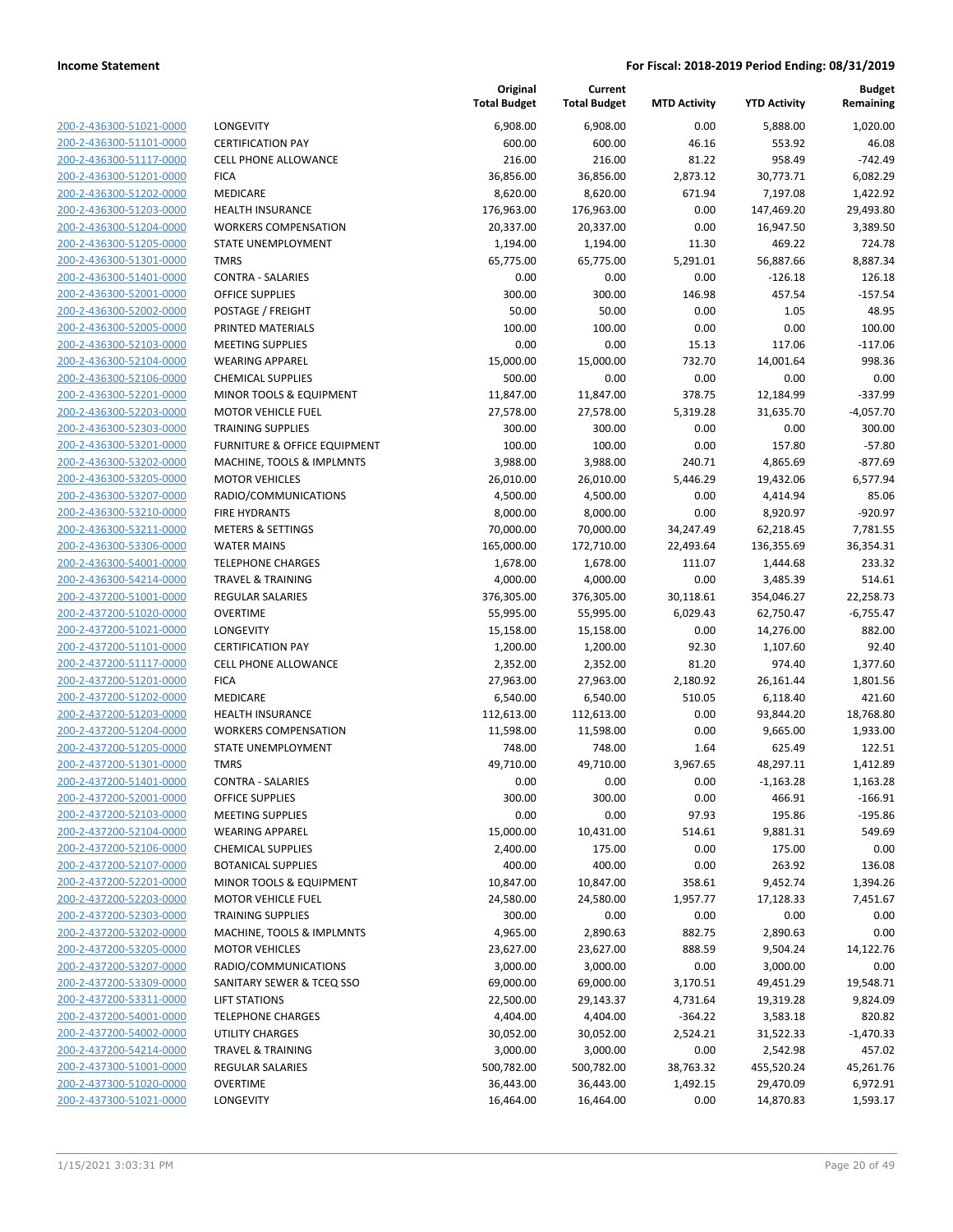| | | Original Total Budget | Current Total Budget | MTD Activity | YTD Activity | Budget Remaining |
|---|---|---|---|---|---|---|
| 200-2-436300-51021-0000 | LONGEVITY | 6,908.00 | 6,908.00 | 0.00 | 5,888.00 | 1,020.00 |
| 200-2-436300-51101-0000 | CERTIFICATION PAY | 600.00 | 600.00 | 46.16 | 553.92 | 46.08 |
| 200-2-436300-51117-0000 | CELL PHONE ALLOWANCE | 216.00 | 216.00 | 81.22 | 958.49 | -742.49 |
| 200-2-436300-51201-0000 | FICA | 36,856.00 | 36,856.00 | 2,873.12 | 30,773.71 | 6,082.29 |
| 200-2-436300-51202-0000 | MEDICARE | 8,620.00 | 8,620.00 | 671.94 | 7,197.08 | 1,422.92 |
| 200-2-436300-51203-0000 | HEALTH INSURANCE | 176,963.00 | 176,963.00 | 0.00 | 147,469.20 | 29,493.80 |
| 200-2-436300-51204-0000 | WORKERS COMPENSATION | 20,337.00 | 20,337.00 | 0.00 | 16,947.50 | 3,389.50 |
| 200-2-436300-51205-0000 | STATE UNEMPLOYMENT | 1,194.00 | 1,194.00 | 11.30 | 469.22 | 724.78 |
| 200-2-436300-51301-0000 | TMRS | 65,775.00 | 65,775.00 | 5,291.01 | 56,887.66 | 8,887.34 |
| 200-2-436300-51401-0000 | CONTRA - SALARIES | 0.00 | 0.00 | 0.00 | -126.18 | 126.18 |
| 200-2-436300-52001-0000 | OFFICE SUPPLIES | 300.00 | 300.00 | 146.98 | 457.54 | -157.54 |
| 200-2-436300-52002-0000 | POSTAGE / FREIGHT | 50.00 | 50.00 | 0.00 | 1.05 | 48.95 |
| 200-2-436300-52005-0000 | PRINTED MATERIALS | 100.00 | 100.00 | 0.00 | 0.00 | 100.00 |
| 200-2-436300-52103-0000 | MEETING SUPPLIES | 0.00 | 0.00 | 15.13 | 117.06 | -117.06 |
| 200-2-436300-52104-0000 | WEARING APPAREL | 15,000.00 | 15,000.00 | 732.70 | 14,001.64 | 998.36 |
| 200-2-436300-52106-0000 | CHEMICAL SUPPLIES | 500.00 | 0.00 | 0.00 | 0.00 | 0.00 |
| 200-2-436300-52201-0000 | MINOR TOOLS & EQUIPMENT | 11,847.00 | 11,847.00 | 378.75 | 12,184.99 | -337.99 |
| 200-2-436300-52203-0000 | MOTOR VEHICLE FUEL | 27,578.00 | 27,578.00 | 5,319.28 | 31,635.70 | -4,057.70 |
| 200-2-436300-52303-0000 | TRAINING SUPPLIES | 300.00 | 300.00 | 0.00 | 0.00 | 300.00 |
| 200-2-436300-53201-0000 | FURNITURE & OFFICE EQUIPMENT | 100.00 | 100.00 | 0.00 | 157.80 | -57.80 |
| 200-2-436300-53202-0000 | MACHINE, TOOLS & IMPLMNTS | 3,988.00 | 3,988.00 | 240.71 | 4,865.69 | -877.69 |
| 200-2-436300-53205-0000 | MOTOR VEHICLES | 26,010.00 | 26,010.00 | 5,446.29 | 19,432.06 | 6,577.94 |
| 200-2-436300-53207-0000 | RADIO/COMMUNICATIONS | 4,500.00 | 4,500.00 | 0.00 | 4,414.94 | 85.06 |
| 200-2-436300-53210-0000 | FIRE HYDRANTS | 8,000.00 | 8,000.00 | 0.00 | 8,920.97 | -920.97 |
| 200-2-436300-53211-0000 | METERS & SETTINGS | 70,000.00 | 70,000.00 | 34,247.49 | 62,218.45 | 7,781.55 |
| 200-2-436300-53306-0000 | WATER MAINS | 165,000.00 | 172,710.00 | 22,493.64 | 136,355.69 | 36,354.31 |
| 200-2-436300-54001-0000 | TELEPHONE CHARGES | 1,678.00 | 1,678.00 | 111.07 | 1,444.68 | 233.32 |
| 200-2-436300-54214-0000 | TRAVEL & TRAINING | 4,000.00 | 4,000.00 | 0.00 | 3,485.39 | 514.61 |
| 200-2-437200-51001-0000 | REGULAR SALARIES | 376,305.00 | 376,305.00 | 30,118.61 | 354,046.27 | 22,258.73 |
| 200-2-437200-51020-0000 | OVERTIME | 55,995.00 | 55,995.00 | 6,029.43 | 62,750.47 | -6,755.47 |
| 200-2-437200-51021-0000 | LONGEVITY | 15,158.00 | 15,158.00 | 0.00 | 14,276.00 | 882.00 |
| 200-2-437200-51101-0000 | CERTIFICATION PAY | 1,200.00 | 1,200.00 | 92.30 | 1,107.60 | 92.40 |
| 200-2-437200-51117-0000 | CELL PHONE ALLOWANCE | 2,352.00 | 2,352.00 | 81.20 | 974.40 | 1,377.60 |
| 200-2-437200-51201-0000 | FICA | 27,963.00 | 27,963.00 | 2,180.92 | 26,161.44 | 1,801.56 |
| 200-2-437200-51202-0000 | MEDICARE | 6,540.00 | 6,540.00 | 510.05 | 6,118.40 | 421.60 |
| 200-2-437200-51203-0000 | HEALTH INSURANCE | 112,613.00 | 112,613.00 | 0.00 | 93,844.20 | 18,768.80 |
| 200-2-437200-51204-0000 | WORKERS COMPENSATION | 11,598.00 | 11,598.00 | 0.00 | 9,665.00 | 1,933.00 |
| 200-2-437200-51205-0000 | STATE UNEMPLOYMENT | 748.00 | 748.00 | 1.64 | 625.49 | 122.51 |
| 200-2-437200-51301-0000 | TMRS | 49,710.00 | 49,710.00 | 3,967.65 | 48,297.11 | 1,412.89 |
| 200-2-437200-51401-0000 | CONTRA - SALARIES | 0.00 | 0.00 | 0.00 | -1,163.28 | 1,163.28 |
| 200-2-437200-52001-0000 | OFFICE SUPPLIES | 300.00 | 300.00 | 0.00 | 466.91 | -166.91 |
| 200-2-437200-52103-0000 | MEETING SUPPLIES | 0.00 | 0.00 | 97.93 | 195.86 | -195.86 |
| 200-2-437200-52104-0000 | WEARING APPAREL | 15,000.00 | 10,431.00 | 514.61 | 9,881.31 | 549.69 |
| 200-2-437200-52106-0000 | CHEMICAL SUPPLIES | 2,400.00 | 175.00 | 0.00 | 175.00 | 0.00 |
| 200-2-437200-52107-0000 | BOTANICAL SUPPLIES | 400.00 | 400.00 | 0.00 | 263.92 | 136.08 |
| 200-2-437200-52201-0000 | MINOR TOOLS & EQUIPMENT | 10,847.00 | 10,847.00 | 358.61 | 9,452.74 | 1,394.26 |
| 200-2-437200-52203-0000 | MOTOR VEHICLE FUEL | 24,580.00 | 24,580.00 | 1,957.77 | 17,128.33 | 7,451.67 |
| 200-2-437200-52303-0000 | TRAINING SUPPLIES | 300.00 | 0.00 | 0.00 | 0.00 | 0.00 |
| 200-2-437200-53202-0000 | MACHINE, TOOLS & IMPLMNTS | 4,965.00 | 2,890.63 | 882.75 | 2,890.63 | 0.00 |
| 200-2-437200-53205-0000 | MOTOR VEHICLES | 23,627.00 | 23,627.00 | 888.59 | 9,504.24 | 14,122.76 |
| 200-2-437200-53207-0000 | RADIO/COMMUNICATIONS | 3,000.00 | 3,000.00 | 0.00 | 3,000.00 | 0.00 |
| 200-2-437200-53309-0000 | SANITARY SEWER & TCEQ SSO | 69,000.00 | 69,000.00 | 3,170.51 | 49,451.29 | 19,548.71 |
| 200-2-437200-53311-0000 | LIFT STATIONS | 22,500.00 | 29,143.37 | 4,731.64 | 19,319.28 | 9,824.09 |
| 200-2-437200-54001-0000 | TELEPHONE CHARGES | 4,404.00 | 4,404.00 | -364.22 | 3,583.18 | 820.82 |
| 200-2-437200-54002-0000 | UTILITY CHARGES | 30,052.00 | 30,052.00 | 2,524.21 | 31,522.33 | -1,470.33 |
| 200-2-437200-54214-0000 | TRAVEL & TRAINING | 3,000.00 | 3,000.00 | 0.00 | 2,542.98 | 457.02 |
| 200-2-437300-51001-0000 | REGULAR SALARIES | 500,782.00 | 500,782.00 | 38,763.32 | 455,520.24 | 45,261.76 |
| 200-2-437300-51020-0000 | OVERTIME | 36,443.00 | 36,443.00 | 1,492.15 | 29,470.09 | 6,972.91 |
| 200-2-437300-51021-0000 | LONGEVITY | 16,464.00 | 16,464.00 | 0.00 | 14,870.83 | 1,593.17 |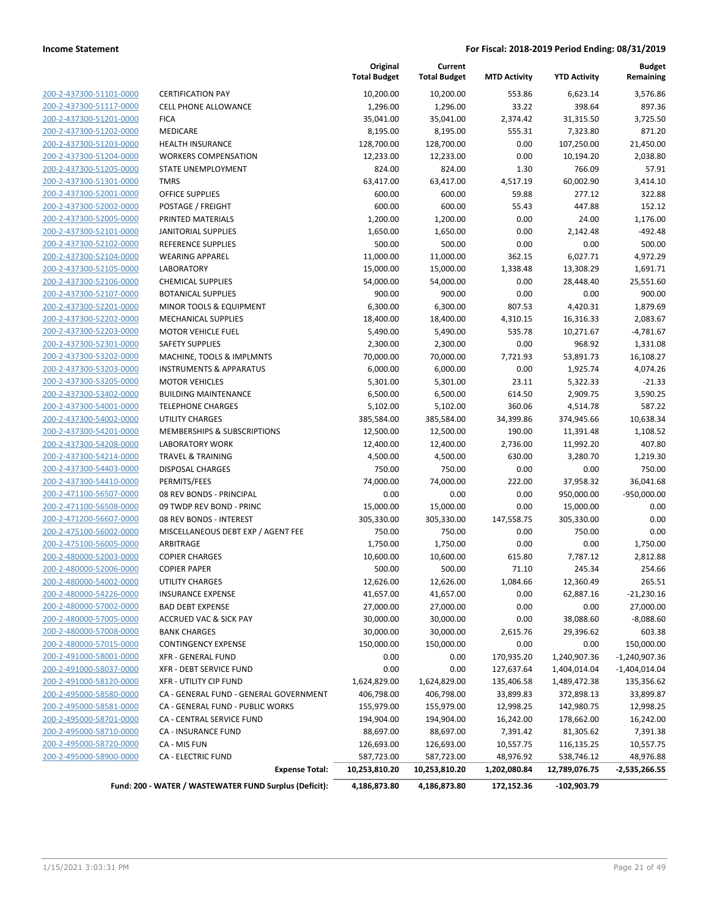**Income Statement** | **For Fiscal: 2018-2019 Period Ending: 08/31/2019**

| | | Original Total Budget | Current Total Budget | MTD Activity | YTD Activity | Budget Remaining |
|---|---|---|---|---|---|---|
| 200-2-437300-51101-0000 | CERTIFICATION PAY | 10,200.00 | 10,200.00 | 553.86 | 6,623.14 | 3,576.86 |
| 200-2-437300-51117-0000 | CELL PHONE ALLOWANCE | 1,296.00 | 1,296.00 | 33.22 | 398.64 | 897.36 |
| 200-2-437300-51201-0000 | FICA | 35,041.00 | 35,041.00 | 2,374.42 | 31,315.50 | 3,725.50 |
| 200-2-437300-51202-0000 | MEDICARE | 8,195.00 | 8,195.00 | 555.31 | 7,323.80 | 871.20 |
| 200-2-437300-51203-0000 | HEALTH INSURANCE | 128,700.00 | 128,700.00 | 0.00 | 107,250.00 | 21,450.00 |
| 200-2-437300-51204-0000 | WORKERS COMPENSATION | 12,233.00 | 12,233.00 | 0.00 | 10,194.20 | 2,038.80 |
| 200-2-437300-51205-0000 | STATE UNEMPLOYMENT | 824.00 | 824.00 | 1.30 | 766.09 | 57.91 |
| 200-2-437300-51301-0000 | TMRS | 63,417.00 | 63,417.00 | 4,517.19 | 60,002.90 | 3,414.10 |
| 200-2-437300-52001-0000 | OFFICE SUPPLIES | 600.00 | 600.00 | 59.88 | 277.12 | 322.88 |
| 200-2-437300-52002-0000 | POSTAGE / FREIGHT | 600.00 | 600.00 | 55.43 | 447.88 | 152.12 |
| 200-2-437300-52005-0000 | PRINTED MATERIALS | 1,200.00 | 1,200.00 | 0.00 | 24.00 | 1,176.00 |
| 200-2-437300-52101-0000 | JANITORIAL SUPPLIES | 1,650.00 | 1,650.00 | 0.00 | 2,142.48 | -492.48 |
| 200-2-437300-52102-0000 | REFERENCE SUPPLIES | 500.00 | 500.00 | 0.00 | 0.00 | 500.00 |
| 200-2-437300-52104-0000 | WEARING APPAREL | 11,000.00 | 11,000.00 | 362.15 | 6,027.71 | 4,972.29 |
| 200-2-437300-52105-0000 | LABORATORY | 15,000.00 | 15,000.00 | 1,338.48 | 13,308.29 | 1,691.71 |
| 200-2-437300-52106-0000 | CHEMICAL SUPPLIES | 54,000.00 | 54,000.00 | 0.00 | 28,448.40 | 25,551.60 |
| 200-2-437300-52107-0000 | BOTANICAL SUPPLIES | 900.00 | 900.00 | 0.00 | 0.00 | 900.00 |
| 200-2-437300-52201-0000 | MINOR TOOLS & EQUIPMENT | 6,300.00 | 6,300.00 | 807.53 | 4,420.31 | 1,879.69 |
| 200-2-437300-52202-0000 | MECHANICAL SUPPLIES | 18,400.00 | 18,400.00 | 4,310.15 | 16,316.33 | 2,083.67 |
| 200-2-437300-52203-0000 | MOTOR VEHICLE FUEL | 5,490.00 | 5,490.00 | 535.78 | 10,271.67 | -4,781.67 |
| 200-2-437300-52301-0000 | SAFETY SUPPLIES | 2,300.00 | 2,300.00 | 0.00 | 968.92 | 1,331.08 |
| 200-2-437300-53202-0000 | MACHINE, TOOLS & IMPLMNTS | 70,000.00 | 70,000.00 | 7,721.93 | 53,891.73 | 16,108.27 |
| 200-2-437300-53203-0000 | INSTRUMENTS & APPARATUS | 6,000.00 | 6,000.00 | 0.00 | 1,925.74 | 4,074.26 |
| 200-2-437300-53205-0000 | MOTOR VEHICLES | 5,301.00 | 5,301.00 | 23.11 | 5,322.33 | -21.33 |
| 200-2-437300-53402-0000 | BUILDING MAINTENANCE | 6,500.00 | 6,500.00 | 614.50 | 2,909.75 | 3,590.25 |
| 200-2-437300-54001-0000 | TELEPHONE CHARGES | 5,102.00 | 5,102.00 | 360.06 | 4,514.78 | 587.22 |
| 200-2-437300-54002-0000 | UTILITY CHARGES | 385,584.00 | 385,584.00 | 34,399.86 | 374,945.66 | 10,638.34 |
| 200-2-437300-54201-0000 | MEMBERSHIPS & SUBSCRIPTIONS | 12,500.00 | 12,500.00 | 190.00 | 11,391.48 | 1,108.52 |
| 200-2-437300-54208-0000 | LABORATORY WORK | 12,400.00 | 12,400.00 | 2,736.00 | 11,992.20 | 407.80 |
| 200-2-437300-54214-0000 | TRAVEL & TRAINING | 4,500.00 | 4,500.00 | 630.00 | 3,280.70 | 1,219.30 |
| 200-2-437300-54403-0000 | DISPOSAL CHARGES | 750.00 | 750.00 | 0.00 | 0.00 | 750.00 |
| 200-2-437300-54410-0000 | PERMITS/FEES | 74,000.00 | 74,000.00 | 222.00 | 37,958.32 | 36,041.68 |
| 200-2-471100-56507-0000 | 08 REV BONDS - PRINCIPAL | 0.00 | 0.00 | 0.00 | 950,000.00 | -950,000.00 |
| 200-2-471100-56508-0000 | 09 TWDP REV BOND - PRINC | 15,000.00 | 15,000.00 | 0.00 | 15,000.00 | 0.00 |
| 200-2-471200-56607-0000 | 08 REV BONDS - INTEREST | 305,330.00 | 305,330.00 | 147,558.75 | 305,330.00 | 0.00 |
| 200-2-475100-56002-0000 | MISCELLANEOUS DEBT EXP / AGENT FEE | 750.00 | 750.00 | 0.00 | 750.00 | 0.00 |
| 200-2-475100-56005-0000 | ARBITRAGE | 1,750.00 | 1,750.00 | 0.00 | 0.00 | 1,750.00 |
| 200-2-480000-52003-0000 | COPIER CHARGES | 10,600.00 | 10,600.00 | 615.80 | 7,787.12 | 2,812.88 |
| 200-2-480000-52006-0000 | COPIER PAPER | 500.00 | 500.00 | 71.10 | 245.34 | 254.66 |
| 200-2-480000-54002-0000 | UTILITY CHARGES | 12,626.00 | 12,626.00 | 1,084.66 | 12,360.49 | 265.51 |
| 200-2-480000-54226-0000 | INSURANCE EXPENSE | 41,657.00 | 41,657.00 | 0.00 | 62,887.16 | -21,230.16 |
| 200-2-480000-57002-0000 | BAD DEBT EXPENSE | 27,000.00 | 27,000.00 | 0.00 | 0.00 | 27,000.00 |
| 200-2-480000-57005-0000 | ACCRUED VAC & SICK PAY | 30,000.00 | 30,000.00 | 0.00 | 38,088.60 | -8,088.60 |
| 200-2-480000-57008-0000 | BANK CHARGES | 30,000.00 | 30,000.00 | 2,615.76 | 29,396.62 | 603.38 |
| 200-2-480000-57015-0000 | CONTINGENCY EXPENSE | 150,000.00 | 150,000.00 | 0.00 | 0.00 | 150,000.00 |
| 200-2-491000-58001-0000 | XFR - GENERAL FUND | 0.00 | 0.00 | 170,935.20 | 1,240,907.36 | -1,240,907.36 |
| 200-2-491000-58037-0000 | XFR - DEBT SERVICE FUND | 0.00 | 0.00 | 127,637.64 | 1,404,014.04 | -1,404,014.04 |
| 200-2-491000-58120-0000 | XFR - UTILITY CIP FUND | 1,624,829.00 | 1,624,829.00 | 135,406.58 | 1,489,472.38 | 135,356.62 |
| 200-2-495000-58580-0000 | CA - GENERAL FUND - GENERAL GOVERNMENT | 406,798.00 | 406,798.00 | 33,899.83 | 372,898.13 | 33,899.87 |
| 200-2-495000-58581-0000 | CA - GENERAL FUND - PUBLIC WORKS | 155,979.00 | 155,979.00 | 12,998.25 | 142,980.75 | 12,998.25 |
| 200-2-495000-58701-0000 | CA - CENTRAL SERVICE FUND | 194,904.00 | 194,904.00 | 16,242.00 | 178,662.00 | 16,242.00 |
| 200-2-495000-58710-0000 | CA - INSURANCE FUND | 88,697.00 | 88,697.00 | 7,391.42 | 81,305.62 | 7,391.38 |
| 200-2-495000-58720-0000 | CA - MIS FUN | 126,693.00 | 126,693.00 | 10,557.75 | 116,135.25 | 10,557.75 |
| 200-2-495000-58900-0000 | CA - ELECTRIC FUND | 587,723.00 | 587,723.00 | 48,976.92 | 538,746.12 | 48,976.88 |
| | **Expense Total:** | **10,253,810.20** | **10,253,810.20** | **1,202,080.84** | **12,789,076.75** | **-2,535,266.55** |
| | **Fund: 200 - WATER / WASTEWATER FUND Surplus (Deficit):** | **4,186,873.80** | **4,186,873.80** | **172,152.36** | **-102,903.79** | |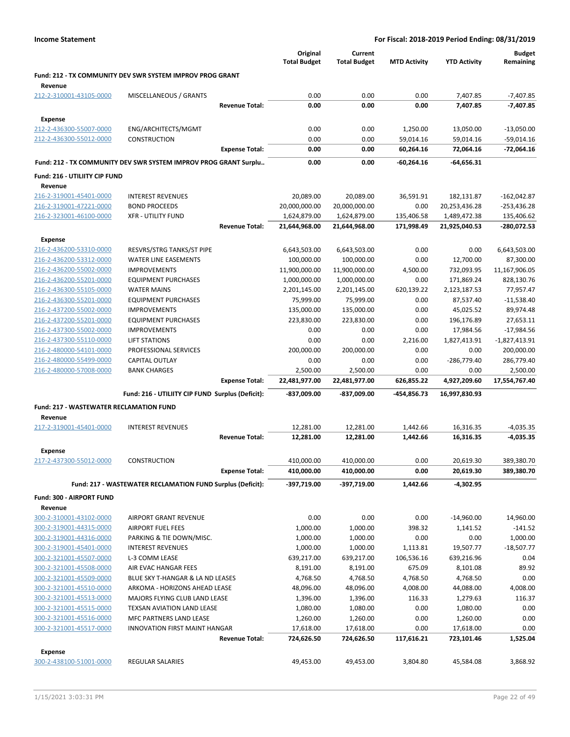| | | Original Total Budget | Current Total Budget | MTD Activity | YTD Activity | Budget Remaining |
|---|---|---|---|---|---|---|
| **Fund: 212 - TX COMMUNITY DEV SWR SYSTEM IMPROV PROG GRANT** | | | | | | |
| **Revenue** | | | | | | |
| 212-2-310001-43105-0000 | MISCELLANEOUS / GRANTS | 0.00 | 0.00 | 0.00 | 7,407.85 | -7,407.85 |
| | **Revenue Total:** | **0.00** | **0.00** | **0.00** | **7,407.85** | **-7,407.85** |
| **Expense** | | | | | | |
| 212-2-436300-55007-0000 | ENG/ARCHITECTS/MGMT | 0.00 | 0.00 | 1,250.00 | 13,050.00 | -13,050.00 |
| 212-2-436300-55012-0000 | CONSTRUCTION | 0.00 | 0.00 | 59,014.16 | 59,014.16 | -59,014.16 |
| | **Expense Total:** | **0.00** | **0.00** | **60,264.16** | **72,064.16** | **-72,064.16** |
| **Fund: 212 - TX COMMUNITY DEV SWR SYSTEM IMPROV PROG GRANT Surplu..** | | **0.00** | **0.00** | **-60,264.16** | **-64,656.31** | |
| **Fund: 216 - UTILIITY CIP FUND** | | | | | | |
| **Revenue** | | | | | | |
| 216-2-319001-45401-0000 | INTEREST REVENUES | 20,089.00 | 20,089.00 | 36,591.91 | 182,131.87 | -162,042.87 |
| 216-2-319001-47221-0000 | BOND PROCEEDS | 20,000,000.00 | 20,000,000.00 | 0.00 | 20,253,436.28 | -253,436.28 |
| 216-2-323001-46100-0000 | XFR - UTILITY FUND | 1,624,879.00 | 1,624,879.00 | 135,406.58 | 1,489,472.38 | 135,406.62 |
| | **Revenue Total:** | **21,644,968.00** | **21,644,968.00** | **171,998.49** | **21,925,040.53** | **-280,072.53** |
| **Expense** | | | | | | |
| 216-2-436200-53310-0000 | RESVRS/STRG TANKS/ST PIPE | 6,643,503.00 | 6,643,503.00 | 0.00 | 0.00 | 6,643,503.00 |
| 216-2-436200-53312-0000 | WATER LINE EASEMENTS | 100,000.00 | 100,000.00 | 0.00 | 12,700.00 | 87,300.00 |
| 216-2-436200-55002-0000 | IMPROVEMENTS | 11,900,000.00 | 11,900,000.00 | 4,500.00 | 732,093.95 | 11,167,906.05 |
| 216-2-436200-55201-0000 | EQUIPMENT PURCHASES | 1,000,000.00 | 1,000,000.00 | 0.00 | 171,869.24 | 828,130.76 |
| 216-2-436300-55105-0000 | WATER MAINS | 2,201,145.00 | 2,201,145.00 | 620,139.22 | 2,123,187.53 | 77,957.47 |
| 216-2-436300-55201-0000 | EQUIPMENT PURCHASES | 75,999.00 | 75,999.00 | 0.00 | 87,537.40 | -11,538.40 |
| 216-2-437200-55002-0000 | IMPROVEMENTS | 135,000.00 | 135,000.00 | 0.00 | 45,025.52 | 89,974.48 |
| 216-2-437200-55201-0000 | EQUIPMENT PURCHASES | 223,830.00 | 223,830.00 | 0.00 | 196,176.89 | 27,653.11 |
| 216-2-437300-55002-0000 | IMPROVEMENTS | 0.00 | 0.00 | 0.00 | 17,984.56 | -17,984.56 |
| 216-2-437300-55110-0000 | LIFT STATIONS | 0.00 | 0.00 | 2,216.00 | 1,827,413.91 | -1,827,413.91 |
| 216-2-480000-54101-0000 | PROFESSIONAL SERVICES | 200,000.00 | 200,000.00 | 0.00 | 0.00 | 200,000.00 |
| 216-2-480000-55499-0000 | CAPITAL OUTLAY | 0.00 | 0.00 | 0.00 | -286,779.40 | 286,779.40 |
| 216-2-480000-57008-0000 | BANK CHARGES | 2,500.00 | 2,500.00 | 0.00 | 0.00 | 2,500.00 |
| | **Expense Total:** | **22,481,977.00** | **22,481,977.00** | **626,855.22** | **4,927,209.60** | **17,554,767.40** |
| | **Fund: 216 - UTILIITY CIP FUND Surplus (Deficit):** | **-837,009.00** | **-837,009.00** | **-454,856.73** | **16,997,830.93** | |
| **Fund: 217 - WASTEWATER RECLAMATION FUND** | | | | | | |
| **Revenue** | | | | | | |
| 217-2-319001-45401-0000 | INTEREST REVENUES | 12,281.00 | 12,281.00 | 1,442.66 | 16,316.35 | -4,035.35 |
| | **Revenue Total:** | **12,281.00** | **12,281.00** | **1,442.66** | **16,316.35** | **-4,035.35** |
| **Expense** | | | | | | |
| 217-2-437300-55012-0000 | CONSTRUCTION | 410,000.00 | 410,000.00 | 0.00 | 20,619.30 | 389,380.70 |
| | **Expense Total:** | **410,000.00** | **410,000.00** | **0.00** | **20,619.30** | **389,380.70** |
| | **Fund: 217 - WASTEWATER RECLAMATION FUND Surplus (Deficit):** | **-397,719.00** | **-397,719.00** | **1,442.66** | **-4,302.95** | |
| **Fund: 300 - AIRPORT FUND** | | | | | | |
| **Revenue** | | | | | | |
| 300-2-310001-43102-0000 | AIRPORT GRANT REVENUE | 0.00 | 0.00 | 0.00 | -14,960.00 | 14,960.00 |
| 300-2-319001-44315-0000 | AIRPORT FUEL FEES | 1,000.00 | 1,000.00 | 398.32 | 1,141.52 | -141.52 |
| 300-2-319001-44316-0000 | PARKING & TIE DOWN/MISC. | 1,000.00 | 1,000.00 | 0.00 | 0.00 | 1,000.00 |
| 300-2-319001-45401-0000 | INTEREST REVENUES | 1,000.00 | 1,000.00 | 1,113.81 | 19,507.77 | -18,507.77 |
| 300-2-321001-45507-0000 | L-3 COMM LEASE | 639,217.00 | 639,217.00 | 106,536.16 | 639,216.96 | 0.04 |
| 300-2-321001-45508-0000 | AIR EVAC HANGAR FEES | 8,191.00 | 8,191.00 | 675.09 | 8,101.08 | 89.92 |
| 300-2-321001-45509-0000 | BLUE SKY T-HANGAR & LA ND LEASES | 4,768.50 | 4,768.50 | 4,768.50 | 4,768.50 | 0.00 |
| 300-2-321001-45510-0000 | ARKOMA - HORIZONS AHEAD LEASE | 48,096.00 | 48,096.00 | 4,008.00 | 44,088.00 | 4,008.00 |
| 300-2-321001-45513-0000 | MAJORS FLYING CLUB LAND LEASE | 1,396.00 | 1,396.00 | 116.33 | 1,279.63 | 116.37 |
| 300-2-321001-45515-0000 | TEXSAN AVIATION LAND LEASE | 1,080.00 | 1,080.00 | 0.00 | 1,080.00 | 0.00 |
| 300-2-321001-45516-0000 | MFC PARTNERS LAND LEASE | 1,260.00 | 1,260.00 | 0.00 | 1,260.00 | 0.00 |
| 300-2-321001-45517-0000 | INNOVATION FIRST MAINT HANGAR | 17,618.00 | 17,618.00 | 0.00 | 17,618.00 | 0.00 |
| | **Revenue Total:** | **724,626.50** | **724,626.50** | **117,616.21** | **723,101.46** | **1,525.04** |
| **Expense** | | | | | | |
| 300-2-438100-51001-0000 | REGULAR SALARIES | 49,453.00 | 49,453.00 | 3,804.80 | 45,584.08 | 3,868.92 |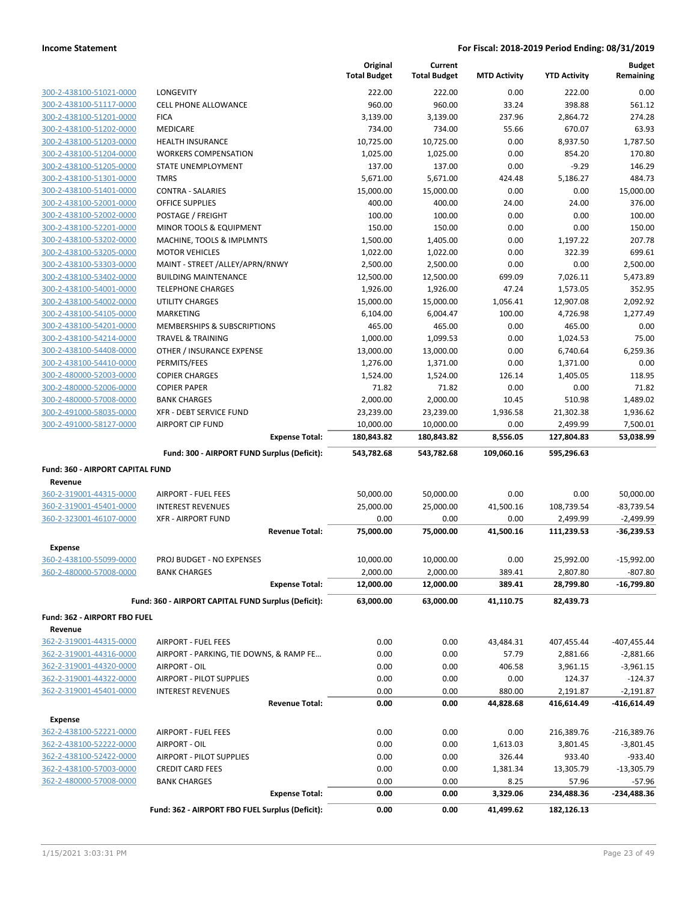**Income Statement** **For Fiscal: 2018-2019 Period Ending: 08/31/2019**

| | | Original Total Budget | Current Total Budget | MTD Activity | YTD Activity | Budget Remaining |
|---|---|---|---|---|---|---|
| 300-2-438100-51021-0000 | LONGEVITY | 222.00 | 222.00 | 0.00 | 222.00 | 0.00 |
| 300-2-438100-51117-0000 | CELL PHONE ALLOWANCE | 960.00 | 960.00 | 33.24 | 398.88 | 561.12 |
| 300-2-438100-51201-0000 | FICA | 3,139.00 | 3,139.00 | 237.96 | 2,864.72 | 274.28 |
| 300-2-438100-51202-0000 | MEDICARE | 734.00 | 734.00 | 55.66 | 670.07 | 63.93 |
| 300-2-438100-51203-0000 | HEALTH INSURANCE | 10,725.00 | 10,725.00 | 0.00 | 8,937.50 | 1,787.50 |
| 300-2-438100-51204-0000 | WORKERS COMPENSATION | 1,025.00 | 1,025.00 | 0.00 | 854.20 | 170.80 |
| 300-2-438100-51205-0000 | STATE UNEMPLOYMENT | 137.00 | 137.00 | 0.00 | -9.29 | 146.29 |
| 300-2-438100-51301-0000 | TMRS | 5,671.00 | 5,671.00 | 424.48 | 5,186.27 | 484.73 |
| 300-2-438100-51401-0000 | CONTRA - SALARIES | 15,000.00 | 15,000.00 | 0.00 | 0.00 | 15,000.00 |
| 300-2-438100-52001-0000 | OFFICE SUPPLIES | 400.00 | 400.00 | 24.00 | 24.00 | 376.00 |
| 300-2-438100-52002-0000 | POSTAGE / FREIGHT | 100.00 | 100.00 | 0.00 | 0.00 | 100.00 |
| 300-2-438100-52201-0000 | MINOR TOOLS & EQUIPMENT | 150.00 | 150.00 | 0.00 | 0.00 | 150.00 |
| 300-2-438100-53202-0000 | MACHINE, TOOLS & IMPLMNTS | 1,500.00 | 1,405.00 | 0.00 | 1,197.22 | 207.78 |
| 300-2-438100-53205-0000 | MOTOR VEHICLES | 1,022.00 | 1,022.00 | 0.00 | 322.39 | 699.61 |
| 300-2-438100-53303-0000 | MAINT - STREET /ALLEY/APRN/RNWY | 2,500.00 | 2,500.00 | 0.00 | 0.00 | 2,500.00 |
| 300-2-438100-53402-0000 | BUILDING MAINTENANCE | 12,500.00 | 12,500.00 | 699.09 | 7,026.11 | 5,473.89 |
| 300-2-438100-54001-0000 | TELEPHONE CHARGES | 1,926.00 | 1,926.00 | 47.24 | 1,573.05 | 352.95 |
| 300-2-438100-54002-0000 | UTILITY CHARGES | 15,000.00 | 15,000.00 | 1,056.41 | 12,907.08 | 2,092.92 |
| 300-2-438100-54105-0000 | MARKETING | 6,104.00 | 6,004.47 | 100.00 | 4,726.98 | 1,277.49 |
| 300-2-438100-54201-0000 | MEMBERSHIPS & SUBSCRIPTIONS | 465.00 | 465.00 | 0.00 | 465.00 | 0.00 |
| 300-2-438100-54214-0000 | TRAVEL & TRAINING | 1,000.00 | 1,099.53 | 0.00 | 1,024.53 | 75.00 |
| 300-2-438100-54408-0000 | OTHER / INSURANCE EXPENSE | 13,000.00 | 13,000.00 | 0.00 | 6,740.64 | 6,259.36 |
| 300-2-438100-54410-0000 | PERMITS/FEES | 1,276.00 | 1,371.00 | 0.00 | 1,371.00 | 0.00 |
| 300-2-480000-52003-0000 | COPIER CHARGES | 1,524.00 | 1,524.00 | 126.14 | 1,405.05 | 118.95 |
| 300-2-480000-52006-0000 | COPIER PAPER | 71.82 | 71.82 | 0.00 | 0.00 | 71.82 |
| 300-2-480000-57008-0000 | BANK CHARGES | 2,000.00 | 2,000.00 | 10.45 | 510.98 | 1,489.02 |
| 300-2-491000-58035-0000 | XFR - DEBT SERVICE FUND | 23,239.00 | 23,239.00 | 1,936.58 | 21,302.38 | 1,936.62 |
| 300-2-491000-58127-0000 | AIRPORT CIP FUND | 10,000.00 | 10,000.00 | 0.00 | 2,499.99 | 7,500.01 |
| | **Expense Total:** | **180,843.82** | **180,843.82** | **8,556.05** | **127,804.83** | **53,038.99** |
| | **Fund: 300 - AIRPORT FUND Surplus (Deficit):** | **543,782.68** | **543,782.68** | **109,060.16** | **595,296.63** | |
| **Fund: 360 - AIRPORT CAPITAL FUND** | | | | | | |
| **Revenue** | | | | | | |
| 360-2-319001-44315-0000 | AIRPORT - FUEL FEES | 50,000.00 | 50,000.00 | 0.00 | 0.00 | 50,000.00 |
| 360-2-319001-45401-0000 | INTEREST REVENUES | 25,000.00 | 25,000.00 | 41,500.16 | 108,739.54 | -83,739.54 |
| 360-2-323001-46107-0000 | XFR - AIRPORT FUND | 0.00 | 0.00 | 0.00 | 2,499.99 | -2,499.99 |
| | **Revenue Total:** | **75,000.00** | **75,000.00** | **41,500.16** | **111,239.53** | **-36,239.53** |
| **Expense** | | | | | | |
| 360-2-438100-55099-0000 | PROJ BUDGET - NO EXPENSES | 10,000.00 | 10,000.00 | 0.00 | 25,992.00 | -15,992.00 |
| 360-2-480000-57008-0000 | BANK CHARGES | 2,000.00 | 2,000.00 | 389.41 | 2,807.80 | -807.80 |
| | **Expense Total:** | **12,000.00** | **12,000.00** | **389.41** | **28,799.80** | **-16,799.80** |
| | **Fund: 360 - AIRPORT CAPITAL FUND Surplus (Deficit):** | **63,000.00** | **63,000.00** | **41,110.75** | **82,439.73** | |
| **Fund: 362 - AIRPORT FBO FUEL** | | | | | | |
| **Revenue** | | | | | | |
| 362-2-319001-44315-0000 | AIRPORT - FUEL FEES | 0.00 | 0.00 | 43,484.31 | 407,455.44 | -407,455.44 |
| 362-2-319001-44316-0000 | AIRPORT - PARKING, TIE DOWNS, & RAMP FE... | 0.00 | 0.00 | 57.79 | 2,881.66 | -2,881.66 |
| 362-2-319001-44320-0000 | AIRPORT - OIL | 0.00 | 0.00 | 406.58 | 3,961.15 | -3,961.15 |
| 362-2-319001-44322-0000 | AIRPORT - PILOT SUPPLIES | 0.00 | 0.00 | 0.00 | 124.37 | -124.37 |
| 362-2-319001-45401-0000 | INTEREST REVENUES | 0.00 | 0.00 | 880.00 | 2,191.87 | -2,191.87 |
| | **Revenue Total:** | **0.00** | **0.00** | **44,828.68** | **416,614.49** | **-416,614.49** |
| **Expense** | | | | | | |
| 362-2-438100-52221-0000 | AIRPORT - FUEL FEES | 0.00 | 0.00 | 0.00 | 216,389.76 | -216,389.76 |
| 362-2-438100-52222-0000 | AIRPORT - OIL | 0.00 | 0.00 | 1,613.03 | 3,801.45 | -3,801.45 |
| 362-2-438100-52422-0000 | AIRPORT - PILOT SUPPLIES | 0.00 | 0.00 | 326.44 | 933.40 | -933.40 |
| 362-2-438100-57003-0000 | CREDIT CARD FEES | 0.00 | 0.00 | 1,381.34 | 13,305.79 | -13,305.79 |
| 362-2-480000-57008-0000 | BANK CHARGES | 0.00 | 0.00 | 8.25 | 57.96 | -57.96 |
| | **Expense Total:** | **0.00** | **0.00** | **3,329.06** | **234,488.36** | **-234,488.36** |
| | **Fund: 362 - AIRPORT FBO FUEL Surplus (Deficit):** | **0.00** | **0.00** | **41,499.62** | **182,126.13** | |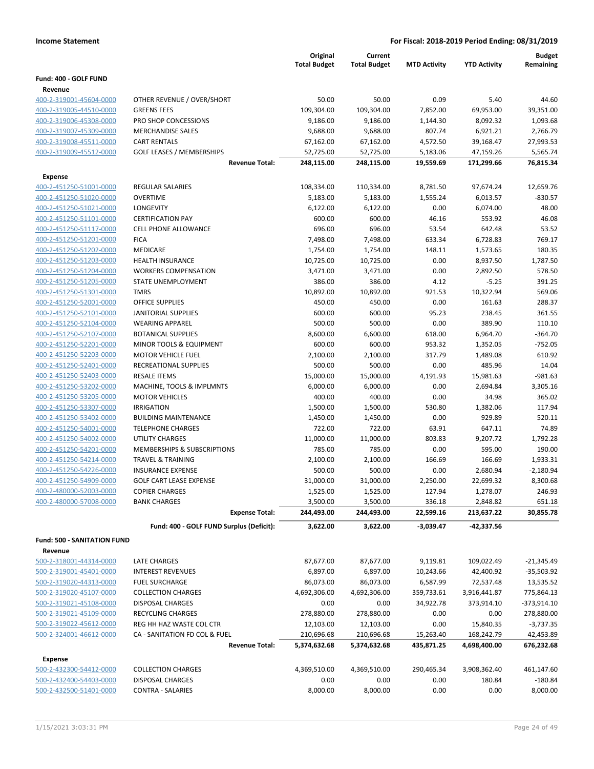**Income Statement** — **For Fiscal: 2018-2019 Period Ending: 08/31/2019**

| | | Original Total Budget | Current Total Budget | MTD Activity | YTD Activity | Budget Remaining |
|---|---|---|---|---|---|---|
| **Fund: 400 - GOLF FUND** | | | | | | |
| **Revenue** | | | | | | |
| 400-2-319001-45604-0000 | OTHER REVENUE / OVER/SHORT | 50.00 | 50.00 | 0.09 | 5.40 | 44.60 |
| 400-2-319005-44510-0000 | GREENS FEES | 109,304.00 | 109,304.00 | 7,852.00 | 69,953.00 | 39,351.00 |
| 400-2-319006-45308-0000 | PRO SHOP CONCESSIONS | 9,186.00 | 9,186.00 | 1,144.30 | 8,092.32 | 1,093.68 |
| 400-2-319007-45309-0000 | MERCHANDISE SALES | 9,688.00 | 9,688.00 | 807.74 | 6,921.21 | 2,766.79 |
| 400-2-319008-45511-0000 | CART RENTALS | 67,162.00 | 67,162.00 | 4,572.50 | 39,168.47 | 27,993.53 |
| 400-2-319009-45512-0000 | GOLF LEASES / MEMBERSHIPS | 52,725.00 | 52,725.00 | 5,183.06 | 47,159.26 | 5,565.74 |
| | **Revenue Total:** | **248,115.00** | **248,115.00** | **19,559.69** | **171,299.66** | **76,815.34** |
| **Expense** | | | | | | |
| 400-2-451250-51001-0000 | REGULAR SALARIES | 108,334.00 | 110,334.00 | 8,781.50 | 97,674.24 | 12,659.76 |
| 400-2-451250-51020-0000 | OVERTIME | 5,183.00 | 5,183.00 | 1,555.24 | 6,013.57 | -830.57 |
| 400-2-451250-51021-0000 | LONGEVITY | 6,122.00 | 6,122.00 | 0.00 | 6,074.00 | 48.00 |
| 400-2-451250-51101-0000 | CERTIFICATION PAY | 600.00 | 600.00 | 46.16 | 553.92 | 46.08 |
| 400-2-451250-51117-0000 | CELL PHONE ALLOWANCE | 696.00 | 696.00 | 53.54 | 642.48 | 53.52 |
| 400-2-451250-51201-0000 | FICA | 7,498.00 | 7,498.00 | 633.34 | 6,728.83 | 769.17 |
| 400-2-451250-51202-0000 | MEDICARE | 1,754.00 | 1,754.00 | 148.11 | 1,573.65 | 180.35 |
| 400-2-451250-51203-0000 | HEALTH INSURANCE | 10,725.00 | 10,725.00 | 0.00 | 8,937.50 | 1,787.50 |
| 400-2-451250-51204-0000 | WORKERS COMPENSATION | 3,471.00 | 3,471.00 | 0.00 | 2,892.50 | 578.50 |
| 400-2-451250-51205-0000 | STATE UNEMPLOYMENT | 386.00 | 386.00 | 4.12 | -5.25 | 391.25 |
| 400-2-451250-51301-0000 | TMRS | 10,892.00 | 10,892.00 | 921.53 | 10,322.94 | 569.06 |
| 400-2-451250-52001-0000 | OFFICE SUPPLIES | 450.00 | 450.00 | 0.00 | 161.63 | 288.37 |
| 400-2-451250-52101-0000 | JANITORIAL SUPPLIES | 600.00 | 600.00 | 95.23 | 238.45 | 361.55 |
| 400-2-451250-52104-0000 | WEARING APPAREL | 500.00 | 500.00 | 0.00 | 389.90 | 110.10 |
| 400-2-451250-52107-0000 | BOTANICAL SUPPLIES | 8,600.00 | 6,600.00 | 618.00 | 6,964.70 | -364.70 |
| 400-2-451250-52201-0000 | MINOR TOOLS & EQUIPMENT | 600.00 | 600.00 | 953.32 | 1,352.05 | -752.05 |
| 400-2-451250-52203-0000 | MOTOR VEHICLE FUEL | 2,100.00 | 2,100.00 | 317.79 | 1,489.08 | 610.92 |
| 400-2-451250-52401-0000 | RECREATIONAL SUPPLIES | 500.00 | 500.00 | 0.00 | 485.96 | 14.04 |
| 400-2-451250-52403-0000 | RESALE ITEMS | 15,000.00 | 15,000.00 | 4,191.93 | 15,981.63 | -981.63 |
| 400-2-451250-53202-0000 | MACHINE, TOOLS & IMPLMNTS | 6,000.00 | 6,000.00 | 0.00 | 2,694.84 | 3,305.16 |
| 400-2-451250-53205-0000 | MOTOR VEHICLES | 400.00 | 400.00 | 0.00 | 34.98 | 365.02 |
| 400-2-451250-53307-0000 | IRRIGATION | 1,500.00 | 1,500.00 | 530.80 | 1,382.06 | 117.94 |
| 400-2-451250-53402-0000 | BUILDING MAINTENANCE | 1,450.00 | 1,450.00 | 0.00 | 929.89 | 520.11 |
| 400-2-451250-54001-0000 | TELEPHONE CHARGES | 722.00 | 722.00 | 63.91 | 647.11 | 74.89 |
| 400-2-451250-54002-0000 | UTILITY CHARGES | 11,000.00 | 11,000.00 | 803.83 | 9,207.72 | 1,792.28 |
| 400-2-451250-54201-0000 | MEMBERSHIPS & SUBSCRIPTIONS | 785.00 | 785.00 | 0.00 | 595.00 | 190.00 |
| 400-2-451250-54214-0000 | TRAVEL & TRAINING | 2,100.00 | 2,100.00 | 166.69 | 166.69 | 1,933.31 |
| 400-2-451250-54226-0000 | INSURANCE EXPENSE | 500.00 | 500.00 | 0.00 | 2,680.94 | -2,180.94 |
| 400-2-451250-54909-0000 | GOLF CART LEASE EXPENSE | 31,000.00 | 31,000.00 | 2,250.00 | 22,699.32 | 8,300.68 |
| 400-2-480000-52003-0000 | COPIER CHARGES | 1,525.00 | 1,525.00 | 127.94 | 1,278.07 | 246.93 |
| 400-2-480000-57008-0000 | BANK CHARGES | 3,500.00 | 3,500.00 | 336.18 | 2,848.82 | 651.18 |
| | **Expense Total:** | **244,493.00** | **244,493.00** | **22,599.16** | **213,637.22** | **30,855.78** |
| | **Fund: 400 - GOLF FUND Surplus (Deficit):** | **3,622.00** | **3,622.00** | **-3,039.47** | **-42,337.56** | |
| **Fund: 500 - SANITATION FUND** | | | | | | |
| **Revenue** | | | | | | |
| 500-2-318001-44314-0000 | LATE CHARGES | 87,677.00 | 87,677.00 | 9,119.81 | 109,022.49 | -21,345.49 |
| 500-2-319001-45401-0000 | INTEREST REVENUES | 6,897.00 | 6,897.00 | 10,243.66 | 42,400.92 | -35,503.92 |
| 500-2-319020-44313-0000 | FUEL SURCHARGE | 86,073.00 | 86,073.00 | 6,587.99 | 72,537.48 | 13,535.52 |
| 500-2-319020-45107-0000 | COLLECTION CHARGES | 4,692,306.00 | 4,692,306.00 | 359,733.61 | 3,916,441.87 | 775,864.13 |
| 500-2-319021-45108-0000 | DISPOSAL CHARGES | 0.00 | 0.00 | 34,922.78 | 373,914.10 | -373,914.10 |
| 500-2-319021-45109-0000 | RECYCLING CHARGES | 278,880.00 | 278,880.00 | 0.00 | 0.00 | 278,880.00 |
| 500-2-319022-45612-0000 | REG HH HAZ WASTE COL CTR | 12,103.00 | 12,103.00 | 0.00 | 15,840.35 | -3,737.35 |
| 500-2-324001-46612-0000 | CA - SANITATION FD COL & FUEL | 210,696.68 | 210,696.68 | 15,263.40 | 168,242.79 | 42,453.89 |
| | **Revenue Total:** | **5,374,632.68** | **5,374,632.68** | **435,871.25** | **4,698,400.00** | **676,232.68** |
| **Expense** | | | | | | |
| 500-2-432300-54412-0000 | COLLECTION CHARGES | 4,369,510.00 | 4,369,510.00 | 290,465.34 | 3,908,362.40 | 461,147.60 |
| 500-2-432400-54403-0000 | DISPOSAL CHARGES | 0.00 | 0.00 | 0.00 | 180.84 | -180.84 |
| 500-2-432500-51401-0000 | CONTRA - SALARIES | 8,000.00 | 8,000.00 | 0.00 | 0.00 | 8,000.00 |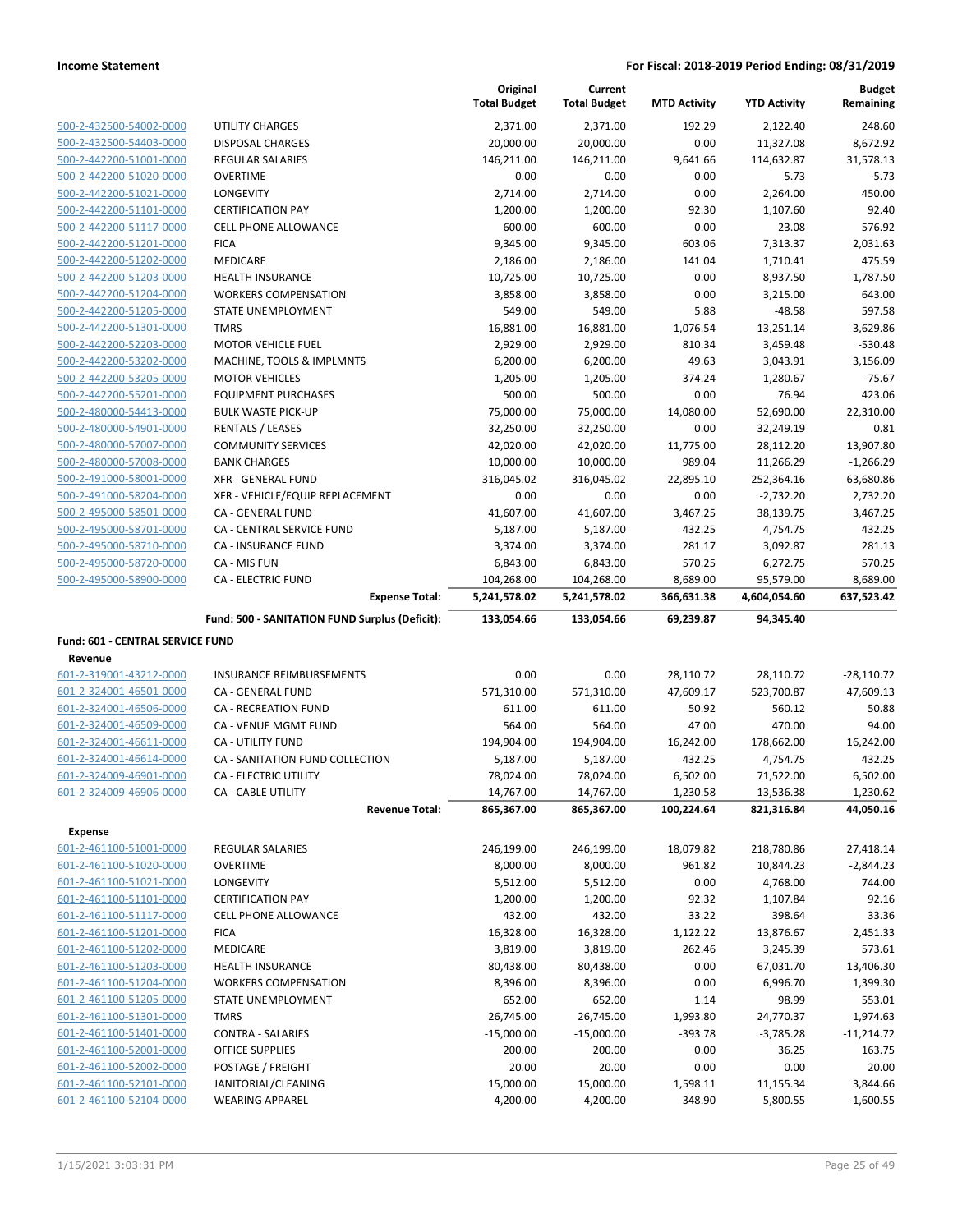| | | Original Total Budget | Current Total Budget | MTD Activity | YTD Activity | Budget Remaining |
|---|---|---|---|---|---|---|
| 500-2-432500-54002-0000 | UTILITY CHARGES | 2,371.00 | 2,371.00 | 192.29 | 2,122.40 | 248.60 |
| 500-2-432500-54403-0000 | DISPOSAL CHARGES | 20,000.00 | 20,000.00 | 0.00 | 11,327.08 | 8,672.92 |
| 500-2-442200-51001-0000 | REGULAR SALARIES | 146,211.00 | 146,211.00 | 9,641.66 | 114,632.87 | 31,578.13 |
| 500-2-442200-51020-0000 | OVERTIME | 0.00 | 0.00 | 0.00 | 5.73 | -5.73 |
| 500-2-442200-51021-0000 | LONGEVITY | 2,714.00 | 2,714.00 | 0.00 | 2,264.00 | 450.00 |
| 500-2-442200-51101-0000 | CERTIFICATION PAY | 1,200.00 | 1,200.00 | 92.30 | 1,107.60 | 92.40 |
| 500-2-442200-51117-0000 | CELL PHONE ALLOWANCE | 600.00 | 600.00 | 0.00 | 23.08 | 576.92 |
| 500-2-442200-51201-0000 | FICA | 9,345.00 | 9,345.00 | 603.06 | 7,313.37 | 2,031.63 |
| 500-2-442200-51202-0000 | MEDICARE | 2,186.00 | 2,186.00 | 141.04 | 1,710.41 | 475.59 |
| 500-2-442200-51203-0000 | HEALTH INSURANCE | 10,725.00 | 10,725.00 | 0.00 | 8,937.50 | 1,787.50 |
| 500-2-442200-51204-0000 | WORKERS COMPENSATION | 3,858.00 | 3,858.00 | 0.00 | 3,215.00 | 643.00 |
| 500-2-442200-51205-0000 | STATE UNEMPLOYMENT | 549.00 | 549.00 | 5.88 | -48.58 | 597.58 |
| 500-2-442200-51301-0000 | TMRS | 16,881.00 | 16,881.00 | 1,076.54 | 13,251.14 | 3,629.86 |
| 500-2-442200-52203-0000 | MOTOR VEHICLE FUEL | 2,929.00 | 2,929.00 | 810.34 | 3,459.48 | -530.48 |
| 500-2-442200-53202-0000 | MACHINE, TOOLS & IMPLMNTS | 6,200.00 | 6,200.00 | 49.63 | 3,043.91 | 3,156.09 |
| 500-2-442200-53205-0000 | MOTOR VEHICLES | 1,205.00 | 1,205.00 | 374.24 | 1,280.67 | -75.67 |
| 500-2-442200-55201-0000 | EQUIPMENT PURCHASES | 500.00 | 500.00 | 0.00 | 76.94 | 423.06 |
| 500-2-480000-54413-0000 | BULK WASTE PICK-UP | 75,000.00 | 75,000.00 | 14,080.00 | 52,690.00 | 22,310.00 |
| 500-2-480000-54901-0000 | RENTALS / LEASES | 32,250.00 | 32,250.00 | 0.00 | 32,249.19 | 0.81 |
| 500-2-480000-57007-0000 | COMMUNITY SERVICES | 42,020.00 | 42,020.00 | 11,775.00 | 28,112.20 | 13,907.80 |
| 500-2-480000-57008-0000 | BANK CHARGES | 10,000.00 | 10,000.00 | 989.04 | 11,266.29 | -1,266.29 |
| 500-2-491000-58001-0000 | XFR - GENERAL FUND | 316,045.02 | 316,045.02 | 22,895.10 | 252,364.16 | 63,680.86 |
| 500-2-491000-58204-0000 | XFR - VEHICLE/EQUIP REPLACEMENT | 0.00 | 0.00 | 0.00 | -2,732.20 | 2,732.20 |
| 500-2-495000-58501-0000 | CA - GENERAL FUND | 41,607.00 | 41,607.00 | 3,467.25 | 38,139.75 | 3,467.25 |
| 500-2-495000-58701-0000 | CA - CENTRAL SERVICE FUND | 5,187.00 | 5,187.00 | 432.25 | 4,754.75 | 432.25 |
| 500-2-495000-58710-0000 | CA - INSURANCE FUND | 3,374.00 | 3,374.00 | 281.17 | 3,092.87 | 281.13 |
| 500-2-495000-58720-0000 | CA - MIS FUN | 6,843.00 | 6,843.00 | 570.25 | 6,272.75 | 570.25 |
| 500-2-495000-58900-0000 | CA - ELECTRIC FUND | 104,268.00 | 104,268.00 | 8,689.00 | 95,579.00 | 8,689.00 |
| | **Expense Total:** | **5,241,578.02** | **5,241,578.02** | **366,631.38** | **4,604,054.60** | **637,523.42** |
| | **Fund: 500 - SANITATION FUND Surplus (Deficit):** | **133,054.66** | **133,054.66** | **69,239.87** | **94,345.40** | |

**Fund: 601 - CENTRAL SERVICE FUND**

**Revenue**

| | | Original Total Budget | Current Total Budget | MTD Activity | YTD Activity | Budget Remaining |
|---|---|---|---|---|---|---|
| 601-2-319001-43212-0000 | INSURANCE REIMBURSEMENTS | 0.00 | 0.00 | 28,110.72 | 28,110.72 | -28,110.72 |
| 601-2-324001-46501-0000 | CA - GENERAL FUND | 571,310.00 | 571,310.00 | 47,609.17 | 523,700.87 | 47,609.13 |
| 601-2-324001-46506-0000 | CA - RECREATION FUND | 611.00 | 611.00 | 50.92 | 560.12 | 50.88 |
| 601-2-324001-46509-0000 | CA - VENUE MGMT FUND | 564.00 | 564.00 | 47.00 | 470.00 | 94.00 |
| 601-2-324001-46611-0000 | CA - UTILITY FUND | 194,904.00 | 194,904.00 | 16,242.00 | 178,662.00 | 16,242.00 |
| 601-2-324001-46614-0000 | CA - SANITATION FUND COLLECTION | 5,187.00 | 5,187.00 | 432.25 | 4,754.75 | 432.25 |
| 601-2-324009-46901-0000 | CA - ELECTRIC UTILITY | 78,024.00 | 78,024.00 | 6,502.00 | 71,522.00 | 6,502.00 |
| 601-2-324009-46906-0000 | CA - CABLE UTILITY | 14,767.00 | 14,767.00 | 1,230.58 | 13,536.38 | 1,230.62 |
| | **Revenue Total:** | **865,367.00** | **865,367.00** | **100,224.64** | **821,316.84** | **44,050.16** |

**Expense**

| | | Original Total Budget | Current Total Budget | MTD Activity | YTD Activity | Budget Remaining |
|---|---|---|---|---|---|---|
| 601-2-461100-51001-0000 | REGULAR SALARIES | 246,199.00 | 246,199.00 | 18,079.82 | 218,780.86 | 27,418.14 |
| 601-2-461100-51020-0000 | OVERTIME | 8,000.00 | 8,000.00 | 961.82 | 10,844.23 | -2,844.23 |
| 601-2-461100-51021-0000 | LONGEVITY | 5,512.00 | 5,512.00 | 0.00 | 4,768.00 | 744.00 |
| 601-2-461100-51101-0000 | CERTIFICATION PAY | 1,200.00 | 1,200.00 | 92.32 | 1,107.84 | 92.16 |
| 601-2-461100-51117-0000 | CELL PHONE ALLOWANCE | 432.00 | 432.00 | 33.22 | 398.64 | 33.36 |
| 601-2-461100-51201-0000 | FICA | 16,328.00 | 16,328.00 | 1,122.22 | 13,876.67 | 2,451.33 |
| 601-2-461100-51202-0000 | MEDICARE | 3,819.00 | 3,819.00 | 262.46 | 3,245.39 | 573.61 |
| 601-2-461100-51203-0000 | HEALTH INSURANCE | 80,438.00 | 80,438.00 | 0.00 | 67,031.70 | 13,406.30 |
| 601-2-461100-51204-0000 | WORKERS COMPENSATION | 8,396.00 | 8,396.00 | 0.00 | 6,996.70 | 1,399.30 |
| 601-2-461100-51205-0000 | STATE UNEMPLOYMENT | 652.00 | 652.00 | 1.14 | 98.99 | 553.01 |
| 601-2-461100-51301-0000 | TMRS | 26,745.00 | 26,745.00 | 1,993.80 | 24,770.37 | 1,974.63 |
| 601-2-461100-51401-0000 | CONTRA - SALARIES | -15,000.00 | -15,000.00 | -393.78 | -3,785.28 | -11,214.72 |
| 601-2-461100-52001-0000 | OFFICE SUPPLIES | 200.00 | 200.00 | 0.00 | 36.25 | 163.75 |
| 601-2-461100-52002-0000 | POSTAGE / FREIGHT | 20.00 | 20.00 | 0.00 | 0.00 | 20.00 |
| 601-2-461100-52101-0000 | JANITORIAL/CLEANING | 15,000.00 | 15,000.00 | 1,598.11 | 11,155.34 | 3,844.66 |
| 601-2-461100-52104-0000 | WEARING APPAREL | 4,200.00 | 4,200.00 | 348.90 | 5,800.55 | -1,600.55 |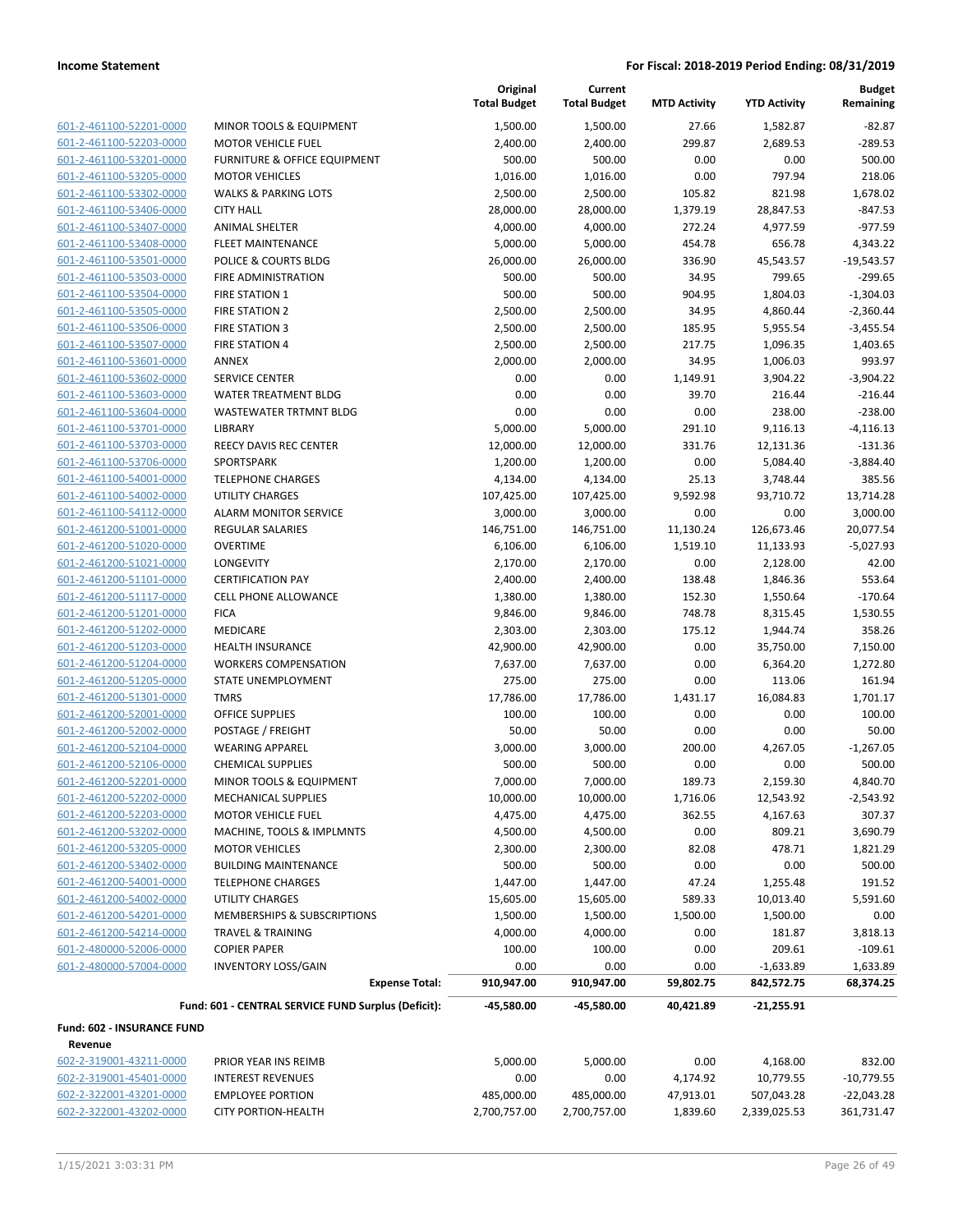| | | Original Total Budget | Current Total Budget | MTD Activity | YTD Activity | Budget Remaining |
|---|---|---|---|---|---|---|
| 601-2-461100-52201-0000 | MINOR TOOLS & EQUIPMENT | 1,500.00 | 1,500.00 | 27.66 | 1,582.87 | -82.87 |
| 601-2-461100-52203-0000 | MOTOR VEHICLE FUEL | 2,400.00 | 2,400.00 | 299.87 | 2,689.53 | -289.53 |
| 601-2-461100-53201-0000 | FURNITURE & OFFICE EQUIPMENT | 500.00 | 500.00 | 0.00 | 0.00 | 500.00 |
| 601-2-461100-53205-0000 | MOTOR VEHICLES | 1,016.00 | 1,016.00 | 0.00 | 797.94 | 218.06 |
| 601-2-461100-53302-0000 | WALKS & PARKING LOTS | 2,500.00 | 2,500.00 | 105.82 | 821.98 | 1,678.02 |
| 601-2-461100-53406-0000 | CITY HALL | 28,000.00 | 28,000.00 | 1,379.19 | 28,847.53 | -847.53 |
| 601-2-461100-53407-0000 | ANIMAL SHELTER | 4,000.00 | 4,000.00 | 272.24 | 4,977.59 | -977.59 |
| 601-2-461100-53408-0000 | FLEET MAINTENANCE | 5,000.00 | 5,000.00 | 454.78 | 656.78 | 4,343.22 |
| 601-2-461100-53501-0000 | POLICE & COURTS BLDG | 26,000.00 | 26,000.00 | 336.90 | 45,543.57 | -19,543.57 |
| 601-2-461100-53503-0000 | FIRE ADMINISTRATION | 500.00 | 500.00 | 34.95 | 799.65 | -299.65 |
| 601-2-461100-53504-0000 | FIRE STATION 1 | 500.00 | 500.00 | 904.95 | 1,804.03 | -1,304.03 |
| 601-2-461100-53505-0000 | FIRE STATION 2 | 2,500.00 | 2,500.00 | 34.95 | 4,860.44 | -2,360.44 |
| 601-2-461100-53506-0000 | FIRE STATION 3 | 2,500.00 | 2,500.00 | 185.95 | 5,955.54 | -3,455.54 |
| 601-2-461100-53507-0000 | FIRE STATION 4 | 2,500.00 | 2,500.00 | 217.75 | 1,096.35 | 1,403.65 |
| 601-2-461100-53601-0000 | ANNEX | 2,000.00 | 2,000.00 | 34.95 | 1,006.03 | 993.97 |
| 601-2-461100-53602-0000 | SERVICE CENTER | 0.00 | 0.00 | 1,149.91 | 3,904.22 | -3,904.22 |
| 601-2-461100-53603-0000 | WATER TREATMENT BLDG | 0.00 | 0.00 | 39.70 | 216.44 | -216.44 |
| 601-2-461100-53604-0000 | WASTEWATER TRTMNT BLDG | 0.00 | 0.00 | 0.00 | 238.00 | -238.00 |
| 601-2-461100-53701-0000 | LIBRARY | 5,000.00 | 5,000.00 | 291.10 | 9,116.13 | -4,116.13 |
| 601-2-461100-53703-0000 | REECY DAVIS REC CENTER | 12,000.00 | 12,000.00 | 331.76 | 12,131.36 | -131.36 |
| 601-2-461100-53706-0000 | SPORTSPARK | 1,200.00 | 1,200.00 | 0.00 | 5,084.40 | -3,884.40 |
| 601-2-461100-54001-0000 | TELEPHONE CHARGES | 4,134.00 | 4,134.00 | 25.13 | 3,748.44 | 385.56 |
| 601-2-461100-54002-0000 | UTILITY CHARGES | 107,425.00 | 107,425.00 | 9,592.98 | 93,710.72 | 13,714.28 |
| 601-2-461100-54112-0000 | ALARM MONITOR SERVICE | 3,000.00 | 3,000.00 | 0.00 | 0.00 | 3,000.00 |
| 601-2-461200-51001-0000 | REGULAR SALARIES | 146,751.00 | 146,751.00 | 11,130.24 | 126,673.46 | 20,077.54 |
| 601-2-461200-51020-0000 | OVERTIME | 6,106.00 | 6,106.00 | 1,519.10 | 11,133.93 | -5,027.93 |
| 601-2-461200-51021-0000 | LONGEVITY | 2,170.00 | 2,170.00 | 0.00 | 2,128.00 | 42.00 |
| 601-2-461200-51101-0000 | CERTIFICATION PAY | 2,400.00 | 2,400.00 | 138.48 | 1,846.36 | 553.64 |
| 601-2-461200-51117-0000 | CELL PHONE ALLOWANCE | 1,380.00 | 1,380.00 | 152.30 | 1,550.64 | -170.64 |
| 601-2-461200-51201-0000 | FICA | 9,846.00 | 9,846.00 | 748.78 | 8,315.45 | 1,530.55 |
| 601-2-461200-51202-0000 | MEDICARE | 2,303.00 | 2,303.00 | 175.12 | 1,944.74 | 358.26 |
| 601-2-461200-51203-0000 | HEALTH INSURANCE | 42,900.00 | 42,900.00 | 0.00 | 35,750.00 | 7,150.00 |
| 601-2-461200-51204-0000 | WORKERS COMPENSATION | 7,637.00 | 7,637.00 | 0.00 | 6,364.20 | 1,272.80 |
| 601-2-461200-51205-0000 | STATE UNEMPLOYMENT | 275.00 | 275.00 | 0.00 | 113.06 | 161.94 |
| 601-2-461200-51301-0000 | TMRS | 17,786.00 | 17,786.00 | 1,431.17 | 16,084.83 | 1,701.17 |
| 601-2-461200-52001-0000 | OFFICE SUPPLIES | 100.00 | 100.00 | 0.00 | 0.00 | 100.00 |
| 601-2-461200-52002-0000 | POSTAGE / FREIGHT | 50.00 | 50.00 | 0.00 | 0.00 | 50.00 |
| 601-2-461200-52104-0000 | WEARING APPAREL | 3,000.00 | 3,000.00 | 200.00 | 4,267.05 | -1,267.05 |
| 601-2-461200-52106-0000 | CHEMICAL SUPPLIES | 500.00 | 500.00 | 0.00 | 0.00 | 500.00 |
| 601-2-461200-52201-0000 | MINOR TOOLS & EQUIPMENT | 7,000.00 | 7,000.00 | 189.73 | 2,159.30 | 4,840.70 |
| 601-2-461200-52202-0000 | MECHANICAL SUPPLIES | 10,000.00 | 10,000.00 | 1,716.06 | 12,543.92 | -2,543.92 |
| 601-2-461200-52203-0000 | MOTOR VEHICLE FUEL | 4,475.00 | 4,475.00 | 362.55 | 4,167.63 | 307.37 |
| 601-2-461200-53202-0000 | MACHINE, TOOLS & IMPLMNTS | 4,500.00 | 4,500.00 | 0.00 | 809.21 | 3,690.79 |
| 601-2-461200-53205-0000 | MOTOR VEHICLES | 2,300.00 | 2,300.00 | 82.08 | 478.71 | 1,821.29 |
| 601-2-461200-53402-0000 | BUILDING MAINTENANCE | 500.00 | 500.00 | 0.00 | 0.00 | 500.00 |
| 601-2-461200-54001-0000 | TELEPHONE CHARGES | 1,447.00 | 1,447.00 | 47.24 | 1,255.48 | 191.52 |
| 601-2-461200-54002-0000 | UTILITY CHARGES | 15,605.00 | 15,605.00 | 589.33 | 10,013.40 | 5,591.60 |
| 601-2-461200-54201-0000 | MEMBERSHIPS & SUBSCRIPTIONS | 1,500.00 | 1,500.00 | 1,500.00 | 1,500.00 | 0.00 |
| 601-2-461200-54214-0000 | TRAVEL & TRAINING | 4,000.00 | 4,000.00 | 0.00 | 181.87 | 3,818.13 |
| 601-2-480000-52006-0000 | COPIER PAPER | 100.00 | 100.00 | 0.00 | 209.61 | -109.61 |
| 601-2-480000-57004-0000 | INVENTORY LOSS/GAIN | 0.00 | 0.00 | 0.00 | -1,633.89 | 1,633.89 |
| | **Expense Total:** | **910,947.00** | **910,947.00** | **59,802.75** | **842,572.75** | **68,374.25** |
| | **Fund: 601 - CENTRAL SERVICE FUND Surplus (Deficit):** | **-45,580.00** | **-45,580.00** | **40,421.89** | **-21,255.91** | |

**Fund: 602 - INSURANCE FUND**

**Revenue**

| | | Original Total Budget | Current Total Budget | MTD Activity | YTD Activity | Budget Remaining |
|---|---|---|---|---|---|---|
| 602-2-319001-43211-0000 | PRIOR YEAR INS REIMB | 5,000.00 | 5,000.00 | 0.00 | 4,168.00 | 832.00 |
| 602-2-319001-45401-0000 | INTEREST REVENUES | 0.00 | 0.00 | 4,174.92 | 10,779.55 | -10,779.55 |
| 602-2-322001-43201-0000 | EMPLOYEE PORTION | 485,000.00 | 485,000.00 | 47,913.01 | 507,043.28 | -22,043.28 |
| 602-2-322001-43202-0000 | CITY PORTION-HEALTH | 2,700,757.00 | 2,700,757.00 | 1,839.60 | 2,339,025.53 | 361,731.47 |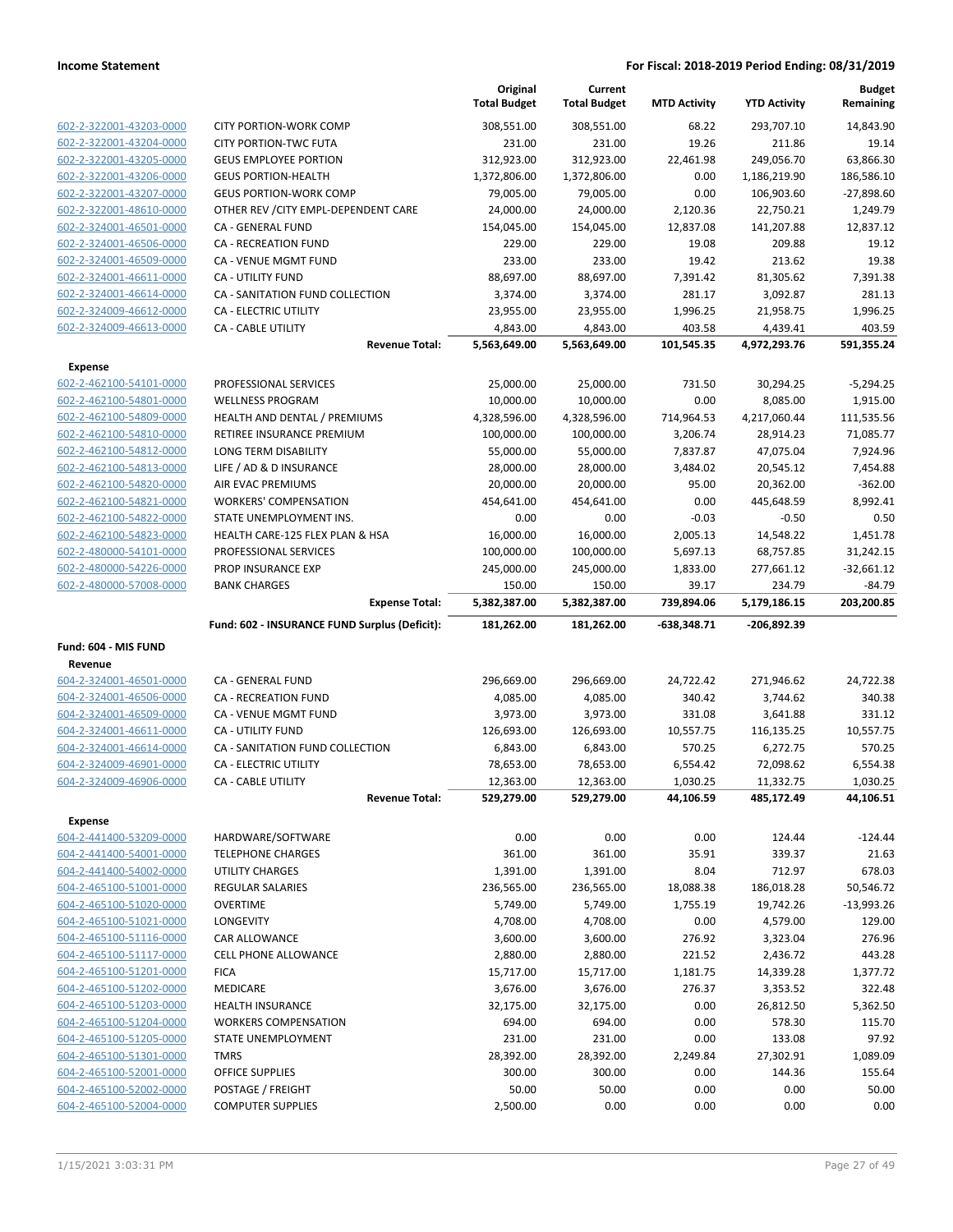| | | Original Total Budget | Current Total Budget | MTD Activity | YTD Activity | Budget Remaining |
|---|---|---|---|---|---|---|
| 602-2-322001-43203-0000 | CITY PORTION-WORK COMP | 308,551.00 | 308,551.00 | 68.22 | 293,707.10 | 14,843.90 |
| 602-2-322001-43204-0000 | CITY PORTION-TWC FUTA | 231.00 | 231.00 | 19.26 | 211.86 | 19.14 |
| 602-2-322001-43205-0000 | GEUS EMPLOYEE PORTION | 312,923.00 | 312,923.00 | 22,461.98 | 249,056.70 | 63,866.30 |
| 602-2-322001-43206-0000 | GEUS PORTION-HEALTH | 1,372,806.00 | 1,372,806.00 | 0.00 | 1,186,219.90 | 186,586.10 |
| 602-2-322001-43207-0000 | GEUS PORTION-WORK COMP | 79,005.00 | 79,005.00 | 0.00 | 106,903.60 | -27,898.60 |
| 602-2-322001-48610-0000 | OTHER REV /CITY EMPL-DEPENDENT CARE | 24,000.00 | 24,000.00 | 2,120.36 | 22,750.21 | 1,249.79 |
| 602-2-324001-46501-0000 | CA - GENERAL FUND | 154,045.00 | 154,045.00 | 12,837.08 | 141,207.88 | 12,837.12 |
| 602-2-324001-46506-0000 | CA - RECREATION FUND | 229.00 | 229.00 | 19.08 | 209.88 | 19.12 |
| 602-2-324001-46509-0000 | CA - VENUE MGMT FUND | 233.00 | 233.00 | 19.42 | 213.62 | 19.38 |
| 602-2-324001-46611-0000 | CA - UTILITY FUND | 88,697.00 | 88,697.00 | 7,391.42 | 81,305.62 | 7,391.38 |
| 602-2-324001-46614-0000 | CA - SANITATION FUND COLLECTION | 3,374.00 | 3,374.00 | 281.17 | 3,092.87 | 281.13 |
| 602-2-324009-46612-0000 | CA - ELECTRIC UTILITY | 23,955.00 | 23,955.00 | 1,996.25 | 21,958.75 | 1,996.25 |
| 602-2-324009-46613-0000 | CA - CABLE UTILITY | 4,843.00 | 4,843.00 | 403.58 | 4,439.41 | 403.59 |
| | **Revenue Total:** | **5,563,649.00** | **5,563,649.00** | **101,545.35** | **4,972,293.76** | **591,355.24** |
| **Expense** | | | | | | |
| 602-2-462100-54101-0000 | PROFESSIONAL SERVICES | 25,000.00 | 25,000.00 | 731.50 | 30,294.25 | -5,294.25 |
| 602-2-462100-54801-0000 | WELLNESS PROGRAM | 10,000.00 | 10,000.00 | 0.00 | 8,085.00 | 1,915.00 |
| 602-2-462100-54809-0000 | HEALTH AND DENTAL / PREMIUMS | 4,328,596.00 | 4,328,596.00 | 714,964.53 | 4,217,060.44 | 111,535.56 |
| 602-2-462100-54810-0000 | RETIREE INSURANCE PREMIUM | 100,000.00 | 100,000.00 | 3,206.74 | 28,914.23 | 71,085.77 |
| 602-2-462100-54812-0000 | LONG TERM DISABILITY | 55,000.00 | 55,000.00 | 7,837.87 | 47,075.04 | 7,924.96 |
| 602-2-462100-54813-0000 | LIFE / AD & D INSURANCE | 28,000.00 | 28,000.00 | 3,484.02 | 20,545.12 | 7,454.88 |
| 602-2-462100-54820-0000 | AIR EVAC PREMIUMS | 20,000.00 | 20,000.00 | 95.00 | 20,362.00 | -362.00 |
| 602-2-462100-54821-0000 | WORKERS' COMPENSATION | 454,641.00 | 454,641.00 | 0.00 | 445,648.59 | 8,992.41 |
| 602-2-462100-54822-0000 | STATE UNEMPLOYMENT INS. | 0.00 | 0.00 | -0.03 | -0.50 | 0.50 |
| 602-2-462100-54823-0000 | HEALTH CARE-125 FLEX PLAN & HSA | 16,000.00 | 16,000.00 | 2,005.13 | 14,548.22 | 1,451.78 |
| 602-2-480000-54101-0000 | PROFESSIONAL SERVICES | 100,000.00 | 100,000.00 | 5,697.13 | 68,757.85 | 31,242.15 |
| 602-2-480000-54226-0000 | PROP INSURANCE EXP | 245,000.00 | 245,000.00 | 1,833.00 | 277,661.12 | -32,661.12 |
| 602-2-480000-57008-0000 | BANK CHARGES | 150.00 | 150.00 | 39.17 | 234.79 | -84.79 |
| | **Expense Total:** | **5,382,387.00** | **5,382,387.00** | **739,894.06** | **5,179,186.15** | **203,200.85** |
| | **Fund: 602 - INSURANCE FUND Surplus (Deficit):** | **181,262.00** | **181,262.00** | **-638,348.71** | **-206,892.39** | |
| **Fund: 604 - MIS FUND** | | | | | | |
| **Revenue** | | | | | | |
| 604-2-324001-46501-0000 | CA - GENERAL FUND | 296,669.00 | 296,669.00 | 24,722.42 | 271,946.62 | 24,722.38 |
| 604-2-324001-46506-0000 | CA - RECREATION FUND | 4,085.00 | 4,085.00 | 340.42 | 3,744.62 | 340.38 |
| 604-2-324001-46509-0000 | CA - VENUE MGMT FUND | 3,973.00 | 3,973.00 | 331.08 | 3,641.88 | 331.12 |
| 604-2-324001-46611-0000 | CA - UTILITY FUND | 126,693.00 | 126,693.00 | 10,557.75 | 116,135.25 | 10,557.75 |
| 604-2-324001-46614-0000 | CA - SANITATION FUND COLLECTION | 6,843.00 | 6,843.00 | 570.25 | 6,272.75 | 570.25 |
| 604-2-324009-46901-0000 | CA - ELECTRIC UTILITY | 78,653.00 | 78,653.00 | 6,554.42 | 72,098.62 | 6,554.38 |
| 604-2-324009-46906-0000 | CA - CABLE UTILITY | 12,363.00 | 12,363.00 | 1,030.25 | 11,332.75 | 1,030.25 |
| | **Revenue Total:** | **529,279.00** | **529,279.00** | **44,106.59** | **485,172.49** | **44,106.51** |
| **Expense** | | | | | | |
| 604-2-441400-53209-0000 | HARDWARE/SOFTWARE | 0.00 | 0.00 | 0.00 | 124.44 | -124.44 |
| 604-2-441400-54001-0000 | TELEPHONE CHARGES | 361.00 | 361.00 | 35.91 | 339.37 | 21.63 |
| 604-2-441400-54002-0000 | UTILITY CHARGES | 1,391.00 | 1,391.00 | 8.04 | 712.97 | 678.03 |
| 604-2-465100-51001-0000 | REGULAR SALARIES | 236,565.00 | 236,565.00 | 18,088.38 | 186,018.28 | 50,546.72 |
| 604-2-465100-51020-0000 | OVERTIME | 5,749.00 | 5,749.00 | 1,755.19 | 19,742.26 | -13,993.26 |
| 604-2-465100-51021-0000 | LONGEVITY | 4,708.00 | 4,708.00 | 0.00 | 4,579.00 | 129.00 |
| 604-2-465100-51116-0000 | CAR ALLOWANCE | 3,600.00 | 3,600.00 | 276.92 | 3,323.04 | 276.96 |
| 604-2-465100-51117-0000 | CELL PHONE ALLOWANCE | 2,880.00 | 2,880.00 | 221.52 | 2,436.72 | 443.28 |
| 604-2-465100-51201-0000 | FICA | 15,717.00 | 15,717.00 | 1,181.75 | 14,339.28 | 1,377.72 |
| 604-2-465100-51202-0000 | MEDICARE | 3,676.00 | 3,676.00 | 276.37 | 3,353.52 | 322.48 |
| 604-2-465100-51203-0000 | HEALTH INSURANCE | 32,175.00 | 32,175.00 | 0.00 | 26,812.50 | 5,362.50 |
| 604-2-465100-51204-0000 | WORKERS COMPENSATION | 694.00 | 694.00 | 0.00 | 578.30 | 115.70 |
| 604-2-465100-51205-0000 | STATE UNEMPLOYMENT | 231.00 | 231.00 | 0.00 | 133.08 | 97.92 |
| 604-2-465100-51301-0000 | TMRS | 28,392.00 | 28,392.00 | 2,249.84 | 27,302.91 | 1,089.09 |
| 604-2-465100-52001-0000 | OFFICE SUPPLIES | 300.00 | 300.00 | 0.00 | 144.36 | 155.64 |
| 604-2-465100-52002-0000 | POSTAGE / FREIGHT | 50.00 | 50.00 | 0.00 | 0.00 | 50.00 |
| 604-2-465100-52004-0000 | COMPUTER SUPPLIES | 2,500.00 | 0.00 | 0.00 | 0.00 | 0.00 |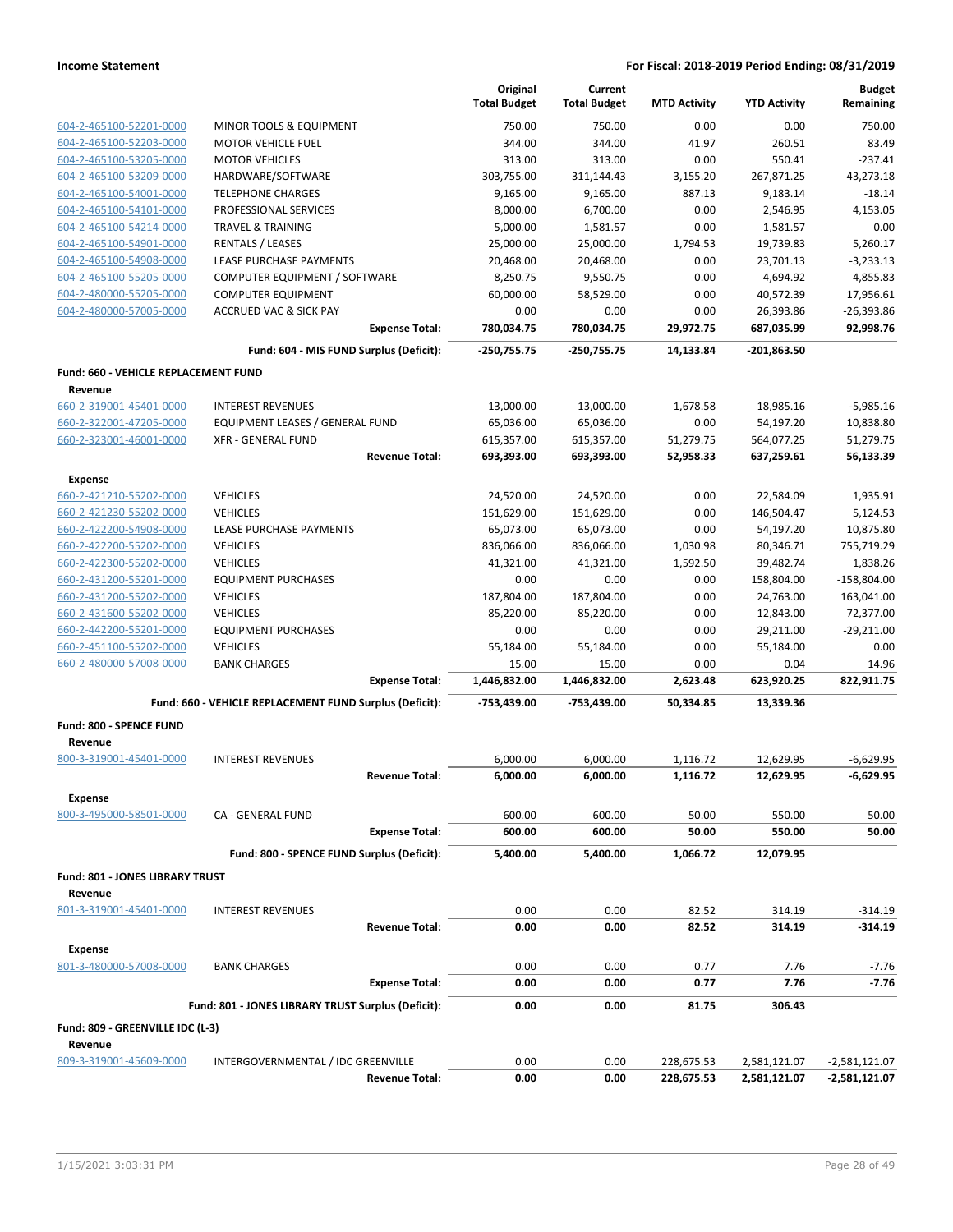| | | Original Total Budget | Current Total Budget | MTD Activity | YTD Activity | Budget Remaining |
|---|---|---|---|---|---|---|
| 604-2-465100-52201-0000 | MINOR TOOLS & EQUIPMENT | 750.00 | 750.00 | 0.00 | 0.00 | 750.00 |
| 604-2-465100-52203-0000 | MOTOR VEHICLE FUEL | 344.00 | 344.00 | 41.97 | 260.51 | 83.49 |
| 604-2-465100-53205-0000 | MOTOR VEHICLES | 313.00 | 313.00 | 0.00 | 550.41 | -237.41 |
| 604-2-465100-53209-0000 | HARDWARE/SOFTWARE | 303,755.00 | 311,144.43 | 3,155.20 | 267,871.25 | 43,273.18 |
| 604-2-465100-54001-0000 | TELEPHONE CHARGES | 9,165.00 | 9,165.00 | 887.13 | 9,183.14 | -18.14 |
| 604-2-465100-54101-0000 | PROFESSIONAL SERVICES | 8,000.00 | 6,700.00 | 0.00 | 2,546.95 | 4,153.05 |
| 604-2-465100-54214-0000 | TRAVEL & TRAINING | 5,000.00 | 1,581.57 | 0.00 | 1,581.57 | 0.00 |
| 604-2-465100-54901-0000 | RENTALS / LEASES | 25,000.00 | 25,000.00 | 1,794.53 | 19,739.83 | 5,260.17 |
| 604-2-465100-54908-0000 | LEASE PURCHASE PAYMENTS | 20,468.00 | 20,468.00 | 0.00 | 23,701.13 | -3,233.13 |
| 604-2-465100-55205-0000 | COMPUTER EQUIPMENT / SOFTWARE | 8,250.75 | 9,550.75 | 0.00 | 4,694.92 | 4,855.83 |
| 604-2-480000-55205-0000 | COMPUTER EQUIPMENT | 60,000.00 | 58,529.00 | 0.00 | 40,572.39 | 17,956.61 |
| 604-2-480000-57005-0000 | ACCRUED VAC & SICK PAY | 0.00 | 0.00 | 0.00 | 26,393.86 | -26,393.86 |
| | **Expense Total:** | **780,034.75** | **780,034.75** | **29,972.75** | **687,035.99** | **92,998.76** |
| | **Fund: 604 - MIS FUND Surplus (Deficit):** | **-250,755.75** | **-250,755.75** | **14,133.84** | **-201,863.50** | |
| **Fund: 660 - VEHICLE REPLACEMENT FUND** | | | | | | |
| **Revenue** | | | | | | |
| 660-2-319001-45401-0000 | INTEREST REVENUES | 13,000.00 | 13,000.00 | 1,678.58 | 18,985.16 | -5,985.16 |
| 660-2-322001-47205-0000 | EQUIPMENT LEASES / GENERAL FUND | 65,036.00 | 65,036.00 | 0.00 | 54,197.20 | 10,838.80 |
| 660-2-323001-46001-0000 | XFR - GENERAL FUND | 615,357.00 | 615,357.00 | 51,279.75 | 564,077.25 | 51,279.75 |
| | **Revenue Total:** | **693,393.00** | **693,393.00** | **52,958.33** | **637,259.61** | **56,133.39** |
| **Expense** | | | | | | |
| 660-2-421210-55202-0000 | VEHICLES | 24,520.00 | 24,520.00 | 0.00 | 22,584.09 | 1,935.91 |
| 660-2-421230-55202-0000 | VEHICLES | 151,629.00 | 151,629.00 | 0.00 | 146,504.47 | 5,124.53 |
| 660-2-422200-54908-0000 | LEASE PURCHASE PAYMENTS | 65,073.00 | 65,073.00 | 0.00 | 54,197.20 | 10,875.80 |
| 660-2-422200-55202-0000 | VEHICLES | 836,066.00 | 836,066.00 | 1,030.98 | 80,346.71 | 755,719.29 |
| 660-2-422300-55202-0000 | VEHICLES | 41,321.00 | 41,321.00 | 1,592.50 | 39,482.74 | 1,838.26 |
| 660-2-431200-55201-0000 | EQUIPMENT PURCHASES | 0.00 | 0.00 | 0.00 | 158,804.00 | -158,804.00 |
| 660-2-431200-55202-0000 | VEHICLES | 187,804.00 | 187,804.00 | 0.00 | 24,763.00 | 163,041.00 |
| 660-2-431600-55202-0000 | VEHICLES | 85,220.00 | 85,220.00 | 0.00 | 12,843.00 | 72,377.00 |
| 660-2-442200-55201-0000 | EQUIPMENT PURCHASES | 0.00 | 0.00 | 0.00 | 29,211.00 | -29,211.00 |
| 660-2-451100-55202-0000 | VEHICLES | 55,184.00 | 55,184.00 | 0.00 | 55,184.00 | 0.00 |
| 660-2-480000-57008-0000 | BANK CHARGES | 15.00 | 15.00 | 0.00 | 0.04 | 14.96 |
| | **Expense Total:** | **1,446,832.00** | **1,446,832.00** | **2,623.48** | **623,920.25** | **822,911.75** |
| | **Fund: 660 - VEHICLE REPLACEMENT FUND Surplus (Deficit):** | **-753,439.00** | **-753,439.00** | **50,334.85** | **13,339.36** | |
| **Fund: 800 - SPENCE FUND** | | | | | | |
| **Revenue** | | | | | | |
| 800-3-319001-45401-0000 | INTEREST REVENUES | 6,000.00 | 6,000.00 | 1,116.72 | 12,629.95 | -6,629.95 |
| | **Revenue Total:** | **6,000.00** | **6,000.00** | **1,116.72** | **12,629.95** | **-6,629.95** |
| **Expense** | | | | | | |
| 800-3-495000-58501-0000 | CA - GENERAL FUND | 600.00 | 600.00 | 50.00 | 550.00 | 50.00 |
| | **Expense Total:** | **600.00** | **600.00** | **50.00** | **550.00** | **50.00** |
| | **Fund: 800 - SPENCE FUND Surplus (Deficit):** | **5,400.00** | **5,400.00** | **1,066.72** | **12,079.95** | |
| **Fund: 801 - JONES LIBRARY TRUST** | | | | | | |
| **Revenue** | | | | | | |
| 801-3-319001-45401-0000 | INTEREST REVENUES | 0.00 | 0.00 | 82.52 | 314.19 | -314.19 |
| | **Revenue Total:** | **0.00** | **0.00** | **82.52** | **314.19** | **-314.19** |
| **Expense** | | | | | | |
| 801-3-480000-57008-0000 | BANK CHARGES | 0.00 | 0.00 | 0.77 | 7.76 | -7.76 |
| | **Expense Total:** | **0.00** | **0.00** | **0.77** | **7.76** | **-7.76** |
| | **Fund: 801 - JONES LIBRARY TRUST Surplus (Deficit):** | **0.00** | **0.00** | **81.75** | **306.43** | |
| **Fund: 809 - GREENVILLE IDC (L-3)** | | | | | | |
| **Revenue** | | | | | | |
| 809-3-319001-45609-0000 | INTERGOVERNMENTAL / IDC GREENVILLE | 0.00 | 0.00 | 228,675.53 | 2,581,121.07 | -2,581,121.07 |
| | **Revenue Total:** | **0.00** | **0.00** | **228,675.53** | **2,581,121.07** | **-2,581,121.07** |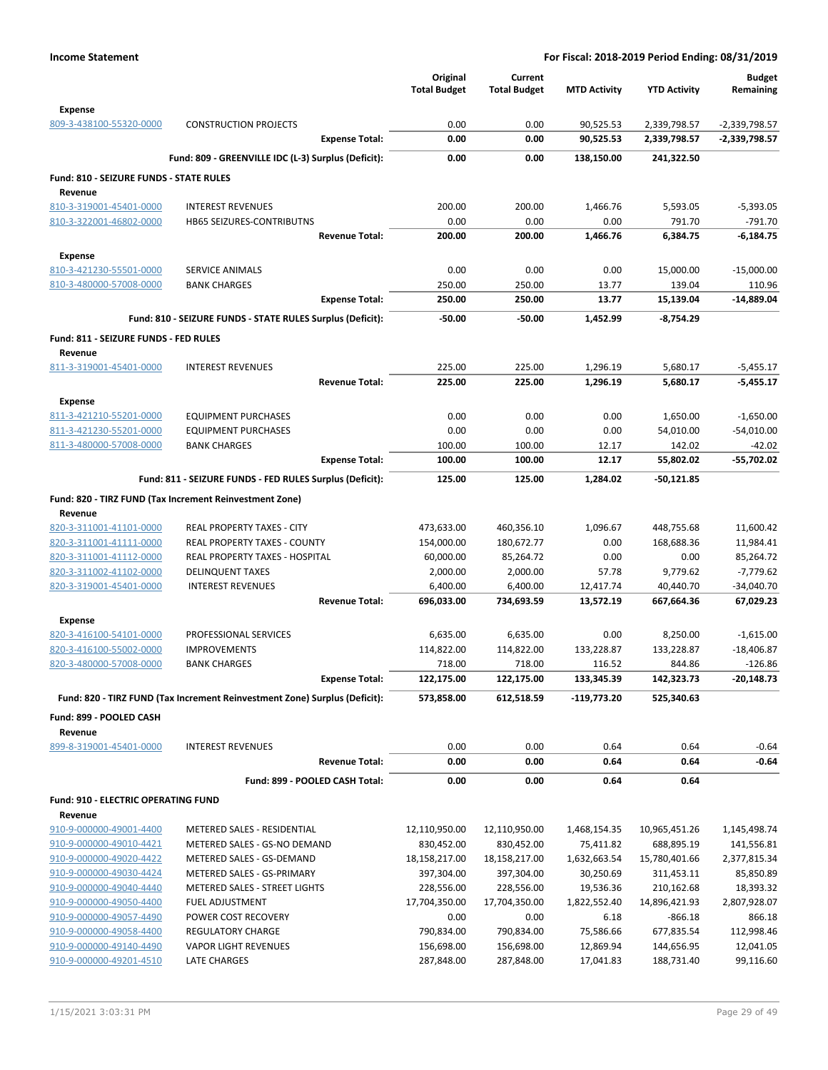**Income Statement** — **For Fiscal: 2018-2019 Period Ending: 08/31/2019**

| | | Original Total Budget | Current Total Budget | MTD Activity | YTD Activity | Budget Remaining |
|---|---|---|---|---|---|---|
| **Expense** | | | | | | |
| 809-3-438100-55320-0000 | CONSTRUCTION PROJECTS | 0.00 | 0.00 | 90,525.53 | 2,339,798.57 | -2,339,798.57 |
| | **Expense Total:** | **0.00** | **0.00** | **90,525.53** | **2,339,798.57** | **-2,339,798.57** |
| | **Fund: 809 - GREENVILLE IDC (L-3) Surplus (Deficit):** | **0.00** | **0.00** | **138,150.00** | **241,322.50** | |
| **Fund: 810 - SEIZURE FUNDS - STATE RULES** | | | | | | |
| **Revenue** | | | | | | |
| 810-3-319001-45401-0000 | INTEREST REVENUES | 200.00 | 200.00 | 1,466.76 | 5,593.05 | -5,393.05 |
| 810-3-322001-46802-0000 | HB65 SEIZURES-CONTRIBUTNS | 0.00 | 0.00 | 0.00 | 791.70 | -791.70 |
| | **Revenue Total:** | **200.00** | **200.00** | **1,466.76** | **6,384.75** | **-6,184.75** |
| **Expense** | | | | | | |
| 810-3-421230-55501-0000 | SERVICE ANIMALS | 0.00 | 0.00 | 0.00 | 15,000.00 | -15,000.00 |
| 810-3-480000-57008-0000 | BANK CHARGES | 250.00 | 250.00 | 13.77 | 139.04 | 110.96 |
| | **Expense Total:** | **250.00** | **250.00** | **13.77** | **15,139.04** | **-14,889.04** |
| | **Fund: 810 - SEIZURE FUNDS - STATE RULES Surplus (Deficit):** | **-50.00** | **-50.00** | **1,452.99** | **-8,754.29** | |
| **Fund: 811 - SEIZURE FUNDS - FED RULES** | | | | | | |
| **Revenue** | | | | | | |
| 811-3-319001-45401-0000 | INTEREST REVENUES | 225.00 | 225.00 | 1,296.19 | 5,680.17 | -5,455.17 |
| | **Revenue Total:** | **225.00** | **225.00** | **1,296.19** | **5,680.17** | **-5,455.17** |
| **Expense** | | | | | | |
| 811-3-421210-55201-0000 | EQUIPMENT PURCHASES | 0.00 | 0.00 | 0.00 | 1,650.00 | -1,650.00 |
| 811-3-421230-55201-0000 | EQUIPMENT PURCHASES | 0.00 | 0.00 | 0.00 | 54,010.00 | -54,010.00 |
| 811-3-480000-57008-0000 | BANK CHARGES | 100.00 | 100.00 | 12.17 | 142.02 | -42.02 |
| | **Expense Total:** | **100.00** | **100.00** | **12.17** | **55,802.02** | **-55,702.02** |
| | **Fund: 811 - SEIZURE FUNDS - FED RULES Surplus (Deficit):** | **125.00** | **125.00** | **1,284.02** | **-50,121.85** | |
| **Fund: 820 - TIRZ FUND (Tax Increment Reinvestment Zone)** | | | | | | |
| **Revenue** | | | | | | |
| 820-3-311001-41101-0000 | REAL PROPERTY TAXES - CITY | 473,633.00 | 460,356.10 | 1,096.67 | 448,755.68 | 11,600.42 |
| 820-3-311001-41111-0000 | REAL PROPERTY TAXES - COUNTY | 154,000.00 | 180,672.77 | 0.00 | 168,688.36 | 11,984.41 |
| 820-3-311001-41112-0000 | REAL PROPERTY TAXES - HOSPITAL | 60,000.00 | 85,264.72 | 0.00 | 0.00 | 85,264.72 |
| 820-3-311002-41102-0000 | DELINQUENT TAXES | 2,000.00 | 2,000.00 | 57.78 | 9,779.62 | -7,779.62 |
| 820-3-319001-45401-0000 | INTEREST REVENUES | 6,400.00 | 6,400.00 | 12,417.74 | 40,440.70 | -34,040.70 |
| | **Revenue Total:** | **696,033.00** | **734,693.59** | **13,572.19** | **667,664.36** | **67,029.23** |
| **Expense** | | | | | | |
| 820-3-416100-54101-0000 | PROFESSIONAL SERVICES | 6,635.00 | 6,635.00 | 0.00 | 8,250.00 | -1,615.00 |
| 820-3-416100-55002-0000 | IMPROVEMENTS | 114,822.00 | 114,822.00 | 133,228.87 | 133,228.87 | -18,406.87 |
| 820-3-480000-57008-0000 | BANK CHARGES | 718.00 | 718.00 | 116.52 | 844.86 | -126.86 |
| | **Expense Total:** | **122,175.00** | **122,175.00** | **133,345.39** | **142,323.73** | **-20,148.73** |
| | **Fund: 820 - TIRZ FUND (Tax Increment Reinvestment Zone) Surplus (Deficit):** | **573,858.00** | **612,518.59** | **-119,773.20** | **525,340.63** | |
| **Fund: 899 - POOLED CASH** | | | | | | |
| **Revenue** | | | | | | |
| 899-8-319001-45401-0000 | INTEREST REVENUES | 0.00 | 0.00 | 0.64 | 0.64 | -0.64 |
| | **Revenue Total:** | **0.00** | **0.00** | **0.64** | **0.64** | **-0.64** |
| | **Fund: 899 - POOLED CASH Total:** | **0.00** | **0.00** | **0.64** | **0.64** | |
| **Fund: 910 - ELECTRIC OPERATING FUND** | | | | | | |
| **Revenue** | | | | | | |
| 910-9-000000-49001-4400 | METERED SALES - RESIDENTIAL | 12,110,950.00 | 12,110,950.00 | 1,468,154.35 | 10,965,451.26 | 1,145,498.74 |
| 910-9-000000-49010-4421 | METERED SALES - GS-NO DEMAND | 830,452.00 | 830,452.00 | 75,411.82 | 688,895.19 | 141,556.81 |
| 910-9-000000-49020-4422 | METERED SALES - GS-DEMAND | 18,158,217.00 | 18,158,217.00 | 1,632,663.54 | 15,780,401.66 | 2,377,815.34 |
| 910-9-000000-49030-4424 | METERED SALES - GS-PRIMARY | 397,304.00 | 397,304.00 | 30,250.69 | 311,453.11 | 85,850.89 |
| 910-9-000000-49040-4440 | METERED SALES - STREET LIGHTS | 228,556.00 | 228,556.00 | 19,536.36 | 210,162.68 | 18,393.32 |
| 910-9-000000-49050-4400 | FUEL ADJUSTMENT | 17,704,350.00 | 17,704,350.00 | 1,822,552.40 | 14,896,421.93 | 2,807,928.07 |
| 910-9-000000-49057-4490 | POWER COST RECOVERY | 0.00 | 0.00 | 6.18 | -866.18 | 866.18 |
| 910-9-000000-49058-4400 | REGULATORY CHARGE | 790,834.00 | 790,834.00 | 75,586.66 | 677,835.54 | 112,998.46 |
| 910-9-000000-49140-4490 | VAPOR LIGHT REVENUES | 156,698.00 | 156,698.00 | 12,869.94 | 144,656.95 | 12,041.05 |
| 910-9-000000-49201-4510 | LATE CHARGES | 287,848.00 | 287,848.00 | 17,041.83 | 188,731.40 | 99,116.60 |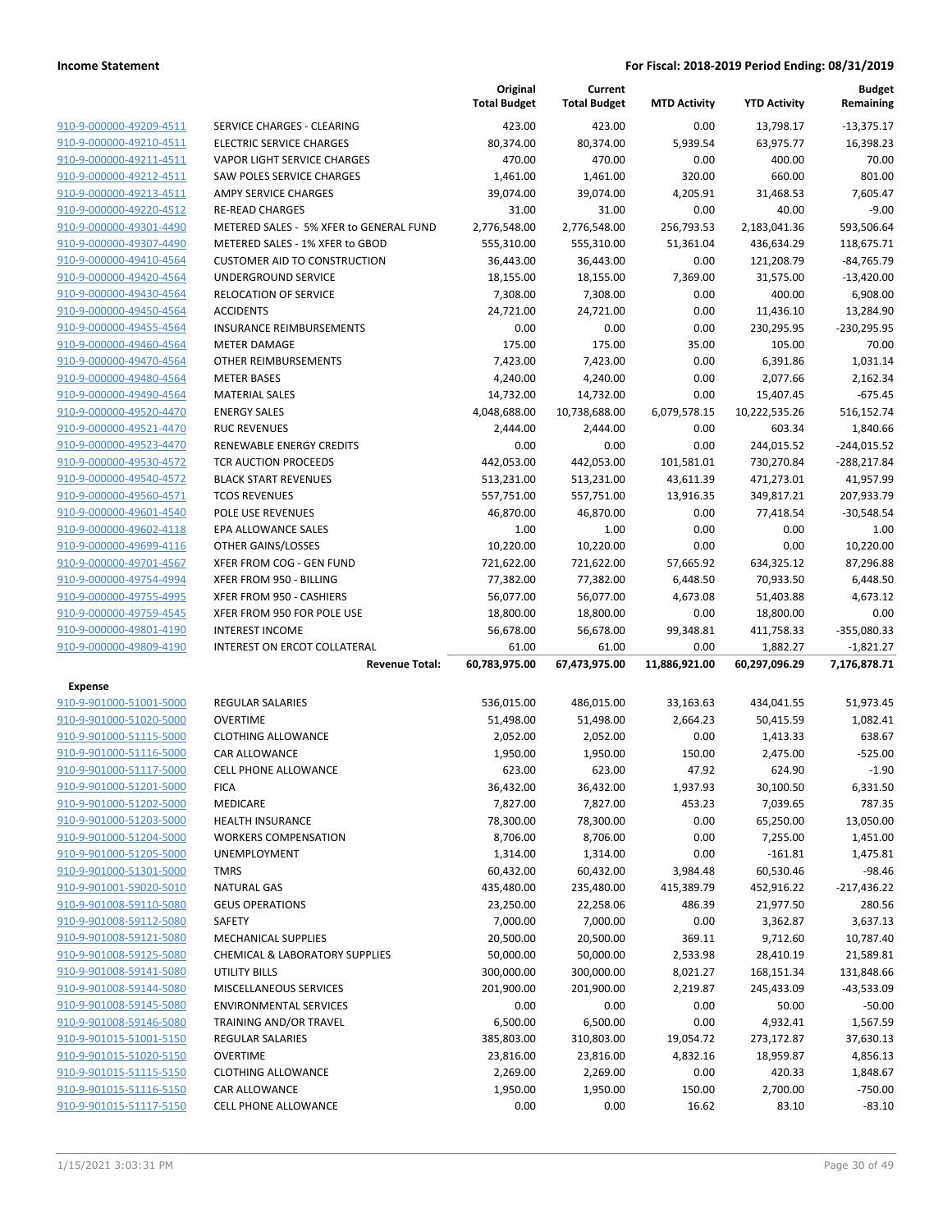**Income Statement** **For Fiscal: 2018-2019 Period Ending: 08/31/2019**

| | | Original Total Budget | Current Total Budget | MTD Activity | YTD Activity | Budget Remaining |
|---|---|---|---|---|---|---|
| 910-9-000000-49209-4511 | SERVICE CHARGES - CLEARING | 423.00 | 423.00 | 0.00 | 13,798.17 | -13,375.17 |
| 910-9-000000-49210-4511 | ELECTRIC SERVICE CHARGES | 80,374.00 | 80,374.00 | 5,939.54 | 63,975.77 | 16,398.23 |
| 910-9-000000-49211-4511 | VAPOR LIGHT SERVICE CHARGES | 470.00 | 470.00 | 0.00 | 400.00 | 70.00 |
| 910-9-000000-49212-4511 | SAW POLES SERVICE CHARGES | 1,461.00 | 1,461.00 | 320.00 | 660.00 | 801.00 |
| 910-9-000000-49213-4511 | AMPY SERVICE CHARGES | 39,074.00 | 39,074.00 | 4,205.91 | 31,468.53 | 7,605.47 |
| 910-9-000000-49220-4512 | RE-READ CHARGES | 31.00 | 31.00 | 0.00 | 40.00 | -9.00 |
| 910-9-000000-49301-4490 | METERED SALES - 5% XFER to GENERAL FUND | 2,776,548.00 | 2,776,548.00 | 256,793.53 | 2,183,041.36 | 593,506.64 |
| 910-9-000000-49307-4490 | METERED SALES - 1% XFER to GBOD | 555,310.00 | 555,310.00 | 51,361.04 | 436,634.29 | 118,675.71 |
| 910-9-000000-49410-4564 | CUSTOMER AID TO CONSTRUCTION | 36,443.00 | 36,443.00 | 0.00 | 121,208.79 | -84,765.79 |
| 910-9-000000-49420-4564 | UNDERGROUND SERVICE | 18,155.00 | 18,155.00 | 7,369.00 | 31,575.00 | -13,420.00 |
| 910-9-000000-49430-4564 | RELOCATION OF SERVICE | 7,308.00 | 7,308.00 | 0.00 | 400.00 | 6,908.00 |
| 910-9-000000-49450-4564 | ACCIDENTS | 24,721.00 | 24,721.00 | 0.00 | 11,436.10 | 13,284.90 |
| 910-9-000000-49455-4564 | INSURANCE REIMBURSEMENTS | 0.00 | 0.00 | 0.00 | 230,295.95 | -230,295.95 |
| 910-9-000000-49460-4564 | METER DAMAGE | 175.00 | 175.00 | 35.00 | 105.00 | 70.00 |
| 910-9-000000-49470-4564 | OTHER REIMBURSEMENTS | 7,423.00 | 7,423.00 | 0.00 | 6,391.86 | 1,031.14 |
| 910-9-000000-49480-4564 | METER BASES | 4,240.00 | 4,240.00 | 0.00 | 2,077.66 | 2,162.34 |
| 910-9-000000-49490-4564 | MATERIAL SALES | 14,732.00 | 14,732.00 | 0.00 | 15,407.45 | -675.45 |
| 910-9-000000-49520-4470 | ENERGY SALES | 4,048,688.00 | 10,738,688.00 | 6,079,578.15 | 10,222,535.26 | 516,152.74 |
| 910-9-000000-49521-4470 | RUC REVENUES | 2,444.00 | 2,444.00 | 0.00 | 603.34 | 1,840.66 |
| 910-9-000000-49523-4470 | RENEWABLE ENERGY CREDITS | 0.00 | 0.00 | 0.00 | 244,015.52 | -244,015.52 |
| 910-9-000000-49530-4572 | TCR AUCTION PROCEEDS | 442,053.00 | 442,053.00 | 101,581.01 | 730,270.84 | -288,217.84 |
| 910-9-000000-49540-4572 | BLACK START REVENUES | 513,231.00 | 513,231.00 | 43,611.39 | 471,273.01 | 41,957.99 |
| 910-9-000000-49560-4571 | TCOS REVENUES | 557,751.00 | 557,751.00 | 13,916.35 | 349,817.21 | 207,933.79 |
| 910-9-000000-49601-4540 | POLE USE REVENUES | 46,870.00 | 46,870.00 | 0.00 | 77,418.54 | -30,548.54 |
| 910-9-000000-49602-4118 | EPA ALLOWANCE SALES | 1.00 | 1.00 | 0.00 | 0.00 | 1.00 |
| 910-9-000000-49699-4116 | OTHER GAINS/LOSSES | 10,220.00 | 10,220.00 | 0.00 | 0.00 | 10,220.00 |
| 910-9-000000-49701-4567 | XFER FROM COG - GEN FUND | 721,622.00 | 721,622.00 | 57,665.92 | 634,325.12 | 87,296.88 |
| 910-9-000000-49754-4994 | XFER FROM 950 - BILLING | 77,382.00 | 77,382.00 | 6,448.50 | 70,933.50 | 6,448.50 |
| 910-9-000000-49755-4995 | XFER FROM 950 - CASHIERS | 56,077.00 | 56,077.00 | 4,673.08 | 51,403.88 | 4,673.12 |
| 910-9-000000-49759-4545 | XFER FROM 950 FOR POLE USE | 18,800.00 | 18,800.00 | 0.00 | 18,800.00 | 0.00 |
| 910-9-000000-49801-4190 | INTEREST INCOME | 56,678.00 | 56,678.00 | 99,348.81 | 411,758.33 | -355,080.33 |
| 910-9-000000-49809-4190 | INTEREST ON ERCOT COLLATERAL | 61.00 | 61.00 | 0.00 | 1,882.27 | -1,821.27 |
| | **Revenue Total:** | **60,783,975.00** | **67,473,975.00** | **11,886,921.00** | **60,297,096.29** | **7,176,878.71** |
| **Expense** | | | | | | |
| 910-9-901000-51001-5000 | REGULAR SALARIES | 536,015.00 | 486,015.00 | 33,163.63 | 434,041.55 | 51,973.45 |
| 910-9-901000-51020-5000 | OVERTIME | 51,498.00 | 51,498.00 | 2,664.23 | 50,415.59 | 1,082.41 |
| 910-9-901000-51115-5000 | CLOTHING ALLOWANCE | 2,052.00 | 2,052.00 | 0.00 | 1,413.33 | 638.67 |
| 910-9-901000-51116-5000 | CAR ALLOWANCE | 1,950.00 | 1,950.00 | 150.00 | 2,475.00 | -525.00 |
| 910-9-901000-51117-5000 | CELL PHONE ALLOWANCE | 623.00 | 623.00 | 47.92 | 624.90 | -1.90 |
| 910-9-901000-51201-5000 | FICA | 36,432.00 | 36,432.00 | 1,937.93 | 30,100.50 | 6,331.50 |
| 910-9-901000-51202-5000 | MEDICARE | 7,827.00 | 7,827.00 | 453.23 | 7,039.65 | 787.35 |
| 910-9-901000-51203-5000 | HEALTH INSURANCE | 78,300.00 | 78,300.00 | 0.00 | 65,250.00 | 13,050.00 |
| 910-9-901000-51204-5000 | WORKERS COMPENSATION | 8,706.00 | 8,706.00 | 0.00 | 7,255.00 | 1,451.00 |
| 910-9-901000-51205-5000 | UNEMPLOYMENT | 1,314.00 | 1,314.00 | 0.00 | -161.81 | 1,475.81 |
| 910-9-901000-51301-5000 | TMRS | 60,432.00 | 60,432.00 | 3,984.48 | 60,530.46 | -98.46 |
| 910-9-901001-59020-5010 | NATURAL GAS | 435,480.00 | 235,480.00 | 415,389.79 | 452,916.22 | -217,436.22 |
| 910-9-901008-59110-5080 | GEUS OPERATIONS | 23,250.00 | 22,258.06 | 486.39 | 21,977.50 | 280.56 |
| 910-9-901008-59112-5080 | SAFETY | 7,000.00 | 7,000.00 | 0.00 | 3,362.87 | 3,637.13 |
| 910-9-901008-59121-5080 | MECHANICAL SUPPLIES | 20,500.00 | 20,500.00 | 369.11 | 9,712.60 | 10,787.40 |
| 910-9-901008-59125-5080 | CHEMICAL & LABORATORY SUPPLIES | 50,000.00 | 50,000.00 | 2,533.98 | 28,410.19 | 21,589.81 |
| 910-9-901008-59141-5080 | UTILITY BILLS | 300,000.00 | 300,000.00 | 8,021.27 | 168,151.34 | 131,848.66 |
| 910-9-901008-59144-5080 | MISCELLANEOUS SERVICES | 201,900.00 | 201,900.00 | 2,219.87 | 245,433.09 | -43,533.09 |
| 910-9-901008-59145-5080 | ENVIRONMENTAL SERVICES | 0.00 | 0.00 | 0.00 | 50.00 | -50.00 |
| 910-9-901008-59146-5080 | TRAINING AND/OR TRAVEL | 6,500.00 | 6,500.00 | 0.00 | 4,932.41 | 1,567.59 |
| 910-9-901015-51001-5150 | REGULAR SALARIES | 385,803.00 | 310,803.00 | 19,054.72 | 273,172.87 | 37,630.13 |
| 910-9-901015-51020-5150 | OVERTIME | 23,816.00 | 23,816.00 | 4,832.16 | 18,959.87 | 4,856.13 |
| 910-9-901015-51115-5150 | CLOTHING ALLOWANCE | 2,269.00 | 2,269.00 | 0.00 | 420.33 | 1,848.67 |
| 910-9-901015-51116-5150 | CAR ALLOWANCE | 1,950.00 | 1,950.00 | 150.00 | 2,700.00 | -750.00 |
| 910-9-901015-51117-5150 | CELL PHONE ALLOWANCE | 0.00 | 0.00 | 16.62 | 83.10 | -83.10 |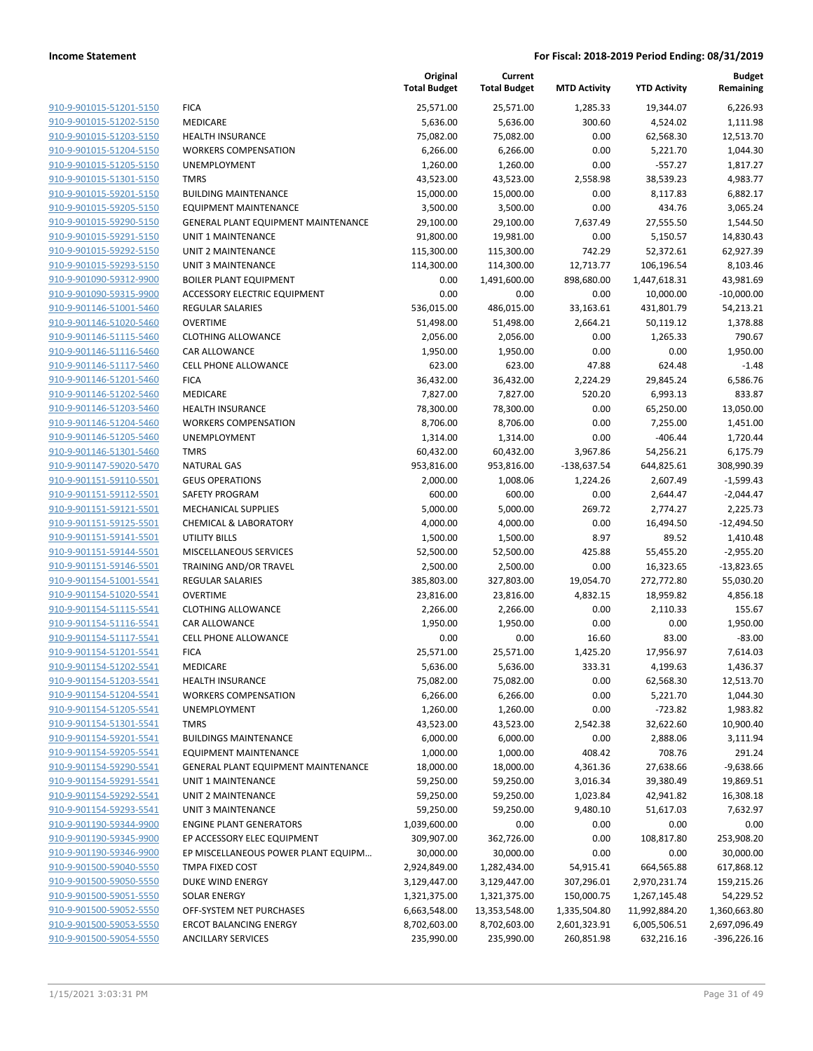| | | Original Total Budget | Current Total Budget | MTD Activity | YTD Activity | Budget Remaining |
|---|---|---|---|---|---|---|
| 910-9-901015-51201-5150 | FICA | 25,571.00 | 25,571.00 | 1,285.33 | 19,344.07 | 6,226.93 |
| 910-9-901015-51202-5150 | MEDICARE | 5,636.00 | 5,636.00 | 300.60 | 4,524.02 | 1,111.98 |
| 910-9-901015-51203-5150 | HEALTH INSURANCE | 75,082.00 | 75,082.00 | 0.00 | 62,568.30 | 12,513.70 |
| 910-9-901015-51204-5150 | WORKERS COMPENSATION | 6,266.00 | 6,266.00 | 0.00 | 5,221.70 | 1,044.30 |
| 910-9-901015-51205-5150 | UNEMPLOYMENT | 1,260.00 | 1,260.00 | 0.00 | -557.27 | 1,817.27 |
| 910-9-901015-51301-5150 | TMRS | 43,523.00 | 43,523.00 | 2,558.98 | 38,539.23 | 4,983.77 |
| 910-9-901015-59201-5150 | BUILDING MAINTENANCE | 15,000.00 | 15,000.00 | 0.00 | 8,117.83 | 6,882.17 |
| 910-9-901015-59205-5150 | EQUIPMENT MAINTENANCE | 3,500.00 | 3,500.00 | 0.00 | 434.76 | 3,065.24 |
| 910-9-901015-59290-5150 | GENERAL PLANT EQUIPMENT MAINTENANCE | 29,100.00 | 29,100.00 | 7,637.49 | 27,555.50 | 1,544.50 |
| 910-9-901015-59291-5150 | UNIT 1 MAINTENANCE | 91,800.00 | 19,981.00 | 0.00 | 5,150.57 | 14,830.43 |
| 910-9-901015-59292-5150 | UNIT 2 MAINTENANCE | 115,300.00 | 115,300.00 | 742.29 | 52,372.61 | 62,927.39 |
| 910-9-901015-59293-5150 | UNIT 3 MAINTENANCE | 114,300.00 | 114,300.00 | 12,713.77 | 106,196.54 | 8,103.46 |
| 910-9-901090-59312-9900 | BOILER PLANT EQUIPMENT | 0.00 | 1,491,600.00 | 898,680.00 | 1,447,618.31 | 43,981.69 |
| 910-9-901090-59315-9900 | ACCESSORY ELECTRIC EQUIPMENT | 0.00 | 0.00 | 0.00 | 10,000.00 | -10,000.00 |
| 910-9-901146-51001-5460 | REGULAR SALARIES | 536,015.00 | 486,015.00 | 33,163.61 | 431,801.79 | 54,213.21 |
| 910-9-901146-51020-5460 | OVERTIME | 51,498.00 | 51,498.00 | 2,664.21 | 50,119.12 | 1,378.88 |
| 910-9-901146-51115-5460 | CLOTHING ALLOWANCE | 2,056.00 | 2,056.00 | 0.00 | 1,265.33 | 790.67 |
| 910-9-901146-51116-5460 | CAR ALLOWANCE | 1,950.00 | 1,950.00 | 0.00 | 0.00 | 1,950.00 |
| 910-9-901146-51117-5460 | CELL PHONE ALLOWANCE | 623.00 | 623.00 | 47.88 | 624.48 | -1.48 |
| 910-9-901146-51201-5460 | FICA | 36,432.00 | 36,432.00 | 2,224.29 | 29,845.24 | 6,586.76 |
| 910-9-901146-51202-5460 | MEDICARE | 7,827.00 | 7,827.00 | 520.20 | 6,993.13 | 833.87 |
| 910-9-901146-51203-5460 | HEALTH INSURANCE | 78,300.00 | 78,300.00 | 0.00 | 65,250.00 | 13,050.00 |
| 910-9-901146-51204-5460 | WORKERS COMPENSATION | 8,706.00 | 8,706.00 | 0.00 | 7,255.00 | 1,451.00 |
| 910-9-901146-51205-5460 | UNEMPLOYMENT | 1,314.00 | 1,314.00 | 0.00 | -406.44 | 1,720.44 |
| 910-9-901146-51301-5460 | TMRS | 60,432.00 | 60,432.00 | 3,967.86 | 54,256.21 | 6,175.79 |
| 910-9-901147-59020-5470 | NATURAL GAS | 953,816.00 | 953,816.00 | -138,637.54 | 644,825.61 | 308,990.39 |
| 910-9-901151-59110-5501 | GEUS OPERATIONS | 2,000.00 | 1,008.06 | 1,224.26 | 2,607.49 | -1,599.43 |
| 910-9-901151-59112-5501 | SAFETY PROGRAM | 600.00 | 600.00 | 0.00 | 2,644.47 | -2,044.47 |
| 910-9-901151-59121-5501 | MECHANICAL SUPPLIES | 5,000.00 | 5,000.00 | 269.72 | 2,774.27 | 2,225.73 |
| 910-9-901151-59125-5501 | CHEMICAL & LABORATORY | 4,000.00 | 4,000.00 | 0.00 | 16,494.50 | -12,494.50 |
| 910-9-901151-59141-5501 | UTILITY BILLS | 1,500.00 | 1,500.00 | 8.97 | 89.52 | 1,410.48 |
| 910-9-901151-59144-5501 | MISCELLANEOUS SERVICES | 52,500.00 | 52,500.00 | 425.88 | 55,455.20 | -2,955.20 |
| 910-9-901151-59146-5501 | TRAINING AND/OR TRAVEL | 2,500.00 | 2,500.00 | 0.00 | 16,323.65 | -13,823.65 |
| 910-9-901154-51001-5541 | REGULAR SALARIES | 385,803.00 | 327,803.00 | 19,054.70 | 272,772.80 | 55,030.20 |
| 910-9-901154-51020-5541 | OVERTIME | 23,816.00 | 23,816.00 | 4,832.15 | 18,959.82 | 4,856.18 |
| 910-9-901154-51115-5541 | CLOTHING ALLOWANCE | 2,266.00 | 2,266.00 | 0.00 | 2,110.33 | 155.67 |
| 910-9-901154-51116-5541 | CAR ALLOWANCE | 1,950.00 | 1,950.00 | 0.00 | 0.00 | 1,950.00 |
| 910-9-901154-51117-5541 | CELL PHONE ALLOWANCE | 0.00 | 0.00 | 16.60 | 83.00 | -83.00 |
| 910-9-901154-51201-5541 | FICA | 25,571.00 | 25,571.00 | 1,425.20 | 17,956.97 | 7,614.03 |
| 910-9-901154-51202-5541 | MEDICARE | 5,636.00 | 5,636.00 | 333.31 | 4,199.63 | 1,436.37 |
| 910-9-901154-51203-5541 | HEALTH INSURANCE | 75,082.00 | 75,082.00 | 0.00 | 62,568.30 | 12,513.70 |
| 910-9-901154-51204-5541 | WORKERS COMPENSATION | 6,266.00 | 6,266.00 | 0.00 | 5,221.70 | 1,044.30 |
| 910-9-901154-51205-5541 | UNEMPLOYMENT | 1,260.00 | 1,260.00 | 0.00 | -723.82 | 1,983.82 |
| 910-9-901154-51301-5541 | TMRS | 43,523.00 | 43,523.00 | 2,542.38 | 32,622.60 | 10,900.40 |
| 910-9-901154-59201-5541 | BUILDINGS MAINTENANCE | 6,000.00 | 6,000.00 | 0.00 | 2,888.06 | 3,111.94 |
| 910-9-901154-59205-5541 | EQUIPMENT MAINTENANCE | 1,000.00 | 1,000.00 | 408.42 | 708.76 | 291.24 |
| 910-9-901154-59290-5541 | GENERAL PLANT EQUIPMENT MAINTENANCE | 18,000.00 | 18,000.00 | 4,361.36 | 27,638.66 | -9,638.66 |
| 910-9-901154-59291-5541 | UNIT 1 MAINTENANCE | 59,250.00 | 59,250.00 | 3,016.34 | 39,380.49 | 19,869.51 |
| 910-9-901154-59292-5541 | UNIT 2 MAINTENANCE | 59,250.00 | 59,250.00 | 1,023.84 | 42,941.82 | 16,308.18 |
| 910-9-901154-59293-5541 | UNIT 3 MAINTENANCE | 59,250.00 | 59,250.00 | 9,480.10 | 51,617.03 | 7,632.97 |
| 910-9-901190-59344-9900 | ENGINE PLANT GENERATORS | 1,039,600.00 | 0.00 | 0.00 | 0.00 | 0.00 |
| 910-9-901190-59345-9900 | EP ACCESSORY ELEC EQUIPMENT | 309,907.00 | 362,726.00 | 0.00 | 108,817.80 | 253,908.20 |
| 910-9-901190-59346-9900 | EP MISCELLANEOUS POWER PLANT EQUIPM... | 30,000.00 | 30,000.00 | 0.00 | 0.00 | 30,000.00 |
| 910-9-901500-59040-5550 | TMPA FIXED COST | 2,924,849.00 | 1,282,434.00 | 54,915.41 | 664,565.88 | 617,868.12 |
| 910-9-901500-59050-5550 | DUKE WIND ENERGY | 3,129,447.00 | 3,129,447.00 | 307,296.01 | 2,970,231.74 | 159,215.26 |
| 910-9-901500-59051-5550 | SOLAR ENERGY | 1,321,375.00 | 1,321,375.00 | 150,000.75 | 1,267,145.48 | 54,229.52 |
| 910-9-901500-59052-5550 | OFF-SYSTEM NET PURCHASES | 6,663,548.00 | 13,353,548.00 | 1,335,504.80 | 11,992,884.20 | 1,360,663.80 |
| 910-9-901500-59053-5550 | ERCOT BALANCING ENERGY | 8,702,603.00 | 8,702,603.00 | 2,601,323.91 | 6,005,506.51 | 2,697,096.49 |
| 910-9-901500-59054-5550 | ANCILLARY SERVICES | 235,990.00 | 235,990.00 | 260,851.98 | 632,216.16 | -396,226.16 |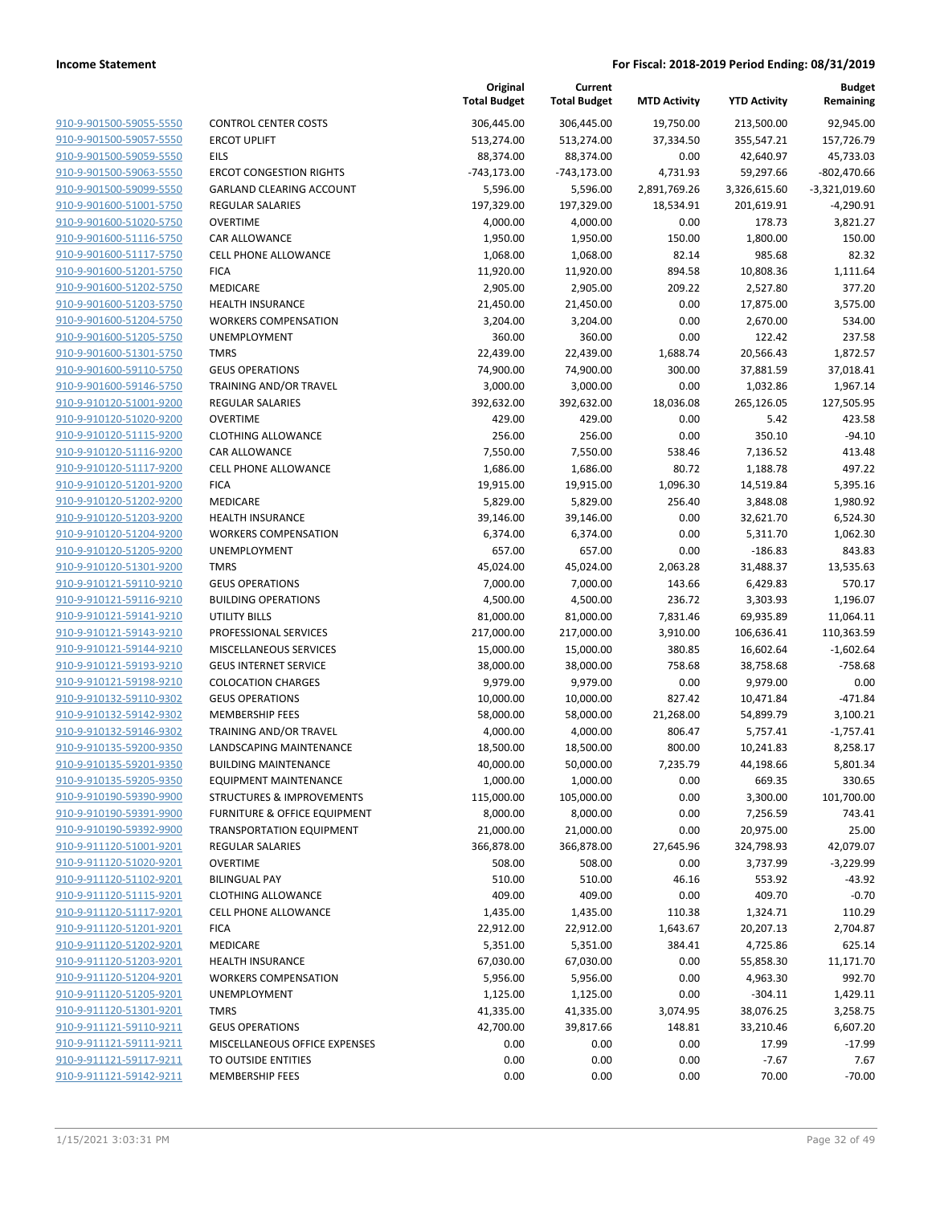| | | Original Total Budget | Current Total Budget | MTD Activity | YTD Activity | Budget Remaining |
|---|---|---|---|---|---|---|
| 910-9-901500-59055-5550 | CONTROL CENTER COSTS | 306,445.00 | 306,445.00 | 19,750.00 | 213,500.00 | 92,945.00 |
| 910-9-901500-59057-5550 | ERCOT UPLIFT | 513,274.00 | 513,274.00 | 37,334.50 | 355,547.21 | 157,726.79 |
| 910-9-901500-59059-5550 | EILS | 88,374.00 | 88,374.00 | 0.00 | 42,640.97 | 45,733.03 |
| 910-9-901500-59063-5550 | ERCOT CONGESTION RIGHTS | -743,173.00 | -743,173.00 | 4,731.93 | 59,297.66 | -802,470.66 |
| 910-9-901500-59099-5550 | GARLAND CLEARING ACCOUNT | 5,596.00 | 5,596.00 | 2,891,769.26 | 3,326,615.60 | -3,321,019.60 |
| 910-9-901600-51001-5750 | REGULAR SALARIES | 197,329.00 | 197,329.00 | 18,534.91 | 201,619.91 | -4,290.91 |
| 910-9-901600-51020-5750 | OVERTIME | 4,000.00 | 4,000.00 | 0.00 | 178.73 | 3,821.27 |
| 910-9-901600-51116-5750 | CAR ALLOWANCE | 1,950.00 | 1,950.00 | 150.00 | 1,800.00 | 150.00 |
| 910-9-901600-51117-5750 | CELL PHONE ALLOWANCE | 1,068.00 | 1,068.00 | 82.14 | 985.68 | 82.32 |
| 910-9-901600-51201-5750 | FICA | 11,920.00 | 11,920.00 | 894.58 | 10,808.36 | 1,111.64 |
| 910-9-901600-51202-5750 | MEDICARE | 2,905.00 | 2,905.00 | 209.22 | 2,527.80 | 377.20 |
| 910-9-901600-51203-5750 | HEALTH INSURANCE | 21,450.00 | 21,450.00 | 0.00 | 17,875.00 | 3,575.00 |
| 910-9-901600-51204-5750 | WORKERS COMPENSATION | 3,204.00 | 3,204.00 | 0.00 | 2,670.00 | 534.00 |
| 910-9-901600-51205-5750 | UNEMPLOYMENT | 360.00 | 360.00 | 0.00 | 122.42 | 237.58 |
| 910-9-901600-51301-5750 | TMRS | 22,439.00 | 22,439.00 | 1,688.74 | 20,566.43 | 1,872.57 |
| 910-9-901600-59110-5750 | GEUS OPERATIONS | 74,900.00 | 74,900.00 | 300.00 | 37,881.59 | 37,018.41 |
| 910-9-901600-59146-5750 | TRAINING AND/OR TRAVEL | 3,000.00 | 3,000.00 | 0.00 | 1,032.86 | 1,967.14 |
| 910-9-910120-51001-9200 | REGULAR SALARIES | 392,632.00 | 392,632.00 | 18,036.08 | 265,126.05 | 127,505.95 |
| 910-9-910120-51020-9200 | OVERTIME | 429.00 | 429.00 | 0.00 | 5.42 | 423.58 |
| 910-9-910120-51115-9200 | CLOTHING ALLOWANCE | 256.00 | 256.00 | 0.00 | 350.10 | -94.10 |
| 910-9-910120-51116-9200 | CAR ALLOWANCE | 7,550.00 | 7,550.00 | 538.46 | 7,136.52 | 413.48 |
| 910-9-910120-51117-9200 | CELL PHONE ALLOWANCE | 1,686.00 | 1,686.00 | 80.72 | 1,188.78 | 497.22 |
| 910-9-910120-51201-9200 | FICA | 19,915.00 | 19,915.00 | 1,096.30 | 14,519.84 | 5,395.16 |
| 910-9-910120-51202-9200 | MEDICARE | 5,829.00 | 5,829.00 | 256.40 | 3,848.08 | 1,980.92 |
| 910-9-910120-51203-9200 | HEALTH INSURANCE | 39,146.00 | 39,146.00 | 0.00 | 32,621.70 | 6,524.30 |
| 910-9-910120-51204-9200 | WORKERS COMPENSATION | 6,374.00 | 6,374.00 | 0.00 | 5,311.70 | 1,062.30 |
| 910-9-910120-51205-9200 | UNEMPLOYMENT | 657.00 | 657.00 | 0.00 | -186.83 | 843.83 |
| 910-9-910120-51301-9200 | TMRS | 45,024.00 | 45,024.00 | 2,063.28 | 31,488.37 | 13,535.63 |
| 910-9-910121-59110-9210 | GEUS OPERATIONS | 7,000.00 | 7,000.00 | 143.66 | 6,429.83 | 570.17 |
| 910-9-910121-59116-9210 | BUILDING OPERATIONS | 4,500.00 | 4,500.00 | 236.72 | 3,303.93 | 1,196.07 |
| 910-9-910121-59141-9210 | UTILITY BILLS | 81,000.00 | 81,000.00 | 7,831.46 | 69,935.89 | 11,064.11 |
| 910-9-910121-59143-9210 | PROFESSIONAL SERVICES | 217,000.00 | 217,000.00 | 3,910.00 | 106,636.41 | 110,363.59 |
| 910-9-910121-59144-9210 | MISCELLANEOUS SERVICES | 15,000.00 | 15,000.00 | 380.85 | 16,602.64 | -1,602.64 |
| 910-9-910121-59193-9210 | GEUS INTERNET SERVICE | 38,000.00 | 38,000.00 | 758.68 | 38,758.68 | -758.68 |
| 910-9-910121-59198-9210 | COLOCATION CHARGES | 9,979.00 | 9,979.00 | 0.00 | 9,979.00 | 0.00 |
| 910-9-910132-59110-9302 | GEUS OPERATIONS | 10,000.00 | 10,000.00 | 827.42 | 10,471.84 | -471.84 |
| 910-9-910132-59142-9302 | MEMBERSHIP FEES | 58,000.00 | 58,000.00 | 21,268.00 | 54,899.79 | 3,100.21 |
| 910-9-910132-59146-9302 | TRAINING AND/OR TRAVEL | 4,000.00 | 4,000.00 | 806.47 | 5,757.41 | -1,757.41 |
| 910-9-910135-59200-9350 | LANDSCAPING MAINTENANCE | 18,500.00 | 18,500.00 | 800.00 | 10,241.83 | 8,258.17 |
| 910-9-910135-59201-9350 | BUILDING MAINTENANCE | 40,000.00 | 50,000.00 | 7,235.79 | 44,198.66 | 5,801.34 |
| 910-9-910135-59205-9350 | EQUIPMENT MAINTENANCE | 1,000.00 | 1,000.00 | 0.00 | 669.35 | 330.65 |
| 910-9-910190-59390-9900 | STRUCTURES & IMPROVEMENTS | 115,000.00 | 105,000.00 | 0.00 | 3,300.00 | 101,700.00 |
| 910-9-910190-59391-9900 | FURNITURE & OFFICE EQUIPMENT | 8,000.00 | 8,000.00 | 0.00 | 7,256.59 | 743.41 |
| 910-9-910190-59392-9900 | TRANSPORTATION EQUIPMENT | 21,000.00 | 21,000.00 | 0.00 | 20,975.00 | 25.00 |
| 910-9-911120-51001-9201 | REGULAR SALARIES | 366,878.00 | 366,878.00 | 27,645.96 | 324,798.93 | 42,079.07 |
| 910-9-911120-51020-9201 | OVERTIME | 508.00 | 508.00 | 0.00 | 3,737.99 | -3,229.99 |
| 910-9-911120-51102-9201 | BILINGUAL PAY | 510.00 | 510.00 | 46.16 | 553.92 | -43.92 |
| 910-9-911120-51115-9201 | CLOTHING ALLOWANCE | 409.00 | 409.00 | 0.00 | 409.70 | -0.70 |
| 910-9-911120-51117-9201 | CELL PHONE ALLOWANCE | 1,435.00 | 1,435.00 | 110.38 | 1,324.71 | 110.29 |
| 910-9-911120-51201-9201 | FICA | 22,912.00 | 22,912.00 | 1,643.67 | 20,207.13 | 2,704.87 |
| 910-9-911120-51202-9201 | MEDICARE | 5,351.00 | 5,351.00 | 384.41 | 4,725.86 | 625.14 |
| 910-9-911120-51203-9201 | HEALTH INSURANCE | 67,030.00 | 67,030.00 | 0.00 | 55,858.30 | 11,171.70 |
| 910-9-911120-51204-9201 | WORKERS COMPENSATION | 5,956.00 | 5,956.00 | 0.00 | 4,963.30 | 992.70 |
| 910-9-911120-51205-9201 | UNEMPLOYMENT | 1,125.00 | 1,125.00 | 0.00 | -304.11 | 1,429.11 |
| 910-9-911120-51301-9201 | TMRS | 41,335.00 | 41,335.00 | 3,074.95 | 38,076.25 | 3,258.75 |
| 910-9-911121-59110-9211 | GEUS OPERATIONS | 42,700.00 | 39,817.66 | 148.81 | 33,210.46 | 6,607.20 |
| 910-9-911121-59111-9211 | MISCELLANEOUS OFFICE EXPENSES | 0.00 | 0.00 | 0.00 | 17.99 | -17.99 |
| 910-9-911121-59117-9211 | TO OUTSIDE ENTITIES | 0.00 | 0.00 | 0.00 | -7.67 | 7.67 |
| 910-9-911121-59142-9211 | MEMBERSHIP FEES | 0.00 | 0.00 | 0.00 | 70.00 | -70.00 |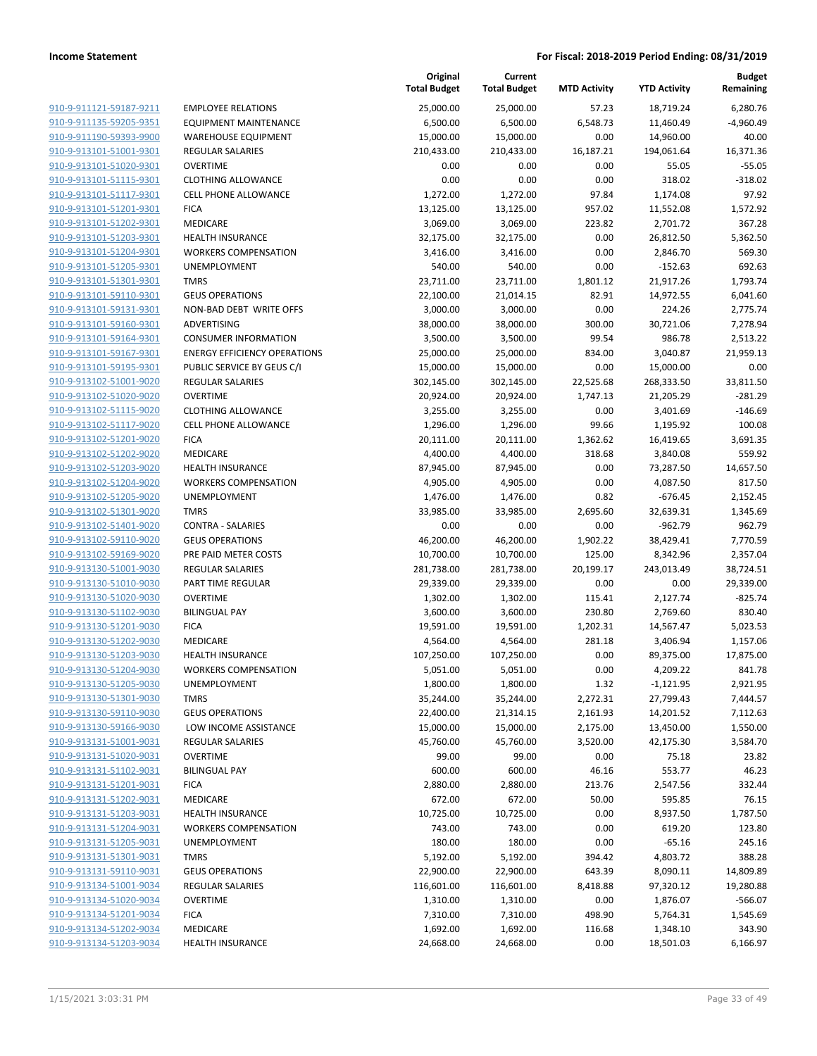**Income Statement** — For Fiscal: 2018-2019 Period Ending: 08/31/2019

| | | Original Total Budget | Current Total Budget | MTD Activity | YTD Activity | Budget Remaining |
|---|---|---|---|---|---|---|
| 910-9-911121-59187-9211 | EMPLOYEE RELATIONS | 25,000.00 | 25,000.00 | 57.23 | 18,719.24 | 6,280.76 |
| 910-9-911135-59205-9351 | EQUIPMENT MAINTENANCE | 6,500.00 | 6,500.00 | 6,548.73 | 11,460.49 | -4,960.49 |
| 910-9-911190-59393-9900 | WAREHOUSE EQUIPMENT | 15,000.00 | 15,000.00 | 0.00 | 14,960.00 | 40.00 |
| 910-9-913101-51001-9301 | REGULAR SALARIES | 210,433.00 | 210,433.00 | 16,187.21 | 194,061.64 | 16,371.36 |
| 910-9-913101-51020-9301 | OVERTIME | 0.00 | 0.00 | 0.00 | 55.05 | -55.05 |
| 910-9-913101-51115-9301 | CLOTHING ALLOWANCE | 0.00 | 0.00 | 0.00 | 318.02 | -318.02 |
| 910-9-913101-51117-9301 | CELL PHONE ALLOWANCE | 1,272.00 | 1,272.00 | 97.84 | 1,174.08 | 97.92 |
| 910-9-913101-51201-9301 | FICA | 13,125.00 | 13,125.00 | 957.02 | 11,552.08 | 1,572.92 |
| 910-9-913101-51202-9301 | MEDICARE | 3,069.00 | 3,069.00 | 223.82 | 2,701.72 | 367.28 |
| 910-9-913101-51203-9301 | HEALTH INSURANCE | 32,175.00 | 32,175.00 | 0.00 | 26,812.50 | 5,362.50 |
| 910-9-913101-51204-9301 | WORKERS COMPENSATION | 3,416.00 | 3,416.00 | 0.00 | 2,846.70 | 569.30 |
| 910-9-913101-51205-9301 | UNEMPLOYMENT | 540.00 | 540.00 | 0.00 | -152.63 | 692.63 |
| 910-9-913101-51301-9301 | TMRS | 23,711.00 | 23,711.00 | 1,801.12 | 21,917.26 | 1,793.74 |
| 910-9-913101-59110-9301 | GEUS OPERATIONS | 22,100.00 | 21,014.15 | 82.91 | 14,972.55 | 6,041.60 |
| 910-9-913101-59131-9301 | NON-BAD DEBT WRITE OFFS | 3,000.00 | 3,000.00 | 0.00 | 224.26 | 2,775.74 |
| 910-9-913101-59160-9301 | ADVERTISING | 38,000.00 | 38,000.00 | 300.00 | 30,721.06 | 7,278.94 |
| 910-9-913101-59164-9301 | CONSUMER INFORMATION | 3,500.00 | 3,500.00 | 99.54 | 986.78 | 2,513.22 |
| 910-9-913101-59167-9301 | ENERGY EFFICIENCY OPERATIONS | 25,000.00 | 25,000.00 | 834.00 | 3,040.87 | 21,959.13 |
| 910-9-913101-59195-9301 | PUBLIC SERVICE BY GEUS C/I | 15,000.00 | 15,000.00 | 0.00 | 15,000.00 | 0.00 |
| 910-9-913102-51001-9020 | REGULAR SALARIES | 302,145.00 | 302,145.00 | 22,525.68 | 268,333.50 | 33,811.50 |
| 910-9-913102-51020-9020 | OVERTIME | 20,924.00 | 20,924.00 | 1,747.13 | 21,205.29 | -281.29 |
| 910-9-913102-51115-9020 | CLOTHING ALLOWANCE | 3,255.00 | 3,255.00 | 0.00 | 3,401.69 | -146.69 |
| 910-9-913102-51117-9020 | CELL PHONE ALLOWANCE | 1,296.00 | 1,296.00 | 99.66 | 1,195.92 | 100.08 |
| 910-9-913102-51201-9020 | FICA | 20,111.00 | 20,111.00 | 1,362.62 | 16,419.65 | 3,691.35 |
| 910-9-913102-51202-9020 | MEDICARE | 4,400.00 | 4,400.00 | 318.68 | 3,840.08 | 559.92 |
| 910-9-913102-51203-9020 | HEALTH INSURANCE | 87,945.00 | 87,945.00 | 0.00 | 73,287.50 | 14,657.50 |
| 910-9-913102-51204-9020 | WORKERS COMPENSATION | 4,905.00 | 4,905.00 | 0.00 | 4,087.50 | 817.50 |
| 910-9-913102-51205-9020 | UNEMPLOYMENT | 1,476.00 | 1,476.00 | 0.82 | -676.45 | 2,152.45 |
| 910-9-913102-51301-9020 | TMRS | 33,985.00 | 33,985.00 | 2,695.60 | 32,639.31 | 1,345.69 |
| 910-9-913102-51401-9020 | CONTRA - SALARIES | 0.00 | 0.00 | 0.00 | -962.79 | 962.79 |
| 910-9-913102-59110-9020 | GEUS OPERATIONS | 46,200.00 | 46,200.00 | 1,902.22 | 38,429.41 | 7,770.59 |
| 910-9-913102-59169-9020 | PRE PAID METER COSTS | 10,700.00 | 10,700.00 | 125.00 | 8,342.96 | 2,357.04 |
| 910-9-913130-51001-9030 | REGULAR SALARIES | 281,738.00 | 281,738.00 | 20,199.17 | 243,013.49 | 38,724.51 |
| 910-9-913130-51010-9030 | PART TIME REGULAR | 29,339.00 | 29,339.00 | 0.00 | 0.00 | 29,339.00 |
| 910-9-913130-51020-9030 | OVERTIME | 1,302.00 | 1,302.00 | 115.41 | 2,127.74 | -825.74 |
| 910-9-913130-51102-9030 | BILINGUAL PAY | 3,600.00 | 3,600.00 | 230.80 | 2,769.60 | 830.40 |
| 910-9-913130-51201-9030 | FICA | 19,591.00 | 19,591.00 | 1,202.31 | 14,567.47 | 5,023.53 |
| 910-9-913130-51202-9030 | MEDICARE | 4,564.00 | 4,564.00 | 281.18 | 3,406.94 | 1,157.06 |
| 910-9-913130-51203-9030 | HEALTH INSURANCE | 107,250.00 | 107,250.00 | 0.00 | 89,375.00 | 17,875.00 |
| 910-9-913130-51204-9030 | WORKERS COMPENSATION | 5,051.00 | 5,051.00 | 0.00 | 4,209.22 | 841.78 |
| 910-9-913130-51205-9030 | UNEMPLOYMENT | 1,800.00 | 1,800.00 | 1.32 | -1,121.95 | 2,921.95 |
| 910-9-913130-51301-9030 | TMRS | 35,244.00 | 35,244.00 | 2,272.31 | 27,799.43 | 7,444.57 |
| 910-9-913130-59110-9030 | GEUS OPERATIONS | 22,400.00 | 21,314.15 | 2,161.93 | 14,201.52 | 7,112.63 |
| 910-9-913130-59166-9030 | LOW INCOME ASSISTANCE | 15,000.00 | 15,000.00 | 2,175.00 | 13,450.00 | 1,550.00 |
| 910-9-913131-51001-9031 | REGULAR SALARIES | 45,760.00 | 45,760.00 | 3,520.00 | 42,175.30 | 3,584.70 |
| 910-9-913131-51020-9031 | OVERTIME | 99.00 | 99.00 | 0.00 | 75.18 | 23.82 |
| 910-9-913131-51102-9031 | BILINGUAL PAY | 600.00 | 600.00 | 46.16 | 553.77 | 46.23 |
| 910-9-913131-51201-9031 | FICA | 2,880.00 | 2,880.00 | 213.76 | 2,547.56 | 332.44 |
| 910-9-913131-51202-9031 | MEDICARE | 672.00 | 672.00 | 50.00 | 595.85 | 76.15 |
| 910-9-913131-51203-9031 | HEALTH INSURANCE | 10,725.00 | 10,725.00 | 0.00 | 8,937.50 | 1,787.50 |
| 910-9-913131-51204-9031 | WORKERS COMPENSATION | 743.00 | 743.00 | 0.00 | 619.20 | 123.80 |
| 910-9-913131-51205-9031 | UNEMPLOYMENT | 180.00 | 180.00 | 0.00 | -65.16 | 245.16 |
| 910-9-913131-51301-9031 | TMRS | 5,192.00 | 5,192.00 | 394.42 | 4,803.72 | 388.28 |
| 910-9-913131-59110-9031 | GEUS OPERATIONS | 22,900.00 | 22,900.00 | 643.39 | 8,090.11 | 14,809.89 |
| 910-9-913134-51001-9034 | REGULAR SALARIES | 116,601.00 | 116,601.00 | 8,418.88 | 97,320.12 | 19,280.88 |
| 910-9-913134-51020-9034 | OVERTIME | 1,310.00 | 1,310.00 | 0.00 | 1,876.07 | -566.07 |
| 910-9-913134-51201-9034 | FICA | 7,310.00 | 7,310.00 | 498.90 | 5,764.31 | 1,545.69 |
| 910-9-913134-51202-9034 | MEDICARE | 1,692.00 | 1,692.00 | 116.68 | 1,348.10 | 343.90 |
| 910-9-913134-51203-9034 | HEALTH INSURANCE | 24,668.00 | 24,668.00 | 0.00 | 18,501.03 | 6,166.97 |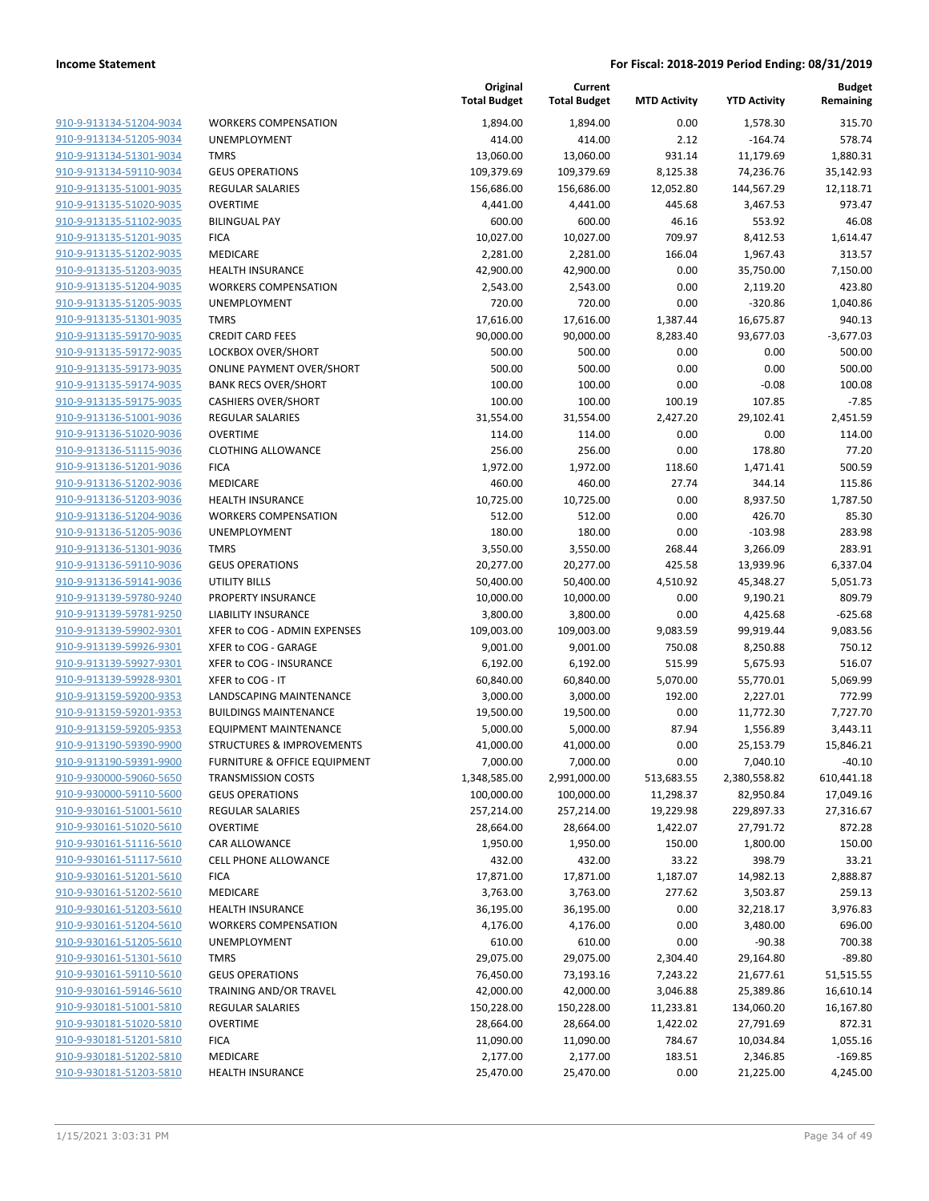**Income Statement** | **For Fiscal: 2018-2019 Period Ending: 08/31/2019**

| | | Original Total Budget | Current Total Budget | MTD Activity | YTD Activity | Budget Remaining |
|---|---|---|---|---|---|---|
| 910-9-913134-51204-9034 | WORKERS COMPENSATION | 1,894.00 | 1,894.00 | 0.00 | 1,578.30 | 315.70 |
| 910-9-913134-51205-9034 | UNEMPLOYMENT | 414.00 | 414.00 | 2.12 | -164.74 | 578.74 |
| 910-9-913134-51301-9034 | TMRS | 13,060.00 | 13,060.00 | 931.14 | 11,179.69 | 1,880.31 |
| 910-9-913134-59110-9034 | GEUS OPERATIONS | 109,379.69 | 109,379.69 | 8,125.38 | 74,236.76 | 35,142.93 |
| 910-9-913135-51001-9035 | REGULAR SALARIES | 156,686.00 | 156,686.00 | 12,052.80 | 144,567.29 | 12,118.71 |
| 910-9-913135-51020-9035 | OVERTIME | 4,441.00 | 4,441.00 | 445.68 | 3,467.53 | 973.47 |
| 910-9-913135-51102-9035 | BILINGUAL PAY | 600.00 | 600.00 | 46.16 | 553.92 | 46.08 |
| 910-9-913135-51201-9035 | FICA | 10,027.00 | 10,027.00 | 709.97 | 8,412.53 | 1,614.47 |
| 910-9-913135-51202-9035 | MEDICARE | 2,281.00 | 2,281.00 | 166.04 | 1,967.43 | 313.57 |
| 910-9-913135-51203-9035 | HEALTH INSURANCE | 42,900.00 | 42,900.00 | 0.00 | 35,750.00 | 7,150.00 |
| 910-9-913135-51204-9035 | WORKERS COMPENSATION | 2,543.00 | 2,543.00 | 0.00 | 2,119.20 | 423.80 |
| 910-9-913135-51205-9035 | UNEMPLOYMENT | 720.00 | 720.00 | 0.00 | -320.86 | 1,040.86 |
| 910-9-913135-51301-9035 | TMRS | 17,616.00 | 17,616.00 | 1,387.44 | 16,675.87 | 940.13 |
| 910-9-913135-59170-9035 | CREDIT CARD FEES | 90,000.00 | 90,000.00 | 8,283.40 | 93,677.03 | -3,677.03 |
| 910-9-913135-59172-9035 | LOCKBOX OVER/SHORT | 500.00 | 500.00 | 0.00 | 0.00 | 500.00 |
| 910-9-913135-59173-9035 | ONLINE PAYMENT OVER/SHORT | 500.00 | 500.00 | 0.00 | 0.00 | 500.00 |
| 910-9-913135-59174-9035 | BANK RECS OVER/SHORT | 100.00 | 100.00 | 0.00 | -0.08 | 100.08 |
| 910-9-913135-59175-9035 | CASHIERS OVER/SHORT | 100.00 | 100.00 | 100.19 | 107.85 | -7.85 |
| 910-9-913136-51001-9036 | REGULAR SALARIES | 31,554.00 | 31,554.00 | 2,427.20 | 29,102.41 | 2,451.59 |
| 910-9-913136-51020-9036 | OVERTIME | 114.00 | 114.00 | 0.00 | 0.00 | 114.00 |
| 910-9-913136-51115-9036 | CLOTHING ALLOWANCE | 256.00 | 256.00 | 0.00 | 178.80 | 77.20 |
| 910-9-913136-51201-9036 | FICA | 1,972.00 | 1,972.00 | 118.60 | 1,471.41 | 500.59 |
| 910-9-913136-51202-9036 | MEDICARE | 460.00 | 460.00 | 27.74 | 344.14 | 115.86 |
| 910-9-913136-51203-9036 | HEALTH INSURANCE | 10,725.00 | 10,725.00 | 0.00 | 8,937.50 | 1,787.50 |
| 910-9-913136-51204-9036 | WORKERS COMPENSATION | 512.00 | 512.00 | 0.00 | 426.70 | 85.30 |
| 910-9-913136-51205-9036 | UNEMPLOYMENT | 180.00 | 180.00 | 0.00 | -103.98 | 283.98 |
| 910-9-913136-51301-9036 | TMRS | 3,550.00 | 3,550.00 | 268.44 | 3,266.09 | 283.91 |
| 910-9-913136-59110-9036 | GEUS OPERATIONS | 20,277.00 | 20,277.00 | 425.58 | 13,939.96 | 6,337.04 |
| 910-9-913136-59141-9036 | UTILITY BILLS | 50,400.00 | 50,400.00 | 4,510.92 | 45,348.27 | 5,051.73 |
| 910-9-913139-59780-9240 | PROPERTY INSURANCE | 10,000.00 | 10,000.00 | 0.00 | 9,190.21 | 809.79 |
| 910-9-913139-59781-9250 | LIABILITY INSURANCE | 3,800.00 | 3,800.00 | 0.00 | 4,425.68 | -625.68 |
| 910-9-913139-59902-9301 | XFER to COG - ADMIN EXPENSES | 109,003.00 | 109,003.00 | 9,083.59 | 99,919.44 | 9,083.56 |
| 910-9-913139-59926-9301 | XFER to COG - GARAGE | 9,001.00 | 9,001.00 | 750.08 | 8,250.88 | 750.12 |
| 910-9-913139-59927-9301 | XFER to COG - INSURANCE | 6,192.00 | 6,192.00 | 515.99 | 5,675.93 | 516.07 |
| 910-9-913139-59928-9301 | XFER to COG - IT | 60,840.00 | 60,840.00 | 5,070.00 | 55,770.01 | 5,069.99 |
| 910-9-913159-59200-9353 | LANDSCAPING MAINTENANCE | 3,000.00 | 3,000.00 | 192.00 | 2,227.01 | 772.99 |
| 910-9-913159-59201-9353 | BUILDINGS MAINTENANCE | 19,500.00 | 19,500.00 | 0.00 | 11,772.30 | 7,727.70 |
| 910-9-913159-59205-9353 | EQUIPMENT MAINTENANCE | 5,000.00 | 5,000.00 | 87.94 | 1,556.89 | 3,443.11 |
| 910-9-913190-59390-9900 | STRUCTURES & IMPROVEMENTS | 41,000.00 | 41,000.00 | 0.00 | 25,153.79 | 15,846.21 |
| 910-9-913190-59391-9900 | FURNITURE & OFFICE EQUIPMENT | 7,000.00 | 7,000.00 | 0.00 | 7,040.10 | -40.10 |
| 910-9-930000-59060-5650 | TRANSMISSION COSTS | 1,348,585.00 | 2,991,000.00 | 513,683.55 | 2,380,558.82 | 610,441.18 |
| 910-9-930000-59110-5600 | GEUS OPERATIONS | 100,000.00 | 100,000.00 | 11,298.37 | 82,950.84 | 17,049.16 |
| 910-9-930161-51001-5610 | REGULAR SALARIES | 257,214.00 | 257,214.00 | 19,229.98 | 229,897.33 | 27,316.67 |
| 910-9-930161-51020-5610 | OVERTIME | 28,664.00 | 28,664.00 | 1,422.07 | 27,791.72 | 872.28 |
| 910-9-930161-51116-5610 | CAR ALLOWANCE | 1,950.00 | 1,950.00 | 150.00 | 1,800.00 | 150.00 |
| 910-9-930161-51117-5610 | CELL PHONE ALLOWANCE | 432.00 | 432.00 | 33.22 | 398.79 | 33.21 |
| 910-9-930161-51201-5610 | FICA | 17,871.00 | 17,871.00 | 1,187.07 | 14,982.13 | 2,888.87 |
| 910-9-930161-51202-5610 | MEDICARE | 3,763.00 | 3,763.00 | 277.62 | 3,503.87 | 259.13 |
| 910-9-930161-51203-5610 | HEALTH INSURANCE | 36,195.00 | 36,195.00 | 0.00 | 32,218.17 | 3,976.83 |
| 910-9-930161-51204-5610 | WORKERS COMPENSATION | 4,176.00 | 4,176.00 | 0.00 | 3,480.00 | 696.00 |
| 910-9-930161-51205-5610 | UNEMPLOYMENT | 610.00 | 610.00 | 0.00 | -90.38 | 700.38 |
| 910-9-930161-51301-5610 | TMRS | 29,075.00 | 29,075.00 | 2,304.40 | 29,164.80 | -89.80 |
| 910-9-930161-59110-5610 | GEUS OPERATIONS | 76,450.00 | 73,193.16 | 7,243.22 | 21,677.61 | 51,515.55 |
| 910-9-930161-59146-5610 | TRAINING AND/OR TRAVEL | 42,000.00 | 42,000.00 | 3,046.88 | 25,389.86 | 16,610.14 |
| 910-9-930181-51001-5810 | REGULAR SALARIES | 150,228.00 | 150,228.00 | 11,233.81 | 134,060.20 | 16,167.80 |
| 910-9-930181-51020-5810 | OVERTIME | 28,664.00 | 28,664.00 | 1,422.02 | 27,791.69 | 872.31 |
| 910-9-930181-51201-5810 | FICA | 11,090.00 | 11,090.00 | 784.67 | 10,034.84 | 1,055.16 |
| 910-9-930181-51202-5810 | MEDICARE | 2,177.00 | 2,177.00 | 183.51 | 2,346.85 | -169.85 |
| 910-9-930181-51203-5810 | HEALTH INSURANCE | 25,470.00 | 25,470.00 | 0.00 | 21,225.00 | 4,245.00 |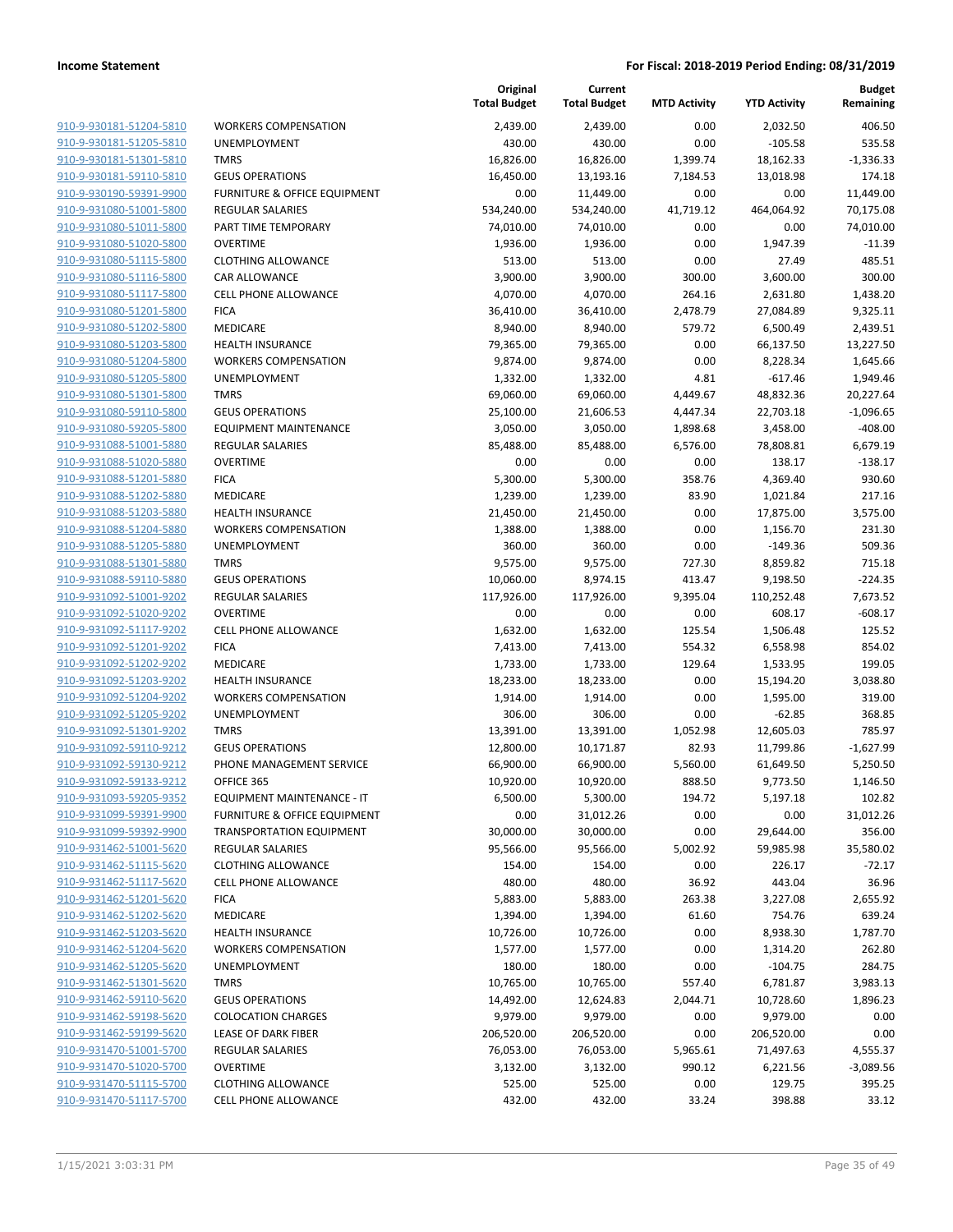| | | Original Total Budget | Current Total Budget | MTD Activity | YTD Activity | Budget Remaining |
|---|---|---|---|---|---|---|
| 910-9-930181-51204-5810 | WORKERS COMPENSATION | 2,439.00 | 2,439.00 | 0.00 | 2,032.50 | 406.50 |
| 910-9-930181-51205-5810 | UNEMPLOYMENT | 430.00 | 430.00 | 0.00 | -105.58 | 535.58 |
| 910-9-930181-51301-5810 | TMRS | 16,826.00 | 16,826.00 | 1,399.74 | 18,162.33 | -1,336.33 |
| 910-9-930181-59110-5810 | GEUS OPERATIONS | 16,450.00 | 13,193.16 | 7,184.53 | 13,018.98 | 174.18 |
| 910-9-930190-59391-9900 | FURNITURE & OFFICE EQUIPMENT | 0.00 | 11,449.00 | 0.00 | 0.00 | 11,449.00 |
| 910-9-931080-51001-5800 | REGULAR SALARIES | 534,240.00 | 534,240.00 | 41,719.12 | 464,064.92 | 70,175.08 |
| 910-9-931080-51011-5800 | PART TIME TEMPORARY | 74,010.00 | 74,010.00 | 0.00 | 0.00 | 74,010.00 |
| 910-9-931080-51020-5800 | OVERTIME | 1,936.00 | 1,936.00 | 0.00 | 1,947.39 | -11.39 |
| 910-9-931080-51115-5800 | CLOTHING ALLOWANCE | 513.00 | 513.00 | 0.00 | 27.49 | 485.51 |
| 910-9-931080-51116-5800 | CAR ALLOWANCE | 3,900.00 | 3,900.00 | 300.00 | 3,600.00 | 300.00 |
| 910-9-931080-51117-5800 | CELL PHONE ALLOWANCE | 4,070.00 | 4,070.00 | 264.16 | 2,631.80 | 1,438.20 |
| 910-9-931080-51201-5800 | FICA | 36,410.00 | 36,410.00 | 2,478.79 | 27,084.89 | 9,325.11 |
| 910-9-931080-51202-5800 | MEDICARE | 8,940.00 | 8,940.00 | 579.72 | 6,500.49 | 2,439.51 |
| 910-9-931080-51203-5800 | HEALTH INSURANCE | 79,365.00 | 79,365.00 | 0.00 | 66,137.50 | 13,227.50 |
| 910-9-931080-51204-5800 | WORKERS COMPENSATION | 9,874.00 | 9,874.00 | 0.00 | 8,228.34 | 1,645.66 |
| 910-9-931080-51205-5800 | UNEMPLOYMENT | 1,332.00 | 1,332.00 | 4.81 | -617.46 | 1,949.46 |
| 910-9-931080-51301-5800 | TMRS | 69,060.00 | 69,060.00 | 4,449.67 | 48,832.36 | 20,227.64 |
| 910-9-931080-59110-5800 | GEUS OPERATIONS | 25,100.00 | 21,606.53 | 4,447.34 | 22,703.18 | -1,096.65 |
| 910-9-931080-59205-5800 | EQUIPMENT MAINTENANCE | 3,050.00 | 3,050.00 | 1,898.68 | 3,458.00 | -408.00 |
| 910-9-931088-51001-5880 | REGULAR SALARIES | 85,488.00 | 85,488.00 | 6,576.00 | 78,808.81 | 6,679.19 |
| 910-9-931088-51020-5880 | OVERTIME | 0.00 | 0.00 | 0.00 | 138.17 | -138.17 |
| 910-9-931088-51201-5880 | FICA | 5,300.00 | 5,300.00 | 358.76 | 4,369.40 | 930.60 |
| 910-9-931088-51202-5880 | MEDICARE | 1,239.00 | 1,239.00 | 83.90 | 1,021.84 | 217.16 |
| 910-9-931088-51203-5880 | HEALTH INSURANCE | 21,450.00 | 21,450.00 | 0.00 | 17,875.00 | 3,575.00 |
| 910-9-931088-51204-5880 | WORKERS COMPENSATION | 1,388.00 | 1,388.00 | 0.00 | 1,156.70 | 231.30 |
| 910-9-931088-51205-5880 | UNEMPLOYMENT | 360.00 | 360.00 | 0.00 | -149.36 | 509.36 |
| 910-9-931088-51301-5880 | TMRS | 9,575.00 | 9,575.00 | 727.30 | 8,859.82 | 715.18 |
| 910-9-931088-59110-5880 | GEUS OPERATIONS | 10,060.00 | 8,974.15 | 413.47 | 9,198.50 | -224.35 |
| 910-9-931092-51001-9202 | REGULAR SALARIES | 117,926.00 | 117,926.00 | 9,395.04 | 110,252.48 | 7,673.52 |
| 910-9-931092-51020-9202 | OVERTIME | 0.00 | 0.00 | 0.00 | 608.17 | -608.17 |
| 910-9-931092-51117-9202 | CELL PHONE ALLOWANCE | 1,632.00 | 1,632.00 | 125.54 | 1,506.48 | 125.52 |
| 910-9-931092-51201-9202 | FICA | 7,413.00 | 7,413.00 | 554.32 | 6,558.98 | 854.02 |
| 910-9-931092-51202-9202 | MEDICARE | 1,733.00 | 1,733.00 | 129.64 | 1,533.95 | 199.05 |
| 910-9-931092-51203-9202 | HEALTH INSURANCE | 18,233.00 | 18,233.00 | 0.00 | 15,194.20 | 3,038.80 |
| 910-9-931092-51204-9202 | WORKERS COMPENSATION | 1,914.00 | 1,914.00 | 0.00 | 1,595.00 | 319.00 |
| 910-9-931092-51205-9202 | UNEMPLOYMENT | 306.00 | 306.00 | 0.00 | -62.85 | 368.85 |
| 910-9-931092-51301-9202 | TMRS | 13,391.00 | 13,391.00 | 1,052.98 | 12,605.03 | 785.97 |
| 910-9-931092-59110-9212 | GEUS OPERATIONS | 12,800.00 | 10,171.87 | 82.93 | 11,799.86 | -1,627.99 |
| 910-9-931092-59130-9212 | PHONE MANAGEMENT SERVICE | 66,900.00 | 66,900.00 | 5,560.00 | 61,649.50 | 5,250.50 |
| 910-9-931092-59133-9212 | OFFICE 365 | 10,920.00 | 10,920.00 | 888.50 | 9,773.50 | 1,146.50 |
| 910-9-931093-59205-9352 | EQUIPMENT MAINTENANCE - IT | 6,500.00 | 5,300.00 | 194.72 | 5,197.18 | 102.82 |
| 910-9-931099-59391-9900 | FURNITURE & OFFICE EQUIPMENT | 0.00 | 31,012.26 | 0.00 | 0.00 | 31,012.26 |
| 910-9-931099-59392-9900 | TRANSPORTATION EQUIPMENT | 30,000.00 | 30,000.00 | 0.00 | 29,644.00 | 356.00 |
| 910-9-931462-51001-5620 | REGULAR SALARIES | 95,566.00 | 95,566.00 | 5,002.92 | 59,985.98 | 35,580.02 |
| 910-9-931462-51115-5620 | CLOTHING ALLOWANCE | 154.00 | 154.00 | 0.00 | 226.17 | -72.17 |
| 910-9-931462-51117-5620 | CELL PHONE ALLOWANCE | 480.00 | 480.00 | 36.92 | 443.04 | 36.96 |
| 910-9-931462-51201-5620 | FICA | 5,883.00 | 5,883.00 | 263.38 | 3,227.08 | 2,655.92 |
| 910-9-931462-51202-5620 | MEDICARE | 1,394.00 | 1,394.00 | 61.60 | 754.76 | 639.24 |
| 910-9-931462-51203-5620 | HEALTH INSURANCE | 10,726.00 | 10,726.00 | 0.00 | 8,938.30 | 1,787.70 |
| 910-9-931462-51204-5620 | WORKERS COMPENSATION | 1,577.00 | 1,577.00 | 0.00 | 1,314.20 | 262.80 |
| 910-9-931462-51205-5620 | UNEMPLOYMENT | 180.00 | 180.00 | 0.00 | -104.75 | 284.75 |
| 910-9-931462-51301-5620 | TMRS | 10,765.00 | 10,765.00 | 557.40 | 6,781.87 | 3,983.13 |
| 910-9-931462-59110-5620 | GEUS OPERATIONS | 14,492.00 | 12,624.83 | 2,044.71 | 10,728.60 | 1,896.23 |
| 910-9-931462-59198-5620 | COLOCATION CHARGES | 9,979.00 | 9,979.00 | 0.00 | 9,979.00 | 0.00 |
| 910-9-931462-59199-5620 | LEASE OF DARK FIBER | 206,520.00 | 206,520.00 | 0.00 | 206,520.00 | 0.00 |
| 910-9-931470-51001-5700 | REGULAR SALARIES | 76,053.00 | 76,053.00 | 5,965.61 | 71,497.63 | 4,555.37 |
| 910-9-931470-51020-5700 | OVERTIME | 3,132.00 | 3,132.00 | 990.12 | 6,221.56 | -3,089.56 |
| 910-9-931470-51115-5700 | CLOTHING ALLOWANCE | 525.00 | 525.00 | 0.00 | 129.75 | 395.25 |
| 910-9-931470-51117-5700 | CELL PHONE ALLOWANCE | 432.00 | 432.00 | 33.24 | 398.88 | 33.12 |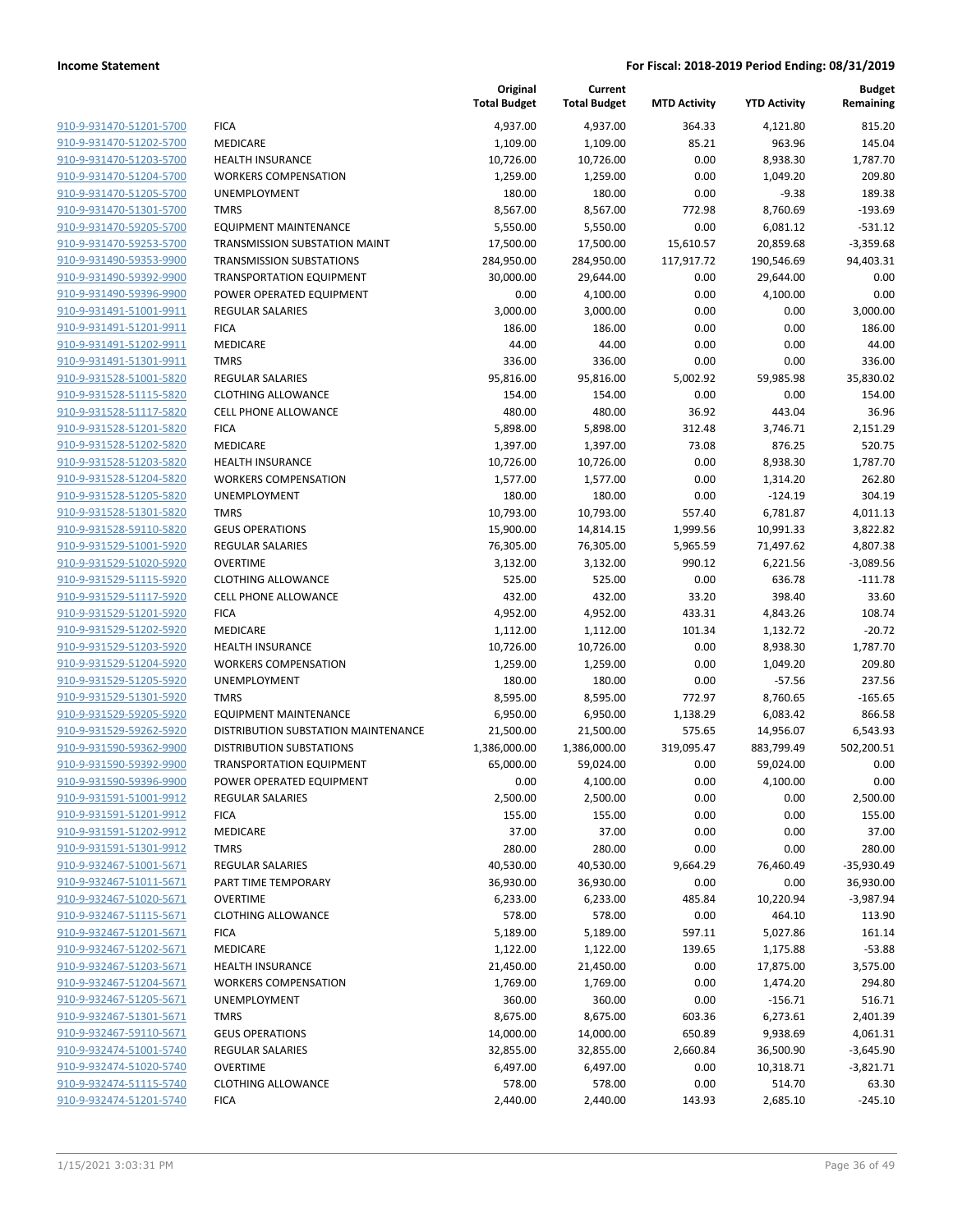| | | Original Total Budget | Current Total Budget | MTD Activity | YTD Activity | Budget Remaining |
|---|---|---|---|---|---|---|
| 910-9-931470-51201-5700 | FICA | 4,937.00 | 4,937.00 | 364.33 | 4,121.80 | 815.20 |
| 910-9-931470-51202-5700 | MEDICARE | 1,109.00 | 1,109.00 | 85.21 | 963.96 | 145.04 |
| 910-9-931470-51203-5700 | HEALTH INSURANCE | 10,726.00 | 10,726.00 | 0.00 | 8,938.30 | 1,787.70 |
| 910-9-931470-51204-5700 | WORKERS COMPENSATION | 1,259.00 | 1,259.00 | 0.00 | 1,049.20 | 209.80 |
| 910-9-931470-51205-5700 | UNEMPLOYMENT | 180.00 | 180.00 | 0.00 | -9.38 | 189.38 |
| 910-9-931470-51301-5700 | TMRS | 8,567.00 | 8,567.00 | 772.98 | 8,760.69 | -193.69 |
| 910-9-931470-59205-5700 | EQUIPMENT MAINTENANCE | 5,550.00 | 5,550.00 | 0.00 | 6,081.12 | -531.12 |
| 910-9-931470-59253-5700 | TRANSMISSION SUBSTATION MAINT | 17,500.00 | 17,500.00 | 15,610.57 | 20,859.68 | -3,359.68 |
| 910-9-931490-59353-9900 | TRANSMISSION SUBSTATIONS | 284,950.00 | 284,950.00 | 117,917.72 | 190,546.69 | 94,403.31 |
| 910-9-931490-59392-9900 | TRANSPORTATION EQUIPMENT | 30,000.00 | 29,644.00 | 0.00 | 29,644.00 | 0.00 |
| 910-9-931490-59396-9900 | POWER OPERATED EQUIPMENT | 0.00 | 4,100.00 | 0.00 | 4,100.00 | 0.00 |
| 910-9-931491-51001-9911 | REGULAR SALARIES | 3,000.00 | 3,000.00 | 0.00 | 0.00 | 3,000.00 |
| 910-9-931491-51201-9911 | FICA | 186.00 | 186.00 | 0.00 | 0.00 | 186.00 |
| 910-9-931491-51202-9911 | MEDICARE | 44.00 | 44.00 | 0.00 | 0.00 | 44.00 |
| 910-9-931491-51301-9911 | TMRS | 336.00 | 336.00 | 0.00 | 0.00 | 336.00 |
| 910-9-931528-51001-5820 | REGULAR SALARIES | 95,816.00 | 95,816.00 | 5,002.92 | 59,985.98 | 35,830.02 |
| 910-9-931528-51115-5820 | CLOTHING ALLOWANCE | 154.00 | 154.00 | 0.00 | 0.00 | 154.00 |
| 910-9-931528-51117-5820 | CELL PHONE ALLOWANCE | 480.00 | 480.00 | 36.92 | 443.04 | 36.96 |
| 910-9-931528-51201-5820 | FICA | 5,898.00 | 5,898.00 | 312.48 | 3,746.71 | 2,151.29 |
| 910-9-931528-51202-5820 | MEDICARE | 1,397.00 | 1,397.00 | 73.08 | 876.25 | 520.75 |
| 910-9-931528-51203-5820 | HEALTH INSURANCE | 10,726.00 | 10,726.00 | 0.00 | 8,938.30 | 1,787.70 |
| 910-9-931528-51204-5820 | WORKERS COMPENSATION | 1,577.00 | 1,577.00 | 0.00 | 1,314.20 | 262.80 |
| 910-9-931528-51205-5820 | UNEMPLOYMENT | 180.00 | 180.00 | 0.00 | -124.19 | 304.19 |
| 910-9-931528-51301-5820 | TMRS | 10,793.00 | 10,793.00 | 557.40 | 6,781.87 | 4,011.13 |
| 910-9-931528-59110-5820 | GEUS OPERATIONS | 15,900.00 | 14,814.15 | 1,999.56 | 10,991.33 | 3,822.82 |
| 910-9-931529-51001-5920 | REGULAR SALARIES | 76,305.00 | 76,305.00 | 5,965.59 | 71,497.62 | 4,807.38 |
| 910-9-931529-51020-5920 | OVERTIME | 3,132.00 | 3,132.00 | 990.12 | 6,221.56 | -3,089.56 |
| 910-9-931529-51115-5920 | CLOTHING ALLOWANCE | 525.00 | 525.00 | 0.00 | 636.78 | -111.78 |
| 910-9-931529-51117-5920 | CELL PHONE ALLOWANCE | 432.00 | 432.00 | 33.20 | 398.40 | 33.60 |
| 910-9-931529-51201-5920 | FICA | 4,952.00 | 4,952.00 | 433.31 | 4,843.26 | 108.74 |
| 910-9-931529-51202-5920 | MEDICARE | 1,112.00 | 1,112.00 | 101.34 | 1,132.72 | -20.72 |
| 910-9-931529-51203-5920 | HEALTH INSURANCE | 10,726.00 | 10,726.00 | 0.00 | 8,938.30 | 1,787.70 |
| 910-9-931529-51204-5920 | WORKERS COMPENSATION | 1,259.00 | 1,259.00 | 0.00 | 1,049.20 | 209.80 |
| 910-9-931529-51205-5920 | UNEMPLOYMENT | 180.00 | 180.00 | 0.00 | -57.56 | 237.56 |
| 910-9-931529-51301-5920 | TMRS | 8,595.00 | 8,595.00 | 772.97 | 8,760.65 | -165.65 |
| 910-9-931529-59205-5920 | EQUIPMENT MAINTENANCE | 6,950.00 | 6,950.00 | 1,138.29 | 6,083.42 | 866.58 |
| 910-9-931529-59262-5920 | DISTRIBUTION SUBSTATION MAINTENANCE | 21,500.00 | 21,500.00 | 575.65 | 14,956.07 | 6,543.93 |
| 910-9-931590-59362-9900 | DISTRIBUTION SUBSTATIONS | 1,386,000.00 | 1,386,000.00 | 319,095.47 | 883,799.49 | 502,200.51 |
| 910-9-931590-59392-9900 | TRANSPORTATION EQUIPMENT | 65,000.00 | 59,024.00 | 0.00 | 59,024.00 | 0.00 |
| 910-9-931590-59396-9900 | POWER OPERATED EQUIPMENT | 0.00 | 4,100.00 | 0.00 | 4,100.00 | 0.00 |
| 910-9-931591-51001-9912 | REGULAR SALARIES | 2,500.00 | 2,500.00 | 0.00 | 0.00 | 2,500.00 |
| 910-9-931591-51201-9912 | FICA | 155.00 | 155.00 | 0.00 | 0.00 | 155.00 |
| 910-9-931591-51202-9912 | MEDICARE | 37.00 | 37.00 | 0.00 | 0.00 | 37.00 |
| 910-9-931591-51301-9912 | TMRS | 280.00 | 280.00 | 0.00 | 0.00 | 280.00 |
| 910-9-932467-51001-5671 | REGULAR SALARIES | 40,530.00 | 40,530.00 | 9,664.29 | 76,460.49 | -35,930.49 |
| 910-9-932467-51011-5671 | PART TIME TEMPORARY | 36,930.00 | 36,930.00 | 0.00 | 0.00 | 36,930.00 |
| 910-9-932467-51020-5671 | OVERTIME | 6,233.00 | 6,233.00 | 485.84 | 10,220.94 | -3,987.94 |
| 910-9-932467-51115-5671 | CLOTHING ALLOWANCE | 578.00 | 578.00 | 0.00 | 464.10 | 113.90 |
| 910-9-932467-51201-5671 | FICA | 5,189.00 | 5,189.00 | 597.11 | 5,027.86 | 161.14 |
| 910-9-932467-51202-5671 | MEDICARE | 1,122.00 | 1,122.00 | 139.65 | 1,175.88 | -53.88 |
| 910-9-932467-51203-5671 | HEALTH INSURANCE | 21,450.00 | 21,450.00 | 0.00 | 17,875.00 | 3,575.00 |
| 910-9-932467-51204-5671 | WORKERS COMPENSATION | 1,769.00 | 1,769.00 | 0.00 | 1,474.20 | 294.80 |
| 910-9-932467-51205-5671 | UNEMPLOYMENT | 360.00 | 360.00 | 0.00 | -156.71 | 516.71 |
| 910-9-932467-51301-5671 | TMRS | 8,675.00 | 8,675.00 | 603.36 | 6,273.61 | 2,401.39 |
| 910-9-932467-59110-5671 | GEUS OPERATIONS | 14,000.00 | 14,000.00 | 650.89 | 9,938.69 | 4,061.31 |
| 910-9-932474-51001-5740 | REGULAR SALARIES | 32,855.00 | 32,855.00 | 2,660.84 | 36,500.90 | -3,645.90 |
| 910-9-932474-51020-5740 | OVERTIME | 6,497.00 | 6,497.00 | 0.00 | 10,318.71 | -3,821.71 |
| 910-9-932474-51115-5740 | CLOTHING ALLOWANCE | 578.00 | 578.00 | 0.00 | 514.70 | 63.30 |
| 910-9-932474-51201-5740 | FICA | 2,440.00 | 2,440.00 | 143.93 | 2,685.10 | -245.10 |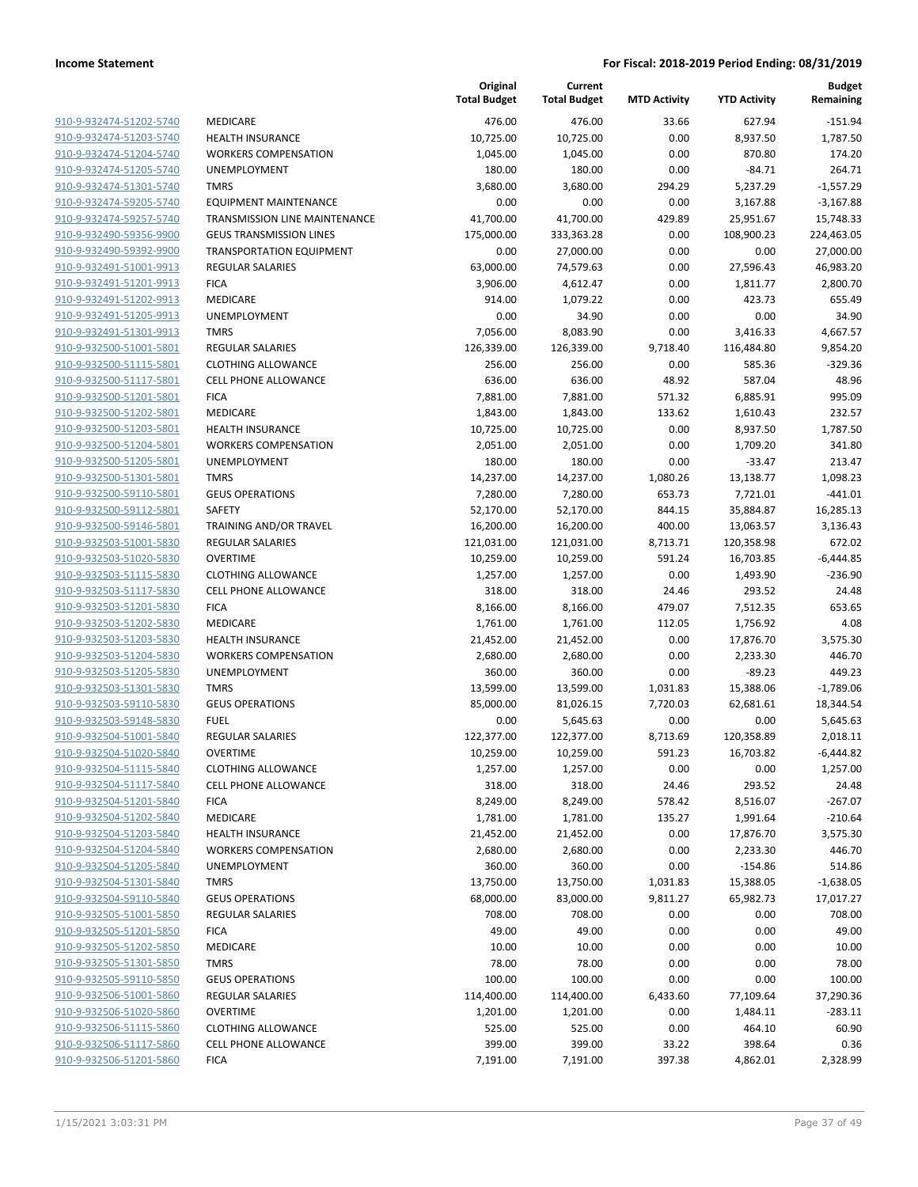| | | Original Total Budget | Current Total Budget | MTD Activity | YTD Activity | Budget Remaining |
|---|---|---|---|---|---|---|
| 910-9-932474-51202-5740 | MEDICARE | 476.00 | 476.00 | 33.66 | 627.94 | -151.94 |
| 910-9-932474-51203-5740 | HEALTH INSURANCE | 10,725.00 | 10,725.00 | 0.00 | 8,937.50 | 1,787.50 |
| 910-9-932474-51204-5740 | WORKERS COMPENSATION | 1,045.00 | 1,045.00 | 0.00 | 870.80 | 174.20 |
| 910-9-932474-51205-5740 | UNEMPLOYMENT | 180.00 | 180.00 | 0.00 | -84.71 | 264.71 |
| 910-9-932474-51301-5740 | TMRS | 3,680.00 | 3,680.00 | 294.29 | 5,237.29 | -1,557.29 |
| 910-9-932474-59205-5740 | EQUIPMENT MAINTENANCE | 0.00 | 0.00 | 0.00 | 3,167.88 | -3,167.88 |
| 910-9-932474-59257-5740 | TRANSMISSION LINE MAINTENANCE | 41,700.00 | 41,700.00 | 429.89 | 25,951.67 | 15,748.33 |
| 910-9-932490-59356-9900 | GEUS TRANSMISSION LINES | 175,000.00 | 333,363.28 | 0.00 | 108,900.23 | 224,463.05 |
| 910-9-932490-59392-9900 | TRANSPORTATION EQUIPMENT | 0.00 | 27,000.00 | 0.00 | 0.00 | 27,000.00 |
| 910-9-932491-51001-9913 | REGULAR SALARIES | 63,000.00 | 74,579.63 | 0.00 | 27,596.43 | 46,983.20 |
| 910-9-932491-51201-9913 | FICA | 3,906.00 | 4,612.47 | 0.00 | 1,811.77 | 2,800.70 |
| 910-9-932491-51202-9913 | MEDICARE | 914.00 | 1,079.22 | 0.00 | 423.73 | 655.49 |
| 910-9-932491-51205-9913 | UNEMPLOYMENT | 0.00 | 34.90 | 0.00 | 0.00 | 34.90 |
| 910-9-932491-51301-9913 | TMRS | 7,056.00 | 8,083.90 | 0.00 | 3,416.33 | 4,667.57 |
| 910-9-932500-51001-5801 | REGULAR SALARIES | 126,339.00 | 126,339.00 | 9,718.40 | 116,484.80 | 9,854.20 |
| 910-9-932500-51115-5801 | CLOTHING ALLOWANCE | 256.00 | 256.00 | 0.00 | 585.36 | -329.36 |
| 910-9-932500-51117-5801 | CELL PHONE ALLOWANCE | 636.00 | 636.00 | 48.92 | 587.04 | 48.96 |
| 910-9-932500-51201-5801 | FICA | 7,881.00 | 7,881.00 | 571.32 | 6,885.91 | 995.09 |
| 910-9-932500-51202-5801 | MEDICARE | 1,843.00 | 1,843.00 | 133.62 | 1,610.43 | 232.57 |
| 910-9-932500-51203-5801 | HEALTH INSURANCE | 10,725.00 | 10,725.00 | 0.00 | 8,937.50 | 1,787.50 |
| 910-9-932500-51204-5801 | WORKERS COMPENSATION | 2,051.00 | 2,051.00 | 0.00 | 1,709.20 | 341.80 |
| 910-9-932500-51205-5801 | UNEMPLOYMENT | 180.00 | 180.00 | 0.00 | -33.47 | 213.47 |
| 910-9-932500-51301-5801 | TMRS | 14,237.00 | 14,237.00 | 1,080.26 | 13,138.77 | 1,098.23 |
| 910-9-932500-59110-5801 | GEUS OPERATIONS | 7,280.00 | 7,280.00 | 653.73 | 7,721.01 | -441.01 |
| 910-9-932500-59112-5801 | SAFETY | 52,170.00 | 52,170.00 | 844.15 | 35,884.87 | 16,285.13 |
| 910-9-932500-59146-5801 | TRAINING AND/OR TRAVEL | 16,200.00 | 16,200.00 | 400.00 | 13,063.57 | 3,136.43 |
| 910-9-932503-51001-5830 | REGULAR SALARIES | 121,031.00 | 121,031.00 | 8,713.71 | 120,358.98 | 672.02 |
| 910-9-932503-51020-5830 | OVERTIME | 10,259.00 | 10,259.00 | 591.24 | 16,703.85 | -6,444.85 |
| 910-9-932503-51115-5830 | CLOTHING ALLOWANCE | 1,257.00 | 1,257.00 | 0.00 | 1,493.90 | -236.90 |
| 910-9-932503-51117-5830 | CELL PHONE ALLOWANCE | 318.00 | 318.00 | 24.46 | 293.52 | 24.48 |
| 910-9-932503-51201-5830 | FICA | 8,166.00 | 8,166.00 | 479.07 | 7,512.35 | 653.65 |
| 910-9-932503-51202-5830 | MEDICARE | 1,761.00 | 1,761.00 | 112.05 | 1,756.92 | 4.08 |
| 910-9-932503-51203-5830 | HEALTH INSURANCE | 21,452.00 | 21,452.00 | 0.00 | 17,876.70 | 3,575.30 |
| 910-9-932503-51204-5830 | WORKERS COMPENSATION | 2,680.00 | 2,680.00 | 0.00 | 2,233.30 | 446.70 |
| 910-9-932503-51205-5830 | UNEMPLOYMENT | 360.00 | 360.00 | 0.00 | -89.23 | 449.23 |
| 910-9-932503-51301-5830 | TMRS | 13,599.00 | 13,599.00 | 1,031.83 | 15,388.06 | -1,789.06 |
| 910-9-932503-59110-5830 | GEUS OPERATIONS | 85,000.00 | 81,026.15 | 7,720.03 | 62,681.61 | 18,344.54 |
| 910-9-932503-59148-5830 | FUEL | 0.00 | 5,645.63 | 0.00 | 0.00 | 5,645.63 |
| 910-9-932504-51001-5840 | REGULAR SALARIES | 122,377.00 | 122,377.00 | 8,713.69 | 120,358.89 | 2,018.11 |
| 910-9-932504-51020-5840 | OVERTIME | 10,259.00 | 10,259.00 | 591.23 | 16,703.82 | -6,444.82 |
| 910-9-932504-51115-5840 | CLOTHING ALLOWANCE | 1,257.00 | 1,257.00 | 0.00 | 0.00 | 1,257.00 |
| 910-9-932504-51117-5840 | CELL PHONE ALLOWANCE | 318.00 | 318.00 | 24.46 | 293.52 | 24.48 |
| 910-9-932504-51201-5840 | FICA | 8,249.00 | 8,249.00 | 578.42 | 8,516.07 | -267.07 |
| 910-9-932504-51202-5840 | MEDICARE | 1,781.00 | 1,781.00 | 135.27 | 1,991.64 | -210.64 |
| 910-9-932504-51203-5840 | HEALTH INSURANCE | 21,452.00 | 21,452.00 | 0.00 | 17,876.70 | 3,575.30 |
| 910-9-932504-51204-5840 | WORKERS COMPENSATION | 2,680.00 | 2,680.00 | 0.00 | 2,233.30 | 446.70 |
| 910-9-932504-51205-5840 | UNEMPLOYMENT | 360.00 | 360.00 | 0.00 | -154.86 | 514.86 |
| 910-9-932504-51301-5840 | TMRS | 13,750.00 | 13,750.00 | 1,031.83 | 15,388.05 | -1,638.05 |
| 910-9-932504-59110-5840 | GEUS OPERATIONS | 68,000.00 | 83,000.00 | 9,811.27 | 65,982.73 | 17,017.27 |
| 910-9-932505-51001-5850 | REGULAR SALARIES | 708.00 | 708.00 | 0.00 | 0.00 | 708.00 |
| 910-9-932505-51201-5850 | FICA | 49.00 | 49.00 | 0.00 | 0.00 | 49.00 |
| 910-9-932505-51202-5850 | MEDICARE | 10.00 | 10.00 | 0.00 | 0.00 | 10.00 |
| 910-9-932505-51301-5850 | TMRS | 78.00 | 78.00 | 0.00 | 0.00 | 78.00 |
| 910-9-932505-59110-5850 | GEUS OPERATIONS | 100.00 | 100.00 | 0.00 | 0.00 | 100.00 |
| 910-9-932506-51001-5860 | REGULAR SALARIES | 114,400.00 | 114,400.00 | 6,433.60 | 77,109.64 | 37,290.36 |
| 910-9-932506-51020-5860 | OVERTIME | 1,201.00 | 1,201.00 | 0.00 | 1,484.11 | -283.11 |
| 910-9-932506-51115-5860 | CLOTHING ALLOWANCE | 525.00 | 525.00 | 0.00 | 464.10 | 60.90 |
| 910-9-932506-51117-5860 | CELL PHONE ALLOWANCE | 399.00 | 399.00 | 33.22 | 398.64 | 0.36 |
| 910-9-932506-51201-5860 | FICA | 7,191.00 | 7,191.00 | 397.38 | 4,862.01 | 2,328.99 |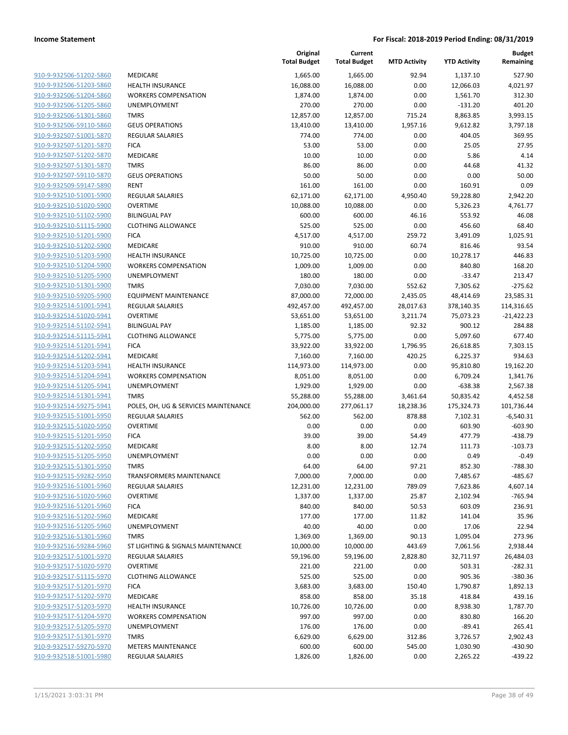| | | Original Total Budget | Current Total Budget | MTD Activity | YTD Activity | Budget Remaining |
|---|---|---|---|---|---|---|
| 910-9-932506-51202-5860 | MEDICARE | 1,665.00 | 1,665.00 | 92.94 | 1,137.10 | 527.90 |
| 910-9-932506-51203-5860 | HEALTH INSURANCE | 16,088.00 | 16,088.00 | 0.00 | 12,066.03 | 4,021.97 |
| 910-9-932506-51204-5860 | WORKERS COMPENSATION | 1,874.00 | 1,874.00 | 0.00 | 1,561.70 | 312.30 |
| 910-9-932506-51205-5860 | UNEMPLOYMENT | 270.00 | 270.00 | 0.00 | -131.20 | 401.20 |
| 910-9-932506-51301-5860 | TMRS | 12,857.00 | 12,857.00 | 715.24 | 8,863.85 | 3,993.15 |
| 910-9-932506-59110-5860 | GEUS OPERATIONS | 13,410.00 | 13,410.00 | 1,957.16 | 9,612.82 | 3,797.18 |
| 910-9-932507-51001-5870 | REGULAR SALARIES | 774.00 | 774.00 | 0.00 | 404.05 | 369.95 |
| 910-9-932507-51201-5870 | FICA | 53.00 | 53.00 | 0.00 | 25.05 | 27.95 |
| 910-9-932507-51202-5870 | MEDICARE | 10.00 | 10.00 | 0.00 | 5.86 | 4.14 |
| 910-9-932507-51301-5870 | TMRS | 86.00 | 86.00 | 0.00 | 44.68 | 41.32 |
| 910-9-932507-59110-5870 | GEUS OPERATIONS | 50.00 | 50.00 | 0.00 | 0.00 | 50.00 |
| 910-9-932509-59147-5890 | RENT | 161.00 | 161.00 | 0.00 | 160.91 | 0.09 |
| 910-9-932510-51001-5900 | REGULAR SALARIES | 62,171.00 | 62,171.00 | 4,950.40 | 59,228.80 | 2,942.20 |
| 910-9-932510-51020-5900 | OVERTIME | 10,088.00 | 10,088.00 | 0.00 | 5,326.23 | 4,761.77 |
| 910-9-932510-51102-5900 | BILINGUAL PAY | 600.00 | 600.00 | 46.16 | 553.92 | 46.08 |
| 910-9-932510-51115-5900 | CLOTHING ALLOWANCE | 525.00 | 525.00 | 0.00 | 456.60 | 68.40 |
| 910-9-932510-51201-5900 | FICA | 4,517.00 | 4,517.00 | 259.72 | 3,491.09 | 1,025.91 |
| 910-9-932510-51202-5900 | MEDICARE | 910.00 | 910.00 | 60.74 | 816.46 | 93.54 |
| 910-9-932510-51203-5900 | HEALTH INSURANCE | 10,725.00 | 10,725.00 | 0.00 | 10,278.17 | 446.83 |
| 910-9-932510-51204-5900 | WORKERS COMPENSATION | 1,009.00 | 1,009.00 | 0.00 | 840.80 | 168.20 |
| 910-9-932510-51205-5900 | UNEMPLOYMENT | 180.00 | 180.00 | 0.00 | -33.47 | 213.47 |
| 910-9-932510-51301-5900 | TMRS | 7,030.00 | 7,030.00 | 552.62 | 7,305.62 | -275.62 |
| 910-9-932510-59205-5900 | EQUIPMENT MAINTENANCE | 87,000.00 | 72,000.00 | 2,435.05 | 48,414.69 | 23,585.31 |
| 910-9-932514-51001-5941 | REGULAR SALARIES | 492,457.00 | 492,457.00 | 28,017.63 | 378,140.35 | 114,316.65 |
| 910-9-932514-51020-5941 | OVERTIME | 53,651.00 | 53,651.00 | 3,211.74 | 75,073.23 | -21,422.23 |
| 910-9-932514-51102-5941 | BILINGUAL PAY | 1,185.00 | 1,185.00 | 92.32 | 900.12 | 284.88 |
| 910-9-932514-51115-5941 | CLOTHING ALLOWANCE | 5,775.00 | 5,775.00 | 0.00 | 5,097.60 | 677.40 |
| 910-9-932514-51201-5941 | FICA | 33,922.00 | 33,922.00 | 1,796.95 | 26,618.85 | 7,303.15 |
| 910-9-932514-51202-5941 | MEDICARE | 7,160.00 | 7,160.00 | 420.25 | 6,225.37 | 934.63 |
| 910-9-932514-51203-5941 | HEALTH INSURANCE | 114,973.00 | 114,973.00 | 0.00 | 95,810.80 | 19,162.20 |
| 910-9-932514-51204-5941 | WORKERS COMPENSATION | 8,051.00 | 8,051.00 | 0.00 | 6,709.24 | 1,341.76 |
| 910-9-932514-51205-5941 | UNEMPLOYMENT | 1,929.00 | 1,929.00 | 0.00 | -638.38 | 2,567.38 |
| 910-9-932514-51301-5941 | TMRS | 55,288.00 | 55,288.00 | 3,461.64 | 50,835.42 | 4,452.58 |
| 910-9-932514-59275-5941 | POLES, OH, UG & SERVICES MAINTENANCE | 204,000.00 | 277,061.17 | 18,238.36 | 175,324.73 | 101,736.44 |
| 910-9-932515-51001-5950 | REGULAR SALARIES | 562.00 | 562.00 | 878.88 | 7,102.31 | -6,540.31 |
| 910-9-932515-51020-5950 | OVERTIME | 0.00 | 0.00 | 0.00 | 603.90 | -603.90 |
| 910-9-932515-51201-5950 | FICA | 39.00 | 39.00 | 54.49 | 477.79 | -438.79 |
| 910-9-932515-51202-5950 | MEDICARE | 8.00 | 8.00 | 12.74 | 111.73 | -103.73 |
| 910-9-932515-51205-5950 | UNEMPLOYMENT | 0.00 | 0.00 | 0.00 | 0.49 | -0.49 |
| 910-9-932515-51301-5950 | TMRS | 64.00 | 64.00 | 97.21 | 852.30 | -788.30 |
| 910-9-932515-59282-5950 | TRANSFORMERS MAINTENANCE | 7,000.00 | 7,000.00 | 0.00 | 7,485.67 | -485.67 |
| 910-9-932516-51001-5960 | REGULAR SALARIES | 12,231.00 | 12,231.00 | 789.09 | 7,623.86 | 4,607.14 |
| 910-9-932516-51020-5960 | OVERTIME | 1,337.00 | 1,337.00 | 25.87 | 2,102.94 | -765.94 |
| 910-9-932516-51201-5960 | FICA | 840.00 | 840.00 | 50.53 | 603.09 | 236.91 |
| 910-9-932516-51202-5960 | MEDICARE | 177.00 | 177.00 | 11.82 | 141.04 | 35.96 |
| 910-9-932516-51205-5960 | UNEMPLOYMENT | 40.00 | 40.00 | 0.00 | 17.06 | 22.94 |
| 910-9-932516-51301-5960 | TMRS | 1,369.00 | 1,369.00 | 90.13 | 1,095.04 | 273.96 |
| 910-9-932516-59284-5960 | ST LIGHTING & SIGNALS MAINTENANCE | 10,000.00 | 10,000.00 | 443.69 | 7,061.56 | 2,938.44 |
| 910-9-932517-51001-5970 | REGULAR SALARIES | 59,196.00 | 59,196.00 | 2,828.80 | 32,711.97 | 26,484.03 |
| 910-9-932517-51020-5970 | OVERTIME | 221.00 | 221.00 | 0.00 | 503.31 | -282.31 |
| 910-9-932517-51115-5970 | CLOTHING ALLOWANCE | 525.00 | 525.00 | 0.00 | 905.36 | -380.36 |
| 910-9-932517-51201-5970 | FICA | 3,683.00 | 3,683.00 | 150.40 | 1,790.87 | 1,892.13 |
| 910-9-932517-51202-5970 | MEDICARE | 858.00 | 858.00 | 35.18 | 418.84 | 439.16 |
| 910-9-932517-51203-5970 | HEALTH INSURANCE | 10,726.00 | 10,726.00 | 0.00 | 8,938.30 | 1,787.70 |
| 910-9-932517-51204-5970 | WORKERS COMPENSATION | 997.00 | 997.00 | 0.00 | 830.80 | 166.20 |
| 910-9-932517-51205-5970 | UNEMPLOYMENT | 176.00 | 176.00 | 0.00 | -89.41 | 265.41 |
| 910-9-932517-51301-5970 | TMRS | 6,629.00 | 6,629.00 | 312.86 | 3,726.57 | 2,902.43 |
| 910-9-932517-59270-5970 | METERS MAINTENANCE | 600.00 | 600.00 | 545.00 | 1,030.90 | -430.90 |
| 910-9-932518-51001-5980 | REGULAR SALARIES | 1,826.00 | 1,826.00 | 0.00 | 2,265.22 | -439.22 |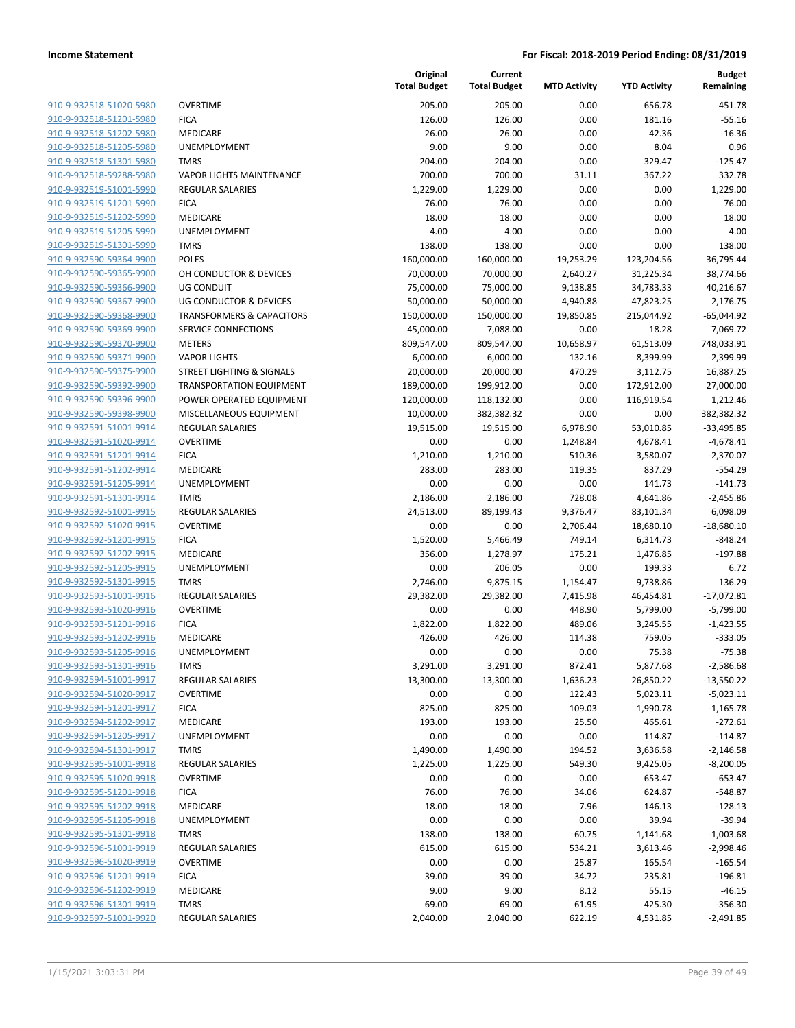| | | Original Total Budget | Current Total Budget | MTD Activity | YTD Activity | Budget Remaining |
|---|---|---|---|---|---|---|
| 910-9-932518-51020-5980 | OVERTIME | 205.00 | 205.00 | 0.00 | 656.78 | -451.78 |
| 910-9-932518-51201-5980 | FICA | 126.00 | 126.00 | 0.00 | 181.16 | -55.16 |
| 910-9-932518-51202-5980 | MEDICARE | 26.00 | 26.00 | 0.00 | 42.36 | -16.36 |
| 910-9-932518-51205-5980 | UNEMPLOYMENT | 9.00 | 9.00 | 0.00 | 8.04 | 0.96 |
| 910-9-932518-51301-5980 | TMRS | 204.00 | 204.00 | 0.00 | 329.47 | -125.47 |
| 910-9-932518-59288-5980 | VAPOR LIGHTS MAINTENANCE | 700.00 | 700.00 | 31.11 | 367.22 | 332.78 |
| 910-9-932519-51001-5990 | REGULAR SALARIES | 1,229.00 | 1,229.00 | 0.00 | 0.00 | 1,229.00 |
| 910-9-932519-51201-5990 | FICA | 76.00 | 76.00 | 0.00 | 0.00 | 76.00 |
| 910-9-932519-51202-5990 | MEDICARE | 18.00 | 18.00 | 0.00 | 0.00 | 18.00 |
| 910-9-932519-51205-5990 | UNEMPLOYMENT | 4.00 | 4.00 | 0.00 | 0.00 | 4.00 |
| 910-9-932519-51301-5990 | TMRS | 138.00 | 138.00 | 0.00 | 0.00 | 138.00 |
| 910-9-932590-59364-9900 | POLES | 160,000.00 | 160,000.00 | 19,253.29 | 123,204.56 | 36,795.44 |
| 910-9-932590-59365-9900 | OH CONDUCTOR & DEVICES | 70,000.00 | 70,000.00 | 2,640.27 | 31,225.34 | 38,774.66 |
| 910-9-932590-59366-9900 | UG CONDUIT | 75,000.00 | 75,000.00 | 9,138.85 | 34,783.33 | 40,216.67 |
| 910-9-932590-59367-9900 | UG CONDUCTOR & DEVICES | 50,000.00 | 50,000.00 | 4,940.88 | 47,823.25 | 2,176.75 |
| 910-9-932590-59368-9900 | TRANSFORMERS & CAPACITORS | 150,000.00 | 150,000.00 | 19,850.85 | 215,044.92 | -65,044.92 |
| 910-9-932590-59369-9900 | SERVICE CONNECTIONS | 45,000.00 | 7,088.00 | 0.00 | 18.28 | 7,069.72 |
| 910-9-932590-59370-9900 | METERS | 809,547.00 | 809,547.00 | 10,658.97 | 61,513.09 | 748,033.91 |
| 910-9-932590-59371-9900 | VAPOR LIGHTS | 6,000.00 | 6,000.00 | 132.16 | 8,399.99 | -2,399.99 |
| 910-9-932590-59375-9900 | STREET LIGHTING & SIGNALS | 20,000.00 | 20,000.00 | 470.29 | 3,112.75 | 16,887.25 |
| 910-9-932590-59392-9900 | TRANSPORTATION EQUIPMENT | 189,000.00 | 199,912.00 | 0.00 | 172,912.00 | 27,000.00 |
| 910-9-932590-59396-9900 | POWER OPERATED EQUIPMENT | 120,000.00 | 118,132.00 | 0.00 | 116,919.54 | 1,212.46 |
| 910-9-932590-59398-9900 | MISCELLANEOUS EQUIPMENT | 10,000.00 | 382,382.32 | 0.00 | 0.00 | 382,382.32 |
| 910-9-932591-51001-9914 | REGULAR SALARIES | 19,515.00 | 19,515.00 | 6,978.90 | 53,010.85 | -33,495.85 |
| 910-9-932591-51020-9914 | OVERTIME | 0.00 | 0.00 | 1,248.84 | 4,678.41 | -4,678.41 |
| 910-9-932591-51201-9914 | FICA | 1,210.00 | 1,210.00 | 510.36 | 3,580.07 | -2,370.07 |
| 910-9-932591-51202-9914 | MEDICARE | 283.00 | 283.00 | 119.35 | 837.29 | -554.29 |
| 910-9-932591-51205-9914 | UNEMPLOYMENT | 0.00 | 0.00 | 0.00 | 141.73 | -141.73 |
| 910-9-932591-51301-9914 | TMRS | 2,186.00 | 2,186.00 | 728.08 | 4,641.86 | -2,455.86 |
| 910-9-932592-51001-9915 | REGULAR SALARIES | 24,513.00 | 89,199.43 | 9,376.47 | 83,101.34 | 6,098.09 |
| 910-9-932592-51020-9915 | OVERTIME | 0.00 | 0.00 | 2,706.44 | 18,680.10 | -18,680.10 |
| 910-9-932592-51201-9915 | FICA | 1,520.00 | 5,466.49 | 749.14 | 6,314.73 | -848.24 |
| 910-9-932592-51202-9915 | MEDICARE | 356.00 | 1,278.97 | 175.21 | 1,476.85 | -197.88 |
| 910-9-932592-51205-9915 | UNEMPLOYMENT | 0.00 | 206.05 | 0.00 | 199.33 | 6.72 |
| 910-9-932592-51301-9915 | TMRS | 2,746.00 | 9,875.15 | 1,154.47 | 9,738.86 | 136.29 |
| 910-9-932593-51001-9916 | REGULAR SALARIES | 29,382.00 | 29,382.00 | 7,415.98 | 46,454.81 | -17,072.81 |
| 910-9-932593-51020-9916 | OVERTIME | 0.00 | 0.00 | 448.90 | 5,799.00 | -5,799.00 |
| 910-9-932593-51201-9916 | FICA | 1,822.00 | 1,822.00 | 489.06 | 3,245.55 | -1,423.55 |
| 910-9-932593-51202-9916 | MEDICARE | 426.00 | 426.00 | 114.38 | 759.05 | -333.05 |
| 910-9-932593-51205-9916 | UNEMPLOYMENT | 0.00 | 0.00 | 0.00 | 75.38 | -75.38 |
| 910-9-932593-51301-9916 | TMRS | 3,291.00 | 3,291.00 | 872.41 | 5,877.68 | -2,586.68 |
| 910-9-932594-51001-9917 | REGULAR SALARIES | 13,300.00 | 13,300.00 | 1,636.23 | 26,850.22 | -13,550.22 |
| 910-9-932594-51020-9917 | OVERTIME | 0.00 | 0.00 | 122.43 | 5,023.11 | -5,023.11 |
| 910-9-932594-51201-9917 | FICA | 825.00 | 825.00 | 109.03 | 1,990.78 | -1,165.78 |
| 910-9-932594-51202-9917 | MEDICARE | 193.00 | 193.00 | 25.50 | 465.61 | -272.61 |
| 910-9-932594-51205-9917 | UNEMPLOYMENT | 0.00 | 0.00 | 0.00 | 114.87 | -114.87 |
| 910-9-932594-51301-9917 | TMRS | 1,490.00 | 1,490.00 | 194.52 | 3,636.58 | -2,146.58 |
| 910-9-932595-51001-9918 | REGULAR SALARIES | 1,225.00 | 1,225.00 | 549.30 | 9,425.05 | -8,200.05 |
| 910-9-932595-51020-9918 | OVERTIME | 0.00 | 0.00 | 0.00 | 653.47 | -653.47 |
| 910-9-932595-51201-9918 | FICA | 76.00 | 76.00 | 34.06 | 624.87 | -548.87 |
| 910-9-932595-51202-9918 | MEDICARE | 18.00 | 18.00 | 7.96 | 146.13 | -128.13 |
| 910-9-932595-51205-9918 | UNEMPLOYMENT | 0.00 | 0.00 | 0.00 | 39.94 | -39.94 |
| 910-9-932595-51301-9918 | TMRS | 138.00 | 138.00 | 60.75 | 1,141.68 | -1,003.68 |
| 910-9-932596-51001-9919 | REGULAR SALARIES | 615.00 | 615.00 | 534.21 | 3,613.46 | -2,998.46 |
| 910-9-932596-51020-9919 | OVERTIME | 0.00 | 0.00 | 25.87 | 165.54 | -165.54 |
| 910-9-932596-51201-9919 | FICA | 39.00 | 39.00 | 34.72 | 235.81 | -196.81 |
| 910-9-932596-51202-9919 | MEDICARE | 9.00 | 9.00 | 8.12 | 55.15 | -46.15 |
| 910-9-932596-51301-9919 | TMRS | 69.00 | 69.00 | 61.95 | 425.30 | -356.30 |
| 910-9-932597-51001-9920 | REGULAR SALARIES | 2,040.00 | 2,040.00 | 622.19 | 4,531.85 | -2,491.85 |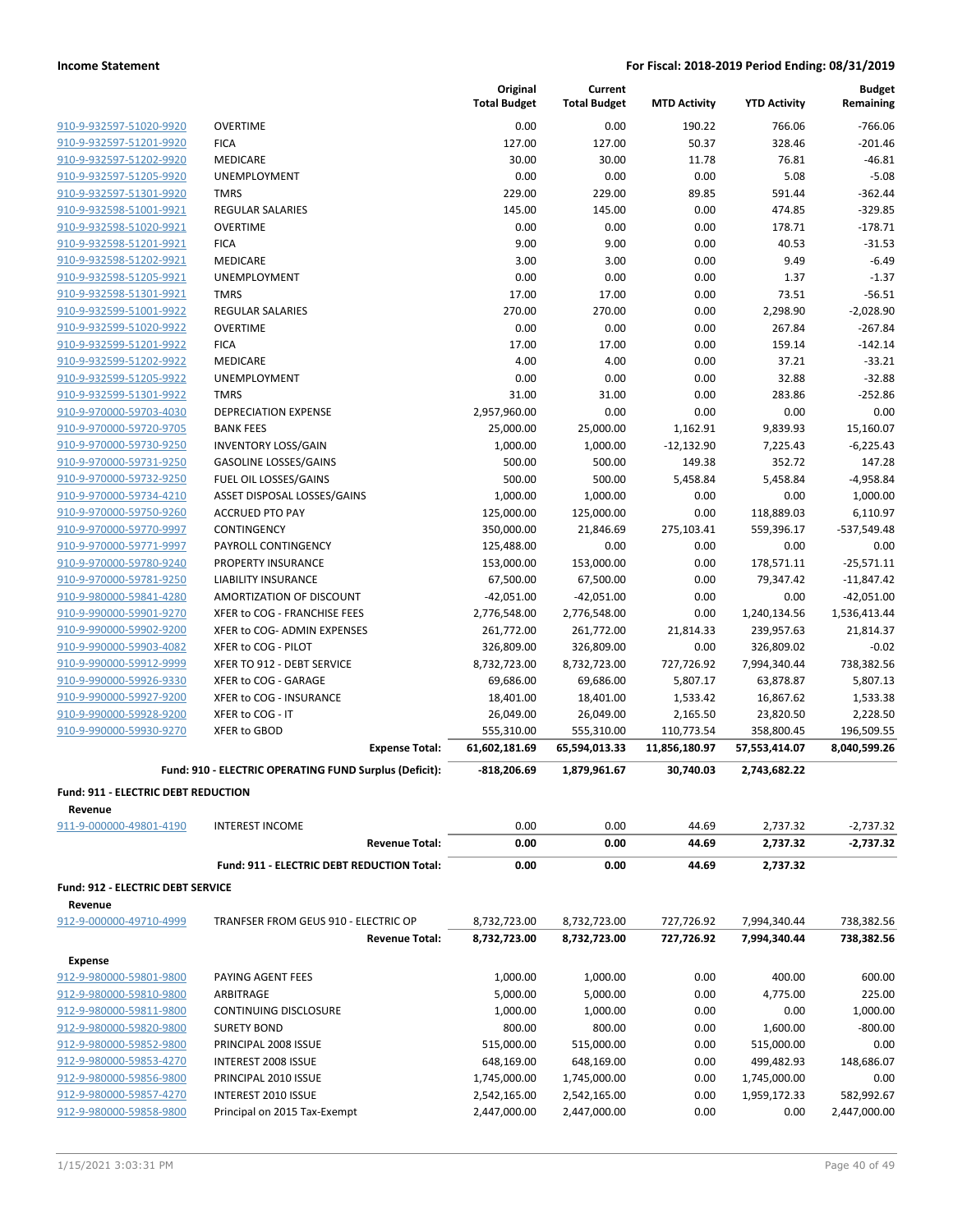| | | Original Total Budget | Current Total Budget | MTD Activity | YTD Activity | Budget Remaining |
|---|---|---|---|---|---|---|
| 910-9-932597-51020-9920 | OVERTIME | 0.00 | 0.00 | 190.22 | 766.06 | -766.06 |
| 910-9-932597-51201-9920 | FICA | 127.00 | 127.00 | 50.37 | 328.46 | -201.46 |
| 910-9-932597-51202-9920 | MEDICARE | 30.00 | 30.00 | 11.78 | 76.81 | -46.81 |
| 910-9-932597-51205-9920 | UNEMPLOYMENT | 0.00 | 0.00 | 0.00 | 5.08 | -5.08 |
| 910-9-932597-51301-9920 | TMRS | 229.00 | 229.00 | 89.85 | 591.44 | -362.44 |
| 910-9-932598-51001-9921 | REGULAR SALARIES | 145.00 | 145.00 | 0.00 | 474.85 | -329.85 |
| 910-9-932598-51020-9921 | OVERTIME | 0.00 | 0.00 | 0.00 | 178.71 | -178.71 |
| 910-9-932598-51201-9921 | FICA | 9.00 | 9.00 | 0.00 | 40.53 | -31.53 |
| 910-9-932598-51202-9921 | MEDICARE | 3.00 | 3.00 | 0.00 | 9.49 | -6.49 |
| 910-9-932598-51205-9921 | UNEMPLOYMENT | 0.00 | 0.00 | 0.00 | 1.37 | -1.37 |
| 910-9-932598-51301-9921 | TMRS | 17.00 | 17.00 | 0.00 | 73.51 | -56.51 |
| 910-9-932599-51001-9922 | REGULAR SALARIES | 270.00 | 270.00 | 0.00 | 2,298.90 | -2,028.90 |
| 910-9-932599-51020-9922 | OVERTIME | 0.00 | 0.00 | 0.00 | 267.84 | -267.84 |
| 910-9-932599-51201-9922 | FICA | 17.00 | 17.00 | 0.00 | 159.14 | -142.14 |
| 910-9-932599-51202-9922 | MEDICARE | 4.00 | 4.00 | 0.00 | 37.21 | -33.21 |
| 910-9-932599-51205-9922 | UNEMPLOYMENT | 0.00 | 0.00 | 0.00 | 32.88 | -32.88 |
| 910-9-932599-51301-9922 | TMRS | 31.00 | 31.00 | 0.00 | 283.86 | -252.86 |
| 910-9-970000-59703-4030 | DEPRECIATION EXPENSE | 2,957,960.00 | 0.00 | 0.00 | 0.00 | 0.00 |
| 910-9-970000-59720-9705 | BANK FEES | 25,000.00 | 25,000.00 | 1,162.91 | 9,839.93 | 15,160.07 |
| 910-9-970000-59730-9250 | INVENTORY LOSS/GAIN | 1,000.00 | 1,000.00 | -12,132.90 | 7,225.43 | -6,225.43 |
| 910-9-970000-59731-9250 | GASOLINE LOSSES/GAINS | 500.00 | 500.00 | 149.38 | 352.72 | 147.28 |
| 910-9-970000-59732-9250 | FUEL OIL LOSSES/GAINS | 500.00 | 500.00 | 5,458.84 | 5,458.84 | -4,958.84 |
| 910-9-970000-59734-4210 | ASSET DISPOSAL LOSSES/GAINS | 1,000.00 | 1,000.00 | 0.00 | 0.00 | 1,000.00 |
| 910-9-970000-59750-9260 | ACCRUED PTO PAY | 125,000.00 | 125,000.00 | 0.00 | 118,889.03 | 6,110.97 |
| 910-9-970000-59770-9997 | CONTINGENCY | 350,000.00 | 21,846.69 | 275,103.41 | 559,396.17 | -537,549.48 |
| 910-9-970000-59771-9997 | PAYROLL CONTINGENCY | 125,488.00 | 0.00 | 0.00 | 0.00 | 0.00 |
| 910-9-970000-59780-9240 | PROPERTY INSURANCE | 153,000.00 | 153,000.00 | 0.00 | 178,571.11 | -25,571.11 |
| 910-9-970000-59781-9250 | LIABILITY INSURANCE | 67,500.00 | 67,500.00 | 0.00 | 79,347.42 | -11,847.42 |
| 910-9-980000-59841-4280 | AMORTIZATION OF DISCOUNT | -42,051.00 | -42,051.00 | 0.00 | 0.00 | -42,051.00 |
| 910-9-990000-59901-9270 | XFER to COG - FRANCHISE FEES | 2,776,548.00 | 2,776,548.00 | 0.00 | 1,240,134.56 | 1,536,413.44 |
| 910-9-990000-59902-9200 | XFER to COG- ADMIN EXPENSES | 261,772.00 | 261,772.00 | 21,814.33 | 239,957.63 | 21,814.37 |
| 910-9-990000-59903-4082 | XFER to COG - PILOT | 326,809.00 | 326,809.00 | 0.00 | 326,809.02 | -0.02 |
| 910-9-990000-59912-9999 | XFER TO 912 - DEBT SERVICE | 8,732,723.00 | 8,732,723.00 | 727,726.92 | 7,994,340.44 | 738,382.56 |
| 910-9-990000-59926-9330 | XFER to COG - GARAGE | 69,686.00 | 69,686.00 | 5,807.17 | 63,878.87 | 5,807.13 |
| 910-9-990000-59927-9200 | XFER to COG - INSURANCE | 18,401.00 | 18,401.00 | 1,533.42 | 16,867.62 | 1,533.38 |
| 910-9-990000-59928-9200 | XFER to COG - IT | 26,049.00 | 26,049.00 | 2,165.50 | 23,820.50 | 2,228.50 |
| 910-9-990000-59930-9270 | XFER to GBOD | 555,310.00 | 555,310.00 | 110,773.54 | 358,800.45 | 196,509.55 |
| | **Expense Total:** | **61,602,181.69** | **65,594,013.33** | **11,856,180.97** | **57,553,414.07** | **8,040,599.26** |
| | **Fund: 910 - ELECTRIC OPERATING FUND Surplus (Deficit):** | **-818,206.69** | **1,879,961.67** | **30,740.03** | **2,743,682.22** | |

**Fund: 911 - ELECTRIC DEBT REDUCTION**

**Revenue**

| | | Original Total Budget | Current Total Budget | MTD Activity | YTD Activity | Budget Remaining |
|---|---|---|---|---|---|---|
| 911-9-000000-49801-4190 | INTEREST INCOME | 0.00 | 0.00 | 44.69 | 2,737.32 | -2,737.32 |
| | **Revenue Total:** | **0.00** | **0.00** | **44.69** | **2,737.32** | **-2,737.32** |
| | **Fund: 911 - ELECTRIC DEBT REDUCTION Total:** | **0.00** | **0.00** | **44.69** | **2,737.32** | |

**Fund: 912 - ELECTRIC DEBT SERVICE**

**Revenue**

| | | Original Total Budget | Current Total Budget | MTD Activity | YTD Activity | Budget Remaining |
|---|---|---|---|---|---|---|
| 912-9-000000-49710-4999 | TRANFSER FROM GEUS 910 - ELECTRIC OP | 8,732,723.00 | 8,732,723.00 | 727,726.92 | 7,994,340.44 | 738,382.56 |
| | **Revenue Total:** | **8,732,723.00** | **8,732,723.00** | **727,726.92** | **7,994,340.44** | **738,382.56** |

**Expense**

| | | Original Total Budget | Current Total Budget | MTD Activity | YTD Activity | Budget Remaining |
|---|---|---|---|---|---|---|
| 912-9-980000-59801-9800 | PAYING AGENT FEES | 1,000.00 | 1,000.00 | 0.00 | 400.00 | 600.00 |
| 912-9-980000-59810-9800 | ARBITRAGE | 5,000.00 | 5,000.00 | 0.00 | 4,775.00 | 225.00 |
| 912-9-980000-59811-9800 | CONTINUING DISCLOSURE | 1,000.00 | 1,000.00 | 0.00 | 0.00 | 1,000.00 |
| 912-9-980000-59820-9800 | SURETY BOND | 800.00 | 800.00 | 0.00 | 1,600.00 | -800.00 |
| 912-9-980000-59852-9800 | PRINCIPAL 2008 ISSUE | 515,000.00 | 515,000.00 | 0.00 | 515,000.00 | 0.00 |
| 912-9-980000-59853-4270 | INTEREST 2008 ISSUE | 648,169.00 | 648,169.00 | 0.00 | 499,482.93 | 148,686.07 |
| 912-9-980000-59856-9800 | PRINCIPAL 2010 ISSUE | 1,745,000.00 | 1,745,000.00 | 0.00 | 1,745,000.00 | 0.00 |
| 912-9-980000-59857-4270 | INTEREST 2010 ISSUE | 2,542,165.00 | 2,542,165.00 | 0.00 | 1,959,172.33 | 582,992.67 |
| 912-9-980000-59858-9800 | Principal on 2015 Tax-Exempt | 2,447,000.00 | 2,447,000.00 | 0.00 | 0.00 | 2,447,000.00 |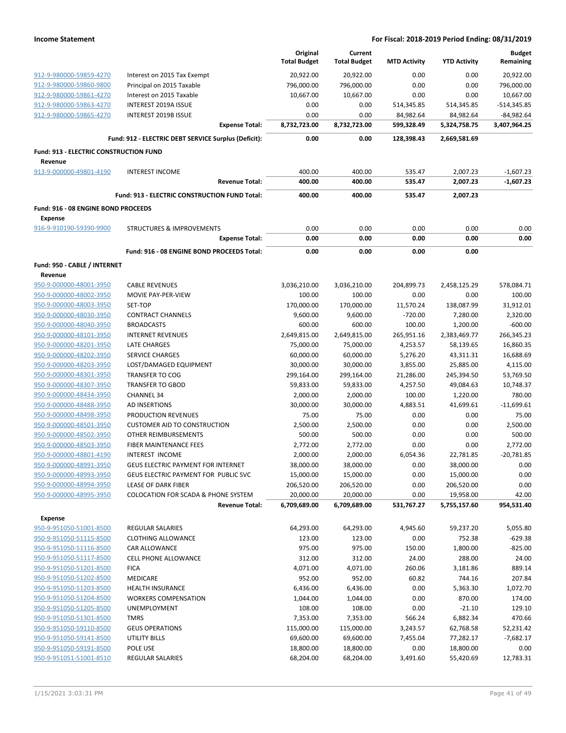**Income Statement** — **For Fiscal: 2018-2019 Period Ending: 08/31/2019**

| | | Original Total Budget | Current Total Budget | MTD Activity | YTD Activity | Budget Remaining |
|---|---|---|---|---|---|---|
| 912-9-980000-59859-4270 | Interest on 2015 Tax Exempt | 20,922.00 | 20,922.00 | 0.00 | 0.00 | 20,922.00 |
| 912-9-980000-59860-9800 | Principal on 2015 Taxable | 796,000.00 | 796,000.00 | 0.00 | 0.00 | 796,000.00 |
| 912-9-980000-59861-4270 | Interest on 2015 Taxable | 10,667.00 | 10,667.00 | 0.00 | 0.00 | 10,667.00 |
| 912-9-980000-59863-4270 | INTEREST 2019A ISSUE | 0.00 | 0.00 | 514,345.85 | 514,345.85 | -514,345.85 |
| 912-9-980000-59865-4270 | INTEREST 2019B ISSUE | 0.00 | 0.00 | 84,982.64 | 84,982.64 | -84,982.64 |
| | **Expense Total:** | **8,732,723.00** | **8,732,723.00** | **599,328.49** | **5,324,758.75** | **3,407,964.25** |
| | **Fund: 912 - ELECTRIC DEBT SERVICE Surplus (Deficit):** | **0.00** | **0.00** | **128,398.43** | **2,669,581.69** | |
| **Fund: 913 - ELECTRIC CONSTRUCTION FUND** | | | | | | |
| **Revenue** | | | | | | |
| 913-9-000000-49801-4190 | INTEREST INCOME | 400.00 | 400.00 | 535.47 | 2,007.23 | -1,607.23 |
| | **Revenue Total:** | **400.00** | **400.00** | **535.47** | **2,007.23** | **-1,607.23** |
| | **Fund: 913 - ELECTRIC CONSTRUCTION FUND Total:** | **400.00** | **400.00** | **535.47** | **2,007.23** | |
| **Fund: 916 - 08 ENGINE BOND PROCEEDS** | | | | | | |
| **Expense** | | | | | | |
| 916-9-910190-59390-9900 | STRUCTURES & IMPROVEMENTS | 0.00 | 0.00 | 0.00 | 0.00 | 0.00 |
| | **Expense Total:** | **0.00** | **0.00** | **0.00** | **0.00** | **0.00** |
| | **Fund: 916 - 08 ENGINE BOND PROCEEDS Total:** | **0.00** | **0.00** | **0.00** | **0.00** | |
| **Fund: 950 - CABLE / INTERNET** | | | | | | |
| **Revenue** | | | | | | |
| 950-9-000000-48001-3950 | CABLE REVENUES | 3,036,210.00 | 3,036,210.00 | 204,899.73 | 2,458,125.29 | 578,084.71 |
| 950-9-000000-48002-3950 | MOVIE PAY-PER-VIEW | 100.00 | 100.00 | 0.00 | 0.00 | 100.00 |
| 950-9-000000-48003-3950 | SET-TOP | 170,000.00 | 170,000.00 | 11,570.24 | 138,087.99 | 31,912.01 |
| 950-9-000000-48030-3950 | CONTRACT CHANNELS | 9,600.00 | 9,600.00 | -720.00 | 7,280.00 | 2,320.00 |
| 950-9-000000-48040-3950 | BROADCASTS | 600.00 | 600.00 | 100.00 | 1,200.00 | -600.00 |
| 950-9-000000-48101-3950 | INTERNET REVENUES | 2,649,815.00 | 2,649,815.00 | 265,951.16 | 2,383,469.77 | 266,345.23 |
| 950-9-000000-48201-3950 | LATE CHARGES | 75,000.00 | 75,000.00 | 4,253.57 | 58,139.65 | 16,860.35 |
| 950-9-000000-48202-3950 | SERVICE CHARGES | 60,000.00 | 60,000.00 | 5,276.20 | 43,311.31 | 16,688.69 |
| 950-9-000000-48203-3950 | LOST/DAMAGED EQUIPMENT | 30,000.00 | 30,000.00 | 3,855.00 | 25,885.00 | 4,115.00 |
| 950-9-000000-48301-3950 | TRANSFER TO COG | 299,164.00 | 299,164.00 | 21,286.00 | 245,394.50 | 53,769.50 |
| 950-9-000000-48307-3950 | TRANSFER TO GBOD | 59,833.00 | 59,833.00 | 4,257.50 | 49,084.63 | 10,748.37 |
| 950-9-000000-48434-3950 | CHANNEL 34 | 2,000.00 | 2,000.00 | 100.00 | 1,220.00 | 780.00 |
| 950-9-000000-48488-3950 | AD INSERTIONS | 30,000.00 | 30,000.00 | 4,883.51 | 41,699.61 | -11,699.61 |
| 950-9-000000-48498-3950 | PRODUCTION REVENUES | 75.00 | 75.00 | 0.00 | 0.00 | 75.00 |
| 950-9-000000-48501-3950 | CUSTOMER AID TO CONSTRUCTION | 2,500.00 | 2,500.00 | 0.00 | 0.00 | 2,500.00 |
| 950-9-000000-48502-3950 | OTHER REIMBURSEMENTS | 500.00 | 500.00 | 0.00 | 0.00 | 500.00 |
| 950-9-000000-48503-3950 | FIBER MAINTENANCE FEES | 2,772.00 | 2,772.00 | 0.00 | 0.00 | 2,772.00 |
| 950-9-000000-48801-4190 | INTEREST INCOME | 2,000.00 | 2,000.00 | 6,054.36 | 22,781.85 | -20,781.85 |
| 950-9-000000-48991-3950 | GEUS ELECTRIC PAYMENT FOR INTERNET | 38,000.00 | 38,000.00 | 0.00 | 38,000.00 | 0.00 |
| 950-9-000000-48993-3950 | GEUS ELECTRIC PAYMENT FOR PUBLIC SVC | 15,000.00 | 15,000.00 | 0.00 | 15,000.00 | 0.00 |
| 950-9-000000-48994-3950 | LEASE OF DARK FIBER | 206,520.00 | 206,520.00 | 0.00 | 206,520.00 | 0.00 |
| 950-9-000000-48995-3950 | COLOCATION FOR SCADA & PHONE SYSTEM | 20,000.00 | 20,000.00 | 0.00 | 19,958.00 | 42.00 |
| | **Revenue Total:** | **6,709,689.00** | **6,709,689.00** | **531,767.27** | **5,755,157.60** | **954,531.40** |
| **Expense** | | | | | | |
| 950-9-951050-51001-8500 | REGULAR SALARIES | 64,293.00 | 64,293.00 | 4,945.60 | 59,237.20 | 5,055.80 |
| 950-9-951050-51115-8500 | CLOTHING ALLOWANCE | 123.00 | 123.00 | 0.00 | 752.38 | -629.38 |
| 950-9-951050-51116-8500 | CAR ALLOWANCE | 975.00 | 975.00 | 150.00 | 1,800.00 | -825.00 |
| 950-9-951050-51117-8500 | CELL PHONE ALLOWANCE | 312.00 | 312.00 | 24.00 | 288.00 | 24.00 |
| 950-9-951050-51201-8500 | FICA | 4,071.00 | 4,071.00 | 260.06 | 3,181.86 | 889.14 |
| 950-9-951050-51202-8500 | MEDICARE | 952.00 | 952.00 | 60.82 | 744.16 | 207.84 |
| 950-9-951050-51203-8500 | HEALTH INSURANCE | 6,436.00 | 6,436.00 | 0.00 | 5,363.30 | 1,072.70 |
| 950-9-951050-51204-8500 | WORKERS COMPENSATION | 1,044.00 | 1,044.00 | 0.00 | 870.00 | 174.00 |
| 950-9-951050-51205-8500 | UNEMPLOYMENT | 108.00 | 108.00 | 0.00 | -21.10 | 129.10 |
| 950-9-951050-51301-8500 | TMRS | 7,353.00 | 7,353.00 | 566.24 | 6,882.34 | 470.66 |
| 950-9-951050-59110-8500 | GEUS OPERATIONS | 115,000.00 | 115,000.00 | 3,243.57 | 62,768.58 | 52,231.42 |
| 950-9-951050-59141-8500 | UTILITY BILLS | 69,600.00 | 69,600.00 | 7,455.04 | 77,282.17 | -7,682.17 |
| 950-9-951050-59191-8500 | POLE USE | 18,800.00 | 18,800.00 | 0.00 | 18,800.00 | 0.00 |
| 950-9-951051-51001-8510 | REGULAR SALARIES | 68,204.00 | 68,204.00 | 3,491.60 | 55,420.69 | 12,783.31 |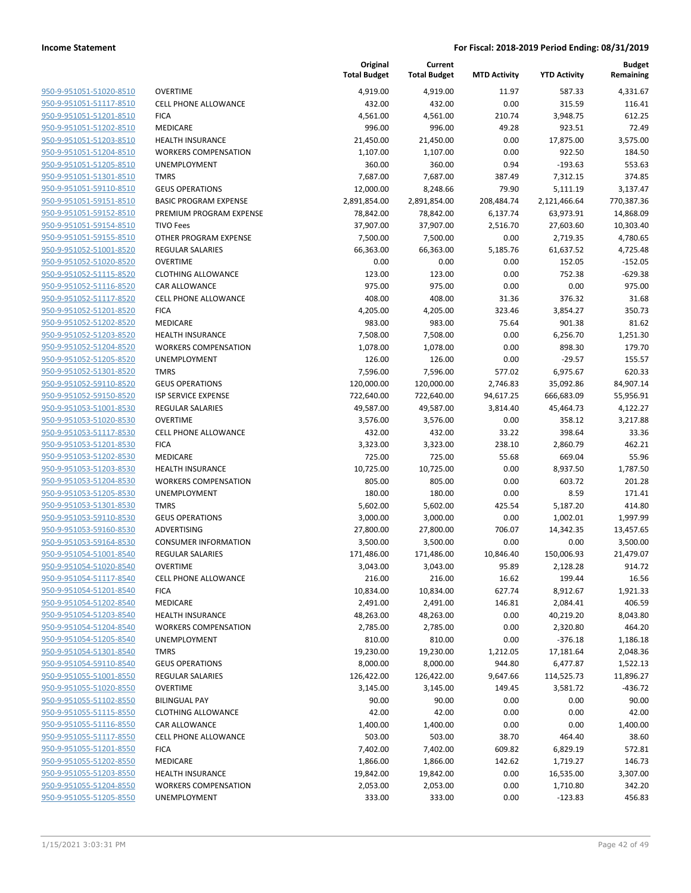| | | Original Total Budget | Current Total Budget | MTD Activity | YTD Activity | Budget Remaining |
|---|---|---|---|---|---|---|
| 950-9-951051-51020-8510 | OVERTIME | 4,919.00 | 4,919.00 | 11.97 | 587.33 | 4,331.67 |
| 950-9-951051-51117-8510 | CELL PHONE ALLOWANCE | 432.00 | 432.00 | 0.00 | 315.59 | 116.41 |
| 950-9-951051-51201-8510 | FICA | 4,561.00 | 4,561.00 | 210.74 | 3,948.75 | 612.25 |
| 950-9-951051-51202-8510 | MEDICARE | 996.00 | 996.00 | 49.28 | 923.51 | 72.49 |
| 950-9-951051-51203-8510 | HEALTH INSURANCE | 21,450.00 | 21,450.00 | 0.00 | 17,875.00 | 3,575.00 |
| 950-9-951051-51204-8510 | WORKERS COMPENSATION | 1,107.00 | 1,107.00 | 0.00 | 922.50 | 184.50 |
| 950-9-951051-51205-8510 | UNEMPLOYMENT | 360.00 | 360.00 | 0.94 | -193.63 | 553.63 |
| 950-9-951051-51301-8510 | TMRS | 7,687.00 | 7,687.00 | 387.49 | 7,312.15 | 374.85 |
| 950-9-951051-59110-8510 | GEUS OPERATIONS | 12,000.00 | 8,248.66 | 79.90 | 5,111.19 | 3,137.47 |
| 950-9-951051-59151-8510 | BASIC PROGRAM EXPENSE | 2,891,854.00 | 2,891,854.00 | 208,484.74 | 2,121,466.64 | 770,387.36 |
| 950-9-951051-59152-8510 | PREMIUM PROGRAM EXPENSE | 78,842.00 | 78,842.00 | 6,137.74 | 63,973.91 | 14,868.09 |
| 950-9-951051-59154-8510 | TIVO Fees | 37,907.00 | 37,907.00 | 2,516.70 | 27,603.60 | 10,303.40 |
| 950-9-951051-59155-8510 | OTHER PROGRAM EXPENSE | 7,500.00 | 7,500.00 | 0.00 | 2,719.35 | 4,780.65 |
| 950-9-951052-51001-8520 | REGULAR SALARIES | 66,363.00 | 66,363.00 | 5,185.76 | 61,637.52 | 4,725.48 |
| 950-9-951052-51020-8520 | OVERTIME | 0.00 | 0.00 | 0.00 | 152.05 | -152.05 |
| 950-9-951052-51115-8520 | CLOTHING ALLOWANCE | 123.00 | 123.00 | 0.00 | 752.38 | -629.38 |
| 950-9-951052-51116-8520 | CAR ALLOWANCE | 975.00 | 975.00 | 0.00 | 0.00 | 975.00 |
| 950-9-951052-51117-8520 | CELL PHONE ALLOWANCE | 408.00 | 408.00 | 31.36 | 376.32 | 31.68 |
| 950-9-951052-51201-8520 | FICA | 4,205.00 | 4,205.00 | 323.46 | 3,854.27 | 350.73 |
| 950-9-951052-51202-8520 | MEDICARE | 983.00 | 983.00 | 75.64 | 901.38 | 81.62 |
| 950-9-951052-51203-8520 | HEALTH INSURANCE | 7,508.00 | 7,508.00 | 0.00 | 6,256.70 | 1,251.30 |
| 950-9-951052-51204-8520 | WORKERS COMPENSATION | 1,078.00 | 1,078.00 | 0.00 | 898.30 | 179.70 |
| 950-9-951052-51205-8520 | UNEMPLOYMENT | 126.00 | 126.00 | 0.00 | -29.57 | 155.57 |
| 950-9-951052-51301-8520 | TMRS | 7,596.00 | 7,596.00 | 577.02 | 6,975.67 | 620.33 |
| 950-9-951052-59110-8520 | GEUS OPERATIONS | 120,000.00 | 120,000.00 | 2,746.83 | 35,092.86 | 84,907.14 |
| 950-9-951052-59150-8520 | ISP SERVICE EXPENSE | 722,640.00 | 722,640.00 | 94,617.25 | 666,683.09 | 55,956.91 |
| 950-9-951053-51001-8530 | REGULAR SALARIES | 49,587.00 | 49,587.00 | 3,814.40 | 45,464.73 | 4,122.27 |
| 950-9-951053-51020-8530 | OVERTIME | 3,576.00 | 3,576.00 | 0.00 | 358.12 | 3,217.88 |
| 950-9-951053-51117-8530 | CELL PHONE ALLOWANCE | 432.00 | 432.00 | 33.22 | 398.64 | 33.36 |
| 950-9-951053-51201-8530 | FICA | 3,323.00 | 3,323.00 | 238.10 | 2,860.79 | 462.21 |
| 950-9-951053-51202-8530 | MEDICARE | 725.00 | 725.00 | 55.68 | 669.04 | 55.96 |
| 950-9-951053-51203-8530 | HEALTH INSURANCE | 10,725.00 | 10,725.00 | 0.00 | 8,937.50 | 1,787.50 |
| 950-9-951053-51204-8530 | WORKERS COMPENSATION | 805.00 | 805.00 | 0.00 | 603.72 | 201.28 |
| 950-9-951053-51205-8530 | UNEMPLOYMENT | 180.00 | 180.00 | 0.00 | 8.59 | 171.41 |
| 950-9-951053-51301-8530 | TMRS | 5,602.00 | 5,602.00 | 425.54 | 5,187.20 | 414.80 |
| 950-9-951053-59110-8530 | GEUS OPERATIONS | 3,000.00 | 3,000.00 | 0.00 | 1,002.01 | 1,997.99 |
| 950-9-951053-59160-8530 | ADVERTISING | 27,800.00 | 27,800.00 | 706.07 | 14,342.35 | 13,457.65 |
| 950-9-951053-59164-8530 | CONSUMER INFORMATION | 3,500.00 | 3,500.00 | 0.00 | 0.00 | 3,500.00 |
| 950-9-951054-51001-8540 | REGULAR SALARIES | 171,486.00 | 171,486.00 | 10,846.40 | 150,006.93 | 21,479.07 |
| 950-9-951054-51020-8540 | OVERTIME | 3,043.00 | 3,043.00 | 95.89 | 2,128.28 | 914.72 |
| 950-9-951054-51117-8540 | CELL PHONE ALLOWANCE | 216.00 | 216.00 | 16.62 | 199.44 | 16.56 |
| 950-9-951054-51201-8540 | FICA | 10,834.00 | 10,834.00 | 627.74 | 8,912.67 | 1,921.33 |
| 950-9-951054-51202-8540 | MEDICARE | 2,491.00 | 2,491.00 | 146.81 | 2,084.41 | 406.59 |
| 950-9-951054-51203-8540 | HEALTH INSURANCE | 48,263.00 | 48,263.00 | 0.00 | 40,219.20 | 8,043.80 |
| 950-9-951054-51204-8540 | WORKERS COMPENSATION | 2,785.00 | 2,785.00 | 0.00 | 2,320.80 | 464.20 |
| 950-9-951054-51205-8540 | UNEMPLOYMENT | 810.00 | 810.00 | 0.00 | -376.18 | 1,186.18 |
| 950-9-951054-51301-8540 | TMRS | 19,230.00 | 19,230.00 | 1,212.05 | 17,181.64 | 2,048.36 |
| 950-9-951054-59110-8540 | GEUS OPERATIONS | 8,000.00 | 8,000.00 | 944.80 | 6,477.87 | 1,522.13 |
| 950-9-951055-51001-8550 | REGULAR SALARIES | 126,422.00 | 126,422.00 | 9,647.66 | 114,525.73 | 11,896.27 |
| 950-9-951055-51020-8550 | OVERTIME | 3,145.00 | 3,145.00 | 149.45 | 3,581.72 | -436.72 |
| 950-9-951055-51102-8550 | BILINGUAL PAY | 90.00 | 90.00 | 0.00 | 0.00 | 90.00 |
| 950-9-951055-51115-8550 | CLOTHING ALLOWANCE | 42.00 | 42.00 | 0.00 | 0.00 | 42.00 |
| 950-9-951055-51116-8550 | CAR ALLOWANCE | 1,400.00 | 1,400.00 | 0.00 | 0.00 | 1,400.00 |
| 950-9-951055-51117-8550 | CELL PHONE ALLOWANCE | 503.00 | 503.00 | 38.70 | 464.40 | 38.60 |
| 950-9-951055-51201-8550 | FICA | 7,402.00 | 7,402.00 | 609.82 | 6,829.19 | 572.81 |
| 950-9-951055-51202-8550 | MEDICARE | 1,866.00 | 1,866.00 | 142.62 | 1,719.27 | 146.73 |
| 950-9-951055-51203-8550 | HEALTH INSURANCE | 19,842.00 | 19,842.00 | 0.00 | 16,535.00 | 3,307.00 |
| 950-9-951055-51204-8550 | WORKERS COMPENSATION | 2,053.00 | 2,053.00 | 0.00 | 1,710.80 | 342.20 |
| 950-9-951055-51205-8550 | UNEMPLOYMENT | 333.00 | 333.00 | 0.00 | -123.83 | 456.83 |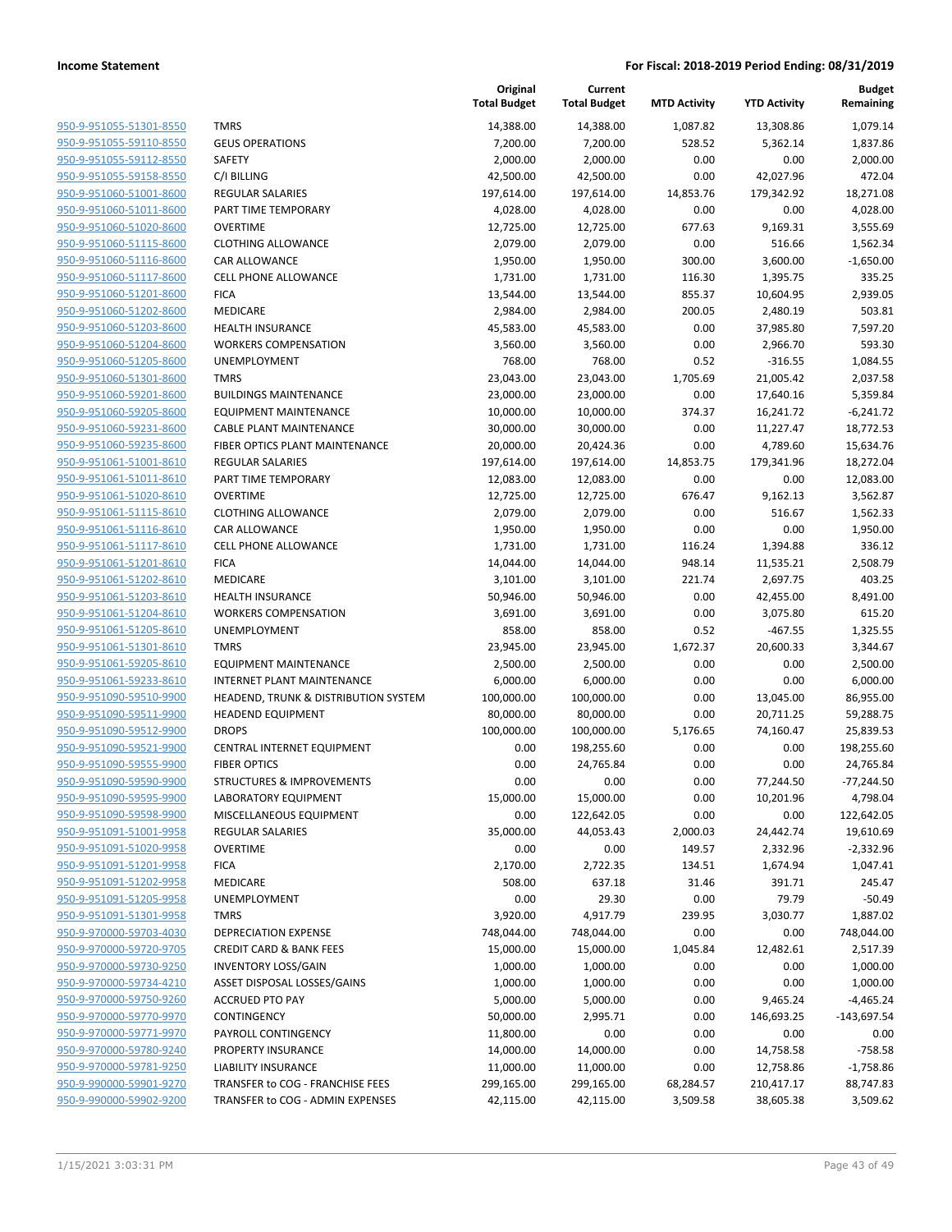| | | Original Total Budget | Current Total Budget | MTD Activity | YTD Activity | Budget Remaining |
|---|---|---|---|---|---|---|
| 950-9-951055-51301-8550 | TMRS | 14,388.00 | 14,388.00 | 1,087.82 | 13,308.86 | 1,079.14 |
| 950-9-951055-59110-8550 | GEUS OPERATIONS | 7,200.00 | 7,200.00 | 528.52 | 5,362.14 | 1,837.86 |
| 950-9-951055-59112-8550 | SAFETY | 2,000.00 | 2,000.00 | 0.00 | 0.00 | 2,000.00 |
| 950-9-951055-59158-8550 | C/I BILLING | 42,500.00 | 42,500.00 | 0.00 | 42,027.96 | 472.04 |
| 950-9-951060-51001-8600 | REGULAR SALARIES | 197,614.00 | 197,614.00 | 14,853.76 | 179,342.92 | 18,271.08 |
| 950-9-951060-51011-8600 | PART TIME TEMPORARY | 4,028.00 | 4,028.00 | 0.00 | 0.00 | 4,028.00 |
| 950-9-951060-51020-8600 | OVERTIME | 12,725.00 | 12,725.00 | 677.63 | 9,169.31 | 3,555.69 |
| 950-9-951060-51115-8600 | CLOTHING ALLOWANCE | 2,079.00 | 2,079.00 | 0.00 | 516.66 | 1,562.34 |
| 950-9-951060-51116-8600 | CAR ALLOWANCE | 1,950.00 | 1,950.00 | 300.00 | 3,600.00 | -1,650.00 |
| 950-9-951060-51117-8600 | CELL PHONE ALLOWANCE | 1,731.00 | 1,731.00 | 116.30 | 1,395.75 | 335.25 |
| 950-9-951060-51201-8600 | FICA | 13,544.00 | 13,544.00 | 855.37 | 10,604.95 | 2,939.05 |
| 950-9-951060-51202-8600 | MEDICARE | 2,984.00 | 2,984.00 | 200.05 | 2,480.19 | 503.81 |
| 950-9-951060-51203-8600 | HEALTH INSURANCE | 45,583.00 | 45,583.00 | 0.00 | 37,985.80 | 7,597.20 |
| 950-9-951060-51204-8600 | WORKERS COMPENSATION | 3,560.00 | 3,560.00 | 0.00 | 2,966.70 | 593.30 |
| 950-9-951060-51205-8600 | UNEMPLOYMENT | 768.00 | 768.00 | 0.52 | -316.55 | 1,084.55 |
| 950-9-951060-51301-8600 | TMRS | 23,043.00 | 23,043.00 | 1,705.69 | 21,005.42 | 2,037.58 |
| 950-9-951060-59201-8600 | BUILDINGS MAINTENANCE | 23,000.00 | 23,000.00 | 0.00 | 17,640.16 | 5,359.84 |
| 950-9-951060-59205-8600 | EQUIPMENT MAINTENANCE | 10,000.00 | 10,000.00 | 374.37 | 16,241.72 | -6,241.72 |
| 950-9-951060-59231-8600 | CABLE PLANT MAINTENANCE | 30,000.00 | 30,000.00 | 0.00 | 11,227.47 | 18,772.53 |
| 950-9-951060-59235-8600 | FIBER OPTICS PLANT MAINTENANCE | 20,000.00 | 20,424.36 | 0.00 | 4,789.60 | 15,634.76 |
| 950-9-951061-51001-8610 | REGULAR SALARIES | 197,614.00 | 197,614.00 | 14,853.75 | 179,341.96 | 18,272.04 |
| 950-9-951061-51011-8610 | PART TIME TEMPORARY | 12,083.00 | 12,083.00 | 0.00 | 0.00 | 12,083.00 |
| 950-9-951061-51020-8610 | OVERTIME | 12,725.00 | 12,725.00 | 676.47 | 9,162.13 | 3,562.87 |
| 950-9-951061-51115-8610 | CLOTHING ALLOWANCE | 2,079.00 | 2,079.00 | 0.00 | 516.67 | 1,562.33 |
| 950-9-951061-51116-8610 | CAR ALLOWANCE | 1,950.00 | 1,950.00 | 0.00 | 0.00 | 1,950.00 |
| 950-9-951061-51117-8610 | CELL PHONE ALLOWANCE | 1,731.00 | 1,731.00 | 116.24 | 1,394.88 | 336.12 |
| 950-9-951061-51201-8610 | FICA | 14,044.00 | 14,044.00 | 948.14 | 11,535.21 | 2,508.79 |
| 950-9-951061-51202-8610 | MEDICARE | 3,101.00 | 3,101.00 | 221.74 | 2,697.75 | 403.25 |
| 950-9-951061-51203-8610 | HEALTH INSURANCE | 50,946.00 | 50,946.00 | 0.00 | 42,455.00 | 8,491.00 |
| 950-9-951061-51204-8610 | WORKERS COMPENSATION | 3,691.00 | 3,691.00 | 0.00 | 3,075.80 | 615.20 |
| 950-9-951061-51205-8610 | UNEMPLOYMENT | 858.00 | 858.00 | 0.52 | -467.55 | 1,325.55 |
| 950-9-951061-51301-8610 | TMRS | 23,945.00 | 23,945.00 | 1,672.37 | 20,600.33 | 3,344.67 |
| 950-9-951061-59205-8610 | EQUIPMENT MAINTENANCE | 2,500.00 | 2,500.00 | 0.00 | 0.00 | 2,500.00 |
| 950-9-951061-59233-8610 | INTERNET PLANT MAINTENANCE | 6,000.00 | 6,000.00 | 0.00 | 0.00 | 6,000.00 |
| 950-9-951090-59510-9900 | HEADEND, TRUNK & DISTRIBUTION SYSTEM | 100,000.00 | 100,000.00 | 0.00 | 13,045.00 | 86,955.00 |
| 950-9-951090-59511-9900 | HEADEND EQUIPMENT | 80,000.00 | 80,000.00 | 0.00 | 20,711.25 | 59,288.75 |
| 950-9-951090-59512-9900 | DROPS | 100,000.00 | 100,000.00 | 5,176.65 | 74,160.47 | 25,839.53 |
| 950-9-951090-59521-9900 | CENTRAL INTERNET EQUIPMENT | 0.00 | 198,255.60 | 0.00 | 0.00 | 198,255.60 |
| 950-9-951090-59555-9900 | FIBER OPTICS | 0.00 | 24,765.84 | 0.00 | 0.00 | 24,765.84 |
| 950-9-951090-59590-9900 | STRUCTURES & IMPROVEMENTS | 0.00 | 0.00 | 0.00 | 77,244.50 | -77,244.50 |
| 950-9-951090-59595-9900 | LABORATORY EQUIPMENT | 15,000.00 | 15,000.00 | 0.00 | 10,201.96 | 4,798.04 |
| 950-9-951090-59598-9900 | MISCELLANEOUS EQUIPMENT | 0.00 | 122,642.05 | 0.00 | 0.00 | 122,642.05 |
| 950-9-951091-51001-9958 | REGULAR SALARIES | 35,000.00 | 44,053.43 | 2,000.03 | 24,442.74 | 19,610.69 |
| 950-9-951091-51020-9958 | OVERTIME | 0.00 | 0.00 | 149.57 | 2,332.96 | -2,332.96 |
| 950-9-951091-51201-9958 | FICA | 2,170.00 | 2,722.35 | 134.51 | 1,674.94 | 1,047.41 |
| 950-9-951091-51202-9958 | MEDICARE | 508.00 | 637.18 | 31.46 | 391.71 | 245.47 |
| 950-9-951091-51205-9958 | UNEMPLOYMENT | 0.00 | 29.30 | 0.00 | 79.79 | -50.49 |
| 950-9-951091-51301-9958 | TMRS | 3,920.00 | 4,917.79 | 239.95 | 3,030.77 | 1,887.02 |
| 950-9-970000-59703-4030 | DEPRECIATION EXPENSE | 748,044.00 | 748,044.00 | 0.00 | 0.00 | 748,044.00 |
| 950-9-970000-59720-9705 | CREDIT CARD & BANK FEES | 15,000.00 | 15,000.00 | 1,045.84 | 12,482.61 | 2,517.39 |
| 950-9-970000-59730-9250 | INVENTORY LOSS/GAIN | 1,000.00 | 1,000.00 | 0.00 | 0.00 | 1,000.00 |
| 950-9-970000-59734-4210 | ASSET DISPOSAL LOSSES/GAINS | 1,000.00 | 1,000.00 | 0.00 | 0.00 | 1,000.00 |
| 950-9-970000-59750-9260 | ACCRUED PTO PAY | 5,000.00 | 5,000.00 | 0.00 | 9,465.24 | -4,465.24 |
| 950-9-970000-59770-9970 | CONTINGENCY | 50,000.00 | 2,995.71 | 0.00 | 146,693.25 | -143,697.54 |
| 950-9-970000-59771-9970 | PAYROLL CONTINGENCY | 11,800.00 | 0.00 | 0.00 | 0.00 | 0.00 |
| 950-9-970000-59780-9240 | PROPERTY INSURANCE | 14,000.00 | 14,000.00 | 0.00 | 14,758.58 | -758.58 |
| 950-9-970000-59781-9250 | LIABILITY INSURANCE | 11,000.00 | 11,000.00 | 0.00 | 12,758.86 | -1,758.86 |
| 950-9-990000-59901-9270 | TRANSFER to COG - FRANCHISE FEES | 299,165.00 | 299,165.00 | 68,284.57 | 210,417.17 | 88,747.83 |
| 950-9-990000-59902-9200 | TRANSFER to COG - ADMIN EXPENSES | 42,115.00 | 42,115.00 | 3,509.58 | 38,605.38 | 3,509.62 |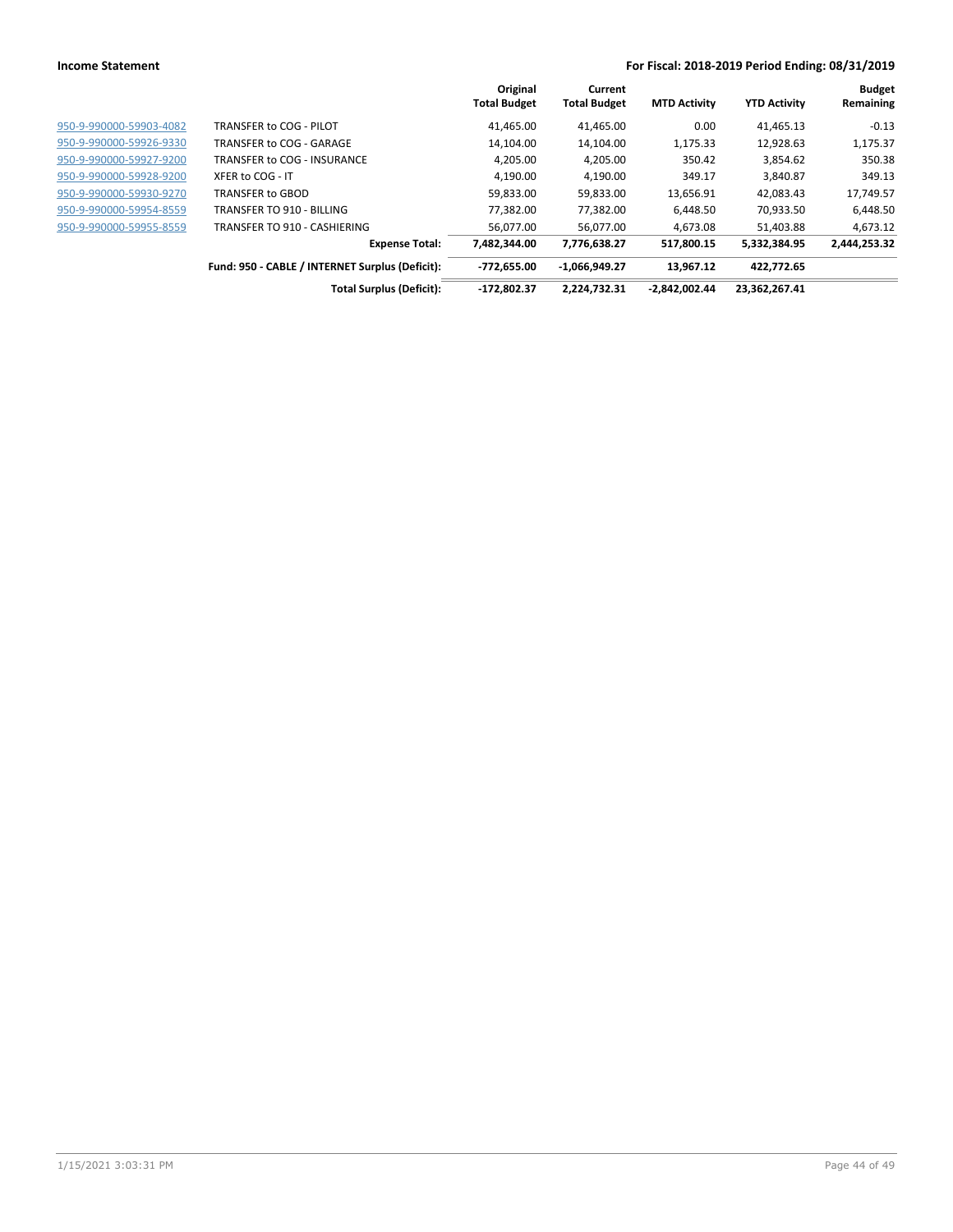| | | Original Total Budget | Current Total Budget | MTD Activity | YTD Activity | Budget Remaining |
|---|---|---|---|---|---|---|
| 950-9-990000-59903-4082 | TRANSFER to COG - PILOT | 41,465.00 | 41,465.00 | 0.00 | 41,465.13 | -0.13 |
| 950-9-990000-59926-9330 | TRANSFER to COG - GARAGE | 14,104.00 | 14,104.00 | 1,175.33 | 12,928.63 | 1,175.37 |
| 950-9-990000-59927-9200 | TRANSFER to COG - INSURANCE | 4,205.00 | 4,205.00 | 350.42 | 3,854.62 | 350.38 |
| 950-9-990000-59928-9200 | XFER to COG - IT | 4,190.00 | 4,190.00 | 349.17 | 3,840.87 | 349.13 |
| 950-9-990000-59930-9270 | TRANSFER to GBOD | 59,833.00 | 59,833.00 | 13,656.91 | 42,083.43 | 17,749.57 |
| 950-9-990000-59954-8559 | TRANSFER TO 910 - BILLING | 77,382.00 | 77,382.00 | 6,448.50 | 70,933.50 | 6,448.50 |
| 950-9-990000-59955-8559 | TRANSFER TO 910 - CASHIERING | 56,077.00 | 56,077.00 | 4,673.08 | 51,403.88 | 4,673.12 |
| | **Expense Total:** | **7,482,344.00** | **7,776,638.27** | **517,800.15** | **5,332,384.95** | **2,444,253.32** |
| | **Fund: 950 - CABLE / INTERNET Surplus (Deficit):** | **-772,655.00** | **-1,066,949.27** | **13,967.12** | **422,772.65** | |
| | **Total Surplus (Deficit):** | **-172,802.37** | **2,224,732.31** | **-2,842,002.44** | **23,362,267.41** | |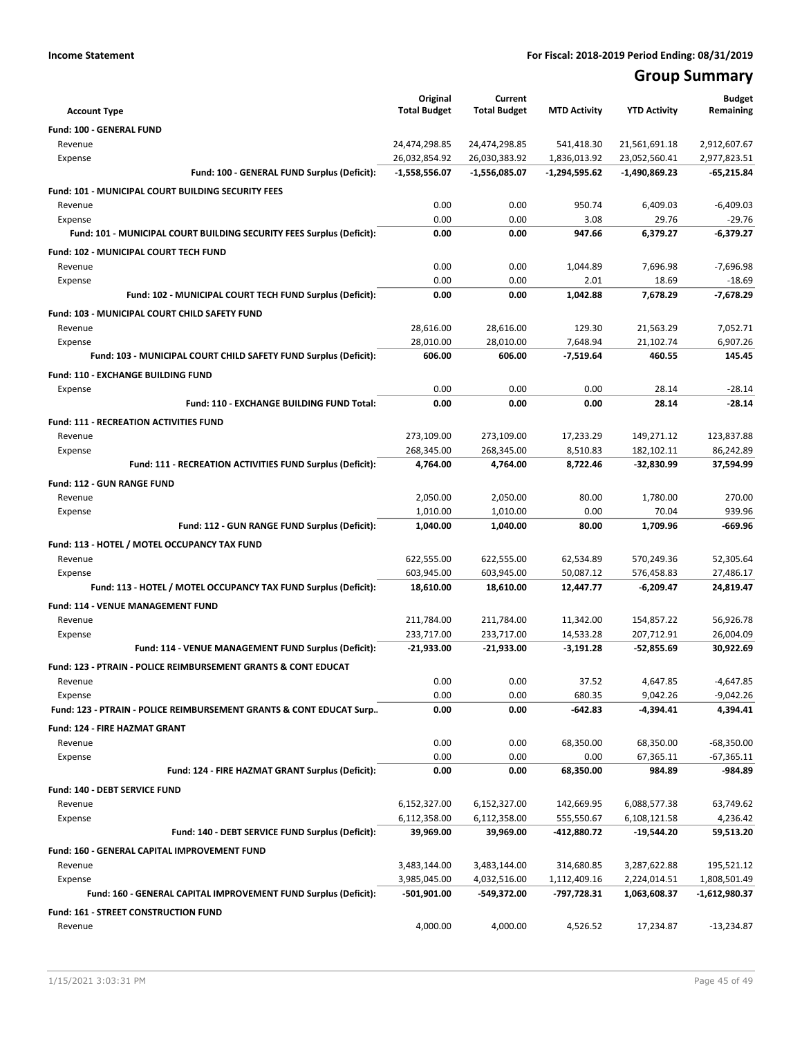**Income Statement** | **For Fiscal: 2018-2019 Period Ending: 08/31/2019**

# Group Summary

| Account Type | Original Total Budget | Current Total Budget | MTD Activity | YTD Activity | Budget Remaining |
|---|---|---|---|---|---|
| **Fund: 100 - GENERAL FUND** | | | | | |
| Revenue | 24,474,298.85 | 24,474,298.85 | 541,418.30 | 21,561,691.18 | 2,912,607.67 |
| Expense | 26,032,854.92 | 26,030,383.92 | 1,836,013.92 | 23,052,560.41 | 2,977,823.51 |
| **Fund: 100 - GENERAL FUND Surplus (Deficit):** | **-1,558,556.07** | **-1,556,085.07** | **-1,294,595.62** | **-1,490,869.23** | **-65,215.84** |
| **Fund: 101 - MUNICIPAL COURT BUILDING SECURITY FEES** | | | | | |
| Revenue | 0.00 | 0.00 | 950.74 | 6,409.03 | -6,409.03 |
| Expense | 0.00 | 0.00 | 3.08 | 29.76 | -29.76 |
| **Fund: 101 - MUNICIPAL COURT BUILDING SECURITY FEES Surplus (Deficit):** | **0.00** | **0.00** | **947.66** | **6,379.27** | **-6,379.27** |
| **Fund: 102 - MUNICIPAL COURT TECH FUND** | | | | | |
| Revenue | 0.00 | 0.00 | 1,044.89 | 7,696.98 | -7,696.98 |
| Expense | 0.00 | 0.00 | 2.01 | 18.69 | -18.69 |
| **Fund: 102 - MUNICIPAL COURT TECH FUND Surplus (Deficit):** | **0.00** | **0.00** | **1,042.88** | **7,678.29** | **-7,678.29** |
| **Fund: 103 - MUNICIPAL COURT CHILD SAFETY FUND** | | | | | |
| Revenue | 28,616.00 | 28,616.00 | 129.30 | 21,563.29 | 7,052.71 |
| Expense | 28,010.00 | 28,010.00 | 7,648.94 | 21,102.74 | 6,907.26 |
| **Fund: 103 - MUNICIPAL COURT CHILD SAFETY FUND Surplus (Deficit):** | **606.00** | **606.00** | **-7,519.64** | **460.55** | **145.45** |
| **Fund: 110 - EXCHANGE BUILDING FUND** | | | | | |
| Expense | 0.00 | 0.00 | 0.00 | 28.14 | -28.14 |
| **Fund: 110 - EXCHANGE BUILDING FUND Total:** | **0.00** | **0.00** | **0.00** | **28.14** | **-28.14** |
| **Fund: 111 - RECREATION ACTIVITIES FUND** | | | | | |
| Revenue | 273,109.00 | 273,109.00 | 17,233.29 | 149,271.12 | 123,837.88 |
| Expense | 268,345.00 | 268,345.00 | 8,510.83 | 182,102.11 | 86,242.89 |
| **Fund: 111 - RECREATION ACTIVITIES FUND Surplus (Deficit):** | **4,764.00** | **4,764.00** | **8,722.46** | **-32,830.99** | **37,594.99** |
| **Fund: 112 - GUN RANGE FUND** | | | | | |
| Revenue | 2,050.00 | 2,050.00 | 80.00 | 1,780.00 | 270.00 |
| Expense | 1,010.00 | 1,010.00 | 0.00 | 70.04 | 939.96 |
| **Fund: 112 - GUN RANGE FUND Surplus (Deficit):** | **1,040.00** | **1,040.00** | **80.00** | **1,709.96** | **-669.96** |
| **Fund: 113 - HOTEL / MOTEL OCCUPANCY TAX FUND** | | | | | |
| Revenue | 622,555.00 | 622,555.00 | 62,534.89 | 570,249.36 | 52,305.64 |
| Expense | 603,945.00 | 603,945.00 | 50,087.12 | 576,458.83 | 27,486.17 |
| **Fund: 113 - HOTEL / MOTEL OCCUPANCY TAX FUND Surplus (Deficit):** | **18,610.00** | **18,610.00** | **12,447.77** | **-6,209.47** | **24,819.47** |
| **Fund: 114 - VENUE MANAGEMENT FUND** | | | | | |
| Revenue | 211,784.00 | 211,784.00 | 11,342.00 | 154,857.22 | 56,926.78 |
| Expense | 233,717.00 | 233,717.00 | 14,533.28 | 207,712.91 | 26,004.09 |
| **Fund: 114 - VENUE MANAGEMENT FUND Surplus (Deficit):** | **-21,933.00** | **-21,933.00** | **-3,191.28** | **-52,855.69** | **30,922.69** |
| **Fund: 123 - PTRAIN - POLICE REIMBURSEMENT GRANTS & CONT EDUCAT** | | | | | |
| Revenue | 0.00 | 0.00 | 37.52 | 4,647.85 | -4,647.85 |
| Expense | 0.00 | 0.00 | 680.35 | 9,042.26 | -9,042.26 |
| **Fund: 123 - PTRAIN - POLICE REIMBURSEMENT GRANTS & CONT EDUCAT Surp..** | **0.00** | **0.00** | **-642.83** | **-4,394.41** | **4,394.41** |
| **Fund: 124 - FIRE HAZMAT GRANT** | | | | | |
| Revenue | 0.00 | 0.00 | 68,350.00 | 68,350.00 | -68,350.00 |
| Expense | 0.00 | 0.00 | 0.00 | 67,365.11 | -67,365.11 |
| **Fund: 124 - FIRE HAZMAT GRANT Surplus (Deficit):** | **0.00** | **0.00** | **68,350.00** | **984.89** | **-984.89** |
| **Fund: 140 - DEBT SERVICE FUND** | | | | | |
| Revenue | 6,152,327.00 | 6,152,327.00 | 142,669.95 | 6,088,577.38 | 63,749.62 |
| Expense | 6,112,358.00 | 6,112,358.00 | 555,550.67 | 6,108,121.58 | 4,236.42 |
| **Fund: 140 - DEBT SERVICE FUND Surplus (Deficit):** | **39,969.00** | **39,969.00** | **-412,880.72** | **-19,544.20** | **59,513.20** |
| **Fund: 160 - GENERAL CAPITAL IMPROVEMENT FUND** | | | | | |
| Revenue | 3,483,144.00 | 3,483,144.00 | 314,680.85 | 3,287,622.88 | 195,521.12 |
| Expense | 3,985,045.00 | 4,032,516.00 | 1,112,409.16 | 2,224,014.51 | 1,808,501.49 |
| **Fund: 160 - GENERAL CAPITAL IMPROVEMENT FUND Surplus (Deficit):** | **-501,901.00** | **-549,372.00** | **-797,728.31** | **1,063,608.37** | **-1,612,980.37** |
| **Fund: 161 - STREET CONSTRUCTION FUND** | | | | | |
| Revenue | 4,000.00 | 4,000.00 | 4,526.52 | 17,234.87 | -13,234.87 |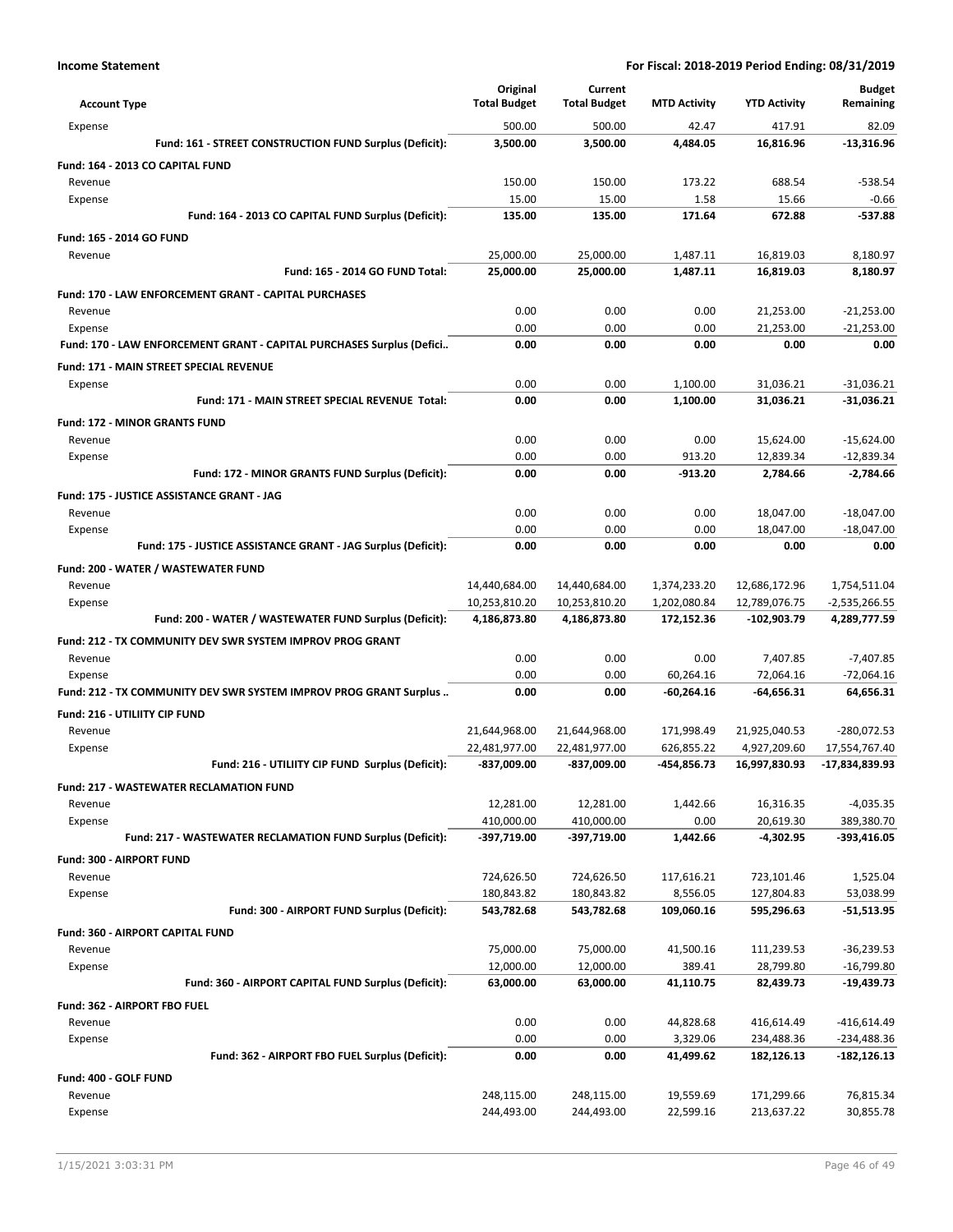**Income Statement** — For Fiscal: 2018-2019 Period Ending: 08/31/2019

| Account Type | Original Total Budget | Current Total Budget | MTD Activity | YTD Activity | Budget Remaining |
|---|---|---|---|---|---|
| Expense | 500.00 | 500.00 | 42.47 | 417.91 | 82.09 |
| **Fund: 161 - STREET CONSTRUCTION FUND Surplus (Deficit):** | **3,500.00** | **3,500.00** | **4,484.05** | **16,816.96** | **-13,316.96** |
| **Fund: 164 - 2013 CO CAPITAL FUND** | | | | | |
| Revenue | 150.00 | 150.00 | 173.22 | 688.54 | -538.54 |
| Expense | 15.00 | 15.00 | 1.58 | 15.66 | -0.66 |
| **Fund: 164 - 2013 CO CAPITAL FUND Surplus (Deficit):** | **135.00** | **135.00** | **171.64** | **672.88** | **-537.88** |
| **Fund: 165 - 2014 GO FUND** | | | | | |
| Revenue | 25,000.00 | 25,000.00 | 1,487.11 | 16,819.03 | 8,180.97 |
| **Fund: 165 - 2014 GO FUND Total:** | **25,000.00** | **25,000.00** | **1,487.11** | **16,819.03** | **8,180.97** |
| **Fund: 170 - LAW ENFORCEMENT GRANT - CAPITAL PURCHASES** | | | | | |
| Revenue | 0.00 | 0.00 | 0.00 | 21,253.00 | -21,253.00 |
| Expense | 0.00 | 0.00 | 0.00 | 21,253.00 | -21,253.00 |
| **Fund: 170 - LAW ENFORCEMENT GRANT - CAPITAL PURCHASES Surplus (Defici..** | **0.00** | **0.00** | **0.00** | **0.00** | **0.00** |
| **Fund: 171 - MAIN STREET SPECIAL REVENUE** | | | | | |
| Expense | 0.00 | 0.00 | 1,100.00 | 31,036.21 | -31,036.21 |
| **Fund: 171 - MAIN STREET SPECIAL REVENUE Total:** | **0.00** | **0.00** | **1,100.00** | **31,036.21** | **-31,036.21** |
| **Fund: 172 - MINOR GRANTS FUND** | | | | | |
| Revenue | 0.00 | 0.00 | 0.00 | 15,624.00 | -15,624.00 |
| Expense | 0.00 | 0.00 | 913.20 | 12,839.34 | -12,839.34 |
| **Fund: 172 - MINOR GRANTS FUND Surplus (Deficit):** | **0.00** | **0.00** | **-913.20** | **2,784.66** | **-2,784.66** |
| **Fund: 175 - JUSTICE ASSISTANCE GRANT - JAG** | | | | | |
| Revenue | 0.00 | 0.00 | 0.00 | 18,047.00 | -18,047.00 |
| Expense | 0.00 | 0.00 | 0.00 | 18,047.00 | -18,047.00 |
| **Fund: 175 - JUSTICE ASSISTANCE GRANT - JAG Surplus (Deficit):** | **0.00** | **0.00** | **0.00** | **0.00** | **0.00** |
| **Fund: 200 - WATER / WASTEWATER FUND** | | | | | |
| Revenue | 14,440,684.00 | 14,440,684.00 | 1,374,233.20 | 12,686,172.96 | 1,754,511.04 |
| Expense | 10,253,810.20 | 10,253,810.20 | 1,202,080.84 | 12,789,076.75 | -2,535,266.55 |
| **Fund: 200 - WATER / WASTEWATER FUND Surplus (Deficit):** | **4,186,873.80** | **4,186,873.80** | **172,152.36** | **-102,903.79** | **4,289,777.59** |
| **Fund: 212 - TX COMMUNITY DEV SWR SYSTEM IMPROV PROG GRANT** | | | | | |
| Revenue | 0.00 | 0.00 | 0.00 | 7,407.85 | -7,407.85 |
| Expense | 0.00 | 0.00 | 60,264.16 | 72,064.16 | -72,064.16 |
| **Fund: 212 - TX COMMUNITY DEV SWR SYSTEM IMPROV PROG GRANT Surplus ..** | **0.00** | **0.00** | **-60,264.16** | **-64,656.31** | **64,656.31** |
| **Fund: 216 - UTILIITY CIP FUND** | | | | | |
| Revenue | 21,644,968.00 | 21,644,968.00 | 171,998.49 | 21,925,040.53 | -280,072.53 |
| Expense | 22,481,977.00 | 22,481,977.00 | 626,855.22 | 4,927,209.60 | 17,554,767.40 |
| **Fund: 216 - UTILIITY CIP FUND Surplus (Deficit):** | **-837,009.00** | **-837,009.00** | **-454,856.73** | **16,997,830.93** | **-17,834,839.93** |
| **Fund: 217 - WASTEWATER RECLAMATION FUND** | | | | | |
| Revenue | 12,281.00 | 12,281.00 | 1,442.66 | 16,316.35 | -4,035.35 |
| Expense | 410,000.00 | 410,000.00 | 0.00 | 20,619.30 | 389,380.70 |
| **Fund: 217 - WASTEWATER RECLAMATION FUND Surplus (Deficit):** | **-397,719.00** | **-397,719.00** | **1,442.66** | **-4,302.95** | **-393,416.05** |
| **Fund: 300 - AIRPORT FUND** | | | | | |
| Revenue | 724,626.50 | 724,626.50 | 117,616.21 | 723,101.46 | 1,525.04 |
| Expense | 180,843.82 | 180,843.82 | 8,556.05 | 127,804.83 | 53,038.99 |
| **Fund: 300 - AIRPORT FUND Surplus (Deficit):** | **543,782.68** | **543,782.68** | **109,060.16** | **595,296.63** | **-51,513.95** |
| **Fund: 360 - AIRPORT CAPITAL FUND** | | | | | |
| Revenue | 75,000.00 | 75,000.00 | 41,500.16 | 111,239.53 | -36,239.53 |
| Expense | 12,000.00 | 12,000.00 | 389.41 | 28,799.80 | -16,799.80 |
| **Fund: 360 - AIRPORT CAPITAL FUND Surplus (Deficit):** | **63,000.00** | **63,000.00** | **41,110.75** | **82,439.73** | **-19,439.73** |
| **Fund: 362 - AIRPORT FBO FUEL** | | | | | |
| Revenue | 0.00 | 0.00 | 44,828.68 | 416,614.49 | -416,614.49 |
| Expense | 0.00 | 0.00 | 3,329.06 | 234,488.36 | -234,488.36 |
| **Fund: 362 - AIRPORT FBO FUEL Surplus (Deficit):** | **0.00** | **0.00** | **41,499.62** | **182,126.13** | **-182,126.13** |
| **Fund: 400 - GOLF FUND** | | | | | |
| Revenue | 248,115.00 | 248,115.00 | 19,559.69 | 171,299.66 | 76,815.34 |
| Expense | 244,493.00 | 244,493.00 | 22,599.16 | 213,637.22 | 30,855.78 |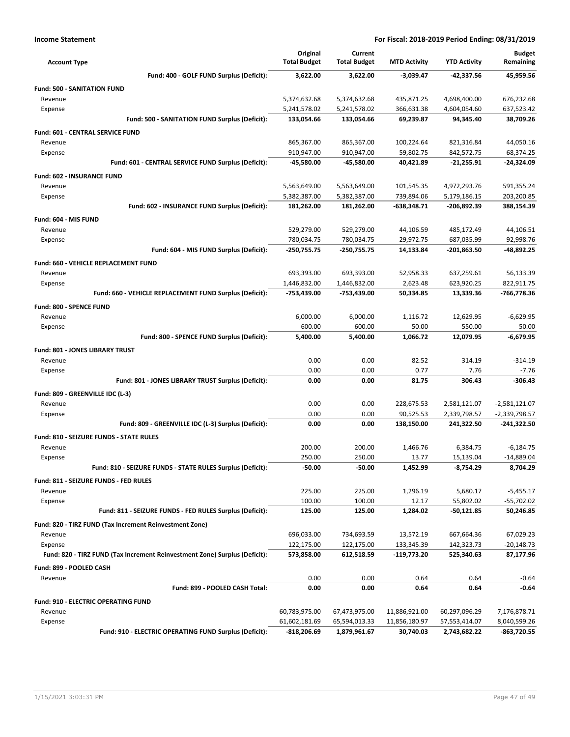**Income Statement** — For Fiscal: 2018-2019 Period Ending: 08/31/2019

| Account Type | Original Total Budget | Current Total Budget | MTD Activity | YTD Activity | Budget Remaining |
|---|---|---|---|---|---|
| **Fund: 400 - GOLF FUND Surplus (Deficit):** | **3,622.00** | **3,622.00** | **-3,039.47** | **-42,337.56** | **45,959.56** |
| **Fund: 500 - SANITATION FUND** | | | | | |
| Revenue | 5,374,632.68 | 5,374,632.68 | 435,871.25 | 4,698,400.00 | 676,232.68 |
| Expense | 5,241,578.02 | 5,241,578.02 | 366,631.38 | 4,604,054.60 | 637,523.42 |
| **Fund: 500 - SANITATION FUND Surplus (Deficit):** | **133,054.66** | **133,054.66** | **69,239.87** | **94,345.40** | **38,709.26** |
| **Fund: 601 - CENTRAL SERVICE FUND** | | | | | |
| Revenue | 865,367.00 | 865,367.00 | 100,224.64 | 821,316.84 | 44,050.16 |
| Expense | 910,947.00 | 910,947.00 | 59,802.75 | 842,572.75 | 68,374.25 |
| **Fund: 601 - CENTRAL SERVICE FUND Surplus (Deficit):** | **-45,580.00** | **-45,580.00** | **40,421.89** | **-21,255.91** | **-24,324.09** |
| **Fund: 602 - INSURANCE FUND** | | | | | |
| Revenue | 5,563,649.00 | 5,563,649.00 | 101,545.35 | 4,972,293.76 | 591,355.24 |
| Expense | 5,382,387.00 | 5,382,387.00 | 739,894.06 | 5,179,186.15 | 203,200.85 |
| **Fund: 602 - INSURANCE FUND Surplus (Deficit):** | **181,262.00** | **181,262.00** | **-638,348.71** | **-206,892.39** | **388,154.39** |
| **Fund: 604 - MIS FUND** | | | | | |
| Revenue | 529,279.00 | 529,279.00 | 44,106.59 | 485,172.49 | 44,106.51 |
| Expense | 780,034.75 | 780,034.75 | 29,972.75 | 687,035.99 | 92,998.76 |
| **Fund: 604 - MIS FUND Surplus (Deficit):** | **-250,755.75** | **-250,755.75** | **14,133.84** | **-201,863.50** | **-48,892.25** |
| **Fund: 660 - VEHICLE REPLACEMENT FUND** | | | | | |
| Revenue | 693,393.00 | 693,393.00 | 52,958.33 | 637,259.61 | 56,133.39 |
| Expense | 1,446,832.00 | 1,446,832.00 | 2,623.48 | 623,920.25 | 822,911.75 |
| **Fund: 660 - VEHICLE REPLACEMENT FUND Surplus (Deficit):** | **-753,439.00** | **-753,439.00** | **50,334.85** | **13,339.36** | **-766,778.36** |
| **Fund: 800 - SPENCE FUND** | | | | | |
| Revenue | 6,000.00 | 6,000.00 | 1,116.72 | 12,629.95 | -6,629.95 |
| Expense | 600.00 | 600.00 | 50.00 | 550.00 | 50.00 |
| **Fund: 800 - SPENCE FUND Surplus (Deficit):** | **5,400.00** | **5,400.00** | **1,066.72** | **12,079.95** | **-6,679.95** |
| **Fund: 801 - JONES LIBRARY TRUST** | | | | | |
| Revenue | 0.00 | 0.00 | 82.52 | 314.19 | -314.19 |
| Expense | 0.00 | 0.00 | 0.77 | 7.76 | -7.76 |
| **Fund: 801 - JONES LIBRARY TRUST Surplus (Deficit):** | **0.00** | **0.00** | **81.75** | **306.43** | **-306.43** |
| **Fund: 809 - GREENVILLE IDC (L-3)** | | | | | |
| Revenue | 0.00 | 0.00 | 228,675.53 | 2,581,121.07 | -2,581,121.07 |
| Expense | 0.00 | 0.00 | 90,525.53 | 2,339,798.57 | -2,339,798.57 |
| **Fund: 809 - GREENVILLE IDC (L-3) Surplus (Deficit):** | **0.00** | **0.00** | **138,150.00** | **241,322.50** | **-241,322.50** |
| **Fund: 810 - SEIZURE FUNDS - STATE RULES** | | | | | |
| Revenue | 200.00 | 200.00 | 1,466.76 | 6,384.75 | -6,184.75 |
| Expense | 250.00 | 250.00 | 13.77 | 15,139.04 | -14,889.04 |
| **Fund: 810 - SEIZURE FUNDS - STATE RULES Surplus (Deficit):** | **-50.00** | **-50.00** | **1,452.99** | **-8,754.29** | **8,704.29** |
| **Fund: 811 - SEIZURE FUNDS - FED RULES** | | | | | |
| Revenue | 225.00 | 225.00 | 1,296.19 | 5,680.17 | -5,455.17 |
| Expense | 100.00 | 100.00 | 12.17 | 55,802.02 | -55,702.02 |
| **Fund: 811 - SEIZURE FUNDS - FED RULES Surplus (Deficit):** | **125.00** | **125.00** | **1,284.02** | **-50,121.85** | **50,246.85** |
| **Fund: 820 - TIRZ FUND (Tax Increment Reinvestment Zone)** | | | | | |
| Revenue | 696,033.00 | 734,693.59 | 13,572.19 | 667,664.36 | 67,029.23 |
| Expense | 122,175.00 | 122,175.00 | 133,345.39 | 142,323.73 | -20,148.73 |
| **Fund: 820 - TIRZ FUND (Tax Increment Reinvestment Zone) Surplus (Deficit):** | **573,858.00** | **612,518.59** | **-119,773.20** | **525,340.63** | **87,177.96** |
| **Fund: 899 - POOLED CASH** | | | | | |
| Revenue | 0.00 | 0.00 | 0.64 | 0.64 | -0.64 |
| **Fund: 899 - POOLED CASH Total:** | **0.00** | **0.00** | **0.64** | **0.64** | **-0.64** |
| **Fund: 910 - ELECTRIC OPERATING FUND** | | | | | |
| Revenue | 60,783,975.00 | 67,473,975.00 | 11,886,921.00 | 60,297,096.29 | 7,176,878.71 |
| Expense | 61,602,181.69 | 65,594,013.33 | 11,856,180.97 | 57,553,414.07 | 8,040,599.26 |
| **Fund: 910 - ELECTRIC OPERATING FUND Surplus (Deficit):** | **-818,206.69** | **1,879,961.67** | **30,740.03** | **2,743,682.22** | **-863,720.55** |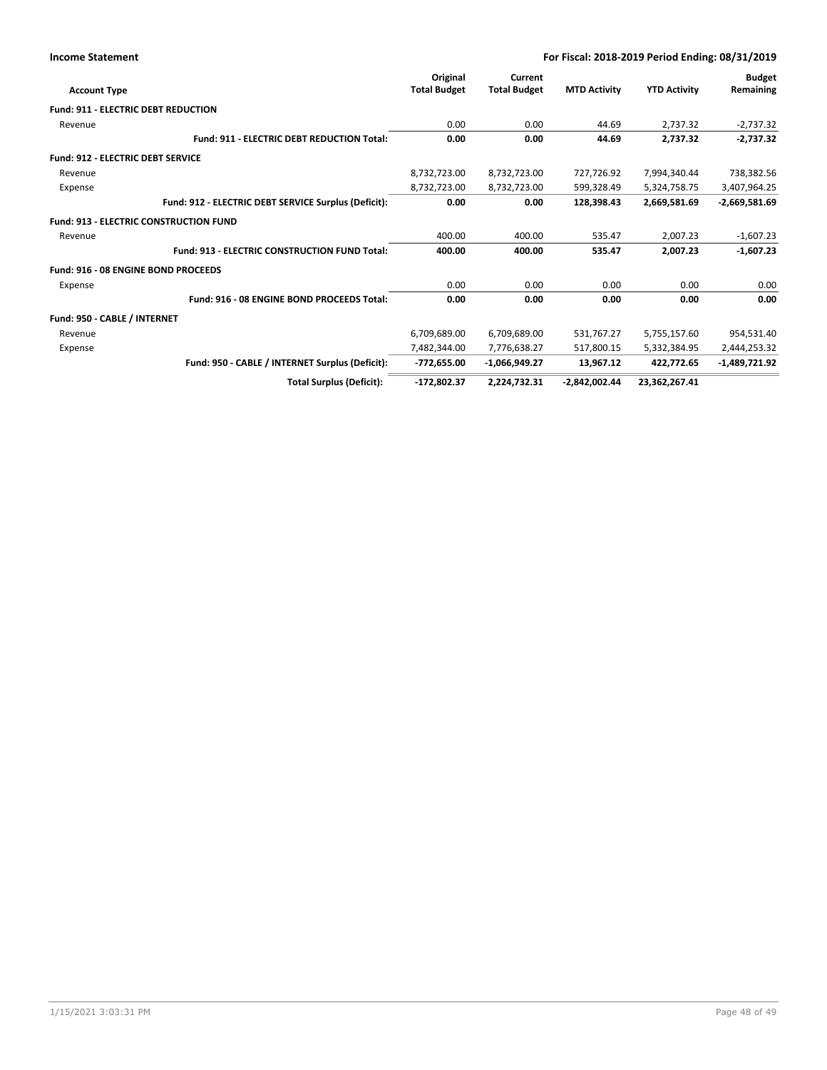| Account Type | Original Total Budget | Current Total Budget | MTD Activity | YTD Activity | Budget Remaining |
|---|---|---|---|---|---|
| **Fund: 911 - ELECTRIC DEBT REDUCTION** | | | | | |
| Revenue | 0.00 | 0.00 | 44.69 | 2,737.32 | -2,737.32 |
| **Fund: 911 - ELECTRIC DEBT REDUCTION Total:** | **0.00** | **0.00** | **44.69** | **2,737.32** | **-2,737.32** |
| **Fund: 912 - ELECTRIC DEBT SERVICE** | | | | | |
| Revenue | 8,732,723.00 | 8,732,723.00 | 727,726.92 | 7,994,340.44 | 738,382.56 |
| Expense | 8,732,723.00 | 8,732,723.00 | 599,328.49 | 5,324,758.75 | 3,407,964.25 |
| **Fund: 912 - ELECTRIC DEBT SERVICE Surplus (Deficit):** | **0.00** | **0.00** | **128,398.43** | **2,669,581.69** | **-2,669,581.69** |
| **Fund: 913 - ELECTRIC CONSTRUCTION FUND** | | | | | |
| Revenue | 400.00 | 400.00 | 535.47 | 2,007.23 | -1,607.23 |
| **Fund: 913 - ELECTRIC CONSTRUCTION FUND Total:** | **400.00** | **400.00** | **535.47** | **2,007.23** | **-1,607.23** |
| **Fund: 916 - 08 ENGINE BOND PROCEEDS** | | | | | |
| Expense | 0.00 | 0.00 | 0.00 | 0.00 | 0.00 |
| **Fund: 916 - 08 ENGINE BOND PROCEEDS Total:** | **0.00** | **0.00** | **0.00** | **0.00** | **0.00** |
| **Fund: 950 - CABLE / INTERNET** | | | | | |
| Revenue | 6,709,689.00 | 6,709,689.00 | 531,767.27 | 5,755,157.60 | 954,531.40 |
| Expense | 7,482,344.00 | 7,776,638.27 | 517,800.15 | 5,332,384.95 | 2,444,253.32 |
| **Fund: 950 - CABLE / INTERNET Surplus (Deficit):** | **-772,655.00** | **-1,066,949.27** | **13,967.12** | **422,772.65** | **-1,489,721.92** |
| **Total Surplus (Deficit):** | **-172,802.37** | **2,224,732.31** | **-2,842,002.44** | **23,362,267.41** | |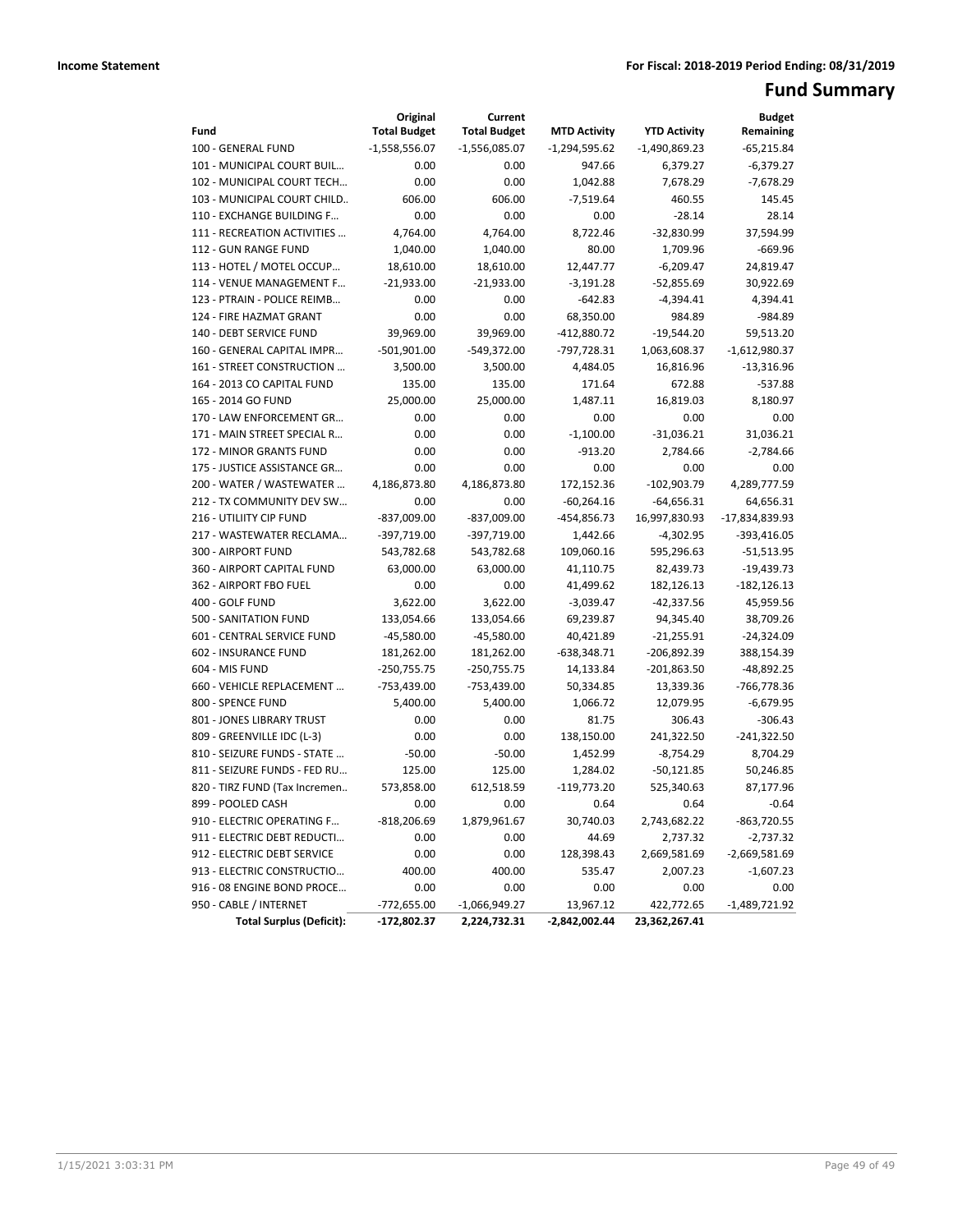**Income Statement** **For Fiscal: 2018-2019 Period Ending: 08/31/2019**

# Fund Summary

| Fund | Original Total Budget | Current Total Budget | MTD Activity | YTD Activity | Budget Remaining |
|---|---|---|---|---|---|
| 100 - GENERAL FUND | -1,558,556.07 | -1,556,085.07 | -1,294,595.62 | -1,490,869.23 | -65,215.84 |
| 101 - MUNICIPAL COURT BUIL… | 0.00 | 0.00 | 947.66 | 6,379.27 | -6,379.27 |
| 102 - MUNICIPAL COURT TECH… | 0.00 | 0.00 | 1,042.88 | 7,678.29 | -7,678.29 |
| 103 - MUNICIPAL COURT CHILD.. | 606.00 | 606.00 | -7,519.64 | 460.55 | 145.45 |
| 110 - EXCHANGE BUILDING F… | 0.00 | 0.00 | 0.00 | -28.14 | 28.14 |
| 111 - RECREATION ACTIVITIES … | 4,764.00 | 4,764.00 | 8,722.46 | -32,830.99 | 37,594.99 |
| 112 - GUN RANGE FUND | 1,040.00 | 1,040.00 | 80.00 | 1,709.96 | -669.96 |
| 113 - HOTEL / MOTEL OCCUP… | 18,610.00 | 18,610.00 | 12,447.77 | -6,209.47 | 24,819.47 |
| 114 - VENUE MANAGEMENT F… | -21,933.00 | -21,933.00 | -3,191.28 | -52,855.69 | 30,922.69 |
| 123 - PTRAIN - POLICE REIMB… | 0.00 | 0.00 | -642.83 | -4,394.41 | 4,394.41 |
| 124 - FIRE HAZMAT GRANT | 0.00 | 0.00 | 68,350.00 | 984.89 | -984.89 |
| 140 - DEBT SERVICE FUND | 39,969.00 | 39,969.00 | -412,880.72 | -19,544.20 | 59,513.20 |
| 160 - GENERAL CAPITAL IMPR… | -501,901.00 | -549,372.00 | -797,728.31 | 1,063,608.37 | -1,612,980.37 |
| 161 - STREET CONSTRUCTION … | 3,500.00 | 3,500.00 | 4,484.05 | 16,816.96 | -13,316.96 |
| 164 - 2013 CO CAPITAL FUND | 135.00 | 135.00 | 171.64 | 672.88 | -537.88 |
| 165 - 2014 GO FUND | 25,000.00 | 25,000.00 | 1,487.11 | 16,819.03 | 8,180.97 |
| 170 - LAW ENFORCEMENT GR… | 0.00 | 0.00 | 0.00 | 0.00 | 0.00 |
| 171 - MAIN STREET SPECIAL R… | 0.00 | 0.00 | -1,100.00 | -31,036.21 | 31,036.21 |
| 172 - MINOR GRANTS FUND | 0.00 | 0.00 | -913.20 | 2,784.66 | -2,784.66 |
| 175 - JUSTICE ASSISTANCE GR… | 0.00 | 0.00 | 0.00 | 0.00 | 0.00 |
| 200 - WATER / WASTEWATER … | 4,186,873.80 | 4,186,873.80 | 172,152.36 | -102,903.79 | 4,289,777.59 |
| 212 - TX COMMUNITY DEV SW… | 0.00 | 0.00 | -60,264.16 | -64,656.31 | 64,656.31 |
| 216 - UTILIITY CIP FUND | -837,009.00 | -837,009.00 | -454,856.73 | 16,997,830.93 | -17,834,839.93 |
| 217 - WASTEWATER RECLAMA… | -397,719.00 | -397,719.00 | 1,442.66 | -4,302.95 | -393,416.05 |
| 300 - AIRPORT FUND | 543,782.68 | 543,782.68 | 109,060.16 | 595,296.63 | -51,513.95 |
| 360 - AIRPORT CAPITAL FUND | 63,000.00 | 63,000.00 | 41,110.75 | 82,439.73 | -19,439.73 |
| 362 - AIRPORT FBO FUEL | 0.00 | 0.00 | 41,499.62 | 182,126.13 | -182,126.13 |
| 400 - GOLF FUND | 3,622.00 | 3,622.00 | -3,039.47 | -42,337.56 | 45,959.56 |
| 500 - SANITATION FUND | 133,054.66 | 133,054.66 | 69,239.87 | 94,345.40 | 38,709.26 |
| 601 - CENTRAL SERVICE FUND | -45,580.00 | -45,580.00 | 40,421.89 | -21,255.91 | -24,324.09 |
| 602 - INSURANCE FUND | 181,262.00 | 181,262.00 | -638,348.71 | -206,892.39 | 388,154.39 |
| 604 - MIS FUND | -250,755.75 | -250,755.75 | 14,133.84 | -201,863.50 | -48,892.25 |
| 660 - VEHICLE REPLACEMENT … | -753,439.00 | -753,439.00 | 50,334.85 | 13,339.36 | -766,778.36 |
| 800 - SPENCE FUND | 5,400.00 | 5,400.00 | 1,066.72 | 12,079.95 | -6,679.95 |
| 801 - JONES LIBRARY TRUST | 0.00 | 0.00 | 81.75 | 306.43 | -306.43 |
| 809 - GREENVILLE IDC (L-3) | 0.00 | 0.00 | 138,150.00 | 241,322.50 | -241,322.50 |
| 810 - SEIZURE FUNDS - STATE … | -50.00 | -50.00 | 1,452.99 | -8,754.29 | 8,704.29 |
| 811 - SEIZURE FUNDS - FED RU… | 125.00 | 125.00 | 1,284.02 | -50,121.85 | 50,246.85 |
| 820 - TIRZ FUND (Tax Incremen.. | 573,858.00 | 612,518.59 | -119,773.20 | 525,340.63 | 87,177.96 |
| 899 - POOLED CASH | 0.00 | 0.00 | 0.64 | 0.64 | -0.64 |
| 910 - ELECTRIC OPERATING F… | -818,206.69 | 1,879,961.67 | 30,740.03 | 2,743,682.22 | -863,720.55 |
| 911 - ELECTRIC DEBT REDUCTI… | 0.00 | 0.00 | 44.69 | 2,737.32 | -2,737.32 |
| 912 - ELECTRIC DEBT SERVICE | 0.00 | 0.00 | 128,398.43 | 2,669,581.69 | -2,669,581.69 |
| 913 - ELECTRIC CONSTRUCTIO… | 400.00 | 400.00 | 535.47 | 2,007.23 | -1,607.23 |
| 916 - 08 ENGINE BOND PROCE… | 0.00 | 0.00 | 0.00 | 0.00 | 0.00 |
| 950 - CABLE / INTERNET | -772,655.00 | -1,066,949.27 | 13,967.12 | 422,772.65 | -1,489,721.92 |
| **Total Surplus (Deficit):** | **-172,802.37** | **2,224,732.31** | **-2,842,002.44** | **23,362,267.41** | |